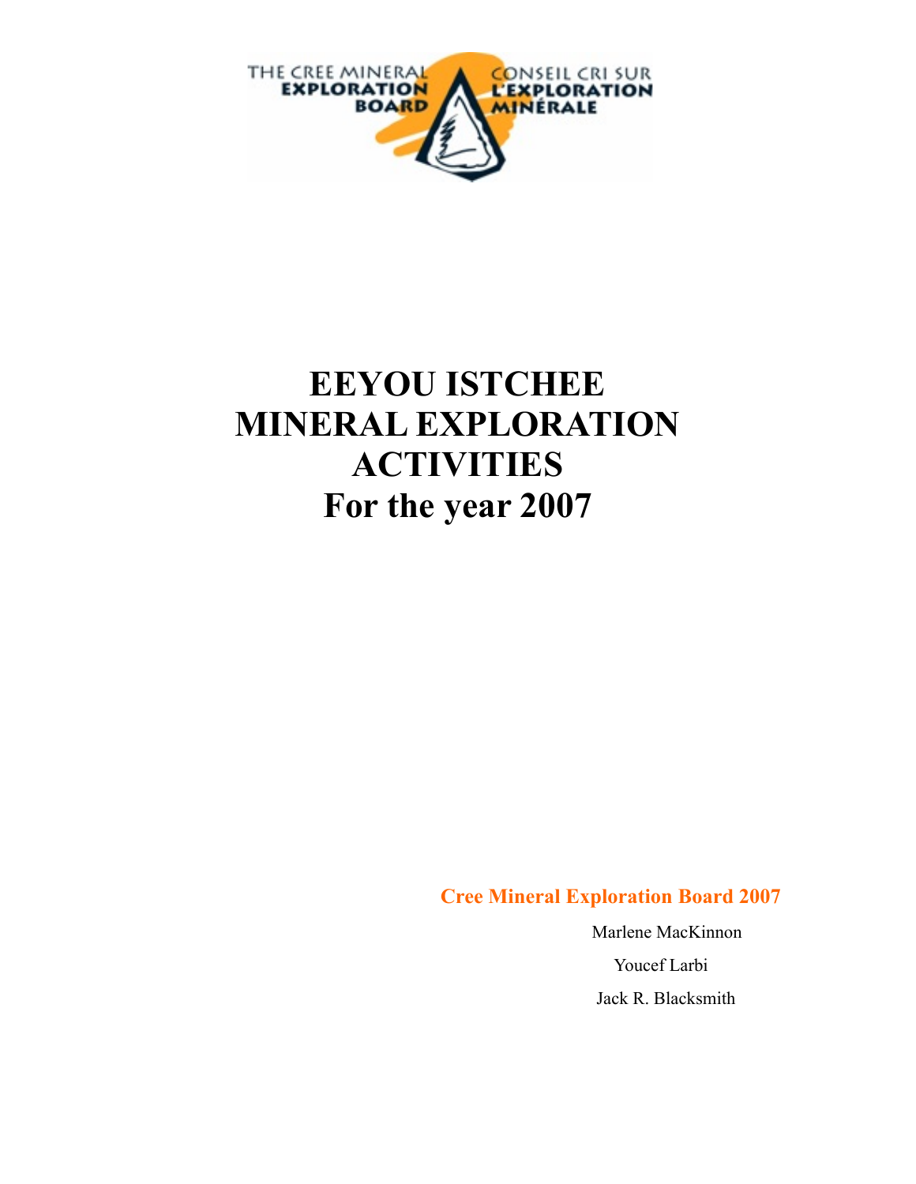THE CREE MINERAL EXPLORATION BOARD

CONSEIL CRI SUR L'EXPLORATION MINÉRALE

# EEYOU ISTCHEE MINERAL EXPLORATION ACTIVITIES For the year 2007

**Cree Mineral Exploration Board 2007**

Marlene MacKinnon

Youcef Larbi

Jack R. Blacksmith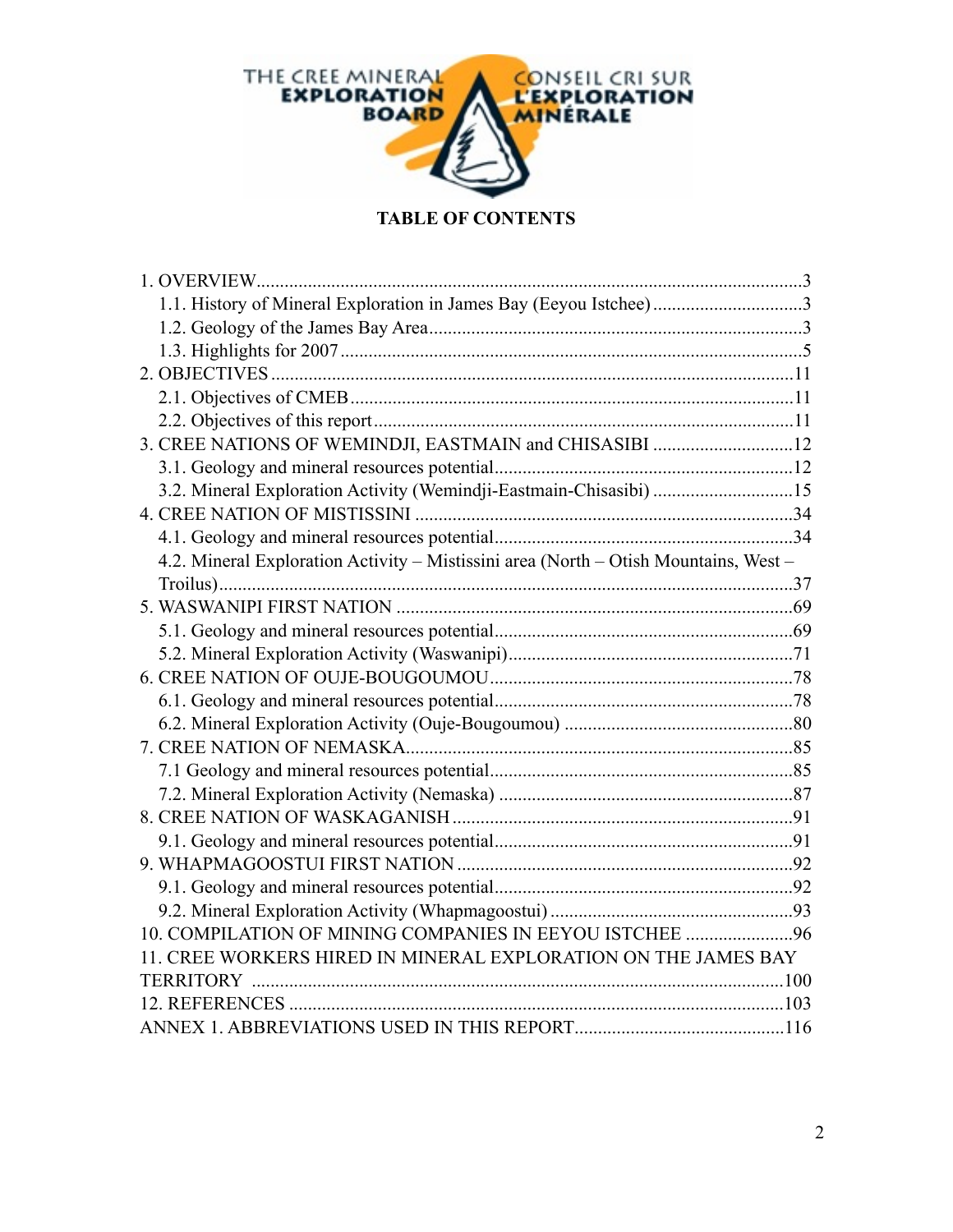THE CREE MINERAL EXPLORATION BOARD

CONSEIL CRI SUR L'EXPLORATION MINÉRALE

**TABLE OF CONTENTS**

1. OVERVIEW....................................................................................................3
    1.1. History of Mineral Exploration in James Bay (Eeyou Istchee)................................3
    1.2. Geology of the James Bay Area...............................................................................3
    1.3. Highlights for 2007..................................................................................................5
2. OBJECTIVES...............................................................................................11
    2.1. Objectives of CMEB...............................................................................................11
    2.2. Objectives of this report..........................................................................................11
3. CREE NATIONS OF WEMINDJI, EASTMAIN and CHISASIBI ...............................12
    3.1. Geology and mineral resources potential................................................................12
    3.2. Mineral Exploration Activity (Wemindji-Eastmain-Chisasibi) ..............................15
4. CREE NATION OF MISTISSINI ................................................................................34
    4.1. Geology and mineral resources potential................................................................34
    4.2. Mineral Exploration Activity – Mistissini area (North – Otish Mountains, West – Troilus)..........................................................................................................37
5. WASWANIPI FIRST NATION ....................................................................................69
    5.1. Geology and mineral resources potential................................................................69
    5.2. Mineral Exploration Activity (Waswanipi).............................................................71
6. CREE NATION OF OUJE-BOUGOUMOU.................................................................78
    6.1. Geology and mineral resources potential................................................................78
    6.2. Mineral Exploration Activity (Ouje-Bougoumou) .................................................80
7. CREE NATION OF NEMASKA..................................................................................85
    7.1 Geology and mineral resources potential.................................................................85
    7.2. Mineral Exploration Activity (Nemaska) ...............................................................87
8. CREE NATION OF WASKAGANISH ........................................................................91
    9.1. Geology and mineral resources potential................................................................91
9. WHAPMAGOOSTUI FIRST NATION ........................................................................92
    9.1. Geology and mineral resources potential................................................................92
    9.2. Mineral Exploration Activity (Whapmagoostui) ....................................................93
10. COMPILATION OF MINING COMPANIES IN EEYOU ISTCHEE .......................96
11. CREE WORKERS HIRED IN MINERAL EXPLORATION ON THE JAMES BAY TERRITORY .................................................................................................................100
12. REFERENCES ..........................................................................................................103
ANNEX 1. ABBREVIATIONS USED IN THIS REPORT.............................................116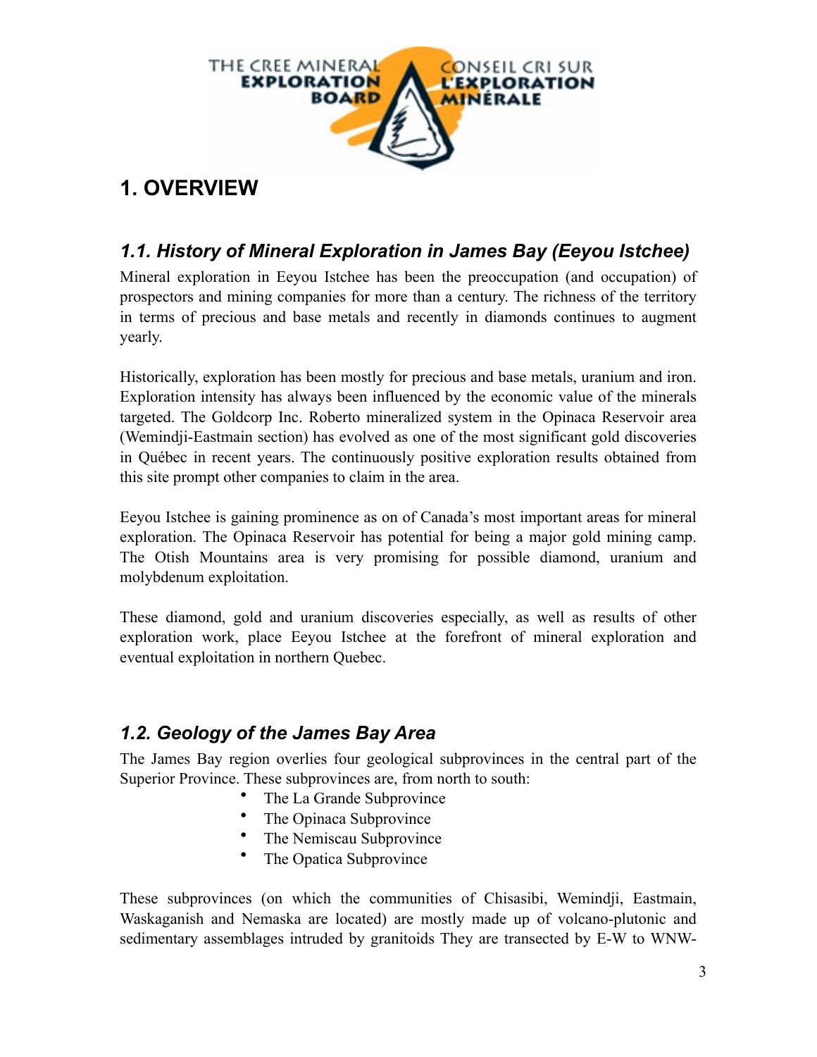# 1. OVERVIEW

## *1.1. History of Mineral Exploration in James Bay (Eeyou Istchee)*

Mineral exploration in Eeyou Istchee has been the preoccupation (and occupation) of prospectors and mining companies for more than a century. The richness of the territory in terms of precious and base metals and recently in diamonds continues to augment yearly.

Historically, exploration has been mostly for precious and base metals, uranium and iron. Exploration intensity has always been influenced by the economic value of the minerals targeted. The Goldcorp Inc. Roberto mineralized system in the Opinaca Reservoir area (Wemindji-Eastmain section) has evolved as one of the most significant gold discoveries in Québec in recent years. The continuously positive exploration results obtained from this site prompt other companies to claim in the area.

Eeyou Istchee is gaining prominence as on of Canada's most important areas for mineral exploration. The Opinaca Reservoir has potential for being a major gold mining camp. The Otish Mountains area is very promising for possible diamond, uranium and molybdenum exploitation.

These diamond, gold and uranium discoveries especially, as well as results of other exploration work, place Eeyou Istchee at the forefront of mineral exploration and eventual exploitation in northern Quebec.

## *1.2. Geology of the James Bay Area*

The James Bay region overlies four geological subprovinces in the central part of the Superior Province. These subprovinces are, from north to south:

- The La Grande Subprovince
- The Opinaca Subprovince
- The Nemiscau Subprovince
- The Opatica Subprovince

These subprovinces (on which the communities of Chisasibi, Wemindji, Eastmain, Waskaganish and Nemaska are located) are mostly made up of volcano-plutonic and sedimentary assemblages intruded by granitoids They are transected by E-W to WNW-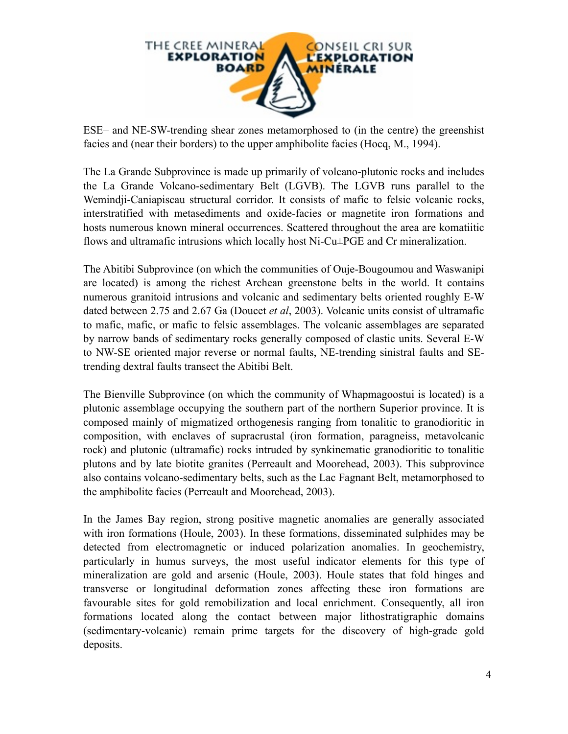ESE– and NE-SW-trending shear zones metamorphosed to (in the centre) the greenshist facies and (near their borders) to the upper amphibolite facies (Hocq, M., 1994).

The La Grande Subprovince is made up primarily of volcano-plutonic rocks and includes the La Grande Volcano-sedimentary Belt (LGVB). The LGVB runs parallel to the Wemindji-Caniapiscau structural corridor. It consists of mafic to felsic volcanic rocks, interstratified with metasediments and oxide-facies or magnetite iron formations and hosts numerous known mineral occurrences. Scattered throughout the area are komatiitic flows and ultramafic intrusions which locally host Ni-Cu±PGE and Cr mineralization.

The Abitibi Subprovince (on which the communities of Ouje-Bougoumou and Waswanipi are located) is among the richest Archean greenstone belts in the world. It contains numerous granitoid intrusions and volcanic and sedimentary belts oriented roughly E-W dated between 2.75 and 2.67 Ga (Doucet *et al*, 2003). Volcanic units consist of ultramafic to mafic, mafic, or mafic to felsic assemblages. The volcanic assemblages are separated by narrow bands of sedimentary rocks generally composed of clastic units. Several E-W to NW-SE oriented major reverse or normal faults, NE-trending sinistral faults and SE-trending dextral faults transect the Abitibi Belt.

The Bienville Subprovince (on which the community of Whapmagoostui is located) is a plutonic assemblage occupying the southern part of the northern Superior province. It is composed mainly of migmatized orthogenesis ranging from tonalitic to granodioritic in composition, with enclaves of supracrustal (iron formation, paragneiss, metavolcanic rock) and plutonic (ultramafic) rocks intruded by synkinematic granodioritic to tonalitic plutons and by late biotite granites (Perreault and Moorehead, 2003). This subprovince also contains volcano-sedimentary belts, such as the Lac Fagnant Belt, metamorphosed to the amphibolite facies (Perreault and Moorehead, 2003).

In the James Bay region, strong positive magnetic anomalies are generally associated with iron formations (Houle, 2003). In these formations, disseminated sulphides may be detected from electromagnetic or induced polarization anomalies. In geochemistry, particularly in humus surveys, the most useful indicator elements for this type of mineralization are gold and arsenic (Houle, 2003). Houle states that fold hinges and transverse or longitudinal deformation zones affecting these iron formations are favourable sites for gold remobilization and local enrichment. Consequently, all iron formations located along the contact between major lithostratigraphic domains (sedimentary-volcanic) remain prime targets for the discovery of high-grade gold deposits.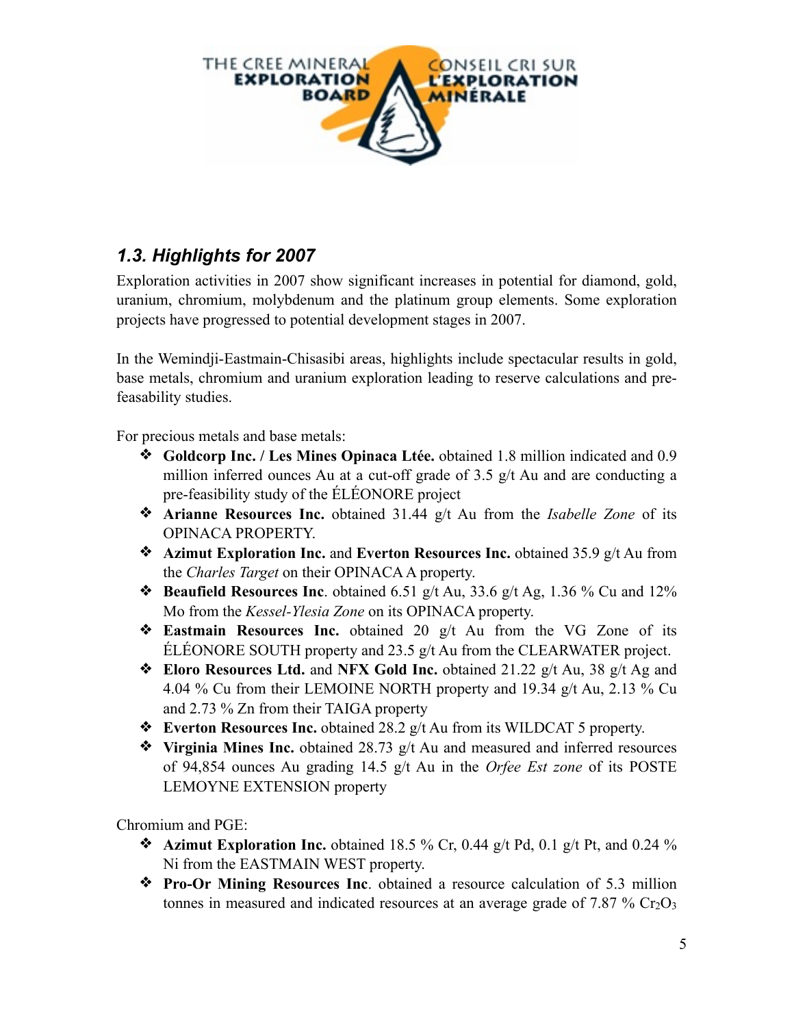## 1.3. Highlights for 2007

Exploration activities in 2007 show significant increases in potential for diamond, gold, uranium, chromium, molybdenum and the platinum group elements. Some exploration projects have progressed to potential development stages in 2007.

In the Wemindji-Eastmain-Chisasibi areas, highlights include spectacular results in gold, base metals, chromium and uranium exploration leading to reserve calculations and pre-feasability studies.

For precious metals and base metals:

- **Goldcorp Inc. / Les Mines Opinaca Ltée.** obtained 1.8 million indicated and 0.9 million inferred ounces Au at a cut-off grade of 3.5 g/t Au and are conducting a pre-feasibility study of the ÉLÉONORE project
- **Arianne Resources Inc.** obtained 31.44 g/t Au from the *Isabelle Zone* of its OPINACA PROPERTY.
- **Azimut Exploration Inc.** and **Everton Resources Inc.** obtained 35.9 g/t Au from the *Charles Target* on their OPINACA A property.
- **Beaufield Resources Inc**. obtained 6.51 g/t Au, 33.6 g/t Ag, 1.36 % Cu and 12% Mo from the *Kessel-Ylesia Zone* on its OPINACA property.
- **Eastmain Resources Inc.** obtained 20 g/t Au from the VG Zone of its ÉLÉONORE SOUTH property and 23.5 g/t Au from the CLEARWATER project.
- **Eloro Resources Ltd.** and **NFX Gold Inc.** obtained 21.22 g/t Au, 38 g/t Ag and 4.04 % Cu from their LEMOINE NORTH property and 19.34 g/t Au, 2.13 % Cu and 2.73 % Zn from their TAIGA property
- **Everton Resources Inc.** obtained 28.2 g/t Au from its WILDCAT 5 property.
- **Virginia Mines Inc.** obtained 28.73 g/t Au and measured and inferred resources of 94,854 ounces Au grading 14.5 g/t Au in the *Orfee Est zone* of its POSTE LEMOYNE EXTENSION property

Chromium and PGE:

- **Azimut Exploration Inc.** obtained 18.5 % Cr, 0.44 g/t Pd, 0.1 g/t Pt, and 0.24 % Ni from the EASTMAIN WEST property.
- **Pro-Or Mining Resources Inc**. obtained a resource calculation of 5.3 million tonnes in measured and indicated resources at an average grade of 7.87 % $Cr_2O_3$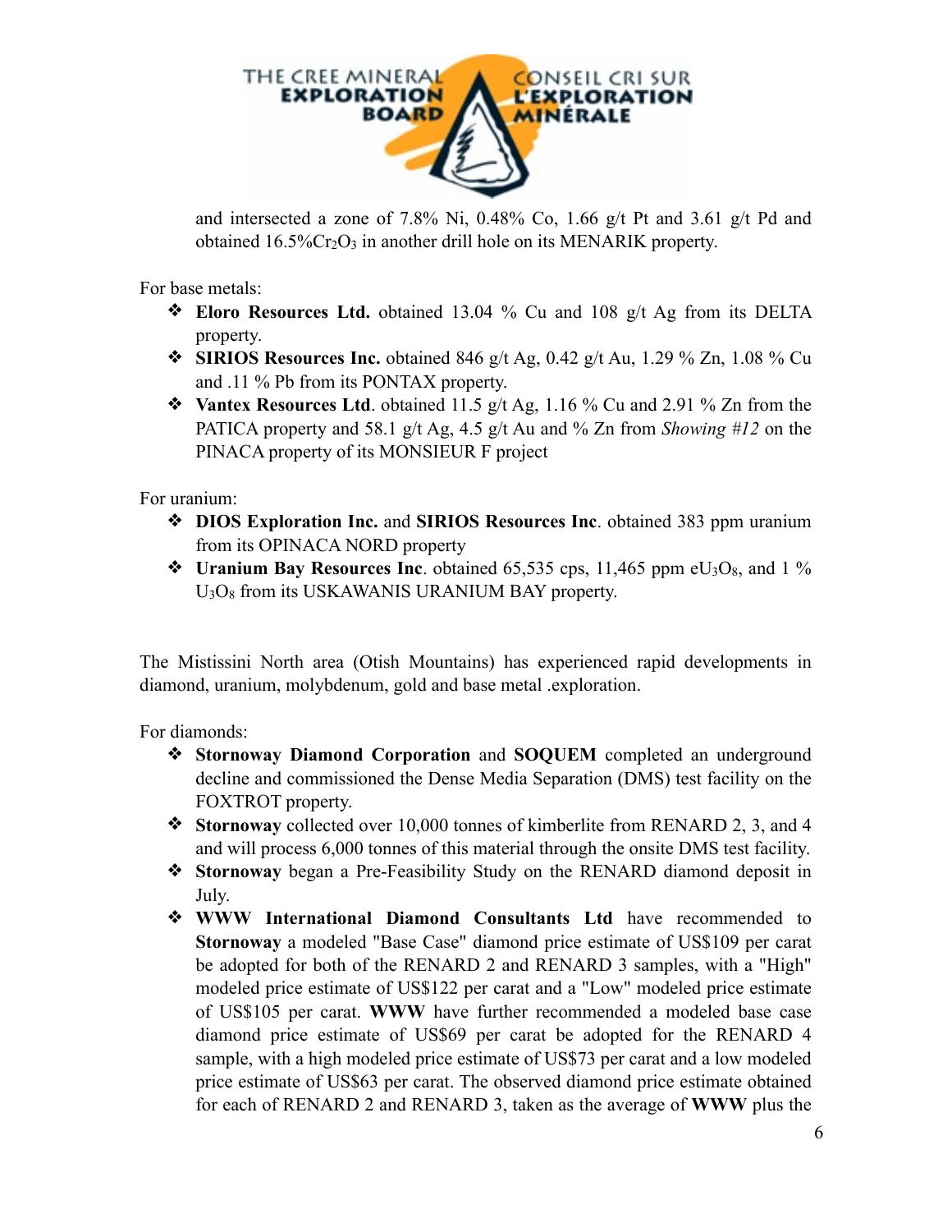and intersected a zone of 7.8% Ni, 0.48% Co, 1.66 g/t Pt and 3.61 g/t Pd and obtained 16.5%$Cr_2O_3$ in another drill hole on its MENARIK property.

For base metals:

- **Eloro Resources Ltd.** obtained 13.04 % Cu and 108 g/t Ag from its DELTA property.
- **SIRIOS Resources Inc.** obtained 846 g/t Ag, 0.42 g/t Au, 1.29 % Zn, 1.08 % Cu and .11 % Pb from its PONTAX property.
- **Vantex Resources Ltd**. obtained 11.5 g/t Ag, 1.16 % Cu and 2.91 % Zn from the PATICA property and 58.1 g/t Ag, 4.5 g/t Au and % Zn from *Showing #12* on the PINACA property of its MONSIEUR F project

For uranium:

- **DIOS Exploration Inc.** and **SIRIOS Resources Inc**. obtained 383 ppm uranium from its OPINACA NORD property
- **Uranium Bay Resources Inc**. obtained 65,535 cps, 11,465 ppm $eU_3O_8$, and 1 % $U_3O_8$ from its USKAWANIS URANIUM BAY property.

The Mistissini North area (Otish Mountains) has experienced rapid developments in diamond, uranium, molybdenum, gold and base metal .exploration.

For diamonds:

- **Stornoway Diamond Corporation** and **SOQUEM** completed an underground decline and commissioned the Dense Media Separation (DMS) test facility on the FOXTROT property.
- **Stornoway** collected over 10,000 tonnes of kimberlite from RENARD 2, 3, and 4 and will process 6,000 tonnes of this material through the onsite DMS test facility.
- **Stornoway** began a Pre-Feasibility Study on the RENARD diamond deposit in July.
- **WWW International Diamond Consultants Ltd** have recommended to **Stornoway** a modeled "Base Case" diamond price estimate of US$109 per carat be adopted for both of the RENARD 2 and RENARD 3 samples, with a "High" modeled price estimate of US$122 per carat and a "Low" modeled price estimate of US$105 per carat. **WWW** have further recommended a modeled base case diamond price estimate of US$69 per carat be adopted for the RENARD 4 sample, with a high modeled price estimate of US$73 per carat and a low modeled price estimate of US$63 per carat. The observed diamond price estimate obtained for each of RENARD 2 and RENARD 3, taken as the average of **WWW** plus the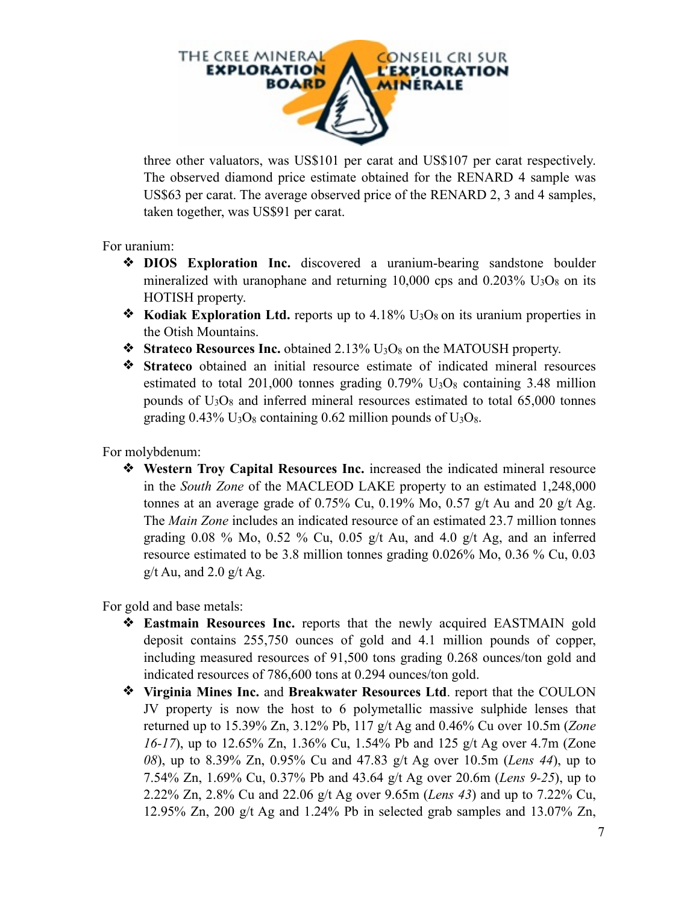three other valuators, was US$101 per carat and US$107 per carat respectively. The observed diamond price estimate obtained for the RENARD 4 sample was US$63 per carat. The average observed price of the RENARD 2, 3 and 4 samples, taken together, was US$91 per carat.

For uranium:

- **DIOS Exploration Inc.** discovered a uranium-bearing sandstone boulder mineralized with uranophane and returning 10,000 cps and 0.203% $U_3O_8$ on its HOTISH property.
- **Kodiak Exploration Ltd.** reports up to 4.18% $U_3O_8$ on its uranium properties in the Otish Mountains.
- **Strateco Resources Inc.** obtained 2.13% $U_3O_8$ on the MATOUSH property.
- **Strateco** obtained an initial resource estimate of indicated mineral resources estimated to total 201,000 tonnes grading 0.79% $U_3O_8$ containing 3.48 million pounds of $U_3O_8$ and inferred mineral resources estimated to total 65,000 tonnes grading 0.43% $U_3O_8$ containing 0.62 million pounds of $U_3O_8$.

For molybdenum:

- **Western Troy Capital Resources Inc.** increased the indicated mineral resource in the *South Zone* of the MACLEOD LAKE property to an estimated 1,248,000 tonnes at an average grade of 0.75% Cu, 0.19% Mo, 0.57 g/t Au and 20 g/t Ag. The *Main Zone* includes an indicated resource of an estimated 23.7 million tonnes grading 0.08 % Mo, 0.52 % Cu, 0.05 g/t Au, and 4.0 g/t Ag, and an inferred resource estimated to be 3.8 million tonnes grading 0.026% Mo, 0.36 % Cu, 0.03 g/t Au, and 2.0 g/t Ag.

For gold and base metals:

- **Eastmain Resources Inc.** reports that the newly acquired EASTMAIN gold deposit contains 255,750 ounces of gold and 4.1 million pounds of copper, including measured resources of 91,500 tons grading 0.268 ounces/ton gold and indicated resources of 786,600 tons at 0.294 ounces/ton gold.
- **Virginia Mines Inc.** and **Breakwater Resources Ltd**. report that the COULON JV property is now the host to 6 polymetallic massive sulphide lenses that returned up to 15.39% Zn, 3.12% Pb, 117 g/t Ag and 0.46% Cu over 10.5m (*Zone 16-17*), up to 12.65% Zn, 1.36% Cu, 1.54% Pb and 125 g/t Ag over 4.7m (Zone *08*), up to 8.39% Zn, 0.95% Cu and 47.83 g/t Ag over 10.5m (*Lens 44*), up to 7.54% Zn, 1.69% Cu, 0.37% Pb and 43.64 g/t Ag over 20.6m (*Lens 9-25*), up to 2.22% Zn, 2.8% Cu and 22.06 g/t Ag over 9.65m (*Lens 43*) and up to 7.22% Cu, 12.95% Zn, 200 g/t Ag and 1.24% Pb in selected grab samples and 13.07% Zn,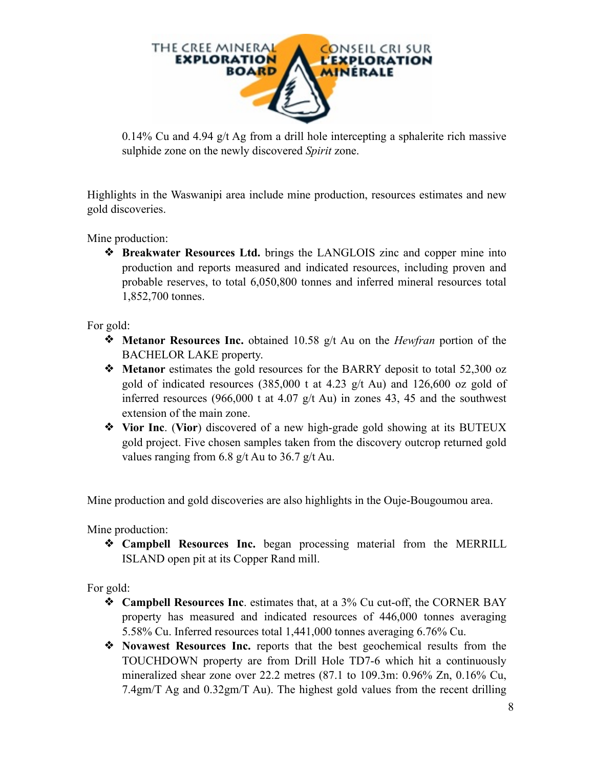0.14% Cu and 4.94 g/t Ag from a drill hole intercepting a sphalerite rich massive sulphide zone on the newly discovered *Spirit* zone.

Highlights in the Waswanipi area include mine production, resources estimates and new gold discoveries.

Mine production:

- **Breakwater Resources Ltd.** brings the LANGLOIS zinc and copper mine into production and reports measured and indicated resources, including proven and probable reserves, to total 6,050,800 tonnes and inferred mineral resources total 1,852,700 tonnes.

For gold:

- **Metanor Resources Inc.** obtained 10.58 g/t Au on the *Hewfran* portion of the BACHELOR LAKE property.
- **Metanor** estimates the gold resources for the BARRY deposit to total 52,300 oz gold of indicated resources (385,000 t at 4.23 g/t Au) and 126,600 oz gold of inferred resources (966,000 t at 4.07 g/t Au) in zones 43, 45 and the southwest extension of the main zone.
- **Vior Inc**. (**Vior**) discovered of a new high-grade gold showing at its BUTEUX gold project. Five chosen samples taken from the discovery outcrop returned gold values ranging from 6.8 g/t Au to 36.7 g/t Au.

Mine production and gold discoveries are also highlights in the Ouje-Bougoumou area.

Mine production:

- **Campbell Resources Inc.** began processing material from the MERRILL ISLAND open pit at its Copper Rand mill.

For gold:

- **Campbell Resources Inc**. estimates that, at a 3% Cu cut-off, the CORNER BAY property has measured and indicated resources of 446,000 tonnes averaging 5.58% Cu. Inferred resources total 1,441,000 tonnes averaging 6.76% Cu.
- **Novawest Resources Inc.** reports that the best geochemical results from the TOUCHDOWN property are from Drill Hole TD7-6 which hit a continuously mineralized shear zone over 22.2 metres (87.1 to 109.3m: 0.96% Zn, 0.16% Cu, 7.4gm/T Ag and 0.32gm/T Au). The highest gold values from the recent drilling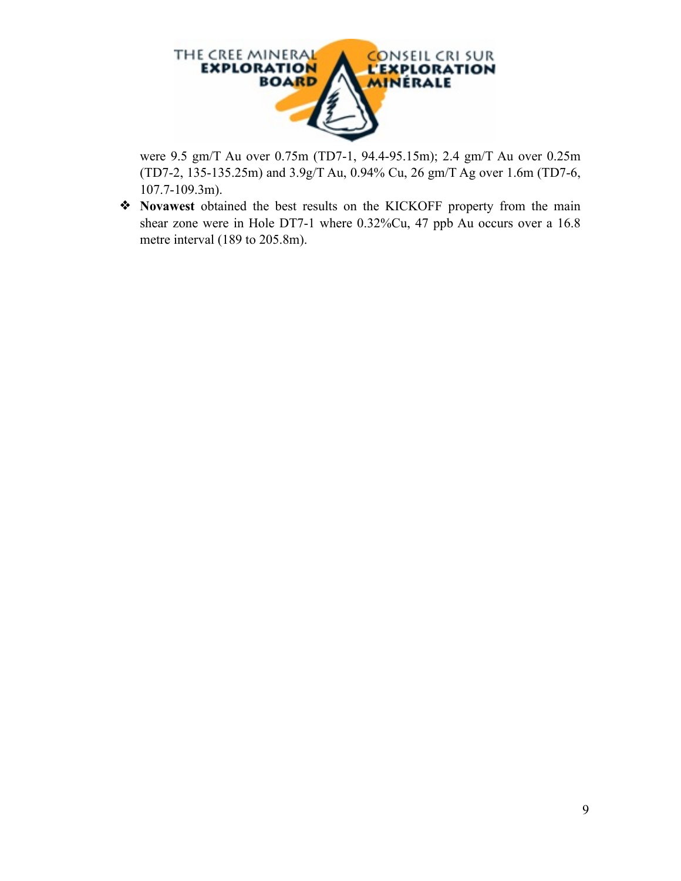were 9.5 gm/T Au over 0.75m (TD7-1, 94.4-95.15m); 2.4 gm/T Au over 0.25m (TD7-2, 135-135.25m) and 3.9g/T Au, 0.94% Cu, 26 gm/T Ag over 1.6m (TD7-6, 107.7-109.3m).

- **Novawest** obtained the best results on the KICKOFF property from the main shear zone were in Hole DT7-1 where 0.32%Cu, 47 ppb Au occurs over a 16.8 metre interval (189 to 205.8m).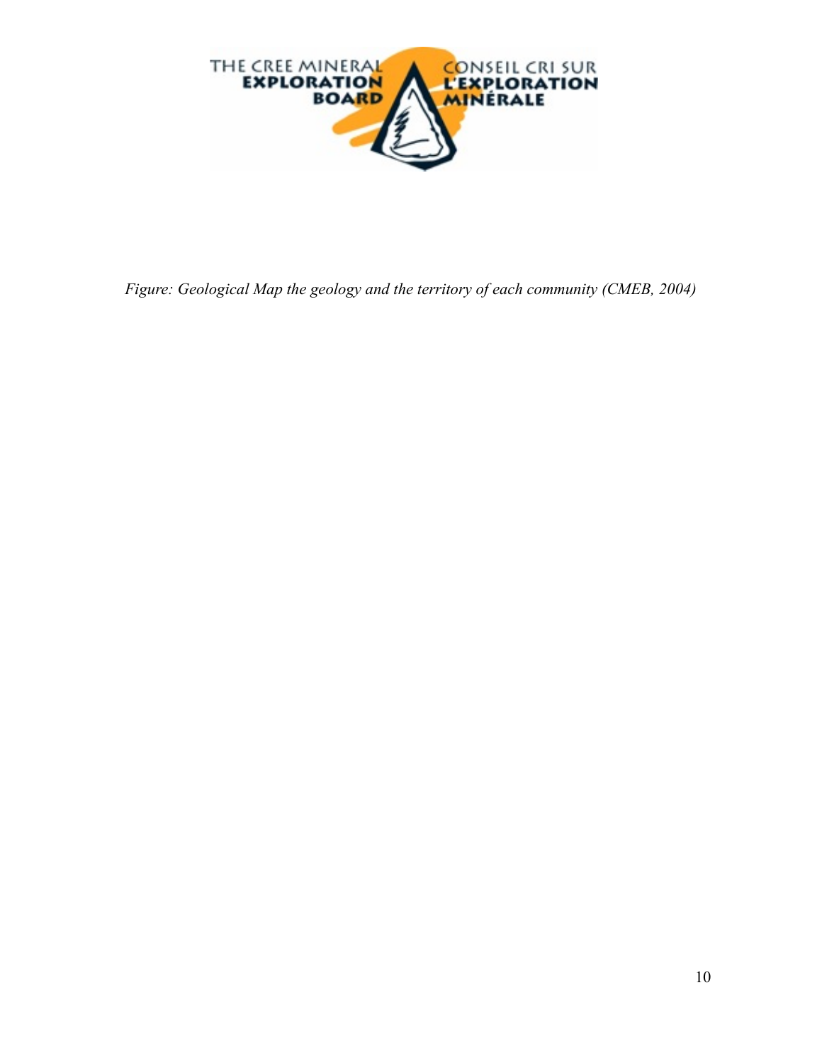*Figure: Geological Map the geology and the territory of each community (CMEB, 2004)*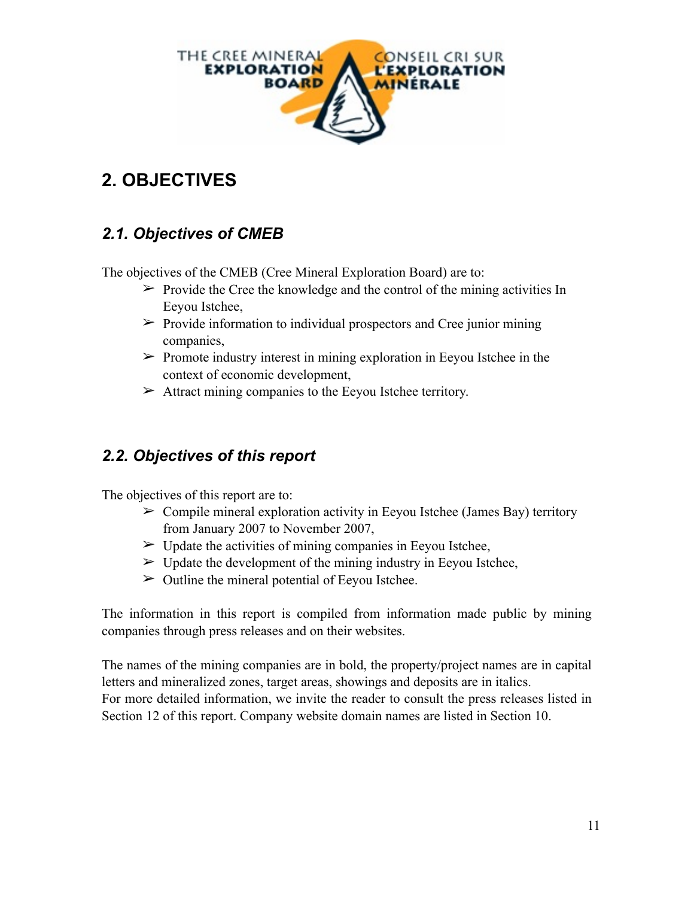## 2. OBJECTIVES

### *2.1. Objectives of CMEB*

The objectives of the CMEB (Cree Mineral Exploration Board) are to:

- Provide the Cree the knowledge and the control of the mining activities In Eeyou Istchee,
- Provide information to individual prospectors and Cree junior mining companies,
- Promote industry interest in mining exploration in Eeyou Istchee in the context of economic development,
- Attract mining companies to the Eeyou Istchee territory.

### *2.2. Objectives of this report*

The objectives of this report are to:

- Compile mineral exploration activity in Eeyou Istchee (James Bay) territory from January 2007 to November 2007,
- Update the activities of mining companies in Eeyou Istchee,
- Update the development of the mining industry in Eeyou Istchee,
- Outline the mineral potential of Eeyou Istchee.

The information in this report is compiled from information made public by mining companies through press releases and on their websites.

The names of the mining companies are in bold, the property/project names are in capital letters and mineralized zones, target areas, showings and deposits are in italics.
For more detailed information, we invite the reader to consult the press releases listed in Section 12 of this report. Company website domain names are listed in Section 10.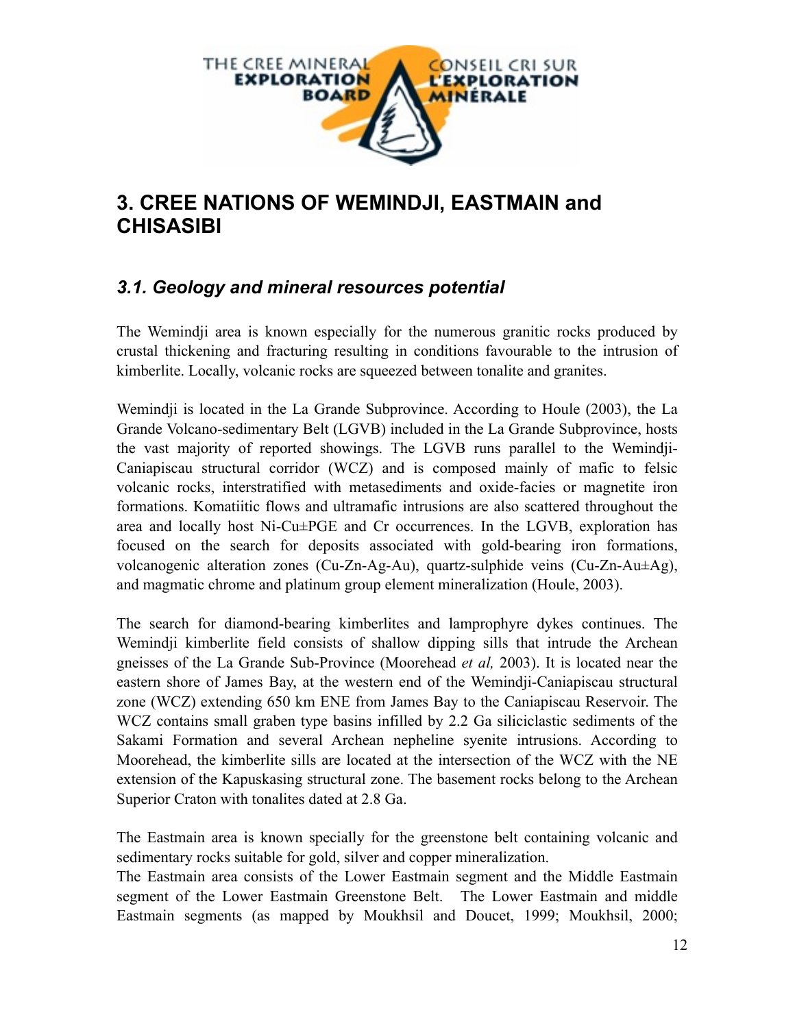## 3. CREE NATIONS OF WEMINDJI, EASTMAIN and CHISASIBI

### *3.1. Geology and mineral resources potential*

The Wemindji area is known especially for the numerous granitic rocks produced by crustal thickening and fracturing resulting in conditions favourable to the intrusion of kimberlite. Locally, volcanic rocks are squeezed between tonalite and granites.

Wemindji is located in the La Grande Subprovince. According to Houle (2003), the La Grande Volcano-sedimentary Belt (LGVB) included in the La Grande Subprovince, hosts the vast majority of reported showings. The LGVB runs parallel to the Wemindji-Caniapiscau structural corridor (WCZ) and is composed mainly of mafic to felsic volcanic rocks, interstratified with metasediments and oxide-facies or magnetite iron formations. Komatiitic flows and ultramafic intrusions are also scattered throughout the area and locally host Ni-Cu±PGE and Cr occurrences. In the LGVB, exploration has focused on the search for deposits associated with gold-bearing iron formations, volcanogenic alteration zones (Cu-Zn-Ag-Au), quartz-sulphide veins (Cu-Zn-Au±Ag), and magmatic chrome and platinum group element mineralization (Houle, 2003).

The search for diamond-bearing kimberlites and lamprophyre dykes continues. The Wemindji kimberlite field consists of shallow dipping sills that intrude the Archean gneisses of the La Grande Sub-Province (Moorehead *et al,* 2003). It is located near the eastern shore of James Bay, at the western end of the Wemindji-Caniapiscau structural zone (WCZ) extending 650 km ENE from James Bay to the Caniapiscau Reservoir. The WCZ contains small graben type basins infilled by 2.2 Ga siliciclastic sediments of the Sakami Formation and several Archean nepheline syenite intrusions. According to Moorehead, the kimberlite sills are located at the intersection of the WCZ with the NE extension of the Kapuskasing structural zone. The basement rocks belong to the Archean Superior Craton with tonalites dated at 2.8 Ga.

The Eastmain area is known specially for the greenstone belt containing volcanic and sedimentary rocks suitable for gold, silver and copper mineralization.
The Eastmain area consists of the Lower Eastmain segment and the Middle Eastmain segment of the Lower Eastmain Greenstone Belt. The Lower Eastmain and middle Eastmain segments (as mapped by Moukhsil and Doucet, 1999; Moukhsil, 2000;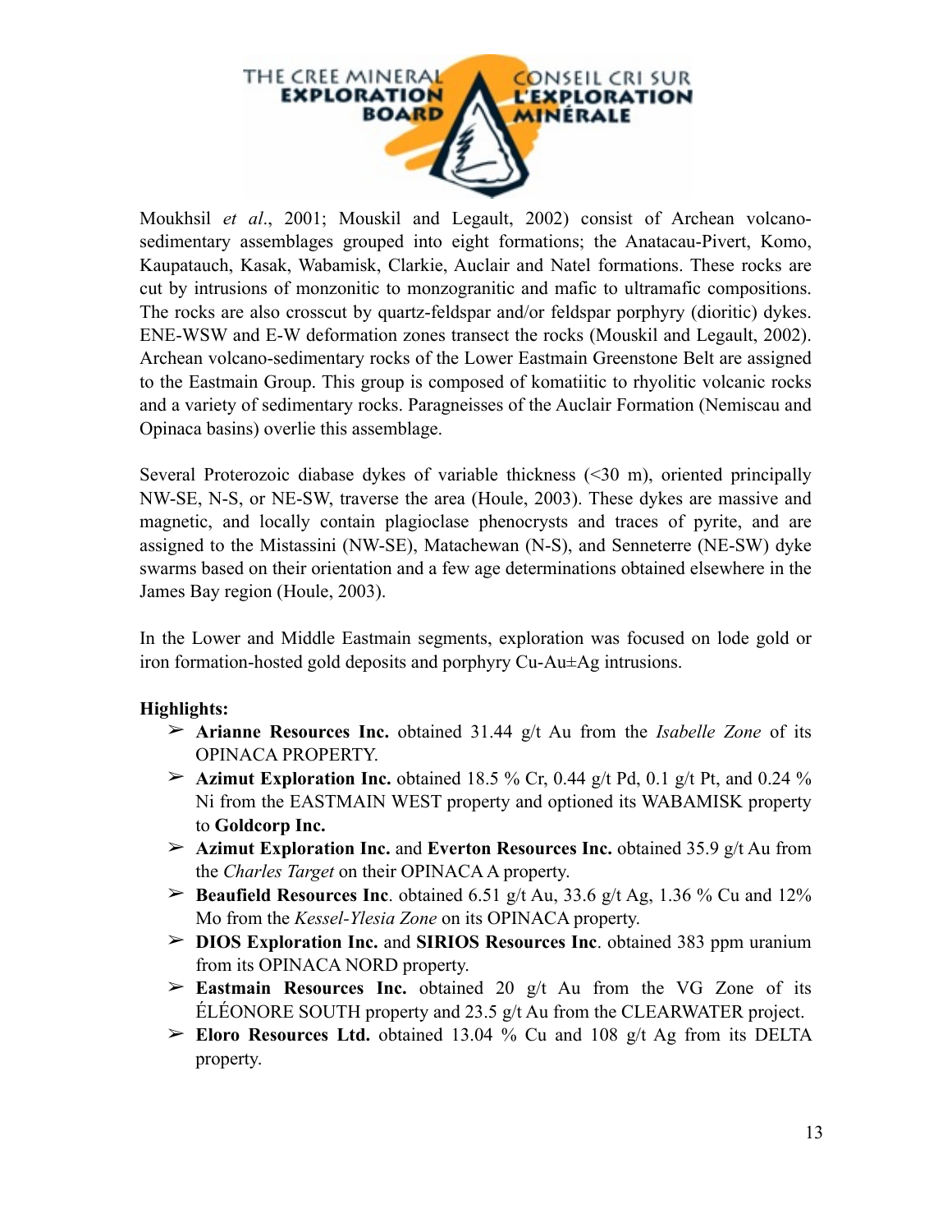Moukhsil *et al*., 2001; Mouskil and Legault, 2002) consist of Archean volcano-sedimentary assemblages grouped into eight formations; the Anatacau-Pivert, Komo, Kaupatauch, Kasak, Wabamisk, Clarkie, Auclair and Natel formations. These rocks are cut by intrusions of monzonitic to monzogranitic and mafic to ultramafic compositions. The rocks are also crosscut by quartz-feldspar and/or feldspar porphyry (dioritic) dykes. ENE-WSW and E-W deformation zones transect the rocks (Mouskil and Legault, 2002). Archean volcano-sedimentary rocks of the Lower Eastmain Greenstone Belt are assigned to the Eastmain Group. This group is composed of komatiitic to rhyolitic volcanic rocks and a variety of sedimentary rocks. Paragneisses of the Auclair Formation (Nemiscau and Opinaca basins) overlie this assemblage.

Several Proterozoic diabase dykes of variable thickness (<30 m), oriented principally NW-SE, N-S, or NE-SW, traverse the area (Houle, 2003). These dykes are massive and magnetic, and locally contain plagioclase phenocrysts and traces of pyrite, and are assigned to the Mistassini (NW-SE), Matachewan (N-S), and Senneterre (NE-SW) dyke swarms based on their orientation and a few age determinations obtained elsewhere in the James Bay region (Houle, 2003).

In the Lower and Middle Eastmain segments, exploration was focused on lode gold or iron formation-hosted gold deposits and porphyry Cu-Au±Ag intrusions.

**Highlights:**

- **Arianne Resources Inc.** obtained 31.44 g/t Au from the *Isabelle Zone* of its OPINACA PROPERTY.
- **Azimut Exploration Inc.** obtained 18.5 % Cr, 0.44 g/t Pd, 0.1 g/t Pt, and 0.24 % Ni from the EASTMAIN WEST property and optioned its WABAMISK property to **Goldcorp Inc.**
- **Azimut Exploration Inc.** and **Everton Resources Inc.** obtained 35.9 g/t Au from the *Charles Target* on their OPINACA A property.
- **Beaufield Resources Inc**. obtained 6.51 g/t Au, 33.6 g/t Ag, 1.36 % Cu and 12% Mo from the *Kessel-Ylesia Zone* on its OPINACA property.
- **DIOS Exploration Inc.** and **SIRIOS Resources Inc**. obtained 383 ppm uranium from its OPINACA NORD property.
- **Eastmain Resources Inc.** obtained 20 g/t Au from the VG Zone of its ÉLÉONORE SOUTH property and 23.5 g/t Au from the CLEARWATER project.
- **Eloro Resources Ltd.** obtained 13.04 % Cu and 108 g/t Ag from its DELTA property.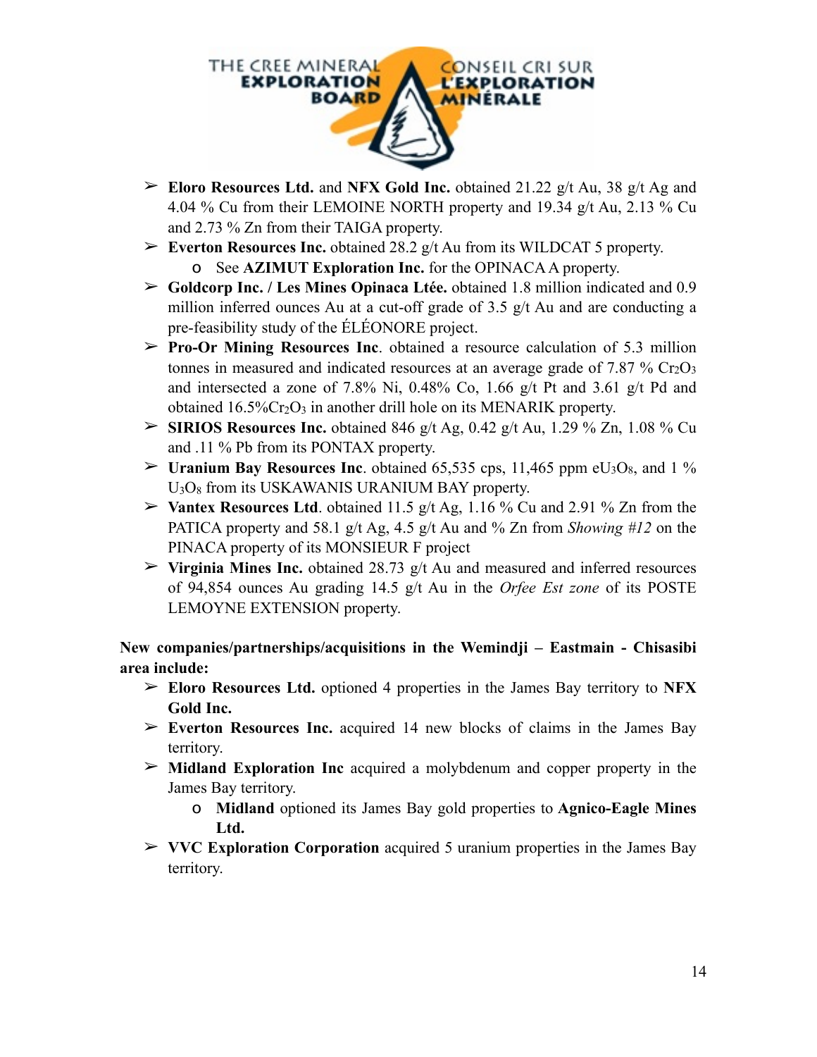- **Eloro Resources Ltd.** and **NFX Gold Inc.** obtained 21.22 g/t Au, 38 g/t Ag and 4.04 % Cu from their LEMOINE NORTH property and 19.34 g/t Au, 2.13 % Cu and 2.73 % Zn from their TAIGA property.
- **Everton Resources Inc.** obtained 28.2 g/t Au from its WILDCAT 5 property.
  - See **AZIMUT Exploration Inc.** for the OPINACA A property.
- **Goldcorp Inc. / Les Mines Opinaca Ltée.** obtained 1.8 million indicated and 0.9 million inferred ounces Au at a cut-off grade of 3.5 g/t Au and are conducting a pre-feasibility study of the ÉLÉONORE project.
- **Pro-Or Mining Resources Inc**. obtained a resource calculation of 5.3 million tonnes in measured and indicated resources at an average grade of 7.87 % $Cr_2O_3$ and intersected a zone of 7.8% Ni, 0.48% Co, 1.66 g/t Pt and 3.61 g/t Pd and obtained 16.5%$Cr_2O_3$ in another drill hole on its MENARIK property.
- **SIRIOS Resources Inc.** obtained 846 g/t Ag, 0.42 g/t Au, 1.29 % Zn, 1.08 % Cu and .11 % Pb from its PONTAX property.
- **Uranium Bay Resources Inc**. obtained 65,535 cps, 11,465 ppm $eU_3O_8$, and 1 % $U_3O_8$ from its USKAWANIS URANIUM BAY property.
- **Vantex Resources Ltd**. obtained 11.5 g/t Ag, 1.16 % Cu and 2.91 % Zn from the PATICA property and 58.1 g/t Ag, 4.5 g/t Au and % Zn from *Showing #12* on the PINACA property of its MONSIEUR F project
- **Virginia Mines Inc.** obtained 28.73 g/t Au and measured and inferred resources of 94,854 ounces Au grading 14.5 g/t Au in the *Orfee Est zone* of its POSTE LEMOYNE EXTENSION property.

**New companies/partnerships/acquisitions in the Wemindji – Eastmain - Chisasibi area include:**

- **Eloro Resources Ltd.** optioned 4 properties in the James Bay territory to **NFX Gold Inc.**
- **Everton Resources Inc.** acquired 14 new blocks of claims in the James Bay territory.
- **Midland Exploration Inc** acquired a molybdenum and copper property in the James Bay territory.
  - **Midland** optioned its James Bay gold properties to **Agnico-Eagle Mines Ltd.**
- **VVC Exploration Corporation** acquired 5 uranium properties in the James Bay territory.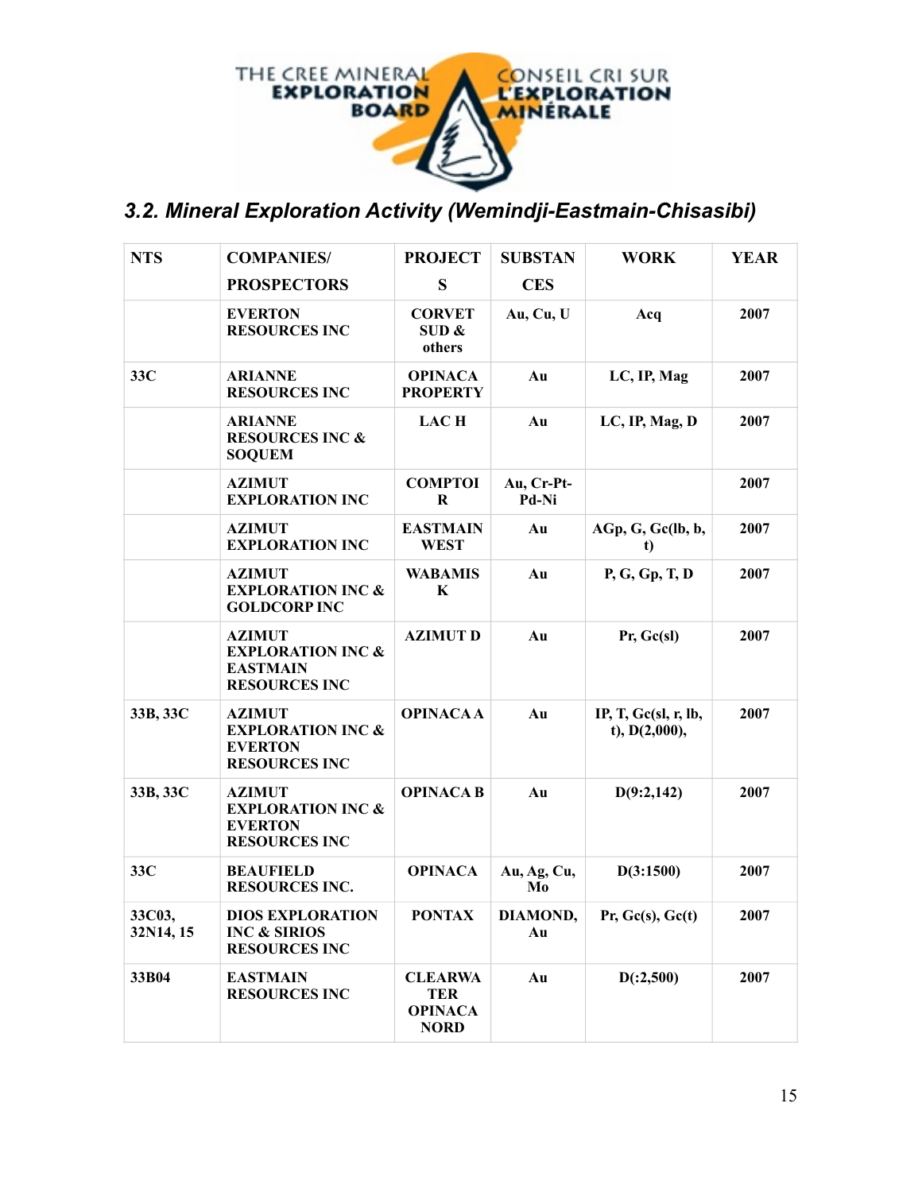## 3.2. Mineral Exploration Activity (Wemindji-Eastmain-Chisasibi)

| NTS | COMPANIES/ PROSPECTORS | PROJECTS | SUBSTANCES | WORK | YEAR |
|---|---|---|---|---|---|
| | EVERTON RESOURCES INC | CORVET SUD & others | Au, Cu, U | Acq | 2007 |
| 33C | ARIANNE RESOURCES INC | OPINACA PROPERTY | Au | LC, IP, Mag | 2007 |
| | ARIANNE RESOURCES INC & SOQUEM | LAC H | Au | LC, IP, Mag, D | 2007 |
| | AZIMUT EXPLORATION INC | COMPTOIR | Au, Cr-Pt-Pd-Ni | | 2007 |
| | AZIMUT EXPLORATION INC | EASTMAIN WEST | Au | AGp, G, Gc(lb, b, t) | 2007 |
| | AZIMUT EXPLORATION INC & GOLDCORP INC | WABAMISK | Au | P, G, Gp, T, D | 2007 |
| | AZIMUT EXPLORATION INC & EASTMAIN RESOURCES INC | AZIMUT D | Au | Pr, Gc(sl) | 2007 |
| 33B, 33C | AZIMUT EXPLORATION INC & EVERTON RESOURCES INC | OPINACA A | Au | IP, T, Gc(sl, r, lb, t), D(2,000), | 2007 |
| 33B, 33C | AZIMUT EXPLORATION INC & EVERTON RESOURCES INC | OPINACA B | Au | D(9:2,142) | 2007 |
| 33C | BEAUFIELD RESOURCES INC. | OPINACA | Au, Ag, Cu, Mo | D(3:1500) | 2007 |
| 33C03, 32N14, 15 | DIOS EXPLORATION INC & SIRIOS RESOURCES INC | PONTAX | DIAMOND, Au | Pr, Gc(s), Gc(t) | 2007 |
| 33B04 | EASTMAIN RESOURCES INC | CLEARWATER OPINACA NORD | Au | D(:2,500) | 2007 |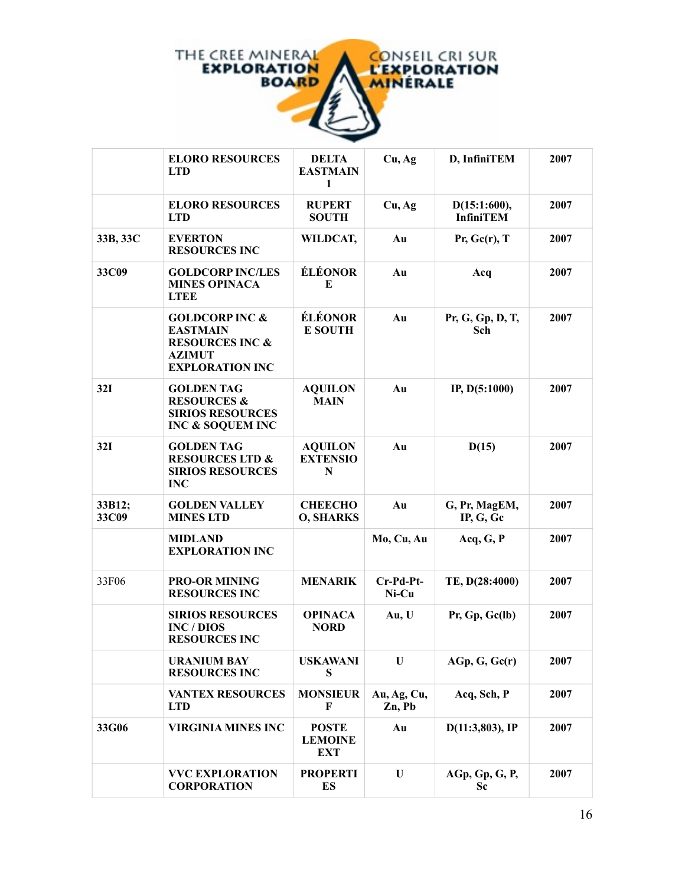| | | | | | |
|---|---|---|---|---|---|
| | **ELORO RESOURCES LTD** | **DELTA EASTMAIN 1** | **Cu, Ag** | **D, InfiniTEM** | **2007** |
| | **ELORO RESOURCES LTD** | **RUPERT SOUTH** | **Cu, Ag** | **D(15:1:600), InfiniTEM** | **2007** |
| **33B, 33C** | **EVERTON RESOURCES INC** | **WILDCAT,** | **Au** | **Pr, Gc(r), T** | **2007** |
| **33C09** | **GOLDCORP INC/LES MINES OPINACA LTEE** | **ÉLÉONORE** | **Au** | **Acq** | **2007** |
| | **GOLDCORP INC & EASTMAIN RESOURCES INC & AZIMUT EXPLORATION INC** | **ÉLÉONORE SOUTH** | **Au** | **Pr, G, Gp, D, T, Sch** | **2007** |
| **32I** | **GOLDEN TAG RESOURCES & SIRIOS RESOURCES INC & SOQUEM INC** | **AQUILON MAIN** | **Au** | **IP, D(5:1000)** | **2007** |
| **32I** | **GOLDEN TAG RESOURCES LTD & SIRIOS RESOURCES INC** | **AQUILON EXTENSION** | **Au** | **D(15)** | **2007** |
| **33B12; 33C09** | **GOLDEN VALLEY MINES LTD** | **CHEECHOO, SHARKS** | **Au** | **G, Pr, MagEM, IP, G, Gc** | **2007** |
| | **MIDLAND EXPLORATION INC** | | **Mo, Cu, Au** | **Acq, G, P** | **2007** |
| 33F06 | **PRO-OR MINING RESOURCES INC** | **MENARIK** | **Cr-Pd-Pt-Ni-Cu** | **TE, D(28:4000)** | **2007** |
| | **SIRIOS RESOURCES INC / DIOS RESOURCES INC** | **OPINACA NORD** | **Au, U** | **Pr, Gp, Gc(lb)** | **2007** |
| | **URANIUM BAY RESOURCES INC** | **USKAWANIS** | **U** | **AGp, G, Gc(r)** | **2007** |
| | **VANTEX RESOURCES LTD** | **MONSIEUR F** | **Au, Ag, Cu, Zn, Pb** | **Acq, Sch, P** | **2007** |
| **33G06** | **VIRGINIA MINES INC** | **POSTE LEMOINE EXT** | **Au** | **D(11:3,803), IP** | **2007** |
| | **VVC EXPLORATION CORPORATION** | **PROPERTIES** | **U** | **AGp, Gp, G, P, Sc** | **2007** |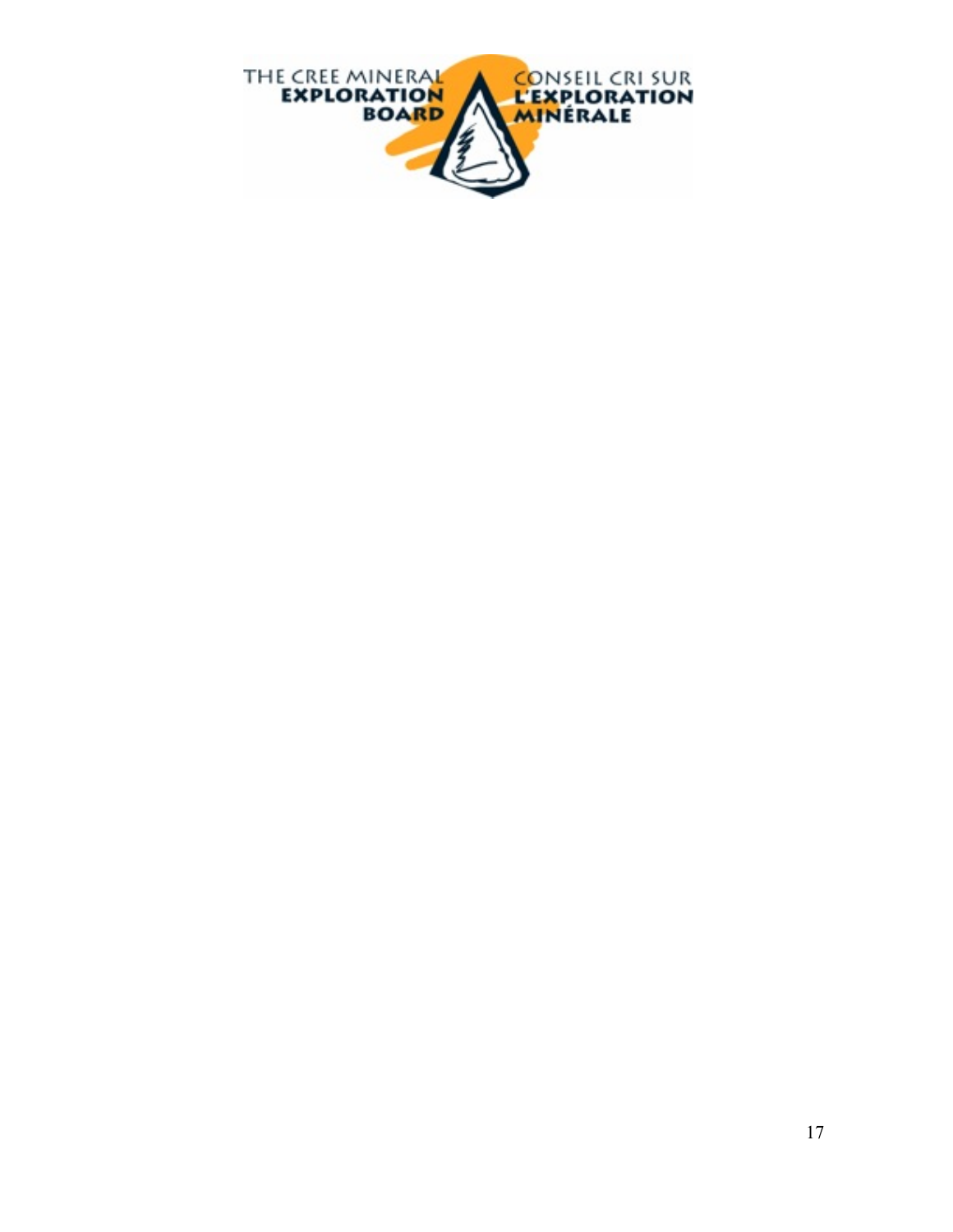THE CREE MINERAL EXPLORATION BOARD

CONSEIL CRI SUR L'EXPLORATION MINÉRALE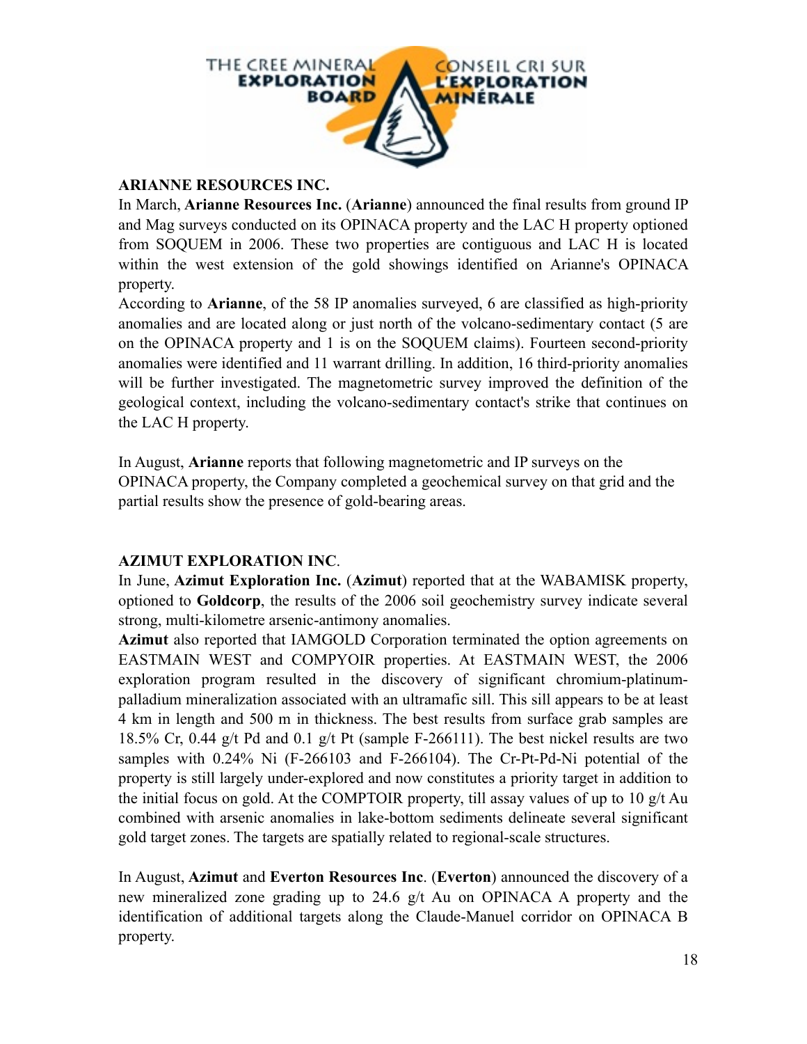## ARIANNE RESOURCES INC.

In March, **Arianne Resources Inc.** (**Arianne**) announced the final results from ground IP and Mag surveys conducted on its OPINACA property and the LAC H property optioned from SOQUEM in 2006. These two properties are contiguous and LAC H is located within the west extension of the gold showings identified on Arianne's OPINACA property.

According to **Arianne**, of the 58 IP anomalies surveyed, 6 are classified as high-priority anomalies and are located along or just north of the volcano-sedimentary contact (5 are on the OPINACA property and 1 is on the SOQUEM claims). Fourteen second-priority anomalies were identified and 11 warrant drilling. In addition, 16 third-priority anomalies will be further investigated. The magnetometric survey improved the definition of the geological context, including the volcano-sedimentary contact's strike that continues on the LAC H property.

In August, **Arianne** reports that following magnetometric and IP surveys on the OPINACA property, the Company completed a geochemical survey on that grid and the partial results show the presence of gold-bearing areas.

## AZIMUT EXPLORATION INC.

In June, **Azimut Exploration Inc.** (**Azimut**) reported that at the WABAMISK property, optioned to **Goldcorp**, the results of the 2006 soil geochemistry survey indicate several strong, multi-kilometre arsenic-antimony anomalies.

**Azimut** also reported that IAMGOLD Corporation terminated the option agreements on EASTMAIN WEST and COMPYOIR properties. At EASTMAIN WEST, the 2006 exploration program resulted in the discovery of significant chromium-platinum-palladium mineralization associated with an ultramafic sill. This sill appears to be at least 4 km in length and 500 m in thickness. The best results from surface grab samples are 18.5% Cr, 0.44 g/t Pd and 0.1 g/t Pt (sample F-266111). The best nickel results are two samples with 0.24% Ni (F-266103 and F-266104). The Cr-Pt-Pd-Ni potential of the property is still largely under-explored and now constitutes a priority target in addition to the initial focus on gold. At the COMPTOIR property, till assay values of up to 10 g/t Au combined with arsenic anomalies in lake-bottom sediments delineate several significant gold target zones. The targets are spatially related to regional-scale structures.

In August, **Azimut** and **Everton Resources Inc**. (**Everton**) announced the discovery of a new mineralized zone grading up to 24.6 g/t Au on OPINACA A property and the identification of additional targets along the Claude-Manuel corridor on OPINACA B property.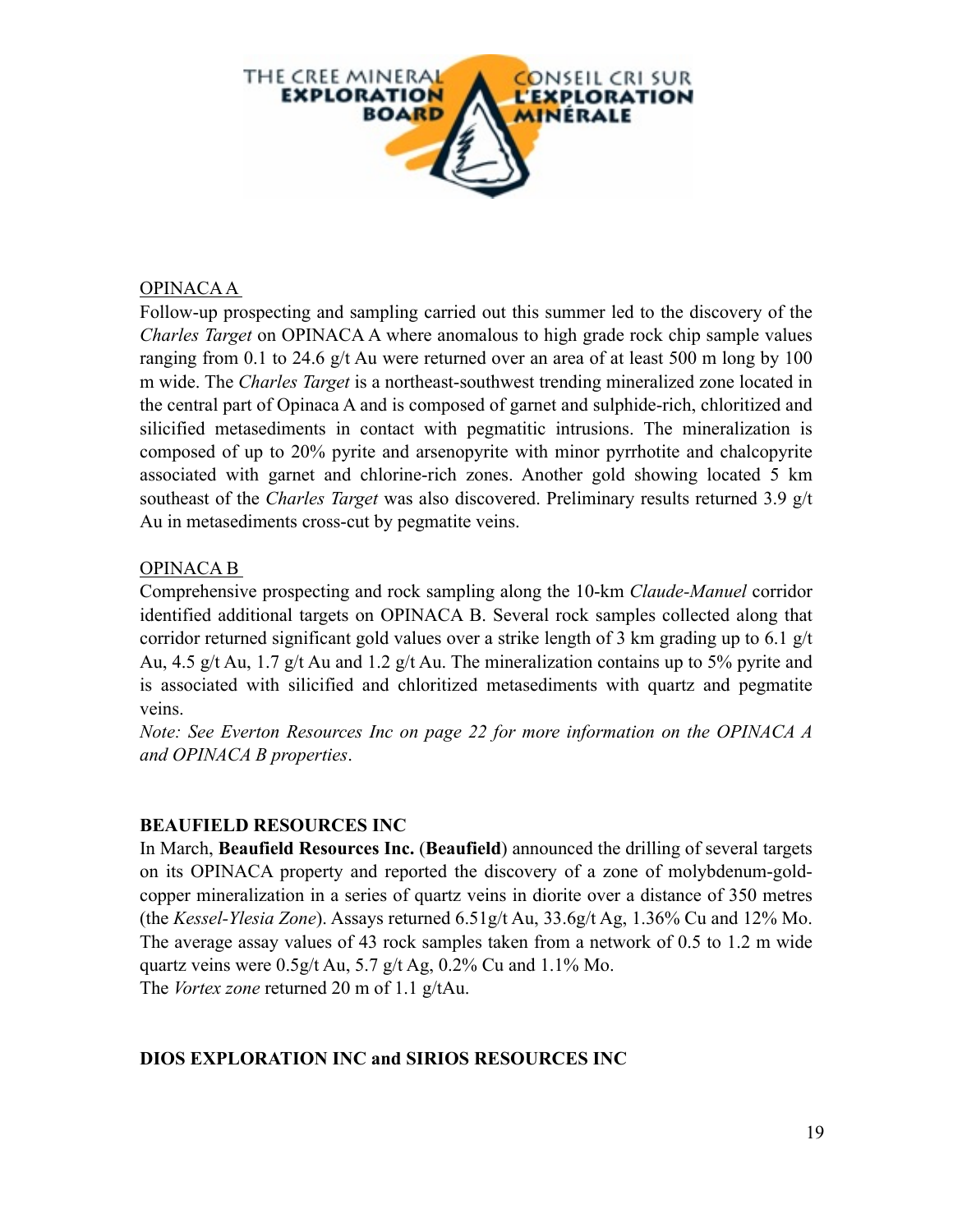OPINACA A

Follow-up prospecting and sampling carried out this summer led to the discovery of the *Charles Target* on OPINACA A where anomalous to high grade rock chip sample values ranging from 0.1 to 24.6 g/t Au were returned over an area of at least 500 m long by 100 m wide. The *Charles Target* is a northeast-southwest trending mineralized zone located in the central part of Opinaca A and is composed of garnet and sulphide-rich, chloritized and silicified metasediments in contact with pegmatitic intrusions. The mineralization is composed of up to 20% pyrite and arsenopyrite with minor pyrrhotite and chalcopyrite associated with garnet and chlorine-rich zones. Another gold showing located 5 km southeast of the *Charles Target* was also discovered. Preliminary results returned 3.9 g/t Au in metasediments cross-cut by pegmatite veins.

OPINACA B

Comprehensive prospecting and rock sampling along the 10-km *Claude-Manuel* corridor identified additional targets on OPINACA B. Several rock samples collected along that corridor returned significant gold values over a strike length of 3 km grading up to 6.1 g/t Au, 4.5 g/t Au, 1.7 g/t Au and 1.2 g/t Au. The mineralization contains up to 5% pyrite and is associated with silicified and chloritized metasediments with quartz and pegmatite veins.

*Note: See Everton Resources Inc on page 22 for more information on the OPINACA A and OPINACA B properties*.

**BEAUFIELD RESOURCES INC**

In March, **Beaufield Resources Inc.** (**Beaufield**) announced the drilling of several targets on its OPINACA property and reported the discovery of a zone of molybdenum-gold-copper mineralization in a series of quartz veins in diorite over a distance of 350 metres (the *Kessel-Ylesia Zone*). Assays returned 6.51g/t Au, 33.6g/t Ag, 1.36% Cu and 12% Mo. The average assay values of 43 rock samples taken from a network of 0.5 to 1.2 m wide quartz veins were 0.5g/t Au, 5.7 g/t Ag, 0.2% Cu and 1.1% Mo.

The *Vortex zone* returned 20 m of 1.1 g/tAu.

**DIOS EXPLORATION INC and SIRIOS RESOURCES INC**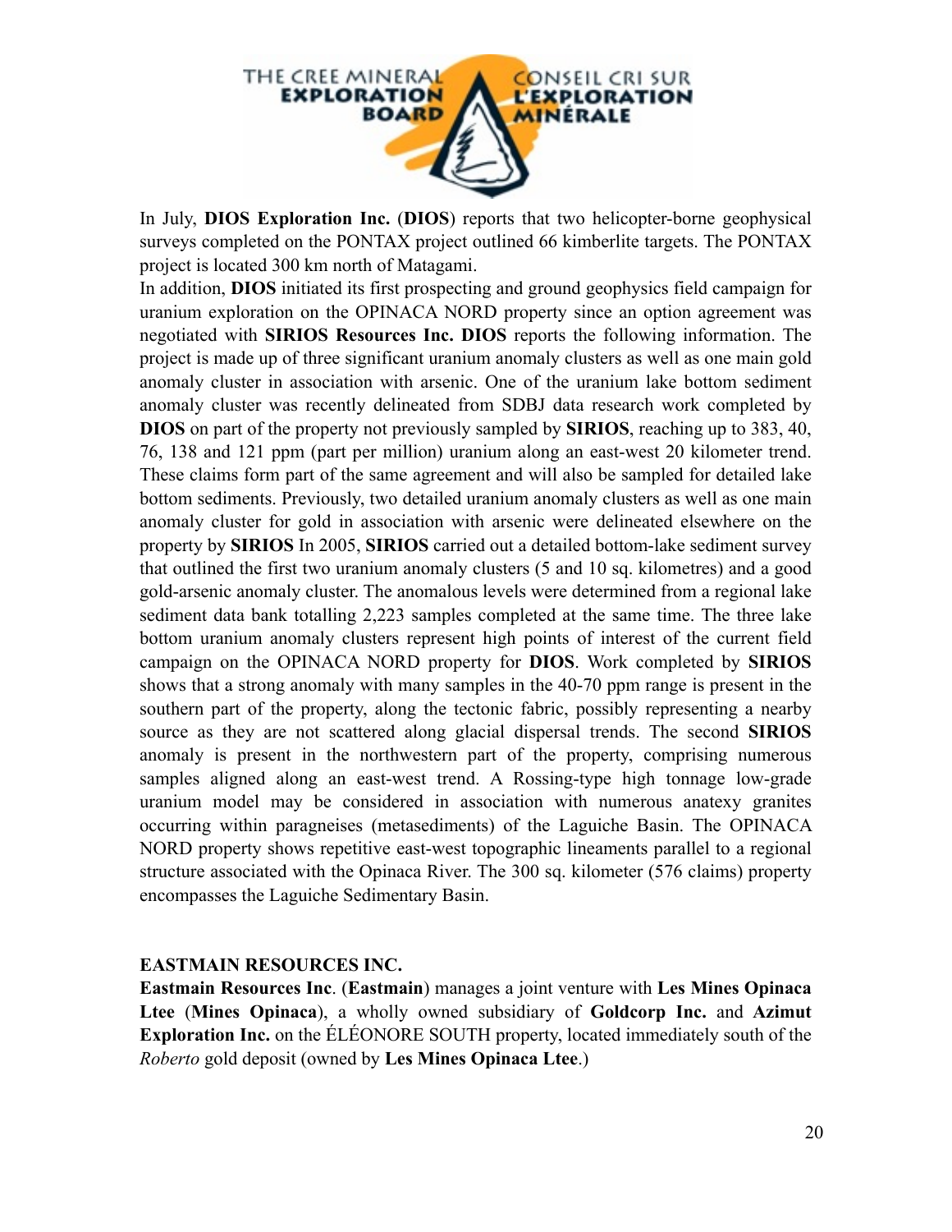In July, **DIOS Exploration Inc.** (**DIOS**) reports that two helicopter-borne geophysical surveys completed on the PONTAX project outlined 66 kimberlite targets. The PONTAX project is located 300 km north of Matagami.

In addition, **DIOS** initiated its first prospecting and ground geophysics field campaign for uranium exploration on the OPINACA NORD property since an option agreement was negotiated with **SIRIOS Resources Inc. DIOS** reports the following information. The project is made up of three significant uranium anomaly clusters as well as one main gold anomaly cluster in association with arsenic. One of the uranium lake bottom sediment anomaly cluster was recently delineated from SDBJ data research work completed by **DIOS** on part of the property not previously sampled by **SIRIOS**, reaching up to 383, 40, 76, 138 and 121 ppm (part per million) uranium along an east-west 20 kilometer trend. These claims form part of the same agreement and will also be sampled for detailed lake bottom sediments. Previously, two detailed uranium anomaly clusters as well as one main anomaly cluster for gold in association with arsenic were delineated elsewhere on the property by **SIRIOS** In 2005, **SIRIOS** carried out a detailed bottom-lake sediment survey that outlined the first two uranium anomaly clusters (5 and 10 sq. kilometres) and a good gold-arsenic anomaly cluster. The anomalous levels were determined from a regional lake sediment data bank totalling 2,223 samples completed at the same time. The three lake bottom uranium anomaly clusters represent high points of interest of the current field campaign on the OPINACA NORD property for **DIOS**. Work completed by **SIRIOS** shows that a strong anomaly with many samples in the 40-70 ppm range is present in the southern part of the property, along the tectonic fabric, possibly representing a nearby source as they are not scattered along glacial dispersal trends. The second **SIRIOS** anomaly is present in the northwestern part of the property, comprising numerous samples aligned along an east-west trend. A Rossing-type high tonnage low-grade uranium model may be considered in association with numerous anatexy granites occurring within paragneises (metasediments) of the Laguiche Basin. The OPINACA NORD property shows repetitive east-west topographic lineaments parallel to a regional structure associated with the Opinaca River. The 300 sq. kilometer (576 claims) property encompasses the Laguiche Sedimentary Basin.

**EASTMAIN RESOURCES INC.**

**Eastmain Resources Inc**. (**Eastmain**) manages a joint venture with **Les Mines Opinaca Ltee** (**Mines Opinaca**), a wholly owned subsidiary of **Goldcorp Inc.** and **Azimut Exploration Inc.** on the ÉLÉONORE SOUTH property, located immediately south of the *Roberto* gold deposit (owned by **Les Mines Opinaca Ltee**.)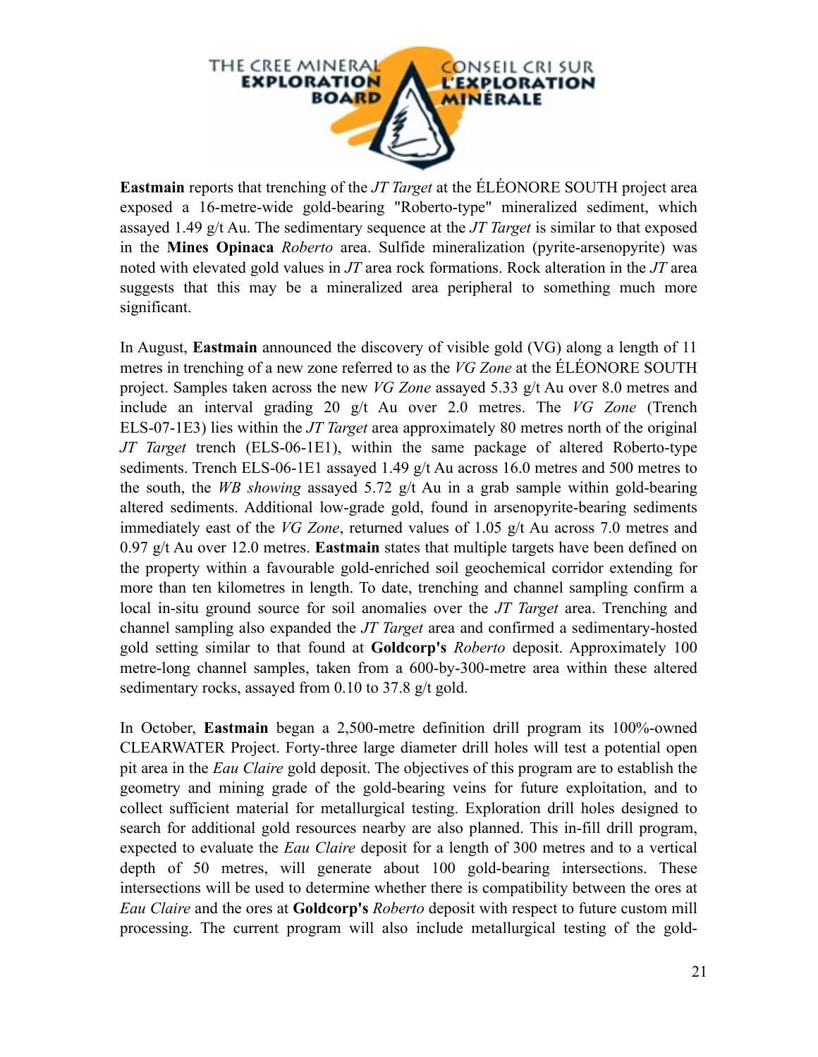**Eastmain** reports that trenching of the *JT Target* at the ÉLÉONORE SOUTH project area exposed a 16-metre-wide gold-bearing "Roberto-type" mineralized sediment, which assayed 1.49 g/t Au. The sedimentary sequence at the *JT Target* is similar to that exposed in the **Mines Opinaca** *Roberto* area. Sulfide mineralization (pyrite-arsenopyrite) was noted with elevated gold values in *JT* area rock formations. Rock alteration in the *JT* area suggests that this may be a mineralized area peripheral to something much more significant.

In August, **Eastmain** announced the discovery of visible gold (VG) along a length of 11 metres in trenching of a new zone referred to as the *VG Zone* at the ÉLÉONORE SOUTH project. Samples taken across the new *VG Zone* assayed 5.33 g/t Au over 8.0 metres and include an interval grading 20 g/t Au over 2.0 metres. The *VG Zone* (Trench ELS-07-1E3) lies within the *JT Target* area approximately 80 metres north of the original *JT Target* trench (ELS-06-1E1), within the same package of altered Roberto-type sediments. Trench ELS-06-1E1 assayed 1.49 g/t Au across 16.0 metres and 500 metres to the south, the *WB showing* assayed 5.72 g/t Au in a grab sample within gold-bearing altered sediments. Additional low-grade gold, found in arsenopyrite-bearing sediments immediately east of the *VG Zone*, returned values of 1.05 g/t Au across 7.0 metres and 0.97 g/t Au over 12.0 metres. **Eastmain** states that multiple targets have been defined on the property within a favourable gold-enriched soil geochemical corridor extending for more than ten kilometres in length. To date, trenching and channel sampling confirm a local in-situ ground source for soil anomalies over the *JT Target* area. Trenching and channel sampling also expanded the *JT Target* area and confirmed a sedimentary-hosted gold setting similar to that found at **Goldcorp's** *Roberto* deposit. Approximately 100 metre-long channel samples, taken from a 600-by-300-metre area within these altered sedimentary rocks, assayed from 0.10 to 37.8 g/t gold.

In October, **Eastmain** began a 2,500-metre definition drill program its 100%-owned CLEARWATER Project. Forty-three large diameter drill holes will test a potential open pit area in the *Eau Claire* gold deposit. The objectives of this program are to establish the geometry and mining grade of the gold-bearing veins for future exploitation, and to collect sufficient material for metallurgical testing. Exploration drill holes designed to search for additional gold resources nearby are also planned. This in-fill drill program, expected to evaluate the *Eau Claire* deposit for a length of 300 metres and to a vertical depth of 50 metres, will generate about 100 gold-bearing intersections. These intersections will be used to determine whether there is compatibility between the ores at *Eau Claire* and the ores at **Goldcorp's** *Roberto* deposit with respect to future custom mill processing. The current program will also include metallurgical testing of the gold-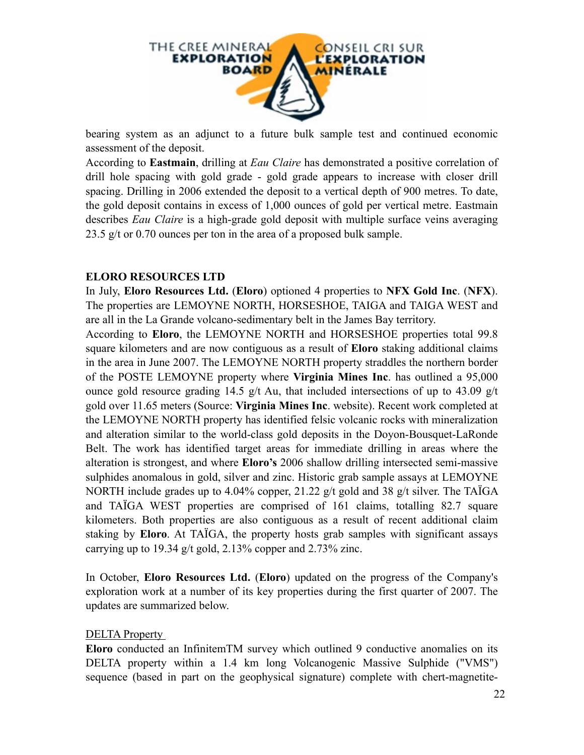bearing system as an adjunct to a future bulk sample test and continued economic assessment of the deposit.

According to **Eastmain**, drilling at *Eau Claire* has demonstrated a positive correlation of drill hole spacing with gold grade - gold grade appears to increase with closer drill spacing. Drilling in 2006 extended the deposit to a vertical depth of 900 metres. To date, the gold deposit contains in excess of 1,000 ounces of gold per vertical metre. Eastmain describes *Eau Claire* is a high-grade gold deposit with multiple surface veins averaging 23.5 g/t or 0.70 ounces per ton in the area of a proposed bulk sample.

## ELORO RESOURCES LTD

In July, **Eloro Resources Ltd.** (**Eloro**) optioned 4 properties to **NFX Gold Inc**. (**NFX**). The properties are LEMOYNE NORTH, HORSESHOE, TAIGA and TAIGA WEST and are all in the La Grande volcano-sedimentary belt in the James Bay territory.

According to **Eloro**, the LEMOYNE NORTH and HORSESHOE properties total 99.8 square kilometers and are now contiguous as a result of **Eloro** staking additional claims in the area in June 2007. The LEMOYNE NORTH property straddles the northern border of the POSTE LEMOYNE property where **Virginia Mines Inc**. has outlined a 95,000 ounce gold resource grading 14.5 g/t Au, that included intersections of up to 43.09 g/t gold over 11.65 meters (Source: **Virginia Mines Inc**. website). Recent work completed at the LEMOYNE NORTH property has identified felsic volcanic rocks with mineralization and alteration similar to the world-class gold deposits in the Doyon-Bousquet-LaRonde Belt. The work has identified target areas for immediate drilling in areas where the alteration is strongest, and where **Eloro's** 2006 shallow drilling intersected semi-massive sulphides anomalous in gold, silver and zinc. Historic grab sample assays at LEMOYNE NORTH include grades up to 4.04% copper, 21.22 g/t gold and 38 g/t silver. The TAÏGA and TAÏGA WEST properties are comprised of 161 claims, totalling 82.7 square kilometers. Both properties are also contiguous as a result of recent additional claim staking by **Eloro**. At TAÏGA, the property hosts grab samples with significant assays carrying up to 19.34 g/t gold, 2.13% copper and 2.73% zinc.

In October, **Eloro Resources Ltd.** (**Eloro**) updated on the progress of the Company's exploration work at a number of its key properties during the first quarter of 2007. The updates are summarized below.

DELTA Property

**Eloro** conducted an InfinitemTM survey which outlined 9 conductive anomalies on its DELTA property within a 1.4 km long Volcanogenic Massive Sulphide ("VMS") sequence (based in part on the geophysical signature) complete with chert-magnetite-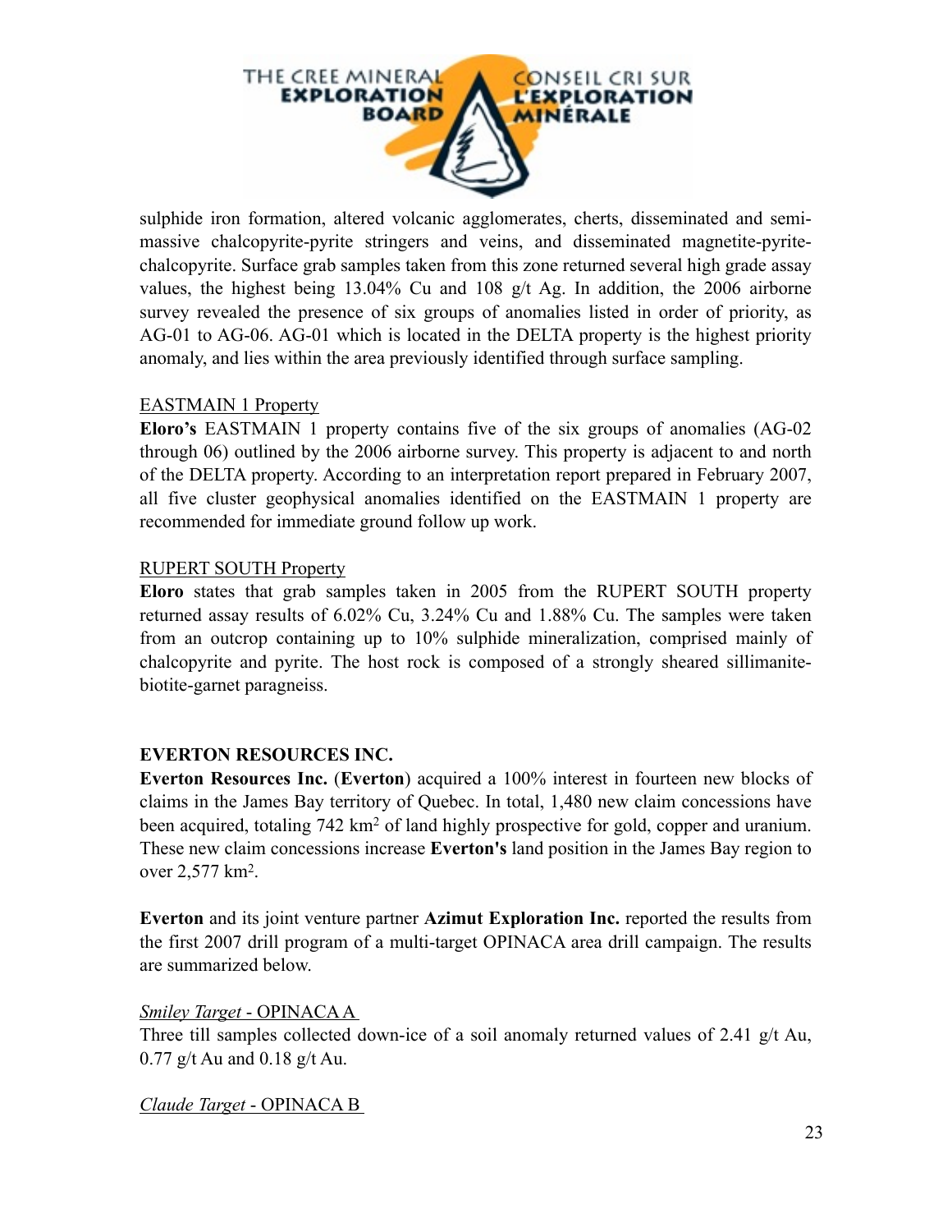sulphide iron formation, altered volcanic agglomerates, cherts, disseminated and semi-massive chalcopyrite-pyrite stringers and veins, and disseminated magnetite-pyrite-chalcopyrite. Surface grab samples taken from this zone returned several high grade assay values, the highest being 13.04% Cu and 108 g/t Ag. In addition, the 2006 airborne survey revealed the presence of six groups of anomalies listed in order of priority, as AG-01 to AG-06. AG-01 which is located in the DELTA property is the highest priority anomaly, and lies within the area previously identified through surface sampling.

EASTMAIN 1 Property

**Eloro's** EASTMAIN 1 property contains five of the six groups of anomalies (AG-02 through 06) outlined by the 2006 airborne survey. This property is adjacent to and north of the DELTA property. According to an interpretation report prepared in February 2007, all five cluster geophysical anomalies identified on the EASTMAIN 1 property are recommended for immediate ground follow up work.

RUPERT SOUTH Property

**Eloro** states that grab samples taken in 2005 from the RUPERT SOUTH property returned assay results of 6.02% Cu, 3.24% Cu and 1.88% Cu. The samples were taken from an outcrop containing up to 10% sulphide mineralization, comprised mainly of chalcopyrite and pyrite. The host rock is composed of a strongly sheared sillimanite-biotite-garnet paragneiss.

**EVERTON RESOURCES INC.**

**Everton Resources Inc.** (**Everton**) acquired a 100% interest in fourteen new blocks of claims in the James Bay territory of Quebec. In total, 1,480 new claim concessions have been acquired, totaling 742 km$^2$ of land highly prospective for gold, copper and uranium. These new claim concessions increase **Everton's** land position in the James Bay region to over 2,577 km$^2$.

**Everton** and its joint venture partner **Azimut Exploration Inc.** reported the results from the first 2007 drill program of a multi-target OPINACA area drill campaign. The results are summarized below.

*Smiley Target* - OPINACA A

Three till samples collected down-ice of a soil anomaly returned values of 2.41 g/t Au, 0.77 g/t Au and 0.18 g/t Au.

*Claude Target* - OPINACA B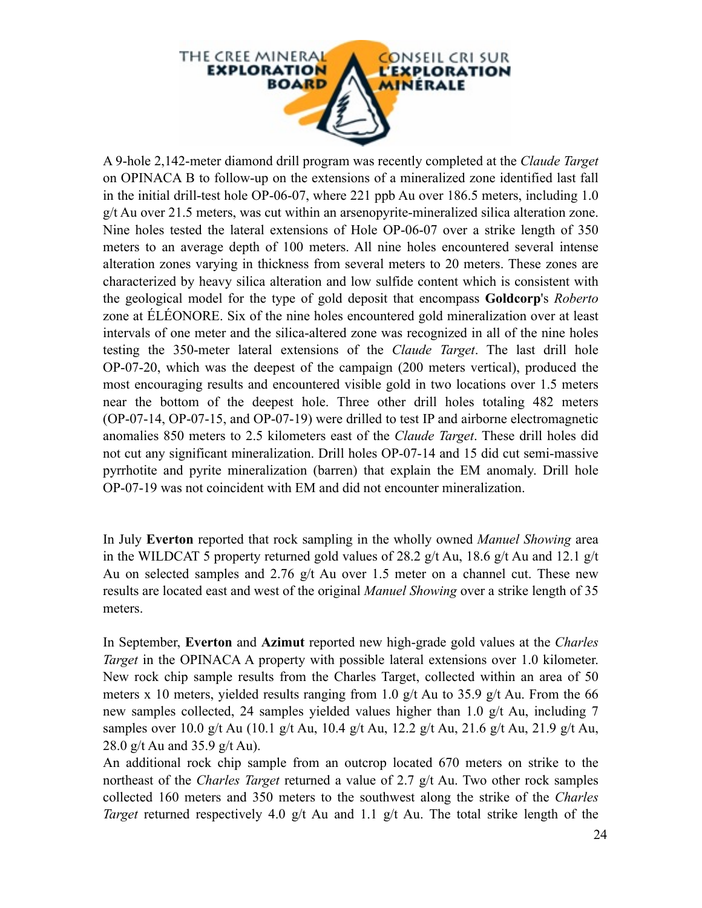A 9-hole 2,142-meter diamond drill program was recently completed at the *Claude Target* on OPINACA B to follow-up on the extensions of a mineralized zone identified last fall in the initial drill-test hole OP-06-07, where 221 ppb Au over 186.5 meters, including 1.0 g/t Au over 21.5 meters, was cut within an arsenopyrite-mineralized silica alteration zone. Nine holes tested the lateral extensions of Hole OP-06-07 over a strike length of 350 meters to an average depth of 100 meters. All nine holes encountered several intense alteration zones varying in thickness from several meters to 20 meters. These zones are characterized by heavy silica alteration and low sulfide content which is consistent with the geological model for the type of gold deposit that encompass **Goldcorp**'s *Roberto* zone at ÉLÉONORE. Six of the nine holes encountered gold mineralization over at least intervals of one meter and the silica-altered zone was recognized in all of the nine holes testing the 350-meter lateral extensions of the *Claude Target*. The last drill hole OP-07-20, which was the deepest of the campaign (200 meters vertical), produced the most encouraging results and encountered visible gold in two locations over 1.5 meters near the bottom of the deepest hole. Three other drill holes totaling 482 meters (OP-07-14, OP-07-15, and OP-07-19) were drilled to test IP and airborne electromagnetic anomalies 850 meters to 2.5 kilometers east of the *Claude Target*. These drill holes did not cut any significant mineralization. Drill holes OP-07-14 and 15 did cut semi-massive pyrrhotite and pyrite mineralization (barren) that explain the EM anomaly. Drill hole OP-07-19 was not coincident with EM and did not encounter mineralization.

In July **Everton** reported that rock sampling in the wholly owned *Manuel Showing* area in the WILDCAT 5 property returned gold values of 28.2 g/t Au, 18.6 g/t Au and 12.1 g/t Au on selected samples and 2.76 g/t Au over 1.5 meter on a channel cut. These new results are located east and west of the original *Manuel Showing* over a strike length of 35 meters.

In September, **Everton** and **Azimut** reported new high-grade gold values at the *Charles Target* in the OPINACA A property with possible lateral extensions over 1.0 kilometer. New rock chip sample results from the Charles Target, collected within an area of 50 meters x 10 meters, yielded results ranging from 1.0 g/t Au to 35.9 g/t Au. From the 66 new samples collected, 24 samples yielded values higher than 1.0 g/t Au, including 7 samples over 10.0 g/t Au (10.1 g/t Au, 10.4 g/t Au, 12.2 g/t Au, 21.6 g/t Au, 21.9 g/t Au, 28.0 g/t Au and 35.9 g/t Au).

An additional rock chip sample from an outcrop located 670 meters on strike to the northeast of the *Charles Target* returned a value of 2.7 g/t Au. Two other rock samples collected 160 meters and 350 meters to the southwest along the strike of the *Charles Target* returned respectively 4.0 g/t Au and 1.1 g/t Au. The total strike length of the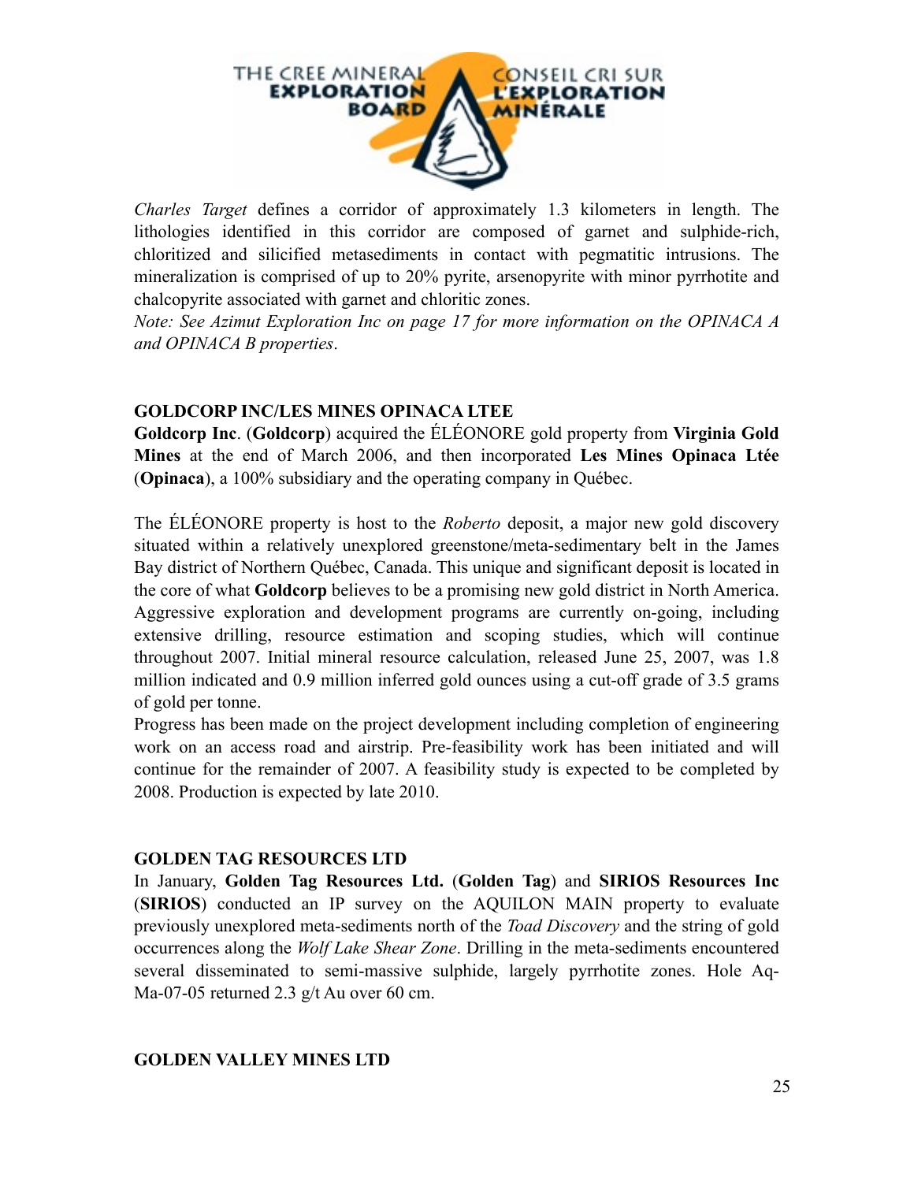*Charles Target* defines a corridor of approximately 1.3 kilometers in length. The lithologies identified in this corridor are composed of garnet and sulphide-rich, chloritized and silicified metasediments in contact with pegmatitic intrusions. The mineralization is comprised of up to 20% pyrite, arsenopyrite with minor pyrrhotite and chalcopyrite associated with garnet and chloritic zones.
*Note: See Azimut Exploration Inc on page 17 for more information on the OPINACA A and OPINACA B properties*.

**GOLDCORP INC/LES MINES OPINACA LTEE**
**Goldcorp Inc**. (**Goldcorp**) acquired the ÉLÉONORE gold property from **Virginia Gold Mines** at the end of March 2006, and then incorporated **Les Mines Opinaca Ltée** (**Opinaca**), a 100% subsidiary and the operating company in Québec.

The ÉLÉONORE property is host to the *Roberto* deposit, a major new gold discovery situated within a relatively unexplored greenstone/meta-sedimentary belt in the James Bay district of Northern Québec, Canada. This unique and significant deposit is located in the core of what **Goldcorp** believes to be a promising new gold district in North America. Aggressive exploration and development programs are currently on-going, including extensive drilling, resource estimation and scoping studies, which will continue throughout 2007. Initial mineral resource calculation, released June 25, 2007, was 1.8 million indicated and 0.9 million inferred gold ounces using a cut-off grade of 3.5 grams of gold per tonne.
Progress has been made on the project development including completion of engineering work on an access road and airstrip. Pre-feasibility work has been initiated and will continue for the remainder of 2007. A feasibility study is expected to be completed by 2008. Production is expected by late 2010.

**GOLDEN TAG RESOURCES LTD**
In January, **Golden Tag Resources Ltd.** (**Golden Tag**) and **SIRIOS Resources Inc** (**SIRIOS**) conducted an IP survey on the AQUILON MAIN property to evaluate previously unexplored meta-sediments north of the *Toad Discovery* and the string of gold occurrences along the *Wolf Lake Shear Zone*. Drilling in the meta-sediments encountered several disseminated to semi-massive sulphide, largely pyrrhotite zones. Hole Aq-Ma-07-05 returned 2.3 g/t Au over 60 cm.

**GOLDEN VALLEY MINES LTD**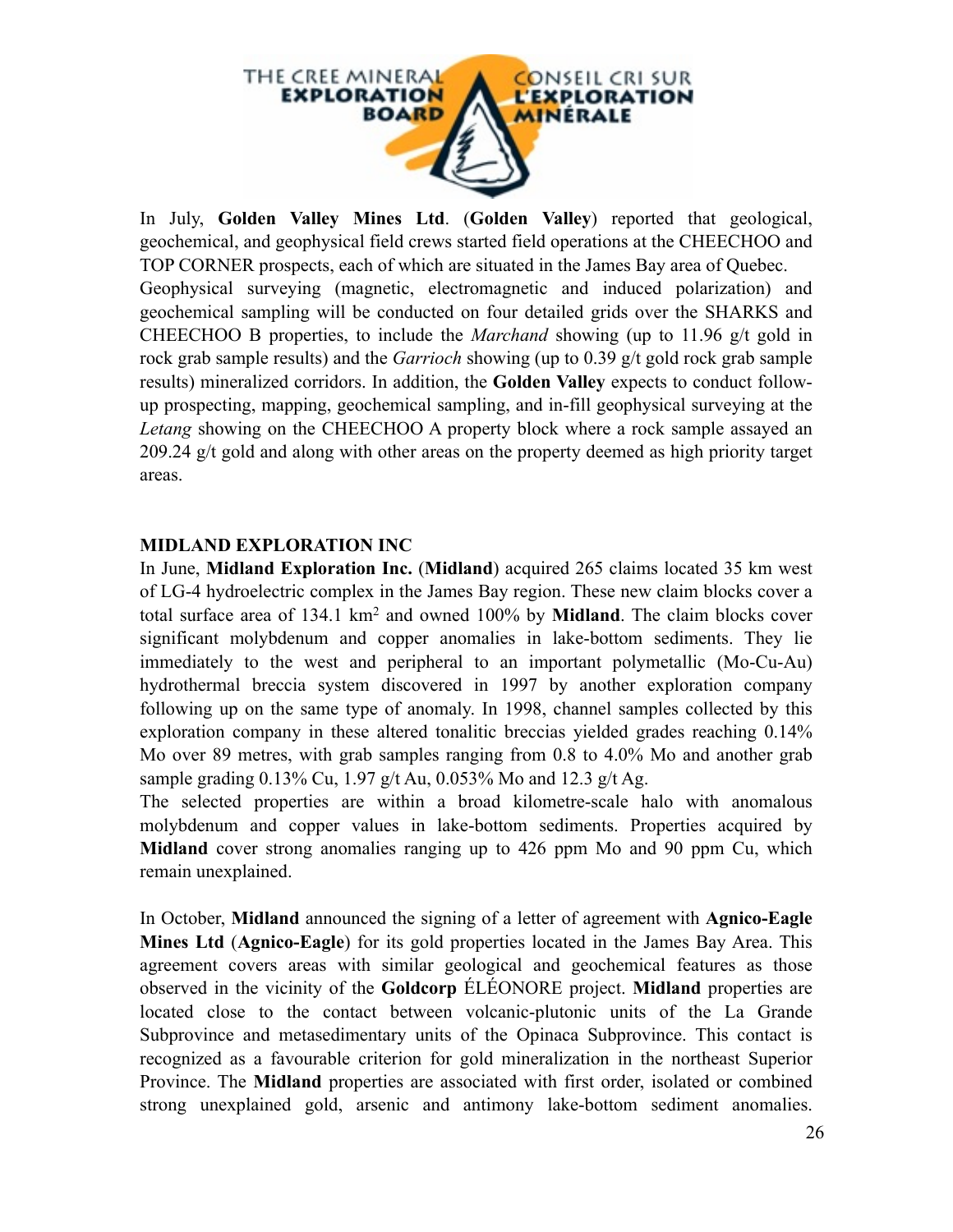In July, **Golden Valley Mines Ltd**. (**Golden Valley**) reported that geological, geochemical, and geophysical field crews started field operations at the CHEECHOO and TOP CORNER prospects, each of which are situated in the James Bay area of Quebec. Geophysical surveying (magnetic, electromagnetic and induced polarization) and geochemical sampling will be conducted on four detailed grids over the SHARKS and CHEECHOO B properties, to include the *Marchand* showing (up to 11.96 g/t gold in rock grab sample results) and the *Garrioch* showing (up to 0.39 g/t gold rock grab sample results) mineralized corridors. In addition, the **Golden Valley** expects to conduct follow-up prospecting, mapping, geochemical sampling, and in-fill geophysical surveying at the *Letang* showing on the CHEECHOO A property block where a rock sample assayed an 209.24 g/t gold and along with other areas on the property deemed as high priority target areas.

**MIDLAND EXPLORATION INC**

In June, **Midland Exploration Inc.** (**Midland**) acquired 265 claims located 35 km west of LG-4 hydroelectric complex in the James Bay region. These new claim blocks cover a total surface area of 134.1 $km^2$ and owned 100% by **Midland**. The claim blocks cover significant molybdenum and copper anomalies in lake-bottom sediments. They lie immediately to the west and peripheral to an important polymetallic (Mo-Cu-Au) hydrothermal breccia system discovered in 1997 by another exploration company following up on the same type of anomaly. In 1998, channel samples collected by this exploration company in these altered tonalitic breccias yielded grades reaching 0.14% Mo over 89 metres, with grab samples ranging from 0.8 to 4.0% Mo and another grab sample grading 0.13% Cu, 1.97 g/t Au, 0.053% Mo and 12.3 g/t Ag.

The selected properties are within a broad kilometre-scale halo with anomalous molybdenum and copper values in lake-bottom sediments. Properties acquired by **Midland** cover strong anomalies ranging up to 426 ppm Mo and 90 ppm Cu, which remain unexplained.

In October, **Midland** announced the signing of a letter of agreement with **Agnico-Eagle Mines Ltd** (**Agnico-Eagle**) for its gold properties located in the James Bay Area. This agreement covers areas with similar geological and geochemical features as those observed in the vicinity of the **Goldcorp** ÉLÉONORE project. **Midland** properties are located close to the contact between volcanic-plutonic units of the La Grande Subprovince and metasedimentary units of the Opinaca Subprovince. This contact is recognized as a favourable criterion for gold mineralization in the northeast Superior Province. The **Midland** properties are associated with first order, isolated or combined strong unexplained gold, arsenic and antimony lake-bottom sediment anomalies.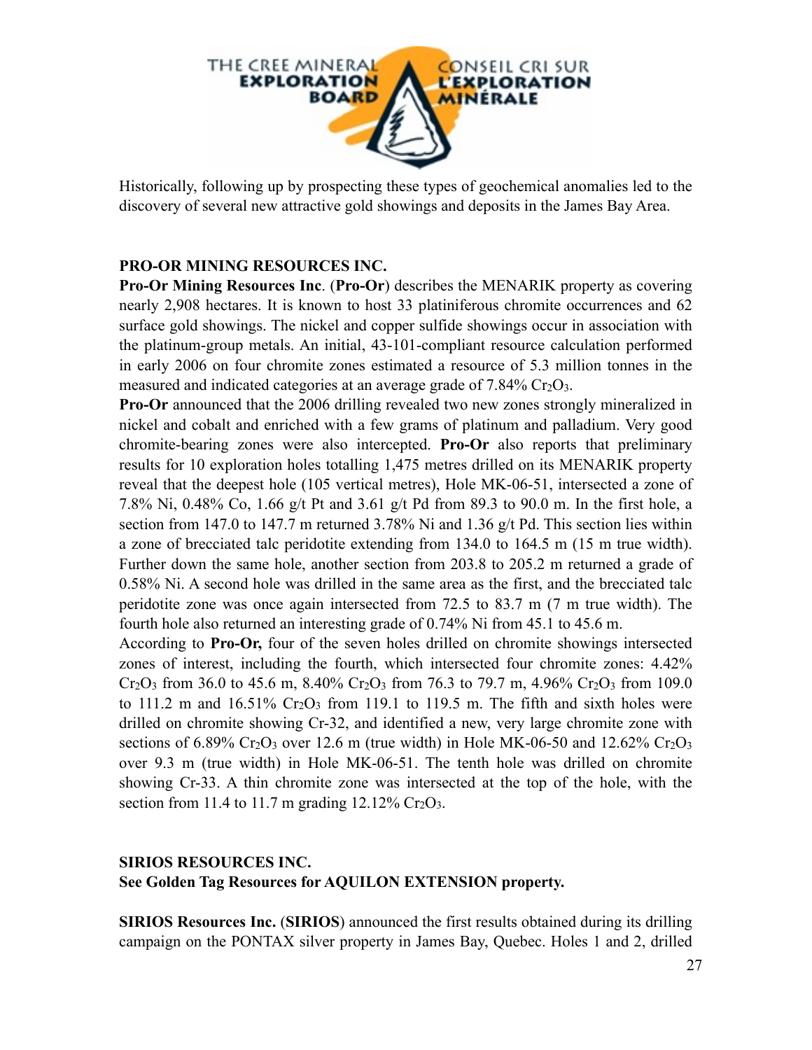Historically, following up by prospecting these types of geochemical anomalies led to the discovery of several new attractive gold showings and deposits in the James Bay Area.

**PRO-OR MINING RESOURCES INC.**

**Pro-Or Mining Resources Inc**. (**Pro-Or**) describes the MENARIK property as covering nearly 2,908 hectares. It is known to host 33 platiniferous chromite occurrences and 62 surface gold showings. The nickel and copper sulfide showings occur in association with the platinum-group metals. An initial, 43-101-compliant resource calculation performed in early 2006 on four chromite zones estimated a resource of 5.3 million tonnes in the measured and indicated categories at an average grade of 7.84% $Cr_2O_3$.

**Pro-Or** announced that the 2006 drilling revealed two new zones strongly mineralized in nickel and cobalt and enriched with a few grams of platinum and palladium. Very good chromite-bearing zones were also intercepted. **Pro-Or** also reports that preliminary results for 10 exploration holes totalling 1,475 metres drilled on its MENARIK property reveal that the deepest hole (105 vertical metres), Hole MK-06-51, intersected a zone of 7.8% Ni, 0.48% Co, 1.66 g/t Pt and 3.61 g/t Pd from 89.3 to 90.0 m. In the first hole, a section from 147.0 to 147.7 m returned 3.78% Ni and 1.36 g/t Pd. This section lies within a zone of brecciated talc peridotite extending from 134.0 to 164.5 m (15 m true width). Further down the same hole, another section from 203.8 to 205.2 m returned a grade of 0.58% Ni. A second hole was drilled in the same area as the first, and the brecciated talc peridotite zone was once again intersected from 72.5 to 83.7 m (7 m true width). The fourth hole also returned an interesting grade of 0.74% Ni from 45.1 to 45.6 m.

According to **Pro-Or,** four of the seven holes drilled on chromite showings intersected zones of interest, including the fourth, which intersected four chromite zones: 4.42% $Cr_2O_3$ from 36.0 to 45.6 m, 8.40% $Cr_2O_3$ from 76.3 to 79.7 m, 4.96% $Cr_2O_3$ from 109.0 to 111.2 m and 16.51% $Cr_2O_3$ from 119.1 to 119.5 m. The fifth and sixth holes were drilled on chromite showing Cr-32, and identified a new, very large chromite zone with sections of 6.89% $Cr_2O_3$ over 12.6 m (true width) in Hole MK-06-50 and 12.62% $Cr_2O_3$ over 9.3 m (true width) in Hole MK-06-51. The tenth hole was drilled on chromite showing Cr-33. A thin chromite zone was intersected at the top of the hole, with the section from 11.4 to 11.7 m grading 12.12% $Cr_2O_3$.

**SIRIOS RESOURCES INC.**

**See Golden Tag Resources for AQUILON EXTENSION property.**

**SIRIOS Resources Inc.** (**SIRIOS**) announced the first results obtained during its drilling campaign on the PONTAX silver property in James Bay, Quebec. Holes 1 and 2, drilled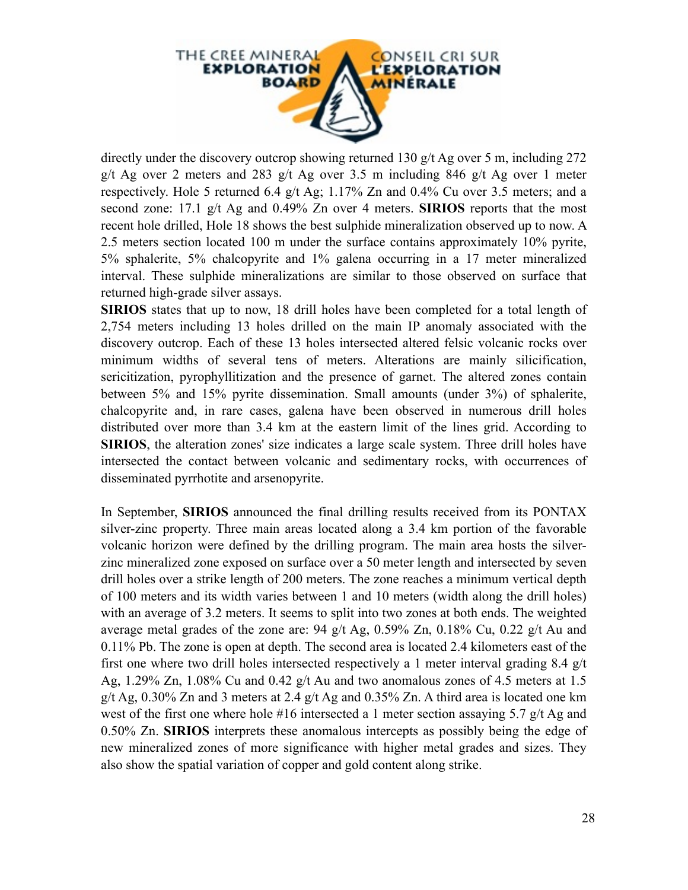directly under the discovery outcrop showing returned 130 g/t Ag over 5 m, including 272 g/t Ag over 2 meters and 283 g/t Ag over 3.5 m including 846 g/t Ag over 1 meter respectively. Hole 5 returned 6.4 g/t Ag; 1.17% Zn and 0.4% Cu over 3.5 meters; and a second zone: 17.1 g/t Ag and 0.49% Zn over 4 meters. **SIRIOS** reports that the most recent hole drilled, Hole 18 shows the best sulphide mineralization observed up to now. A 2.5 meters section located 100 m under the surface contains approximately 10% pyrite, 5% sphalerite, 5% chalcopyrite and 1% galena occurring in a 17 meter mineralized interval. These sulphide mineralizations are similar to those observed on surface that returned high-grade silver assays.

**SIRIOS** states that up to now, 18 drill holes have been completed for a total length of 2,754 meters including 13 holes drilled on the main IP anomaly associated with the discovery outcrop. Each of these 13 holes intersected altered felsic volcanic rocks over minimum widths of several tens of meters. Alterations are mainly silicification, sericitization, pyrophyllitization and the presence of garnet. The altered zones contain between 5% and 15% pyrite dissemination. Small amounts (under 3%) of sphalerite, chalcopyrite and, in rare cases, galena have been observed in numerous drill holes distributed over more than 3.4 km at the eastern limit of the lines grid. According to **SIRIOS**, the alteration zones' size indicates a large scale system. Three drill holes have intersected the contact between volcanic and sedimentary rocks, with occurrences of disseminated pyrrhotite and arsenopyrite.

In September, **SIRIOS** announced the final drilling results received from its PONTAX silver-zinc property. Three main areas located along a 3.4 km portion of the favorable volcanic horizon were defined by the drilling program. The main area hosts the silver-zinc mineralized zone exposed on surface over a 50 meter length and intersected by seven drill holes over a strike length of 200 meters. The zone reaches a minimum vertical depth of 100 meters and its width varies between 1 and 10 meters (width along the drill holes) with an average of 3.2 meters. It seems to split into two zones at both ends. The weighted average metal grades of the zone are: 94 g/t Ag, 0.59% Zn, 0.18% Cu, 0.22 g/t Au and 0.11% Pb. The zone is open at depth. The second area is located 2.4 kilometers east of the first one where two drill holes intersected respectively a 1 meter interval grading 8.4 g/t Ag, 1.29% Zn, 1.08% Cu and 0.42 g/t Au and two anomalous zones of 4.5 meters at 1.5 g/t Ag, 0.30% Zn and 3 meters at 2.4 g/t Ag and 0.35% Zn. A third area is located one km west of the first one where hole #16 intersected a 1 meter section assaying 5.7 g/t Ag and 0.50% Zn. **SIRIOS** interprets these anomalous intercepts as possibly being the edge of new mineralized zones of more significance with higher metal grades and sizes. They also show the spatial variation of copper and gold content along strike.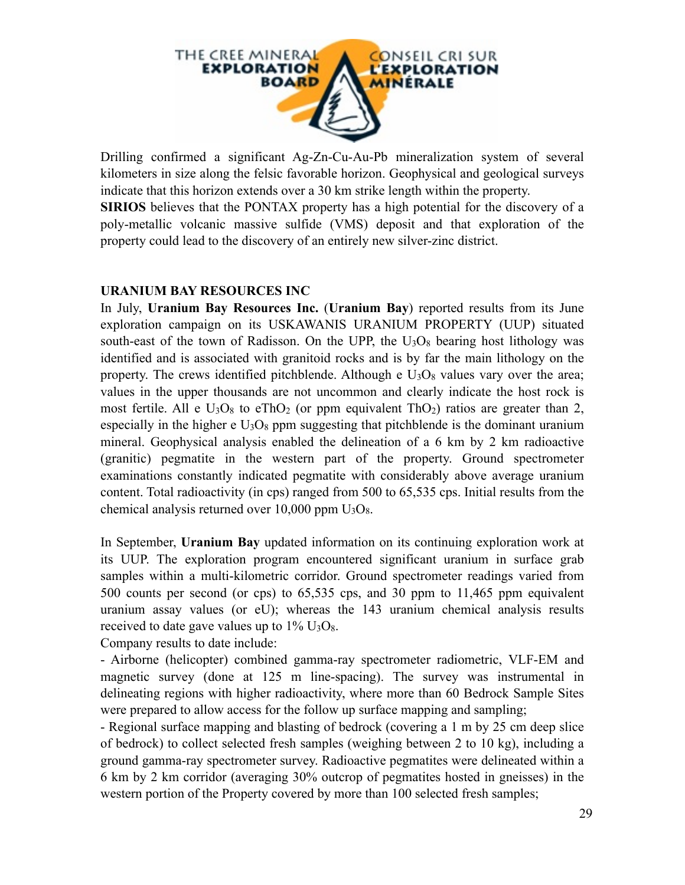Drilling confirmed a significant Ag-Zn-Cu-Au-Pb mineralization system of several kilometers in size along the felsic favorable horizon. Geophysical and geological surveys indicate that this horizon extends over a 30 km strike length within the property.
**SIRIOS** believes that the PONTAX property has a high potential for the discovery of a poly-metallic volcanic massive sulfide (VMS) deposit and that exploration of the property could lead to the discovery of an entirely new silver-zinc district.

**URANIUM BAY RESOURCES INC**
In July, **Uranium Bay Resources Inc.** (**Uranium Bay**) reported results from its June exploration campaign on its USKAWANIS URANIUM PROPERTY (UUP) situated south-east of the town of Radisson. On the UPP, the $U_3O_8$ bearing host lithology was identified and is associated with granitoid rocks and is by far the main lithology on the property. The crews identified pitchblende. Although e $U_3O_8$ values vary over the area; values in the upper thousands are not uncommon and clearly indicate the host rock is most fertile. All e $U_3O_8$ to $eThO_2$ (or ppm equivalent $ThO_2$) ratios are greater than 2, especially in the higher e $U_3O_8$ ppm suggesting that pitchblende is the dominant uranium mineral. Geophysical analysis enabled the delineation of a 6 km by 2 km radioactive (granitic) pegmatite in the western part of the property. Ground spectrometer examinations constantly indicated pegmatite with considerably above average uranium content. Total radioactivity (in cps) ranged from 500 to 65,535 cps. Initial results from the chemical analysis returned over 10,000 ppm $U_3O_8$.

In September, **Uranium Bay** updated information on its continuing exploration work at its UUP. The exploration program encountered significant uranium in surface grab samples within a multi-kilometric corridor. Ground spectrometer readings varied from 500 counts per second (or cps) to 65,535 cps, and 30 ppm to 11,465 ppm equivalent uranium assay values (or eU); whereas the 143 uranium chemical analysis results received to date gave values up to 1% $U_3O_8$.
Company results to date include:
- Airborne (helicopter) combined gamma-ray spectrometer radiometric, VLF-EM and magnetic survey (done at 125 m line-spacing). The survey was instrumental in delineating regions with higher radioactivity, where more than 60 Bedrock Sample Sites were prepared to allow access for the follow up surface mapping and sampling;
- Regional surface mapping and blasting of bedrock (covering a 1 m by 25 cm deep slice of bedrock) to collect selected fresh samples (weighing between 2 to 10 kg), including a ground gamma-ray spectrometer survey. Radioactive pegmatites were delineated within a 6 km by 2 km corridor (averaging 30% outcrop of pegmatites hosted in gneisses) in the western portion of the Property covered by more than 100 selected fresh samples;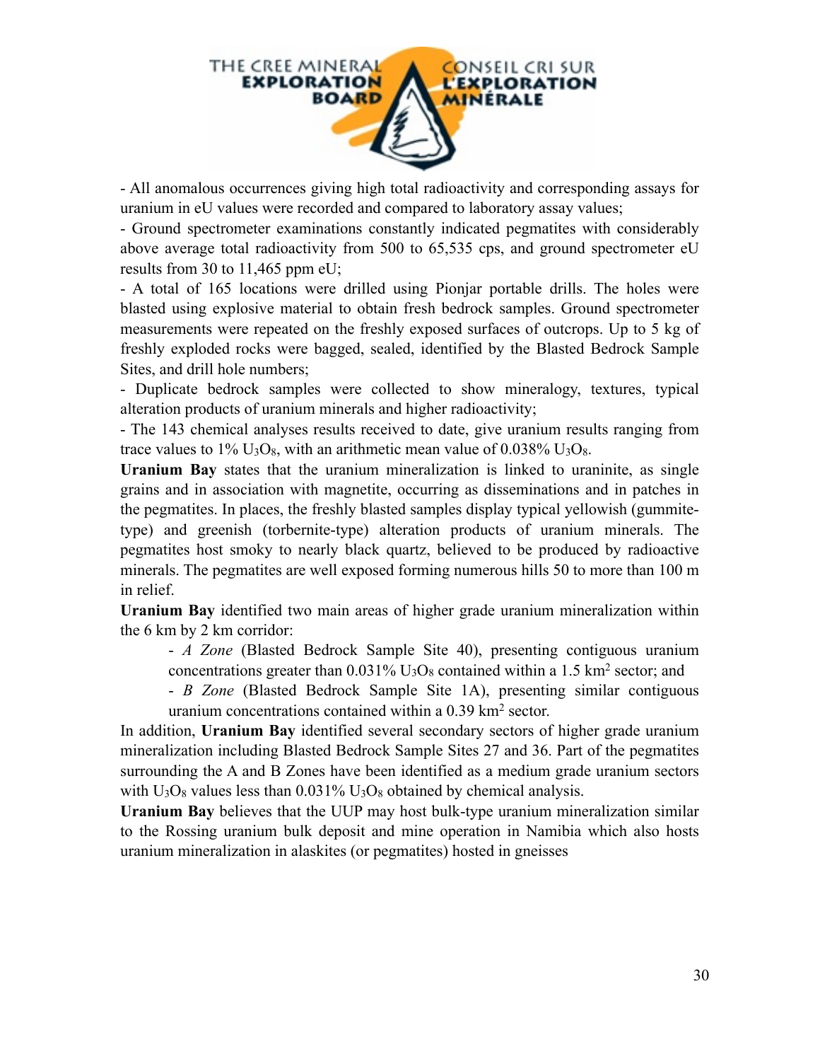- All anomalous occurrences giving high total radioactivity and corresponding assays for uranium in eU values were recorded and compared to laboratory assay values;

- Ground spectrometer examinations constantly indicated pegmatites with considerably above average total radioactivity from 500 to 65,535 cps, and ground spectrometer eU results from 30 to 11,465 ppm eU;

- A total of 165 locations were drilled using Pionjar portable drills. The holes were blasted using explosive material to obtain fresh bedrock samples. Ground spectrometer measurements were repeated on the freshly exposed surfaces of outcrops. Up to 5 kg of freshly exploded rocks were bagged, sealed, identified by the Blasted Bedrock Sample Sites, and drill hole numbers;

- Duplicate bedrock samples were collected to show mineralogy, textures, typical alteration products of uranium minerals and higher radioactivity;

- The 143 chemical analyses results received to date, give uranium results ranging from trace values to 1% $U_3O_8$, with an arithmetic mean value of 0.038% $U_3O_8$.

**Uranium Bay** states that the uranium mineralization is linked to uraninite, as single grains and in association with magnetite, occurring as disseminations and in patches in the pegmatites. In places, the freshly blasted samples display typical yellowish (gummite-type) and greenish (torbernite-type) alteration products of uranium minerals. The pegmatites host smoky to nearly black quartz, believed to be produced by radioactive minerals. The pegmatites are well exposed forming numerous hills 50 to more than 100 m in relief.

**Uranium Bay** identified two main areas of higher grade uranium mineralization within the 6 km by 2 km corridor:

- *A Zone* (Blasted Bedrock Sample Site 40), presenting contiguous uranium concentrations greater than 0.031% $U_3O_8$ contained within a 1.5 $km^2$ sector; and
- *B Zone* (Blasted Bedrock Sample Site 1A), presenting similar contiguous uranium concentrations contained within a 0.39 $km^2$ sector.

In addition, **Uranium Bay** identified several secondary sectors of higher grade uranium mineralization including Blasted Bedrock Sample Sites 27 and 36. Part of the pegmatites surrounding the A and B Zones have been identified as a medium grade uranium sectors with $U_3O_8$ values less than 0.031% $U_3O_8$ obtained by chemical analysis.

**Uranium Bay** believes that the UUP may host bulk-type uranium mineralization similar to the Rossing uranium bulk deposit and mine operation in Namibia which also hosts uranium mineralization in alaskites (or pegmatites) hosted in gneisses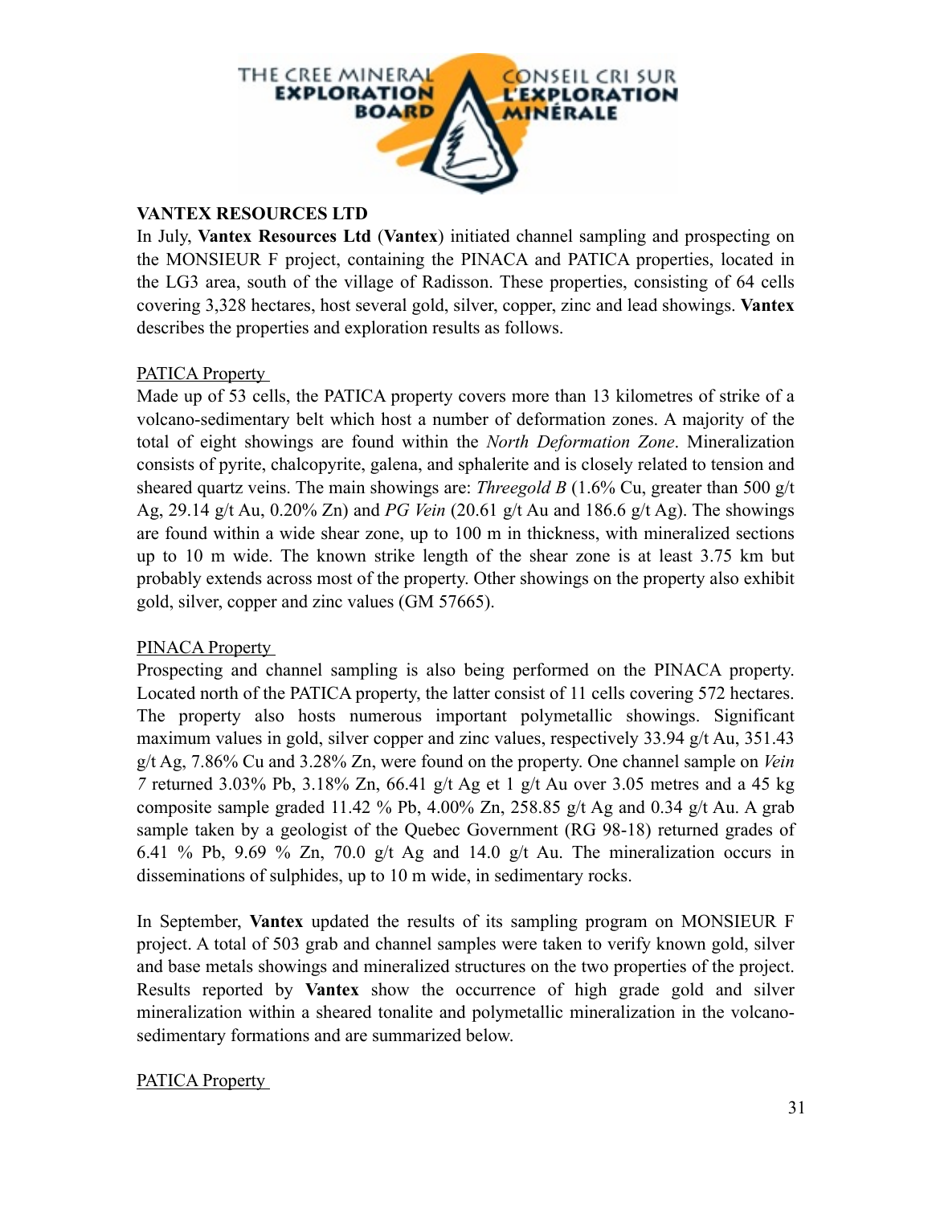**VANTEX RESOURCES LTD**

In July, **Vantex Resources Ltd** (**Vantex**) initiated channel sampling and prospecting on the MONSIEUR F project, containing the PINACA and PATICA properties, located in the LG3 area, south of the village of Radisson. These properties, consisting of 64 cells covering 3,328 hectares, host several gold, silver, copper, zinc and lead showings. **Vantex** describes the properties and exploration results as follows.

PATICA Property

Made up of 53 cells, the PATICA property covers more than 13 kilometres of strike of a volcano-sedimentary belt which host a number of deformation zones. A majority of the total of eight showings are found within the *North Deformation Zone*. Mineralization consists of pyrite, chalcopyrite, galena, and sphalerite and is closely related to tension and sheared quartz veins. The main showings are: *Threegold B* (1.6% Cu, greater than 500 g/t Ag, 29.14 g/t Au, 0.20% Zn) and *PG Vein* (20.61 g/t Au and 186.6 g/t Ag). The showings are found within a wide shear zone, up to 100 m in thickness, with mineralized sections up to 10 m wide. The known strike length of the shear zone is at least 3.75 km but probably extends across most of the property. Other showings on the property also exhibit gold, silver, copper and zinc values (GM 57665).

PINACA Property

Prospecting and channel sampling is also being performed on the PINACA property. Located north of the PATICA property, the latter consist of 11 cells covering 572 hectares. The property also hosts numerous important polymetallic showings. Significant maximum values in gold, silver copper and zinc values, respectively 33.94 g/t Au, 351.43 g/t Ag, 7.86% Cu and 3.28% Zn, were found on the property. One channel sample on *Vein 7* returned 3.03% Pb, 3.18% Zn, 66.41 g/t Ag et 1 g/t Au over 3.05 metres and a 45 kg composite sample graded 11.42 % Pb, 4.00% Zn, 258.85 g/t Ag and 0.34 g/t Au. A grab sample taken by a geologist of the Quebec Government (RG 98-18) returned grades of 6.41 % Pb, 9.69 % Zn, 70.0 g/t Ag and 14.0 g/t Au. The mineralization occurs in disseminations of sulphides, up to 10 m wide, in sedimentary rocks.

In September, **Vantex** updated the results of its sampling program on MONSIEUR F project. A total of 503 grab and channel samples were taken to verify known gold, silver and base metals showings and mineralized structures on the two properties of the project. Results reported by **Vantex** show the occurrence of high grade gold and silver mineralization within a sheared tonalite and polymetallic mineralization in the volcano-sedimentary formations and are summarized below.

PATICA Property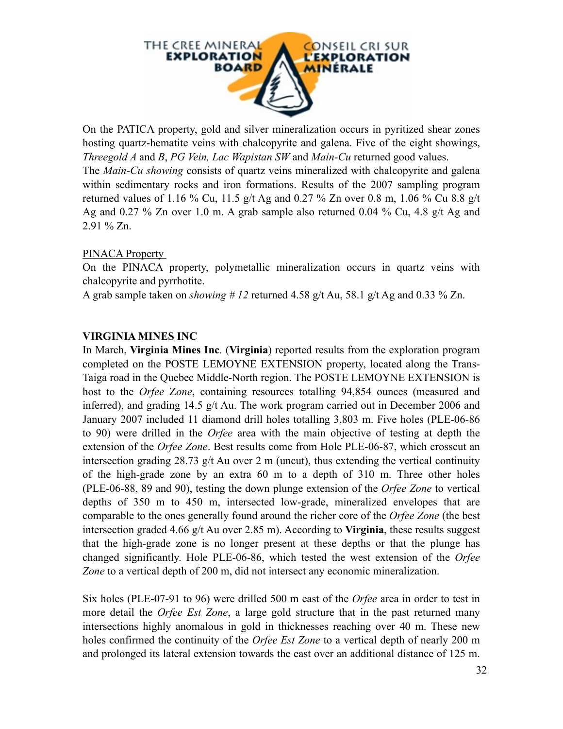On the PATICA property, gold and silver mineralization occurs in pyritized shear zones hosting quartz-hematite veins with chalcopyrite and galena. Five of the eight showings, *Threegold A* and *B*, *PG Vein, Lac Wapistan SW* and *Main-Cu* returned good values.

The *Main-Cu showing* consists of quartz veins mineralized with chalcopyrite and galena within sedimentary rocks and iron formations. Results of the 2007 sampling program returned values of 1.16 % Cu, 11.5 g/t Ag and 0.27 % Zn over 0.8 m, 1.06 % Cu 8.8 g/t Ag and 0.27 % Zn over 1.0 m. A grab sample also returned 0.04 % Cu, 4.8 g/t Ag and 2.91 % Zn.

PINACA Property

On the PINACA property, polymetallic mineralization occurs in quartz veins with chalcopyrite and pyrrhotite.

A grab sample taken on *showing # 12* returned 4.58 g/t Au, 58.1 g/t Ag and 0.33 % Zn.

**VIRGINIA MINES INC**

In March, **Virginia Mines Inc**. (**Virginia**) reported results from the exploration program completed on the POSTE LEMOYNE EXTENSION property, located along the Trans-Taiga road in the Quebec Middle-North region. The POSTE LEMOYNE EXTENSION is host to the *Orfee Zone*, containing resources totalling 94,854 ounces (measured and inferred), and grading 14.5 g/t Au. The work program carried out in December 2006 and January 2007 included 11 diamond drill holes totalling 3,803 m. Five holes (PLE-06-86 to 90) were drilled in the *Orfee* area with the main objective of testing at depth the extension of the *Orfee Zone*. Best results come from Hole PLE-06-87, which crosscut an intersection grading 28.73 g/t Au over 2 m (uncut), thus extending the vertical continuity of the high-grade zone by an extra 60 m to a depth of 310 m. Three other holes (PLE-06-88, 89 and 90), testing the down plunge extension of the *Orfee Zone* to vertical depths of 350 m to 450 m, intersected low-grade, mineralized envelopes that are comparable to the ones generally found around the richer core of the *Orfee Zone* (the best intersection graded 4.66 g/t Au over 2.85 m). According to **Virginia**, these results suggest that the high-grade zone is no longer present at these depths or that the plunge has changed significantly. Hole PLE-06-86, which tested the west extension of the *Orfee Zone* to a vertical depth of 200 m, did not intersect any economic mineralization.

Six holes (PLE-07-91 to 96) were drilled 500 m east of the *Orfee* area in order to test in more detail the *Orfee Est Zone*, a large gold structure that in the past returned many intersections highly anomalous in gold in thicknesses reaching over 40 m. These new holes confirmed the continuity of the *Orfee Est Zone* to a vertical depth of nearly 200 m and prolonged its lateral extension towards the east over an additional distance of 125 m.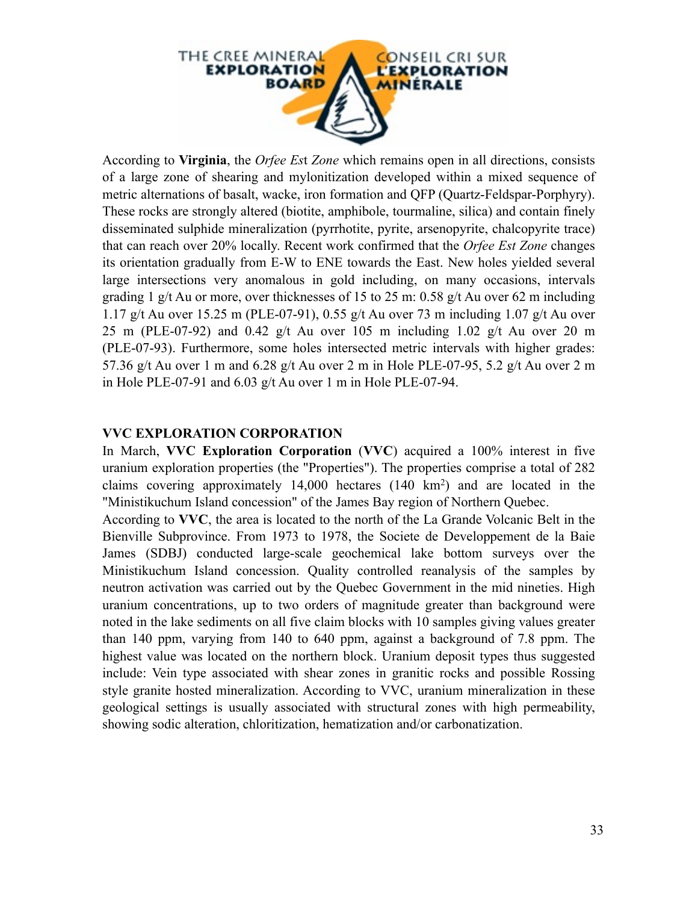According to **Virginia**, the *Orfee Est Zone* which remains open in all directions, consists of a large zone of shearing and mylonitization developed within a mixed sequence of metric alternations of basalt, wacke, iron formation and QFP (Quartz-Feldspar-Porphyry). These rocks are strongly altered (biotite, amphibole, tourmaline, silica) and contain finely disseminated sulphide mineralization (pyrrhotite, pyrite, arsenopyrite, chalcopyrite trace) that can reach over 20% locally. Recent work confirmed that the *Orfee Est Zone* changes its orientation gradually from E-W to ENE towards the East. New holes yielded several large intersections very anomalous in gold including, on many occasions, intervals grading 1 g/t Au or more, over thicknesses of 15 to 25 m: 0.58 g/t Au over 62 m including 1.17 g/t Au over 15.25 m (PLE-07-91), 0.55 g/t Au over 73 m including 1.07 g/t Au over 25 m (PLE-07-92) and 0.42 g/t Au over 105 m including 1.02 g/t Au over 20 m (PLE-07-93). Furthermore, some holes intersected metric intervals with higher grades: 57.36 g/t Au over 1 m and 6.28 g/t Au over 2 m in Hole PLE-07-95, 5.2 g/t Au over 2 m in Hole PLE-07-91 and 6.03 g/t Au over 1 m in Hole PLE-07-94.

## VVC EXPLORATION CORPORATION

In March, **VVC Exploration Corporation** (**VVC**) acquired a 100% interest in five uranium exploration properties (the "Properties"). The properties comprise a total of 282 claims covering approximately 14,000 hectares (140 km$^2$) and are located in the "Ministikuchum Island concession" of the James Bay region of Northern Quebec.

According to **VVC**, the area is located to the north of the La Grande Volcanic Belt in the Bienville Subprovince. From 1973 to 1978, the Societe de Developpement de la Baie James (SDBJ) conducted large-scale geochemical lake bottom surveys over the Ministikuchum Island concession. Quality controlled reanalysis of the samples by neutron activation was carried out by the Quebec Government in the mid nineties. High uranium concentrations, up to two orders of magnitude greater than background were noted in the lake sediments on all five claim blocks with 10 samples giving values greater than 140 ppm, varying from 140 to 640 ppm, against a background of 7.8 ppm. The highest value was located on the northern block. Uranium deposit types thus suggested include: Vein type associated with shear zones in granitic rocks and possible Rossing style granite hosted mineralization. According to VVC, uranium mineralization in these geological settings is usually associated with structural zones with high permeability, showing sodic alteration, chloritization, hematization and/or carbonatization.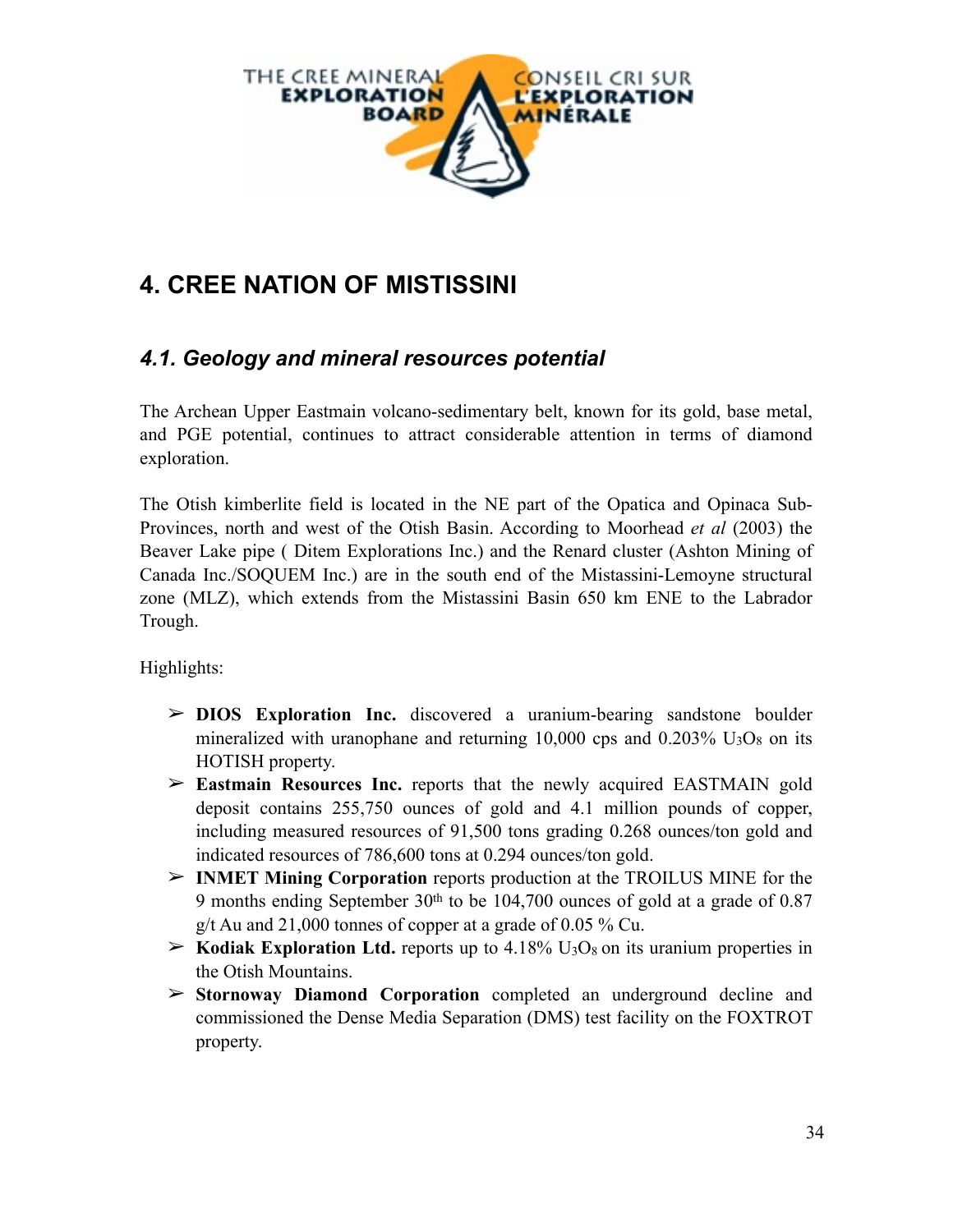# 4. CREE NATION OF MISTISSINI

## 4.1. Geology and mineral resources potential

The Archean Upper Eastmain volcano-sedimentary belt, known for its gold, base metal, and PGE potential, continues to attract considerable attention in terms of diamond exploration.

The Otish kimberlite field is located in the NE part of the Opatica and Opinaca Sub-Provinces, north and west of the Otish Basin. According to Moorhead *et al* (2003) the Beaver Lake pipe ( Ditem Explorations Inc.) and the Renard cluster (Ashton Mining of Canada Inc./SOQUEM Inc.) are in the south end of the Mistassini-Lemoyne structural zone (MLZ), which extends from the Mistassini Basin 650 km ENE to the Labrador Trough.

Highlights:

- **DIOS Exploration Inc.** discovered a uranium-bearing sandstone boulder mineralized with uranophane and returning 10,000 cps and 0.203% $U_3O_8$ on its HOTISH property.
- **Eastmain Resources Inc.** reports that the newly acquired EASTMAIN gold deposit contains 255,750 ounces of gold and 4.1 million pounds of copper, including measured resources of 91,500 tons grading 0.268 ounces/ton gold and indicated resources of 786,600 tons at 0.294 ounces/ton gold.
- **INMET Mining Corporation** reports production at the TROILUS MINE for the 9 months ending September 30$^{th}$ to be 104,700 ounces of gold at a grade of 0.87 g/t Au and 21,000 tonnes of copper at a grade of 0.05 % Cu.
- **Kodiak Exploration Ltd.** reports up to 4.18% $U_3O_8$ on its uranium properties in the Otish Mountains.
- **Stornoway Diamond Corporation** completed an underground decline and commissioned the Dense Media Separation (DMS) test facility on the FOXTROT property.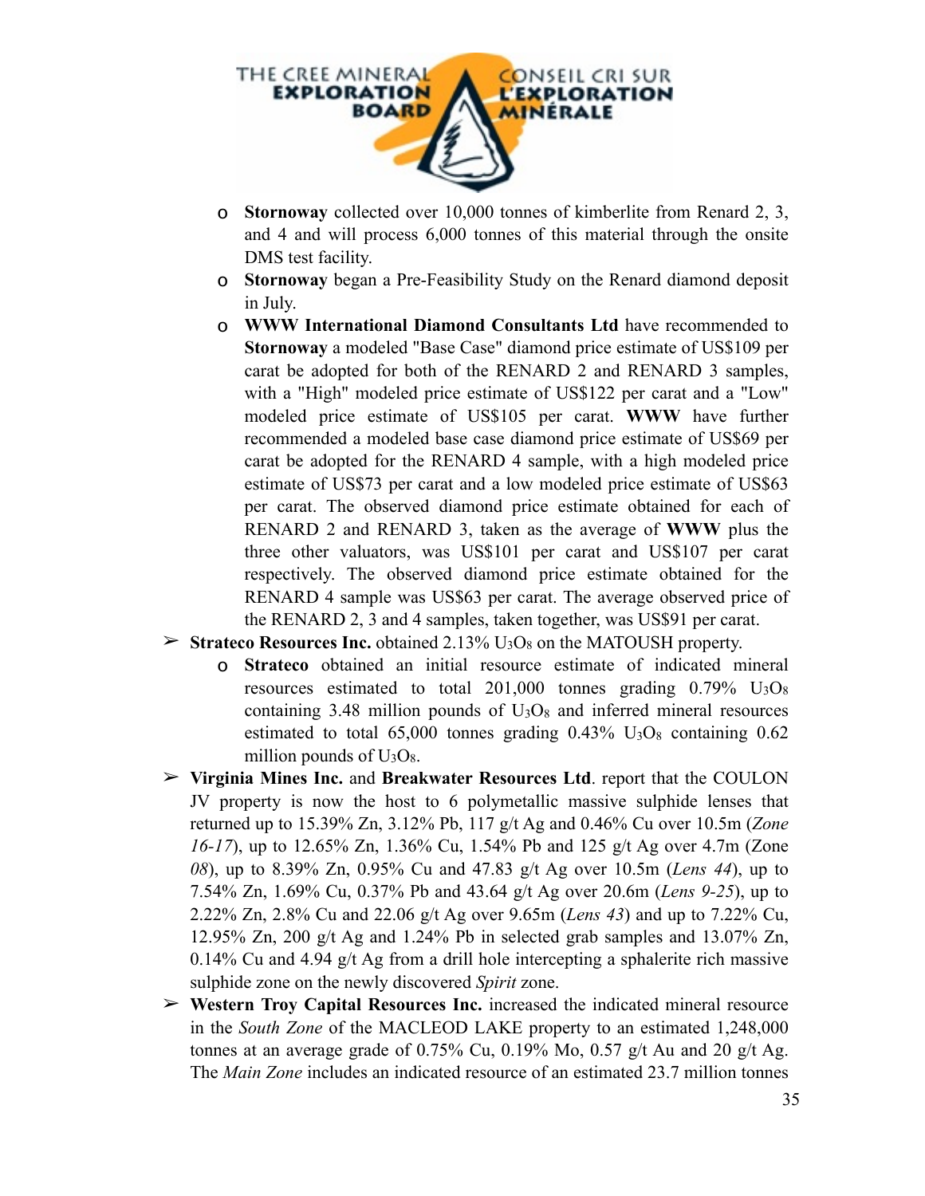- **Stornoway** collected over 10,000 tonnes of kimberlite from Renard 2, 3, and 4 and will process 6,000 tonnes of this material through the onsite DMS test facility.
  - **Stornoway** began a Pre-Feasibility Study on the Renard diamond deposit in July.
  - **WWW International Diamond Consultants Ltd** have recommended to **Stornoway** a modeled "Base Case" diamond price estimate of US$109 per carat be adopted for both of the RENARD 2 and RENARD 3 samples, with a "High" modeled price estimate of US$122 per carat and a "Low" modeled price estimate of US$105 per carat. **WWW** have further recommended a modeled base case diamond price estimate of US$69 per carat be adopted for the RENARD 4 sample, with a high modeled price estimate of US$73 per carat and a low modeled price estimate of US$63 per carat. The observed diamond price estimate obtained for each of RENARD 2 and RENARD 3, taken as the average of **WWW** plus the three other valuators, was US$101 per carat and US$107 per carat respectively. The observed diamond price estimate obtained for the RENARD 4 sample was US$63 per carat. The average observed price of the RENARD 2, 3 and 4 samples, taken together, was US$91 per carat.
- **Strateco Resources Inc.** obtained 2.13% $U_3O_8$ on the MATOUSH property.
  - **Strateco** obtained an initial resource estimate of indicated mineral resources estimated to total 201,000 tonnes grading 0.79% $U_3O_8$ containing 3.48 million pounds of $U_3O_8$ and inferred mineral resources estimated to total 65,000 tonnes grading 0.43% $U_3O_8$ containing 0.62 million pounds of $U_3O_8$.
- **Virginia Mines Inc.** and **Breakwater Resources Ltd**. report that the COULON JV property is now the host to 6 polymetallic massive sulphide lenses that returned up to 15.39% Zn, 3.12% Pb, 117 g/t Ag and 0.46% Cu over 10.5m (*Zone 16-17*), up to 12.65% Zn, 1.36% Cu, 1.54% Pb and 125 g/t Ag over 4.7m (Zone *08*), up to 8.39% Zn, 0.95% Cu and 47.83 g/t Ag over 10.5m (*Lens 44*), up to 7.54% Zn, 1.69% Cu, 0.37% Pb and 43.64 g/t Ag over 20.6m (*Lens 9-25*), up to 2.22% Zn, 2.8% Cu and 22.06 g/t Ag over 9.65m (*Lens 43*) and up to 7.22% Cu, 12.95% Zn, 200 g/t Ag and 1.24% Pb in selected grab samples and 13.07% Zn, 0.14% Cu and 4.94 g/t Ag from a drill hole intercepting a sphalerite rich massive sulphide zone on the newly discovered *Spirit* zone.
- **Western Troy Capital Resources Inc.** increased the indicated mineral resource in the *South Zone* of the MACLEOD LAKE property to an estimated 1,248,000 tonnes at an average grade of 0.75% Cu, 0.19% Mo, 0.57 g/t Au and 20 g/t Ag. The *Main Zone* includes an indicated resource of an estimated 23.7 million tonnes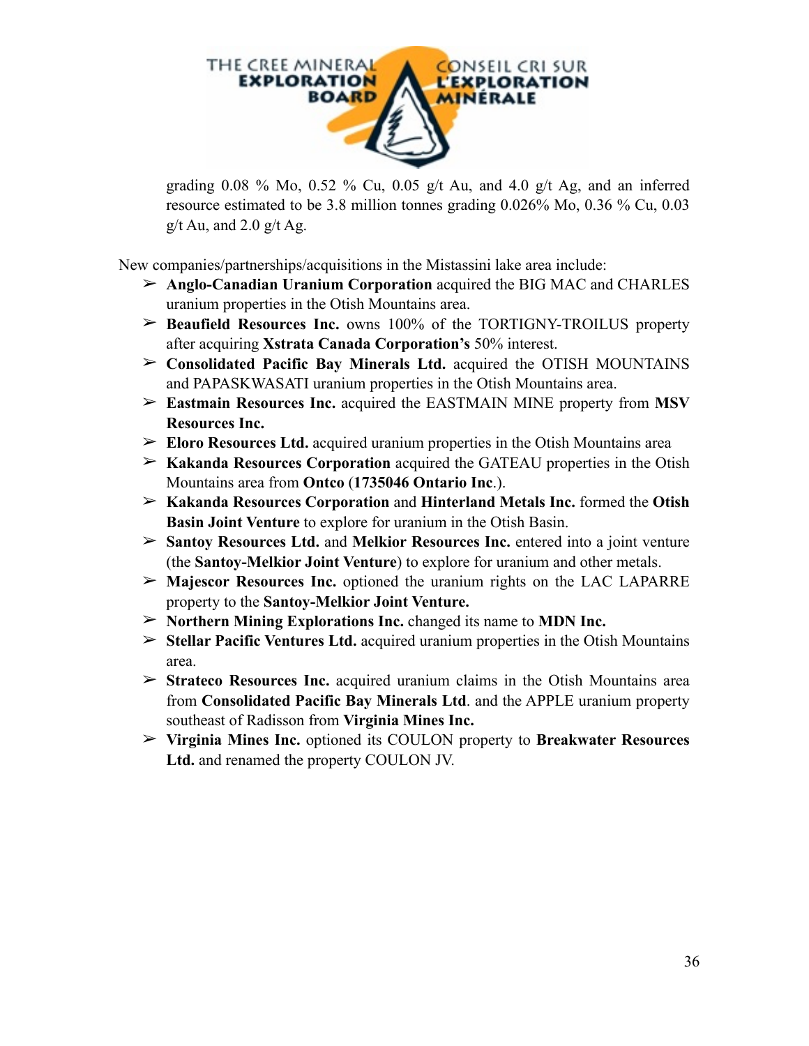grading 0.08 % Mo, 0.52 % Cu, 0.05 g/t Au, and 4.0 g/t Ag, and an inferred resource estimated to be 3.8 million tonnes grading 0.026% Mo, 0.36 % Cu, 0.03 g/t Au, and 2.0 g/t Ag.

New companies/partnerships/acquisitions in the Mistassini lake area include:

- **Anglo-Canadian Uranium Corporation** acquired the BIG MAC and CHARLES uranium properties in the Otish Mountains area.
- **Beaufield Resources Inc.** owns 100% of the TORTIGNY-TROILUS property after acquiring **Xstrata Canada Corporation's** 50% interest.
- **Consolidated Pacific Bay Minerals Ltd.** acquired the OTISH MOUNTAINS and PAPASKWASATI uranium properties in the Otish Mountains area.
- **Eastmain Resources Inc.** acquired the EASTMAIN MINE property from **MSV Resources Inc.**
- **Eloro Resources Ltd.** acquired uranium properties in the Otish Mountains area
- **Kakanda Resources Corporation** acquired the GATEAU properties in the Otish Mountains area from **Ontco** (**1735046 Ontario Inc**.).
- **Kakanda Resources Corporation** and **Hinterland Metals Inc.** formed the **Otish Basin Joint Venture** to explore for uranium in the Otish Basin.
- **Santoy Resources Ltd.** and **Melkior Resources Inc.** entered into a joint venture (the **Santoy-Melkior Joint Venture**) to explore for uranium and other metals.
- **Majescor Resources Inc.** optioned the uranium rights on the LAC LAPARRE property to the **Santoy-Melkior Joint Venture.**
- **Northern Mining Explorations Inc.** changed its name to **MDN Inc.**
- **Stellar Pacific Ventures Ltd.** acquired uranium properties in the Otish Mountains area.
- **Strateco Resources Inc.** acquired uranium claims in the Otish Mountains area from **Consolidated Pacific Bay Minerals Ltd**. and the APPLE uranium property southeast of Radisson from **Virginia Mines Inc.**
- **Virginia Mines Inc.** optioned its COULON property to **Breakwater Resources Ltd.** and renamed the property COULON JV.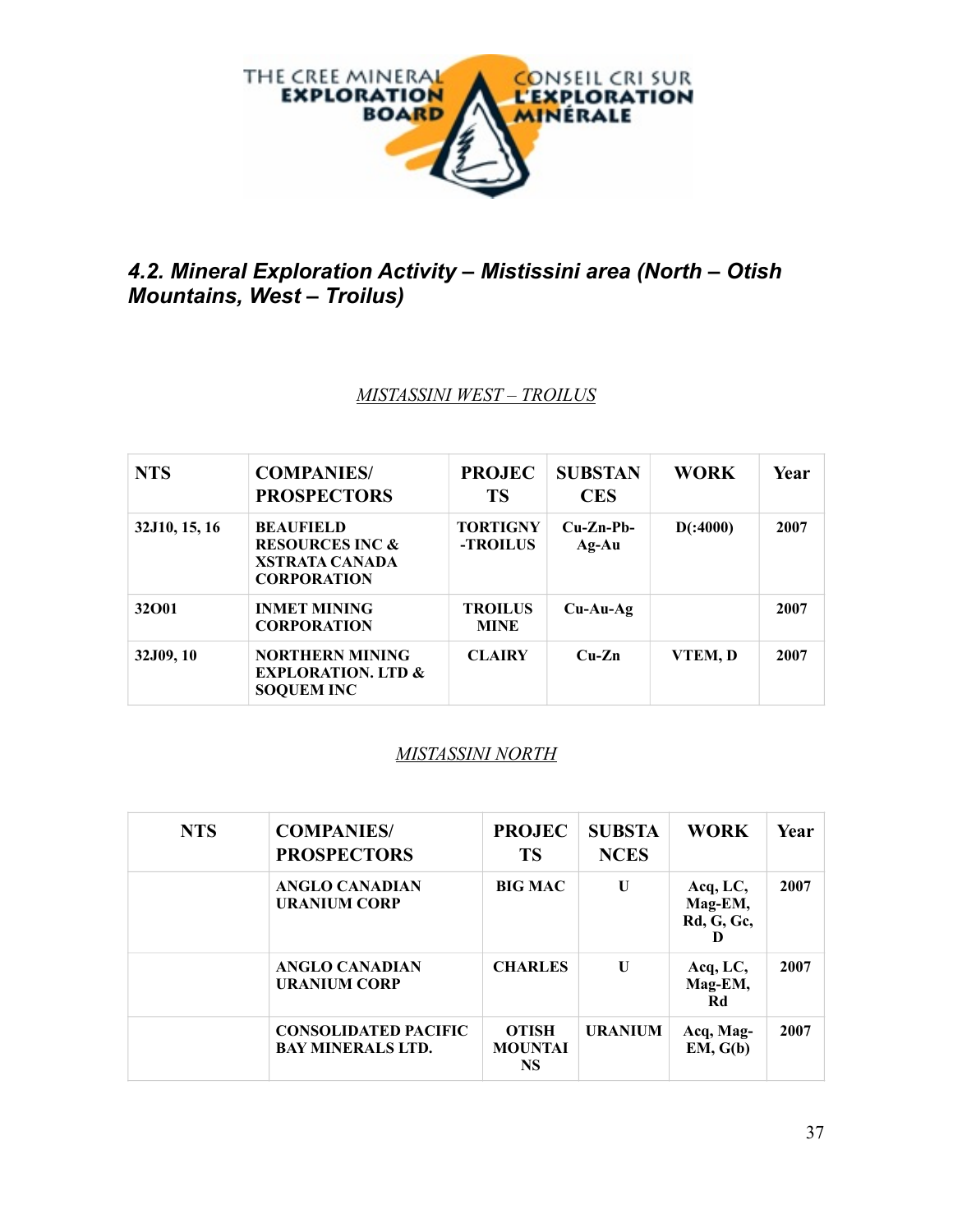## *4.2. Mineral Exploration Activity – Mistissini area (North – Otish Mountains, West – Troilus)*

*MISTASSINI WEST – TROILUS*

| NTS | COMPANIES/ PROSPECTORS | PROJECTS | SUBSTANCES | WORK | Year |
|---|---|---|---|---|---|
| **32J10, 15, 16** | **BEAUFIELD RESOURCES INC & XSTRATA CANADA CORPORATION** | **TORTIGNY -TROILUS** | **Cu-Zn-Pb-Ag-Au** | **D(:4000)** | **2007** |
| **32O01** | **INMET MINING CORPORATION** | **TROILUS MINE** | **Cu-Au-Ag** | | **2007** |
| **32J09, 10** | **NORTHERN MINING EXPLORATION. LTD & SOQUEM INC** | **CLAIRY** | **Cu-Zn** | **VTEM, D** | **2007** |

*MISTASSINI NORTH*

| NTS | COMPANIES/ PROSPECTORS | PROJECTS | SUBSTANCES | WORK | Year |
|---|---|---|---|---|---|
| | **ANGLO CANADIAN URANIUM CORP** | **BIG MAC** | **U** | **Acq, LC, Mag-EM, Rd, G, Gc, D** | **2007** |
| | **ANGLO CANADIAN URANIUM CORP** | **CHARLES** | **U** | **Acq, LC, Mag-EM, Rd** | **2007** |
| | **CONSOLIDATED PACIFIC BAY MINERALS LTD.** | **OTISH MOUNTAINS** | **URANIUM** | **Acq, Mag-EM, G(b)** | **2007** |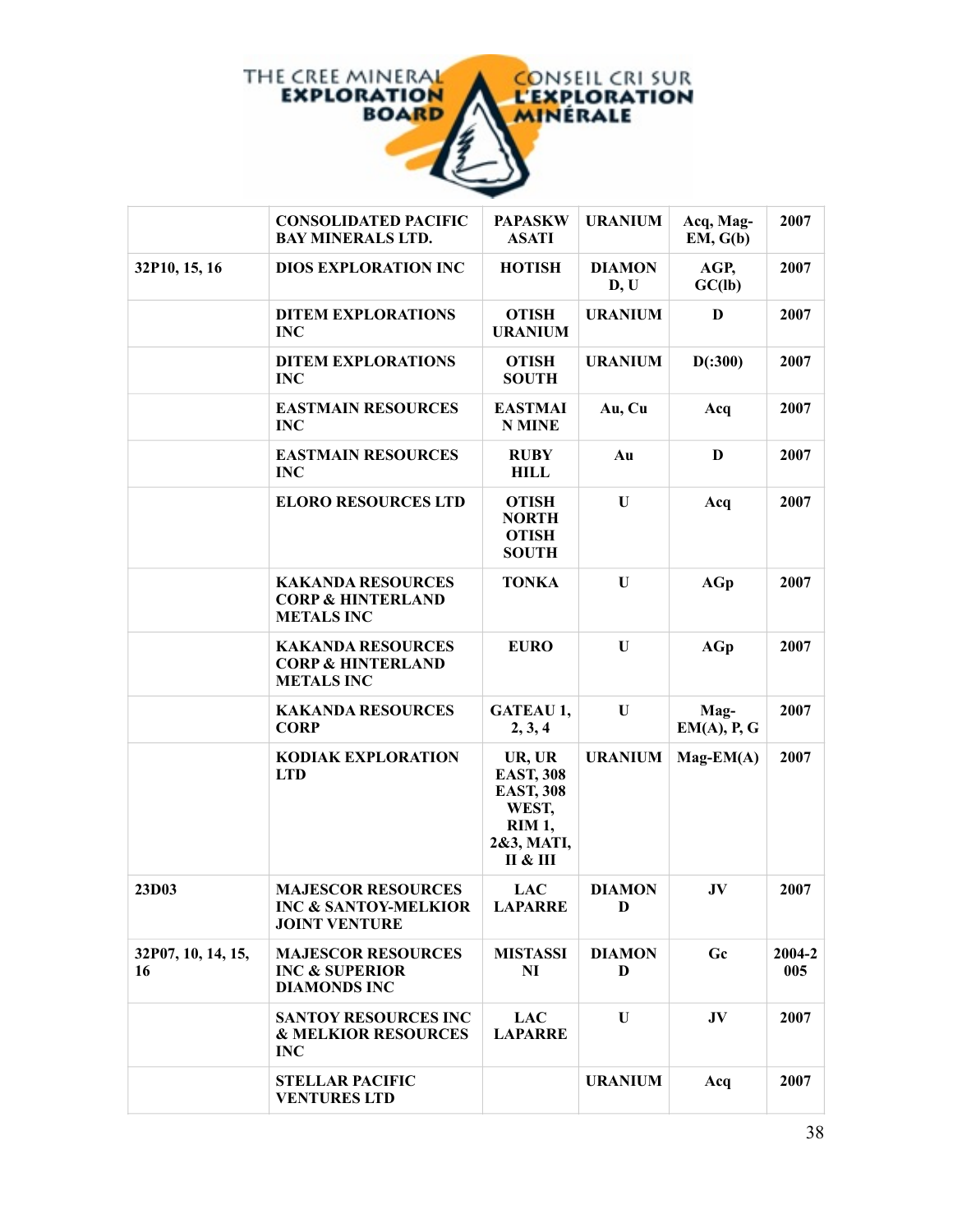|  |  |  |  |  |  |
|---|---|---|---|---|---|
|  | CONSOLIDATED PACIFIC BAY MINERALS LTD. | PAPASKWASATI | URANIUM | Acq, Mag-EM, G(b) | 2007 |
| 32P10, 15, 16 | DIOS EXPLORATION INC | HOTISH | DIAMOND, U | AGP, GC(lb) | 2007 |
|  | DITEM EXPLORATIONS INC | OTISH URANIUM | URANIUM | D | 2007 |
|  | DITEM EXPLORATIONS INC | OTISH SOUTH | URANIUM | D(:300) | 2007 |
|  | EASTMAIN RESOURCES INC | EASTMAIN MINE | Au, Cu | Acq | 2007 |
|  | EASTMAIN RESOURCES INC | RUBY HILL | Au | D | 2007 |
|  | ELORO RESOURCES LTD | OTISH NORTH OTISH SOUTH | U | Acq | 2007 |
|  | KAKANDA RESOURCES CORP & HINTERLAND METALS INC | TONKA | U | AGp | 2007 |
|  | KAKANDA RESOURCES CORP & HINTERLAND METALS INC | EURO | U | AGp | 2007 |
|  | KAKANDA RESOURCES CORP | GATEAU 1, 2, 3, 4 | U | Mag-EM(A), P, G | 2007 |
|  | KODIAK EXPLORATION LTD | UR, UR EAST, 308 EAST, 308 WEST, RIM 1, 2&3, MATI, II & III | URANIUM | Mag-EM(A) | 2007 |
| 23D03 | MAJESCOR RESOURCES INC & SANTOY-MELKIOR JOINT VENTURE | LAC LAPARRE | DIAMOND | JV | 2007 |
| 32P07, 10, 14, 15, 16 | MAJESCOR RESOURCES INC & SUPERIOR DIAMONDS INC | MISTASSINI | DIAMOND | Gc | 2004-2005 |
|  | SANTOY RESOURCES INC & MELKIOR RESOURCES INC | LAC LAPARRE | U | JV | 2007 |
|  | STELLAR PACIFIC VENTURES LTD |  | URANIUM | Acq | 2007 |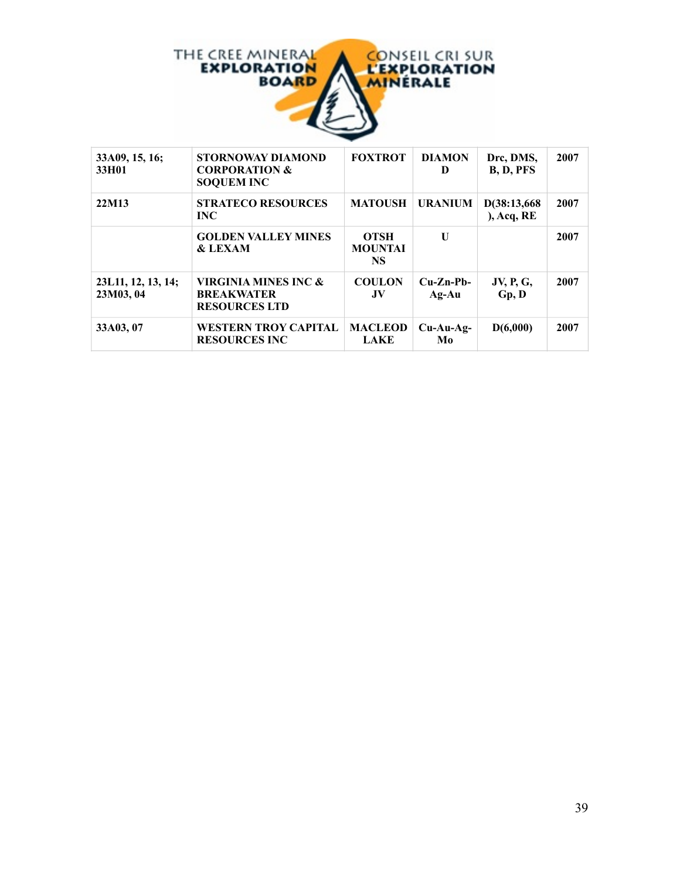| 33A09, 15, 16; 33H01 | STORNOWAY DIAMOND CORPORATION & SOQUEM INC | FOXTROT | DIAMOND | Drc, DMS, B, D, PFS | 2007 |
|---|---|---|---|---|---|
| 22M13 | STRATECO RESOURCES INC | MATOUSH | URANIUM | D(38:13,668), Acq, RE | 2007 |
| | GOLDEN VALLEY MINES & LEXAM | OTSH MOUNTAINS | U | | 2007 |
| 23L11, 12, 13, 14; 23M03, 04 | VIRGINIA MINES INC & BREAKWATER RESOURCES LTD | COULON JV | Cu-Zn-Pb-Ag-Au | JV, P, G, Gp, D | 2007 |
| 33A03, 07 | WESTERN TROY CAPITAL RESOURCES INC | MACLEOD LAKE | Cu-Au-Ag-Mo | D(6,000) | 2007 |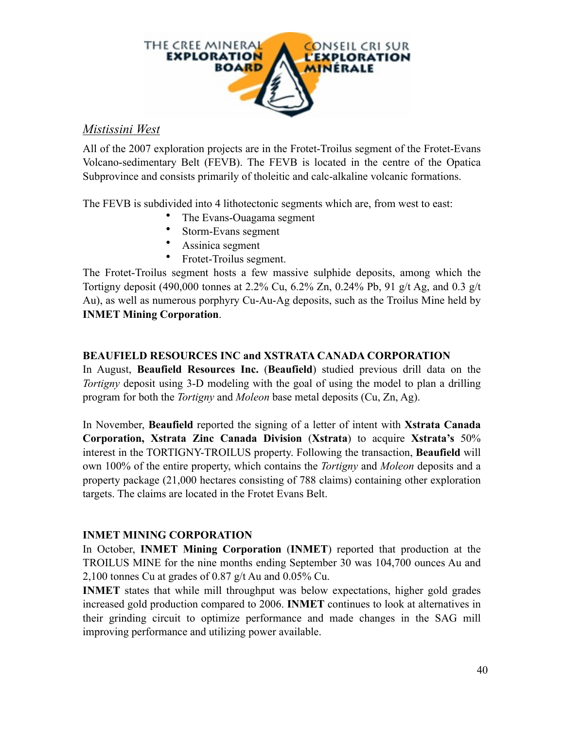*Mistissini West*

All of the 2007 exploration projects are in the Frotet-Troilus segment of the Frotet-Evans Volcano-sedimentary Belt (FEVB). The FEVB is located in the centre of the Opatica Subprovince and consists primarily of tholeitic and calc-alkaline volcanic formations.

The FEVB is subdivided into 4 lithotectonic segments which are, from west to east:

- The Evans-Ouagama segment
- Storm-Evans segment
- Assinica segment
- Frotet-Troilus segment.

The Frotet-Troilus segment hosts a few massive sulphide deposits, among which the Tortigny deposit (490,000 tonnes at 2.2% Cu, 6.2% Zn, 0.24% Pb, 91 g/t Ag, and 0.3 g/t Au), as well as numerous porphyry Cu-Au-Ag deposits, such as the Troilus Mine held by **INMET Mining Corporation**.

**BEAUFIELD RESOURCES INC and XSTRATA CANADA CORPORATION**

In August, **Beaufield Resources Inc.** (**Beaufield**) studied previous drill data on the *Tortigny* deposit using 3-D modeling with the goal of using the model to plan a drilling program for both the *Tortigny* and *Moleon* base metal deposits (Cu, Zn, Ag).

In November, **Beaufield** reported the signing of a letter of intent with **Xstrata Canada Corporation, Xstrata Zinc Canada Division** (**Xstrata**) to acquire **Xstrata's** 50% interest in the TORTIGNY-TROILUS property. Following the transaction, **Beaufield** will own 100% of the entire property, which contains the *Tortigny* and *Moleon* deposits and a property package (21,000 hectares consisting of 788 claims) containing other exploration targets. The claims are located in the Frotet Evans Belt.

**INMET MINING CORPORATION**

In October, **INMET Mining Corporation** (**INMET**) reported that production at the TROILUS MINE for the nine months ending September 30 was 104,700 ounces Au and 2,100 tonnes Cu at grades of 0.87 g/t Au and 0.05% Cu.

**INMET** states that while mill throughput was below expectations, higher gold grades increased gold production compared to 2006. **INMET** continues to look at alternatives in their grinding circuit to optimize performance and made changes in the SAG mill improving performance and utilizing power available.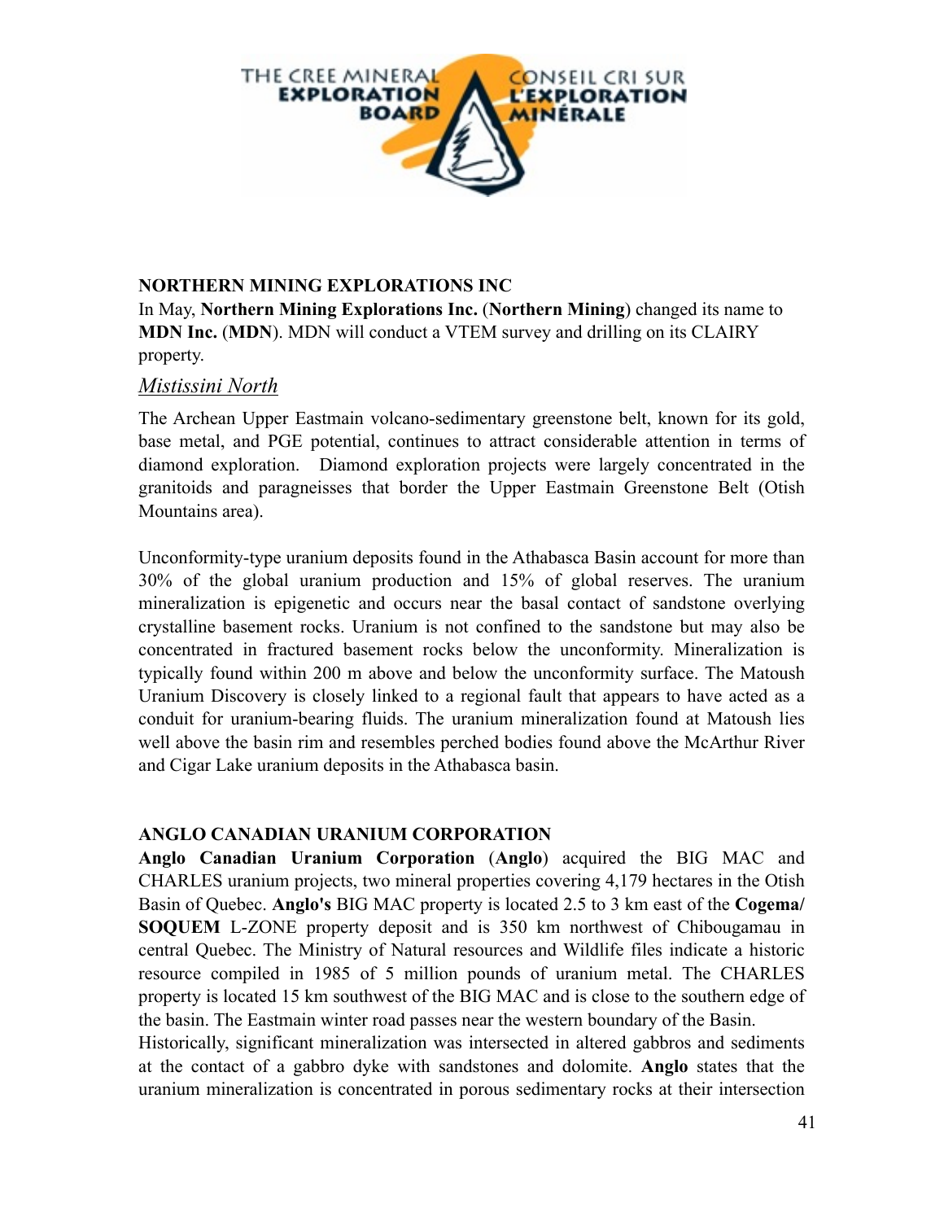**NORTHERN MINING EXPLORATIONS INC**

In May, **Northern Mining Explorations Inc.** (**Northern Mining**) changed its name to **MDN Inc.** (**MDN**). MDN will conduct a VTEM survey and drilling on its CLAIRY property.

## *Mistissini North*

The Archean Upper Eastmain volcano-sedimentary greenstone belt, known for its gold, base metal, and PGE potential, continues to attract considerable attention in terms of diamond exploration. Diamond exploration projects were largely concentrated in the granitoids and paragneisses that border the Upper Eastmain Greenstone Belt (Otish Mountains area).

Unconformity-type uranium deposits found in the Athabasca Basin account for more than 30% of the global uranium production and 15% of global reserves. The uranium mineralization is epigenetic and occurs near the basal contact of sandstone overlying crystalline basement rocks. Uranium is not confined to the sandstone but may also be concentrated in fractured basement rocks below the unconformity. Mineralization is typically found within 200 m above and below the unconformity surface. The Matoush Uranium Discovery is closely linked to a regional fault that appears to have acted as a conduit for uranium-bearing fluids. The uranium mineralization found at Matoush lies well above the basin rim and resembles perched bodies found above the McArthur River and Cigar Lake uranium deposits in the Athabasca basin.

**ANGLO CANADIAN URANIUM CORPORATION**

**Anglo Canadian Uranium Corporation** (**Anglo**) acquired the BIG MAC and CHARLES uranium projects, two mineral properties covering 4,179 hectares in the Otish Basin of Quebec. **Anglo's** BIG MAC property is located 2.5 to 3 km east of the **Cogema/ SOQUEM** L-ZONE property deposit and is 350 km northwest of Chibougamau in central Quebec. The Ministry of Natural resources and Wildlife files indicate a historic resource compiled in 1985 of 5 million pounds of uranium metal. The CHARLES property is located 15 km southwest of the BIG MAC and is close to the southern edge of the basin. The Eastmain winter road passes near the western boundary of the Basin.

Historically, significant mineralization was intersected in altered gabbros and sediments at the contact of a gabbro dyke with sandstones and dolomite. **Anglo** states that the uranium mineralization is concentrated in porous sedimentary rocks at their intersection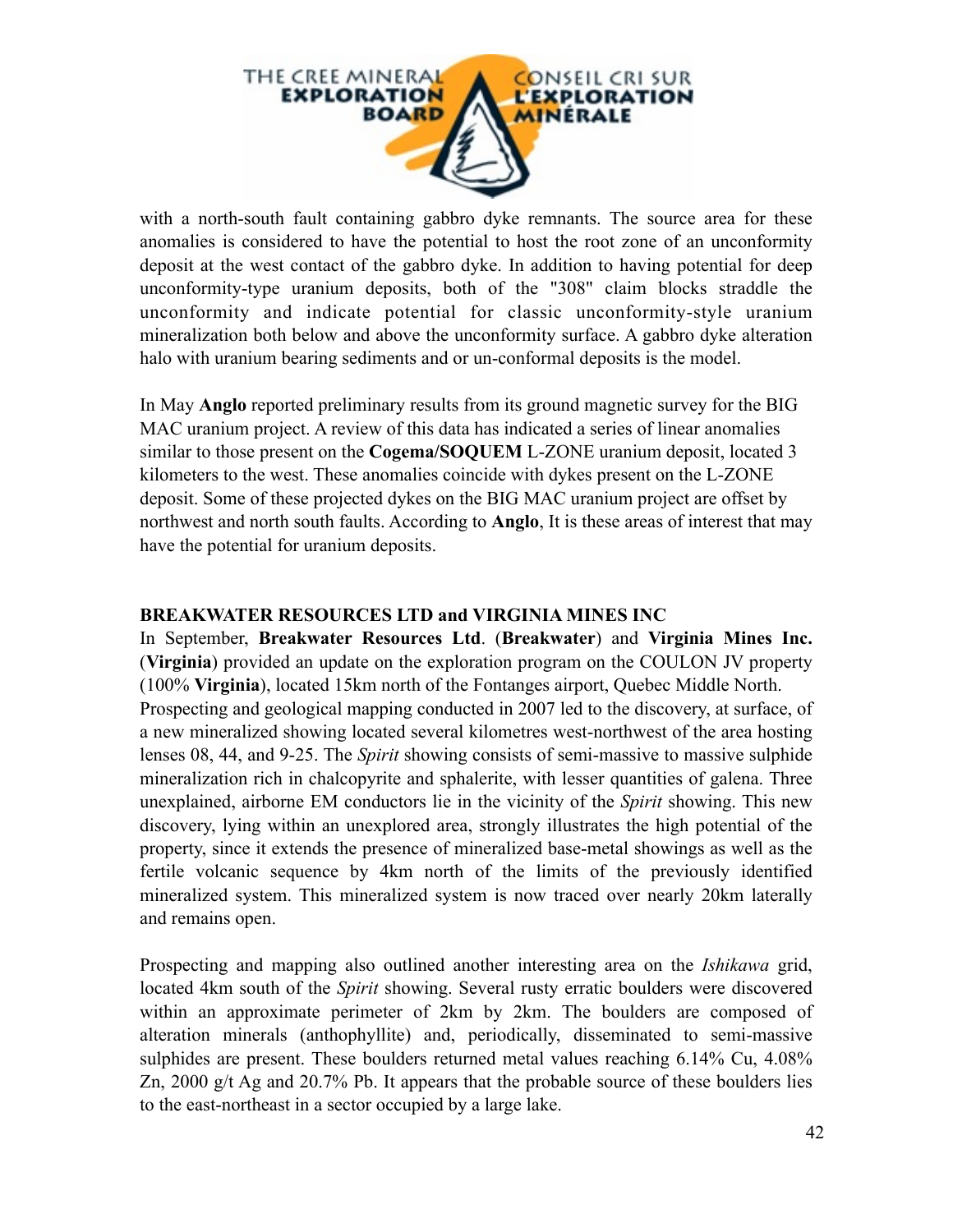with a north-south fault containing gabbro dyke remnants. The source area for these anomalies is considered to have the potential to host the root zone of an unconformity deposit at the west contact of the gabbro dyke. In addition to having potential for deep unconformity-type uranium deposits, both of the "308" claim blocks straddle the unconformity and indicate potential for classic unconformity-style uranium mineralization both below and above the unconformity surface. A gabbro dyke alteration halo with uranium bearing sediments and or un-conformal deposits is the model.

In May **Anglo** reported preliminary results from its ground magnetic survey for the BIG MAC uranium project. A review of this data has indicated a series of linear anomalies similar to those present on the **Cogema/SOQUEM** L-ZONE uranium deposit, located 3 kilometers to the west. These anomalies coincide with dykes present on the L-ZONE deposit. Some of these projected dykes on the BIG MAC uranium project are offset by northwest and north south faults. According to **Anglo**, It is these areas of interest that may have the potential for uranium deposits.

**BREAKWATER RESOURCES LTD and VIRGINIA MINES INC**

In September, **Breakwater Resources Ltd**. (**Breakwater**) and **Virginia Mines Inc.** (**Virginia**) provided an update on the exploration program on the COULON JV property (100% **Virginia**), located 15km north of the Fontanges airport, Quebec Middle North. Prospecting and geological mapping conducted in 2007 led to the discovery, at surface, of a new mineralized showing located several kilometres west-northwest of the area hosting lenses 08, 44, and 9-25. The *Spirit* showing consists of semi-massive to massive sulphide mineralization rich in chalcopyrite and sphalerite, with lesser quantities of galena. Three unexplained, airborne EM conductors lie in the vicinity of the *Spirit* showing. This new discovery, lying within an unexplored area, strongly illustrates the high potential of the property, since it extends the presence of mineralized base-metal showings as well as the fertile volcanic sequence by 4km north of the limits of the previously identified mineralized system. This mineralized system is now traced over nearly 20km laterally and remains open.

Prospecting and mapping also outlined another interesting area on the *Ishikawa* grid, located 4km south of the *Spirit* showing. Several rusty erratic boulders were discovered within an approximate perimeter of 2km by 2km. The boulders are composed of alteration minerals (anthophyllite) and, periodically, disseminated to semi-massive sulphides are present. These boulders returned metal values reaching 6.14% Cu, 4.08% Zn, 2000 g/t Ag and 20.7% Pb. It appears that the probable source of these boulders lies to the east-northeast in a sector occupied by a large lake.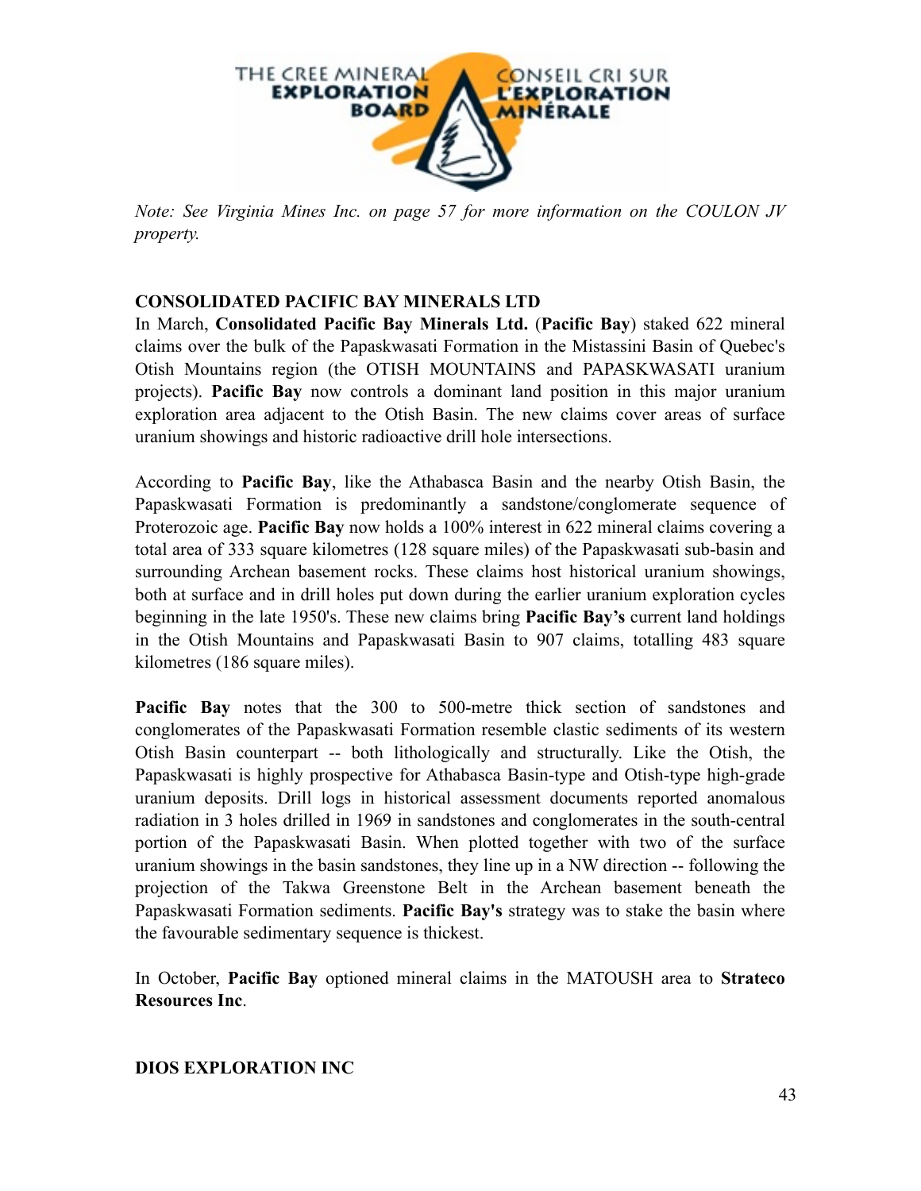*Note: See Virginia Mines Inc. on page 57 for more information on the COULON JV property.*

**CONSOLIDATED PACIFIC BAY MINERALS LTD**

In March, **Consolidated Pacific Bay Minerals Ltd.** (**Pacific Bay**) staked 622 mineral claims over the bulk of the Papaskwasati Formation in the Mistassini Basin of Quebec's Otish Mountains region (the OTISH MOUNTAINS and PAPASKWASATI uranium projects). **Pacific Bay** now controls a dominant land position in this major uranium exploration area adjacent to the Otish Basin. The new claims cover areas of surface uranium showings and historic radioactive drill hole intersections.

According to **Pacific Bay**, like the Athabasca Basin and the nearby Otish Basin, the Papaskwasati Formation is predominantly a sandstone/conglomerate sequence of Proterozoic age. **Pacific Bay** now holds a 100% interest in 622 mineral claims covering a total area of 333 square kilometres (128 square miles) of the Papaskwasati sub-basin and surrounding Archean basement rocks. These claims host historical uranium showings, both at surface and in drill holes put down during the earlier uranium exploration cycles beginning in the late 1950's. These new claims bring **Pacific Bay's** current land holdings in the Otish Mountains and Papaskwasati Basin to 907 claims, totalling 483 square kilometres (186 square miles).

**Pacific Bay** notes that the 300 to 500-metre thick section of sandstones and conglomerates of the Papaskwasati Formation resemble clastic sediments of its western Otish Basin counterpart -- both lithologically and structurally. Like the Otish, the Papaskwasati is highly prospective for Athabasca Basin-type and Otish-type high-grade uranium deposits. Drill logs in historical assessment documents reported anomalous radiation in 3 holes drilled in 1969 in sandstones and conglomerates in the south-central portion of the Papaskwasati Basin. When plotted together with two of the surface uranium showings in the basin sandstones, they line up in a NW direction -- following the projection of the Takwa Greenstone Belt in the Archean basement beneath the Papaskwasati Formation sediments. **Pacific Bay's** strategy was to stake the basin where the favourable sedimentary sequence is thickest.

In October, **Pacific Bay** optioned mineral claims in the MATOUSH area to **Strateco Resources Inc**.

**DIOS EXPLORATION INC**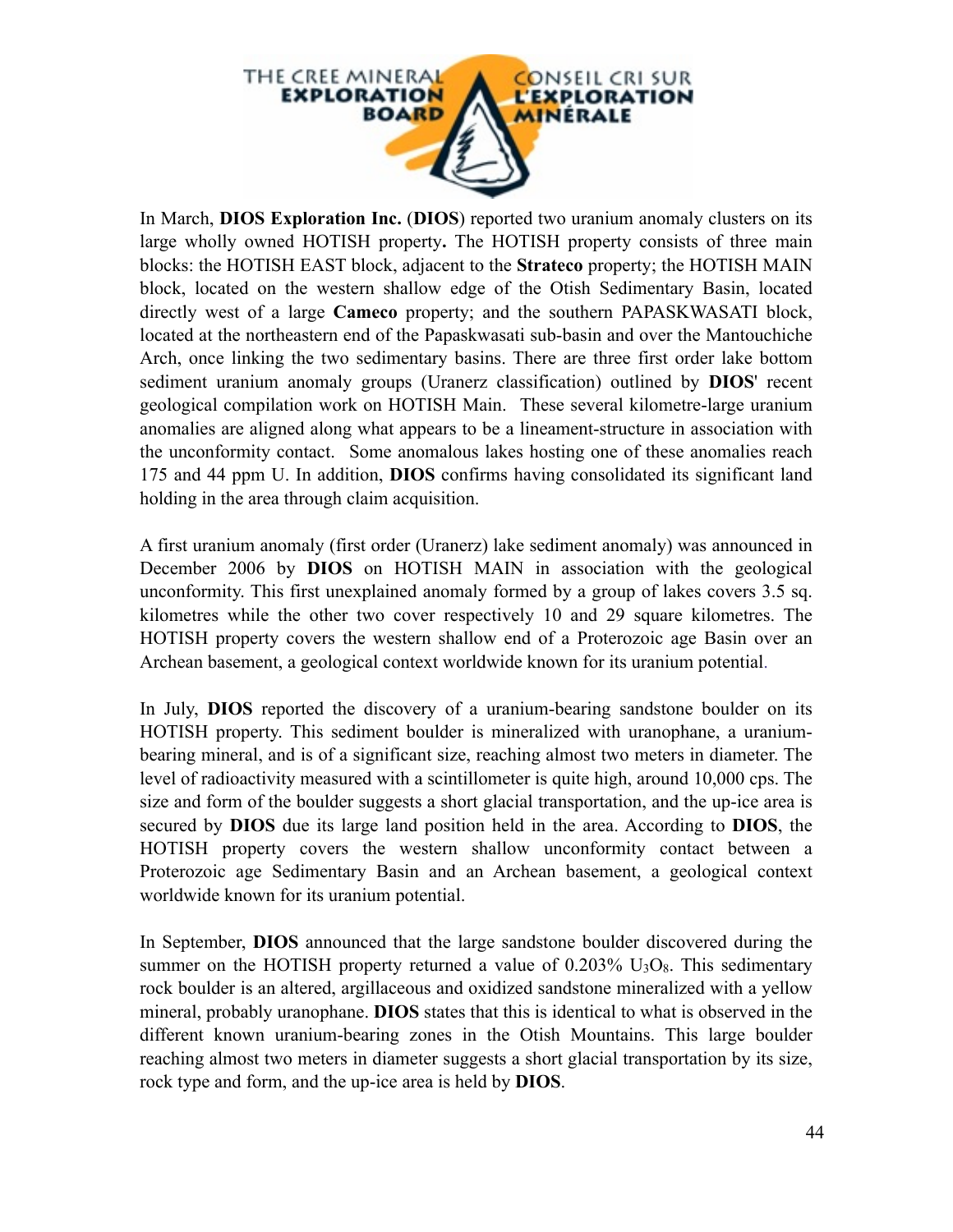In March, **DIOS Exploration Inc.** (**DIOS**) reported two uranium anomaly clusters on its large wholly owned HOTISH property**.** The HOTISH property consists of three main blocks: the HOTISH EAST block, adjacent to the **Strateco** property; the HOTISH MAIN block, located on the western shallow edge of the Otish Sedimentary Basin, located directly west of a large **Cameco** property; and the southern PAPASKWASATI block, located at the northeastern end of the Papaskwasati sub-basin and over the Mantouchiche Arch, once linking the two sedimentary basins. There are three first order lake bottom sediment uranium anomaly groups (Uranerz classification) outlined by **DIOS**' recent geological compilation work on HOTISH Main. These several kilometre-large uranium anomalies are aligned along what appears to be a lineament-structure in association with the unconformity contact. Some anomalous lakes hosting one of these anomalies reach 175 and 44 ppm U. In addition, **DIOS** confirms having consolidated its significant land holding in the area through claim acquisition.

A first uranium anomaly (first order (Uranerz) lake sediment anomaly) was announced in December 2006 by **DIOS** on HOTISH MAIN in association with the geological unconformity. This first unexplained anomaly formed by a group of lakes covers 3.5 sq. kilometres while the other two cover respectively 10 and 29 square kilometres. The HOTISH property covers the western shallow end of a Proterozoic age Basin over an Archean basement, a geological context worldwide known for its uranium potential.

In July, **DIOS** reported the discovery of a uranium-bearing sandstone boulder on its HOTISH property. This sediment boulder is mineralized with uranophane, a uranium-bearing mineral, and is of a significant size, reaching almost two meters in diameter. The level of radioactivity measured with a scintillometer is quite high, around 10,000 cps. The size and form of the boulder suggests a short glacial transportation, and the up-ice area is secured by **DIOS** due its large land position held in the area. According to **DIOS**, the HOTISH property covers the western shallow unconformity contact between a Proterozoic age Sedimentary Basin and an Archean basement, a geological context worldwide known for its uranium potential.

In September, **DIOS** announced that the large sandstone boulder discovered during the summer on the HOTISH property returned a value of 0.203% $U_3O_8$. This sedimentary rock boulder is an altered, argillaceous and oxidized sandstone mineralized with a yellow mineral, probably uranophane. **DIOS** states that this is identical to what is observed in the different known uranium-bearing zones in the Otish Mountains. This large boulder reaching almost two meters in diameter suggests a short glacial transportation by its size, rock type and form, and the up-ice area is held by **DIOS**.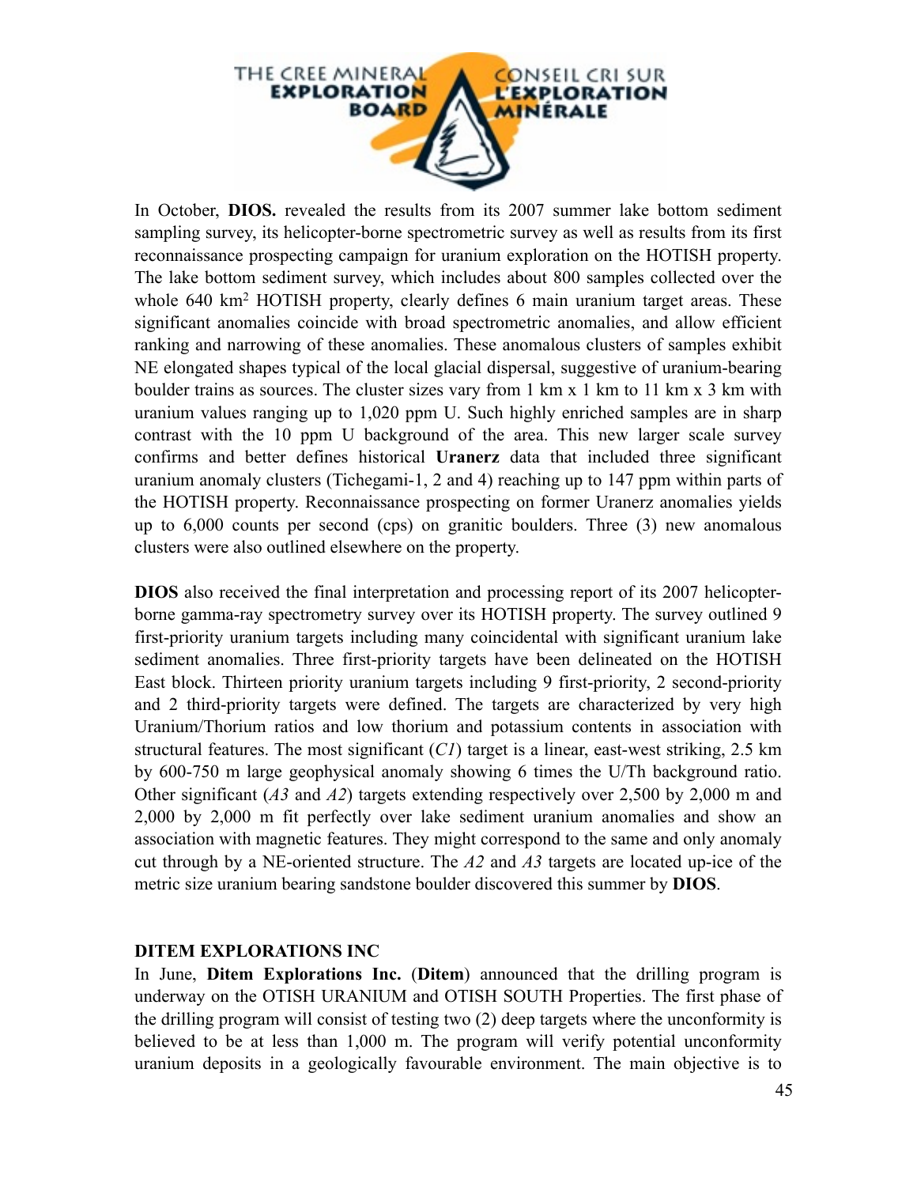In October, **DIOS.** revealed the results from its 2007 summer lake bottom sediment sampling survey, its helicopter-borne spectrometric survey as well as results from its first reconnaissance prospecting campaign for uranium exploration on the HOTISH property. The lake bottom sediment survey, which includes about 800 samples collected over the whole 640 km$^2$ HOTISH property, clearly defines 6 main uranium target areas. These significant anomalies coincide with broad spectrometric anomalies, and allow efficient ranking and narrowing of these anomalies. These anomalous clusters of samples exhibit NE elongated shapes typical of the local glacial dispersal, suggestive of uranium-bearing boulder trains as sources. The cluster sizes vary from 1 km x 1 km to 11 km x 3 km with uranium values ranging up to 1,020 ppm U. Such highly enriched samples are in sharp contrast with the 10 ppm U background of the area. This new larger scale survey confirms and better defines historical **Uranerz** data that included three significant uranium anomaly clusters (Tichegami-1, 2 and 4) reaching up to 147 ppm within parts of the HOTISH property. Reconnaissance prospecting on former Uranerz anomalies yields up to 6,000 counts per second (cps) on granitic boulders. Three (3) new anomalous clusters were also outlined elsewhere on the property.

**DIOS** also received the final interpretation and processing report of its 2007 helicopter-borne gamma-ray spectrometry survey over its HOTISH property. The survey outlined 9 first-priority uranium targets including many coincidental with significant uranium lake sediment anomalies. Three first-priority targets have been delineated on the HOTISH East block. Thirteen priority uranium targets including 9 first-priority, 2 second-priority and 2 third-priority targets were defined. The targets are characterized by very high Uranium/Thorium ratios and low thorium and potassium contents in association with structural features. The most significant (*C1*) target is a linear, east-west striking, 2.5 km by 600-750 m large geophysical anomaly showing 6 times the U/Th background ratio. Other significant (*A3* and *A2*) targets extending respectively over 2,500 by 2,000 m and 2,000 by 2,000 m fit perfectly over lake sediment uranium anomalies and show an association with magnetic features. They might correspond to the same and only anomaly cut through by a NE-oriented structure. The *A2* and *A3* targets are located up-ice of the metric size uranium bearing sandstone boulder discovered this summer by **DIOS**.

## DITEM EXPLORATIONS INC

In June, **Ditem Explorations Inc.** (**Ditem**) announced that the drilling program is underway on the OTISH URANIUM and OTISH SOUTH Properties. The first phase of the drilling program will consist of testing two (2) deep targets where the unconformity is believed to be at less than 1,000 m. The program will verify potential unconformity uranium deposits in a geologically favourable environment. The main objective is to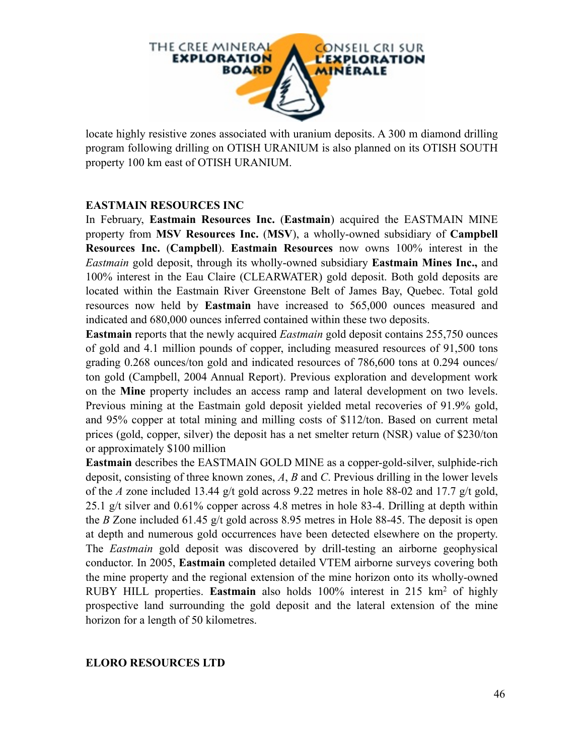locate highly resistive zones associated with uranium deposits. A 300 m diamond drilling program following drilling on OTISH URANIUM is also planned on its OTISH SOUTH property 100 km east of OTISH URANIUM.

### EASTMAIN RESOURCES INC

In February, **Eastmain Resources Inc.** (**Eastmain**) acquired the EASTMAIN MINE property from **MSV Resources Inc.** (**MSV**), a wholly-owned subsidiary of **Campbell Resources Inc.** (**Campbell**). **Eastmain Resources** now owns 100% interest in the *Eastmain* gold deposit, through its wholly-owned subsidiary **Eastmain Mines Inc.,** and 100% interest in the Eau Claire (CLEARWATER) gold deposit. Both gold deposits are located within the Eastmain River Greenstone Belt of James Bay, Quebec. Total gold resources now held by **Eastmain** have increased to 565,000 ounces measured and indicated and 680,000 ounces inferred contained within these two deposits.

**Eastmain** reports that the newly acquired *Eastmain* gold deposit contains 255,750 ounces of gold and 4.1 million pounds of copper, including measured resources of 91,500 tons grading 0.268 ounces/ton gold and indicated resources of 786,600 tons at 0.294 ounces/ton gold (Campbell, 2004 Annual Report). Previous exploration and development work on the **Mine** property includes an access ramp and lateral development on two levels. Previous mining at the Eastmain gold deposit yielded metal recoveries of 91.9% gold, and 95% copper at total mining and milling costs of $112/ton. Based on current metal prices (gold, copper, silver) the deposit has a net smelter return (NSR) value of $230/ton or approximately $100 million

**Eastmain** describes the EASTMAIN GOLD MINE as a copper-gold-silver, sulphide-rich deposit, consisting of three known zones, *A*, *B* and *C*. Previous drilling in the lower levels of the *A* zone included 13.44 g/t gold across 9.22 metres in hole 88-02 and 17.7 g/t gold, 25.1 g/t silver and 0.61% copper across 4.8 metres in hole 83-4. Drilling at depth within the *B* Zone included 61.45 g/t gold across 8.95 metres in Hole 88-45. The deposit is open at depth and numerous gold occurrences have been detected elsewhere on the property. The *Eastmain* gold deposit was discovered by drill-testing an airborne geophysical conductor. In 2005, **Eastmain** completed detailed VTEM airborne surveys covering both the mine property and the regional extension of the mine horizon onto its wholly-owned RUBY HILL properties. **Eastmain** also holds 100% interest in 215 km$^2$ of highly prospective land surrounding the gold deposit and the lateral extension of the mine horizon for a length of 50 kilometres.

### ELORO RESOURCES LTD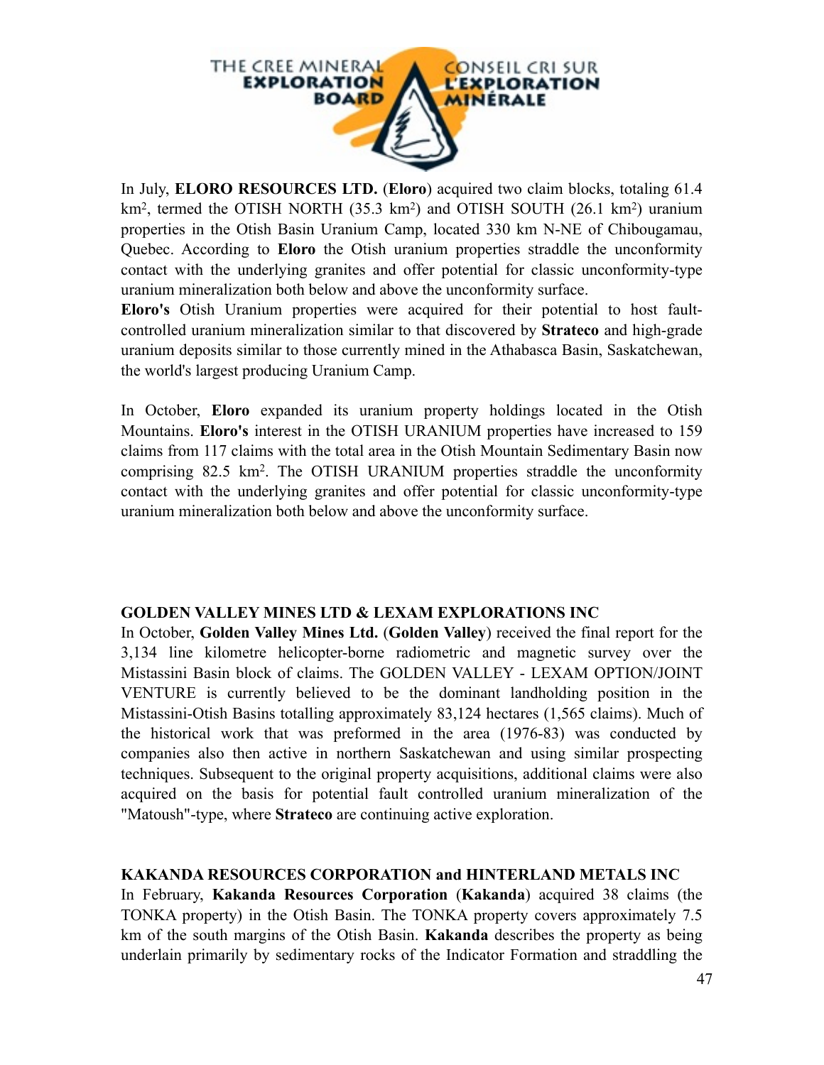In July, **ELORO RESOURCES LTD.** (**Eloro**) acquired two claim blocks, totaling 61.4 km$^2$, termed the OTISH NORTH (35.3 km$^2$) and OTISH SOUTH (26.1 km$^2$) uranium properties in the Otish Basin Uranium Camp, located 330 km N-NE of Chibougamau, Quebec. According to **Eloro** the Otish uranium properties straddle the unconformity contact with the underlying granites and offer potential for classic unconformity-type uranium mineralization both below and above the unconformity surface.
**Eloro's** Otish Uranium properties were acquired for their potential to host fault-controlled uranium mineralization similar to that discovered by **Strateco** and high-grade uranium deposits similar to those currently mined in the Athabasca Basin, Saskatchewan, the world's largest producing Uranium Camp.

In October, **Eloro** expanded its uranium property holdings located in the Otish Mountains. **Eloro's** interest in the OTISH URANIUM properties have increased to 159 claims from 117 claims with the total area in the Otish Mountain Sedimentary Basin now comprising 82.5 km$^2$. The OTISH URANIUM properties straddle the unconformity contact with the underlying granites and offer potential for classic unconformity-type uranium mineralization both below and above the unconformity surface.

**GOLDEN VALLEY MINES LTD & LEXAM EXPLORATIONS INC**

In October, **Golden Valley Mines Ltd.** (**Golden Valley**) received the final report for the 3,134 line kilometre helicopter-borne radiometric and magnetic survey over the Mistassini Basin block of claims. The GOLDEN VALLEY - LEXAM OPTION/JOINT VENTURE is currently believed to be the dominant landholding position in the Mistassini-Otish Basins totalling approximately 83,124 hectares (1,565 claims). Much of the historical work that was preformed in the area (1976-83) was conducted by companies also then active in northern Saskatchewan and using similar prospecting techniques. Subsequent to the original property acquisitions, additional claims were also acquired on the basis for potential fault controlled uranium mineralization of the "Matoush"-type, where **Strateco** are continuing active exploration.

**KAKANDA RESOURCES CORPORATION and HINTERLAND METALS INC**

In February, **Kakanda Resources Corporation** (**Kakanda**) acquired 38 claims (the TONKA property) in the Otish Basin. The TONKA property covers approximately 7.5 km of the south margins of the Otish Basin. **Kakanda** describes the property as being underlain primarily by sedimentary rocks of the Indicator Formation and straddling the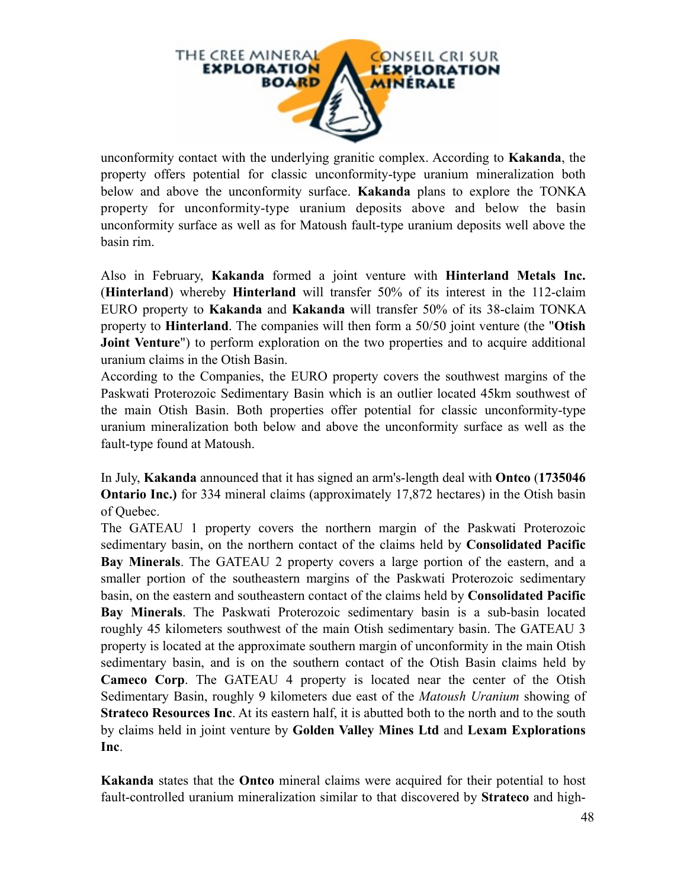unconformity contact with the underlying granitic complex. According to **Kakanda**, the property offers potential for classic unconformity-type uranium mineralization both below and above the unconformity surface. **Kakanda** plans to explore the TONKA property for unconformity-type uranium deposits above and below the basin unconformity surface as well as for Matoush fault-type uranium deposits well above the basin rim.

Also in February, **Kakanda** formed a joint venture with **Hinterland Metals Inc.** (**Hinterland**) whereby **Hinterland** will transfer 50% of its interest in the 112-claim EURO property to **Kakanda** and **Kakanda** will transfer 50% of its 38-claim TONKA property to **Hinterland**. The companies will then form a 50/50 joint venture (the "**Otish Joint Venture**") to perform exploration on the two properties and to acquire additional uranium claims in the Otish Basin.
According to the Companies, the EURO property covers the southwest margins of the Paskwati Proterozoic Sedimentary Basin which is an outlier located 45km southwest of the main Otish Basin. Both properties offer potential for classic unconformity-type uranium mineralization both below and above the unconformity surface as well as the fault-type found at Matoush.

In July, **Kakanda** announced that it has signed an arm's-length deal with **Ontco** (**1735046 Ontario Inc.)** for 334 mineral claims (approximately 17,872 hectares) in the Otish basin of Quebec.
The GATEAU 1 property covers the northern margin of the Paskwati Proterozoic sedimentary basin, on the northern contact of the claims held by **Consolidated Pacific Bay Minerals**. The GATEAU 2 property covers a large portion of the eastern, and a smaller portion of the southeastern margins of the Paskwati Proterozoic sedimentary basin, on the eastern and southeastern contact of the claims held by **Consolidated Pacific Bay Minerals**. The Paskwati Proterozoic sedimentary basin is a sub-basin located roughly 45 kilometers southwest of the main Otish sedimentary basin. The GATEAU 3 property is located at the approximate southern margin of unconformity in the main Otish sedimentary basin, and is on the southern contact of the Otish Basin claims held by **Cameco Corp**. The GATEAU 4 property is located near the center of the Otish Sedimentary Basin, roughly 9 kilometers due east of the *Matoush Uranium* showing of **Strateco Resources Inc**. At its eastern half, it is abutted both to the north and to the south by claims held in joint venture by **Golden Valley Mines Ltd** and **Lexam Explorations Inc**.

**Kakanda** states that the **Ontco** mineral claims were acquired for their potential to host fault-controlled uranium mineralization similar to that discovered by **Strateco** and high-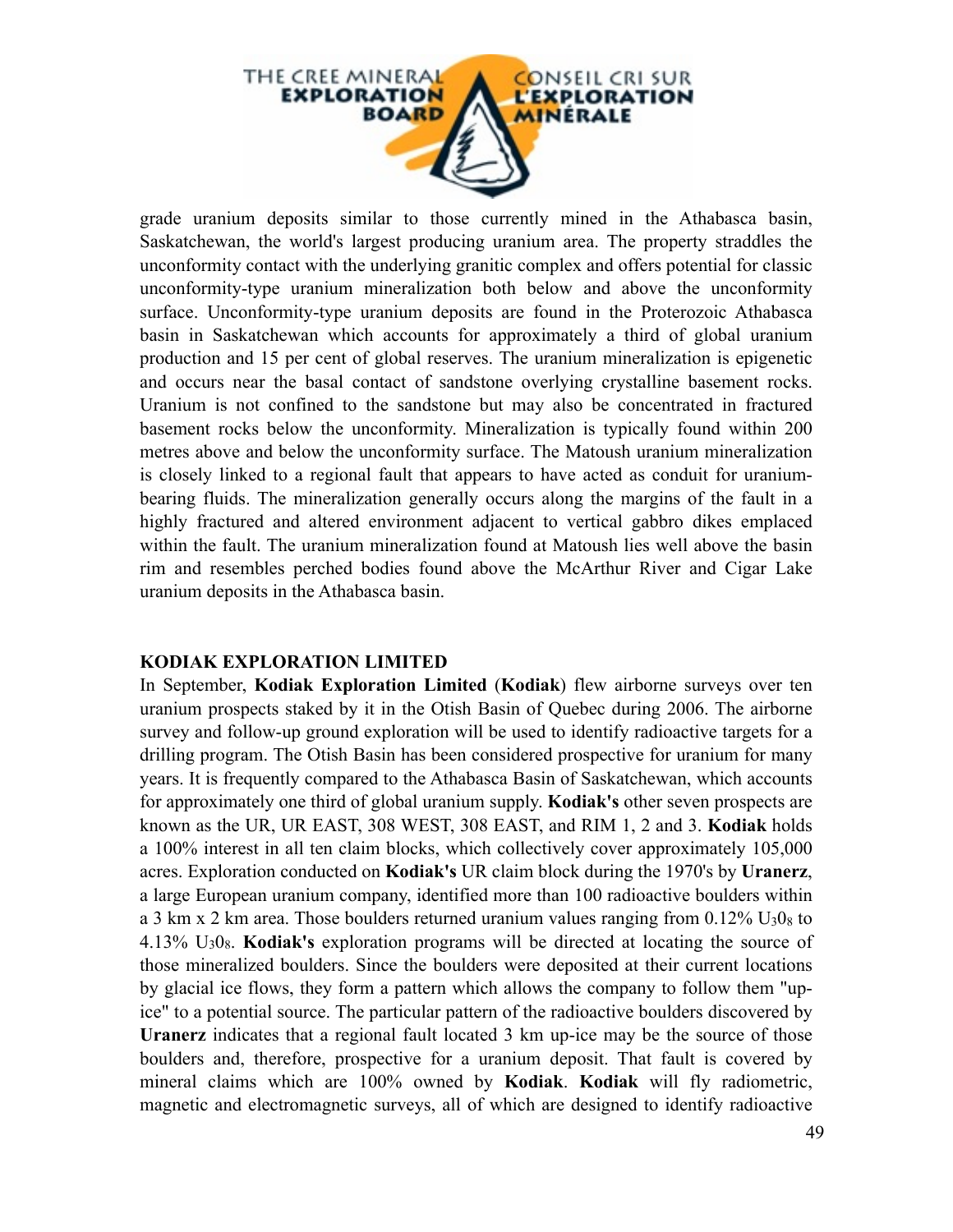grade uranium deposits similar to those currently mined in the Athabasca basin, Saskatchewan, the world's largest producing uranium area. The property straddles the unconformity contact with the underlying granitic complex and offers potential for classic unconformity-type uranium mineralization both below and above the unconformity surface. Unconformity-type uranium deposits are found in the Proterozoic Athabasca basin in Saskatchewan which accounts for approximately a third of global uranium production and 15 per cent of global reserves. The uranium mineralization is epigenetic and occurs near the basal contact of sandstone overlying crystalline basement rocks. Uranium is not confined to the sandstone but may also be concentrated in fractured basement rocks below the unconformity. Mineralization is typically found within 200 metres above and below the unconformity surface. The Matoush uranium mineralization is closely linked to a regional fault that appears to have acted as conduit for uranium-bearing fluids. The mineralization generally occurs along the margins of the fault in a highly fractured and altered environment adjacent to vertical gabbro dikes emplaced within the fault. The uranium mineralization found at Matoush lies well above the basin rim and resembles perched bodies found above the McArthur River and Cigar Lake uranium deposits in the Athabasca basin.

## KODIAK EXPLORATION LIMITED

In September, **Kodiak Exploration Limited** (**Kodiak**) flew airborne surveys over ten uranium prospects staked by it in the Otish Basin of Quebec during 2006. The airborne survey and follow-up ground exploration will be used to identify radioactive targets for a drilling program. The Otish Basin has been considered prospective for uranium for many years. It is frequently compared to the Athabasca Basin of Saskatchewan, which accounts for approximately one third of global uranium supply. **Kodiak's** other seven prospects are known as the UR, UR EAST, 308 WEST, 308 EAST, and RIM 1, 2 and 3. **Kodiak** holds a 100% interest in all ten claim blocks, which collectively cover approximately 105,000 acres. Exploration conducted on **Kodiak's** UR claim block during the 1970's by **Uranerz**, a large European uranium company, identified more than 100 radioactive boulders within a 3 km x 2 km area. Those boulders returned uranium values ranging from 0.12% $U_30_8$ to 4.13% $U_30_8$. **Kodiak's** exploration programs will be directed at locating the source of those mineralized boulders. Since the boulders were deposited at their current locations by glacial ice flows, they form a pattern which allows the company to follow them "up-ice" to a potential source. The particular pattern of the radioactive boulders discovered by **Uranerz** indicates that a regional fault located 3 km up-ice may be the source of those boulders and, therefore, prospective for a uranium deposit. That fault is covered by mineral claims which are 100% owned by **Kodiak**. **Kodiak** will fly radiometric, magnetic and electromagnetic surveys, all of which are designed to identify radioactive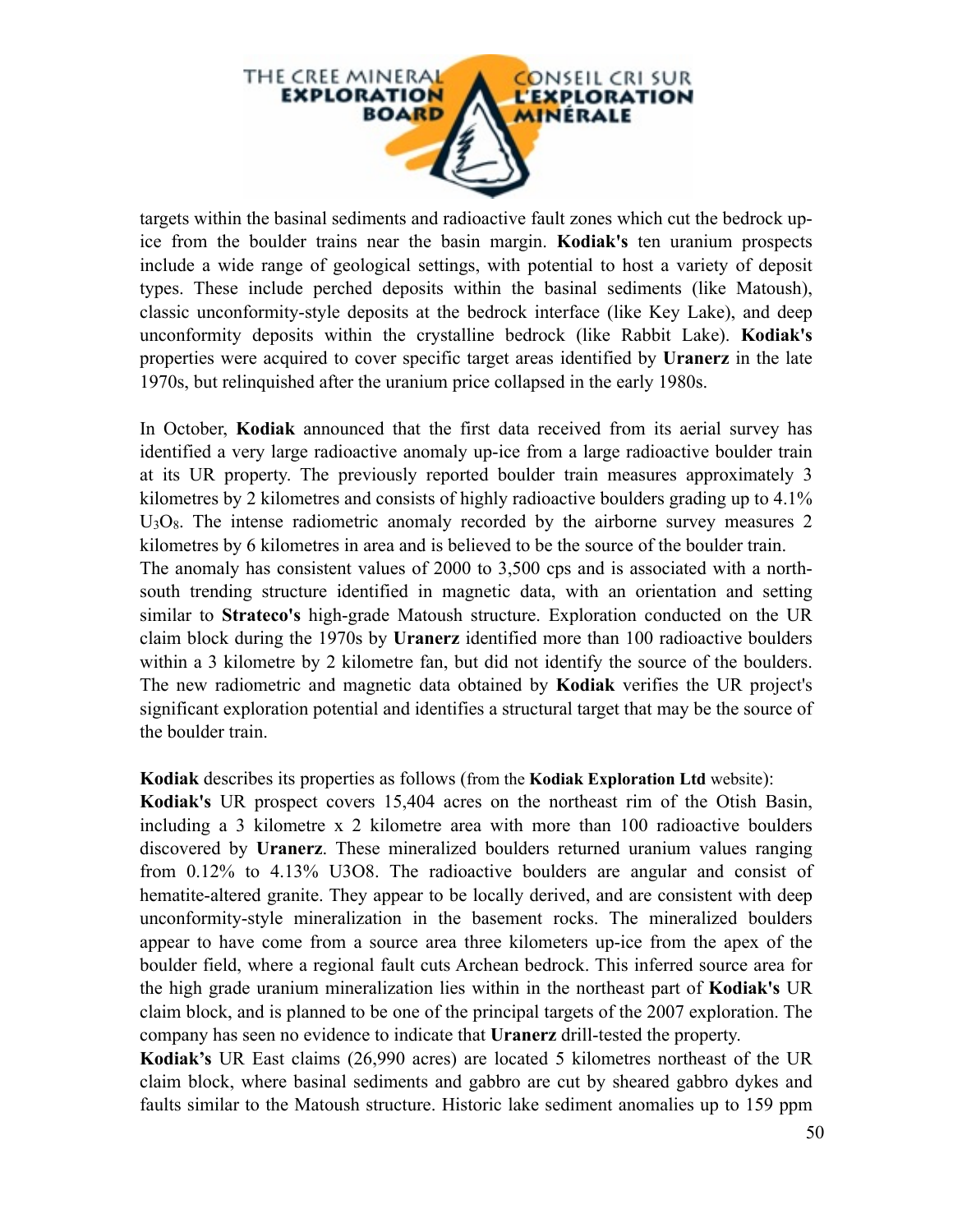targets within the basinal sediments and radioactive fault zones which cut the bedrock up-ice from the boulder trains near the basin margin. **Kodiak's** ten uranium prospects include a wide range of geological settings, with potential to host a variety of deposit types. These include perched deposits within the basinal sediments (like Matoush), classic unconformity-style deposits at the bedrock interface (like Key Lake), and deep unconformity deposits within the crystalline bedrock (like Rabbit Lake). **Kodiak's** properties were acquired to cover specific target areas identified by **Uranerz** in the late 1970s, but relinquished after the uranium price collapsed in the early 1980s.

In October, **Kodiak** announced that the first data received from its aerial survey has identified a very large radioactive anomaly up-ice from a large radioactive boulder train at its UR property. The previously reported boulder train measures approximately 3 kilometres by 2 kilometres and consists of highly radioactive boulders grading up to 4.1% $U_3O_8$. The intense radiometric anomaly recorded by the airborne survey measures 2 kilometres by 6 kilometres in area and is believed to be the source of the boulder train.
The anomaly has consistent values of 2000 to 3,500 cps and is associated with a north-south trending structure identified in magnetic data, with an orientation and setting similar to **Strateco's** high-grade Matoush structure. Exploration conducted on the UR claim block during the 1970s by **Uranerz** identified more than 100 radioactive boulders within a 3 kilometre by 2 kilometre fan, but did not identify the source of the boulders. The new radiometric and magnetic data obtained by **Kodiak** verifies the UR project's significant exploration potential and identifies a structural target that may be the source of the boulder train.

**Kodiak** describes its properties as follows (from the **Kodiak Exploration Ltd** website):
**Kodiak's** UR prospect covers 15,404 acres on the northeast rim of the Otish Basin, including a 3 kilometre x 2 kilometre area with more than 100 radioactive boulders discovered by **Uranerz**. These mineralized boulders returned uranium values ranging from 0.12% to 4.13% U3O8. The radioactive boulders are angular and consist of hematite-altered granite. They appear to be locally derived, and are consistent with deep unconformity-style mineralization in the basement rocks. The mineralized boulders appear to have come from a source area three kilometers up-ice from the apex of the boulder field, where a regional fault cuts Archean bedrock. This inferred source area for the high grade uranium mineralization lies within in the northeast part of **Kodiak's** UR claim block, and is planned to be one of the principal targets of the 2007 exploration. The company has seen no evidence to indicate that **Uranerz** drill-tested the property.
**Kodiak's** UR East claims (26,990 acres) are located 5 kilometres northeast of the UR claim block, where basinal sediments and gabbro are cut by sheared gabbro dykes and faults similar to the Matoush structure. Historic lake sediment anomalies up to 159 ppm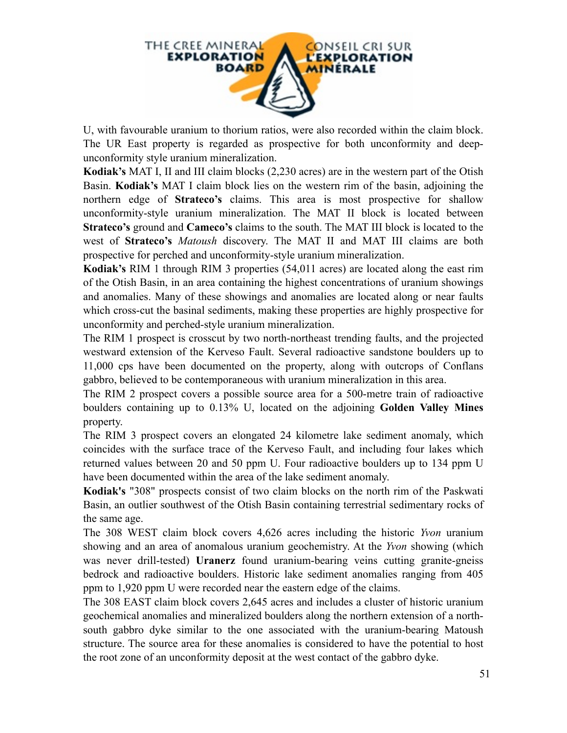U, with favourable uranium to thorium ratios, were also recorded within the claim block. The UR East property is regarded as prospective for both unconformity and deep-unconformity style uranium mineralization.

**Kodiak's** MAT I, II and III claim blocks (2,230 acres) are in the western part of the Otish Basin. **Kodiak's** MAT I claim block lies on the western rim of the basin, adjoining the northern edge of **Strateco's** claims. This area is most prospective for shallow unconformity-style uranium mineralization. The MAT II block is located between **Strateco's** ground and **Cameco's** claims to the south. The MAT III block is located to the west of **Strateco's** *Matoush* discovery. The MAT II and MAT III claims are both prospective for perched and unconformity-style uranium mineralization.

**Kodiak's** RIM 1 through RIM 3 properties (54,011 acres) are located along the east rim of the Otish Basin, in an area containing the highest concentrations of uranium showings and anomalies. Many of these showings and anomalies are located along or near faults which cross-cut the basinal sediments, making these properties are highly prospective for unconformity and perched-style uranium mineralization.

The RIM 1 prospect is crosscut by two north-northeast trending faults, and the projected westward extension of the Kerveso Fault. Several radioactive sandstone boulders up to 11,000 cps have been documented on the property, along with outcrops of Conflans gabbro, believed to be contemporaneous with uranium mineralization in this area.

The RIM 2 prospect covers a possible source area for a 500-metre train of radioactive boulders containing up to 0.13% U, located on the adjoining **Golden Valley Mines** property.

The RIM 3 prospect covers an elongated 24 kilometre lake sediment anomaly, which coincides with the surface trace of the Kerveso Fault, and including four lakes which returned values between 20 and 50 ppm U. Four radioactive boulders up to 134 ppm U have been documented within the area of the lake sediment anomaly.

**Kodiak's** "308" prospects consist of two claim blocks on the north rim of the Paskwati Basin, an outlier southwest of the Otish Basin containing terrestrial sedimentary rocks of the same age.

The 308 WEST claim block covers 4,626 acres including the historic *Yvon* uranium showing and an area of anomalous uranium geochemistry. At the *Yvon* showing (which was never drill-tested) **Uranerz** found uranium-bearing veins cutting granite-gneiss bedrock and radioactive boulders. Historic lake sediment anomalies ranging from 405 ppm to 1,920 ppm U were recorded near the eastern edge of the claims.

The 308 EAST claim block covers 2,645 acres and includes a cluster of historic uranium geochemical anomalies and mineralized boulders along the northern extension of a north-south gabbro dyke similar to the one associated with the uranium-bearing Matoush structure. The source area for these anomalies is considered to have the potential to host the root zone of an unconformity deposit at the west contact of the gabbro dyke.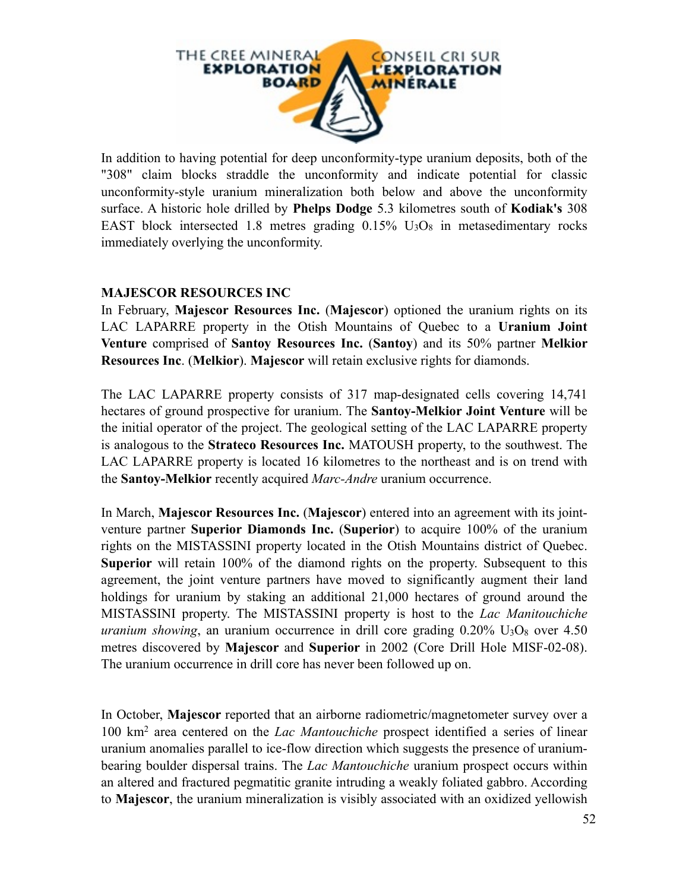In addition to having potential for deep unconformity-type uranium deposits, both of the "308" claim blocks straddle the unconformity and indicate potential for classic unconformity-style uranium mineralization both below and above the unconformity surface. A historic hole drilled by **Phelps Dodge** 5.3 kilometres south of **Kodiak's** 308 EAST block intersected 1.8 metres grading 0.15% $U_3O_8$ in metasedimentary rocks immediately overlying the unconformity.

**MAJESCOR RESOURCES INC**

In February, **Majescor Resources Inc.** (**Majescor**) optioned the uranium rights on its LAC LAPARRE property in the Otish Mountains of Quebec to a **Uranium Joint Venture** comprised of **Santoy Resources Inc.** (**Santoy**) and its 50% partner **Melkior Resources Inc**. (**Melkior**). **Majescor** will retain exclusive rights for diamonds.

The LAC LAPARRE property consists of 317 map-designated cells covering 14,741 hectares of ground prospective for uranium. The **Santoy-Melkior Joint Venture** will be the initial operator of the project. The geological setting of the LAC LAPARRE property is analogous to the **Strateco Resources Inc.** MATOUSH property, to the southwest. The LAC LAPARRE property is located 16 kilometres to the northeast and is on trend with the **Santoy-Melkior** recently acquired *Marc-Andre* uranium occurrence.

In March, **Majescor Resources Inc.** (**Majescor**) entered into an agreement with its joint-venture partner **Superior Diamonds Inc.** (**Superior**) to acquire 100% of the uranium rights on the MISTASSINI property located in the Otish Mountains district of Quebec. **Superior** will retain 100% of the diamond rights on the property. Subsequent to this agreement, the joint venture partners have moved to significantly augment their land holdings for uranium by staking an additional 21,000 hectares of ground around the MISTASSINI property. The MISTASSINI property is host to the *Lac Manitouchiche uranium showing*, an uranium occurrence in drill core grading 0.20% $U_3O_8$ over 4.50 metres discovered by **Majescor** and **Superior** in 2002 (Core Drill Hole MISF-02-08). The uranium occurrence in drill core has never been followed up on.

In October, **Majescor** reported that an airborne radiometric/magnetometer survey over a 100 $km^2$ area centered on the *Lac Mantouchiche* prospect identified a series of linear uranium anomalies parallel to ice-flow direction which suggests the presence of uranium-bearing boulder dispersal trains. The *Lac Mantouchiche* uranium prospect occurs within an altered and fractured pegmatitic granite intruding a weakly foliated gabbro. According to **Majescor**, the uranium mineralization is visibly associated with an oxidized yellowish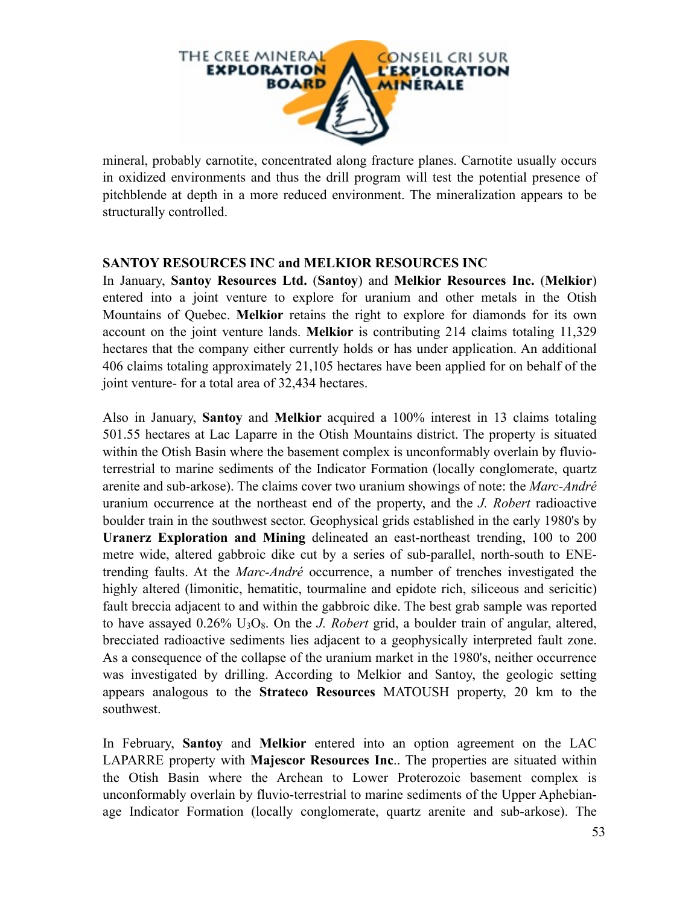mineral, probably carnotite, concentrated along fracture planes. Carnotite usually occurs in oxidized environments and thus the drill program will test the potential presence of pitchblende at depth in a more reduced environment. The mineralization appears to be structurally controlled.

**SANTOY RESOURCES INC and MELKIOR RESOURCES INC**

In January, **Santoy Resources Ltd.** (**Santoy**) and **Melkior Resources Inc.** (**Melkior**) entered into a joint venture to explore for uranium and other metals in the Otish Mountains of Quebec. **Melkior** retains the right to explore for diamonds for its own account on the joint venture lands. **Melkior** is contributing 214 claims totaling 11,329 hectares that the company either currently holds or has under application. An additional 406 claims totaling approximately 21,105 hectares have been applied for on behalf of the joint venture- for a total area of 32,434 hectares.

Also in January, **Santoy** and **Melkior** acquired a 100% interest in 13 claims totaling 501.55 hectares at Lac Laparre in the Otish Mountains district. The property is situated within the Otish Basin where the basement complex is unconformably overlain by fluvio-terrestrial to marine sediments of the Indicator Formation (locally conglomerate, quartz arenite and sub-arkose). The claims cover two uranium showings of note: the *Marc-André* uranium occurrence at the northeast end of the property, and the *J. Robert* radioactive boulder train in the southwest sector. Geophysical grids established in the early 1980's by **Uranerz Exploration and Mining** delineated an east-northeast trending, 100 to 200 metre wide, altered gabbroic dike cut by a series of sub-parallel, north-south to ENE-trending faults. At the *Marc-André* occurrence, a number of trenches investigated the highly altered (limonitic, hematitic, tourmaline and epidote rich, siliceous and sericitic) fault breccia adjacent to and within the gabbroic dike. The best grab sample was reported to have assayed 0.26% $U_3O_8$. On the *J. Robert* grid, a boulder train of angular, altered, brecciated radioactive sediments lies adjacent to a geophysically interpreted fault zone. As a consequence of the collapse of the uranium market in the 1980's, neither occurrence was investigated by drilling. According to Melkior and Santoy, the geologic setting appears analogous to the **Strateco Resources** MATOUSH property, 20 km to the southwest.

In February, **Santoy** and **Melkior** entered into an option agreement on the LAC LAPARRE property with **Majescor Resources Inc**.. The properties are situated within the Otish Basin where the Archean to Lower Proterozoic basement complex is unconformably overlain by fluvio-terrestrial to marine sediments of the Upper Aphebian-age Indicator Formation (locally conglomerate, quartz arenite and sub-arkose). The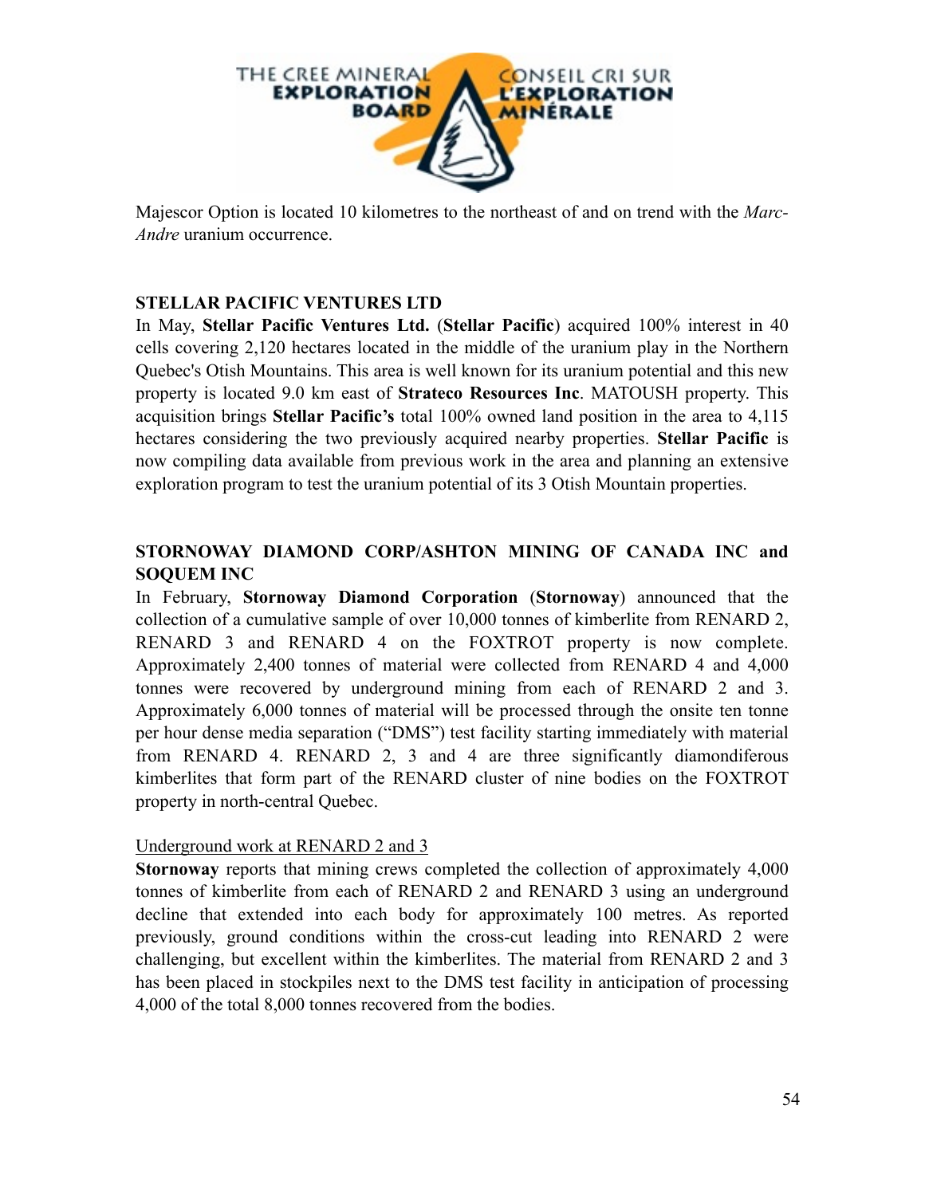Majescor Option is located 10 kilometres to the northeast of and on trend with the *Marc-Andre* uranium occurrence.

## STELLAR PACIFIC VENTURES LTD

In May, **Stellar Pacific Ventures Ltd.** (**Stellar Pacific**) acquired 100% interest in 40 cells covering 2,120 hectares located in the middle of the uranium play in the Northern Quebec's Otish Mountains. This area is well known for its uranium potential and this new property is located 9.0 km east of **Strateco Resources Inc**. MATOUSH property. This acquisition brings **Stellar Pacific's** total 100% owned land position in the area to 4,115 hectares considering the two previously acquired nearby properties. **Stellar Pacific** is now compiling data available from previous work in the area and planning an extensive exploration program to test the uranium potential of its 3 Otish Mountain properties.

## STORNOWAY DIAMOND CORP/ASHTON MINING OF CANADA INC and SOQUEM INC

In February, **Stornoway Diamond Corporation** (**Stornoway**) announced that the collection of a cumulative sample of over 10,000 tonnes of kimberlite from RENARD 2, RENARD 3 and RENARD 4 on the FOXTROT property is now complete. Approximately 2,400 tonnes of material were collected from RENARD 4 and 4,000 tonnes were recovered by underground mining from each of RENARD 2 and 3. Approximately 6,000 tonnes of material will be processed through the onsite ten tonne per hour dense media separation ("DMS") test facility starting immediately with material from RENARD 4. RENARD 2, 3 and 4 are three significantly diamondiferous kimberlites that form part of the RENARD cluster of nine bodies on the FOXTROT property in north-central Quebec.

### Underground work at RENARD 2 and 3

**Stornoway** reports that mining crews completed the collection of approximately 4,000 tonnes of kimberlite from each of RENARD 2 and RENARD 3 using an underground decline that extended into each body for approximately 100 metres. As reported previously, ground conditions within the cross-cut leading into RENARD 2 were challenging, but excellent within the kimberlites. The material from RENARD 2 and 3 has been placed in stockpiles next to the DMS test facility in anticipation of processing 4,000 of the total 8,000 tonnes recovered from the bodies.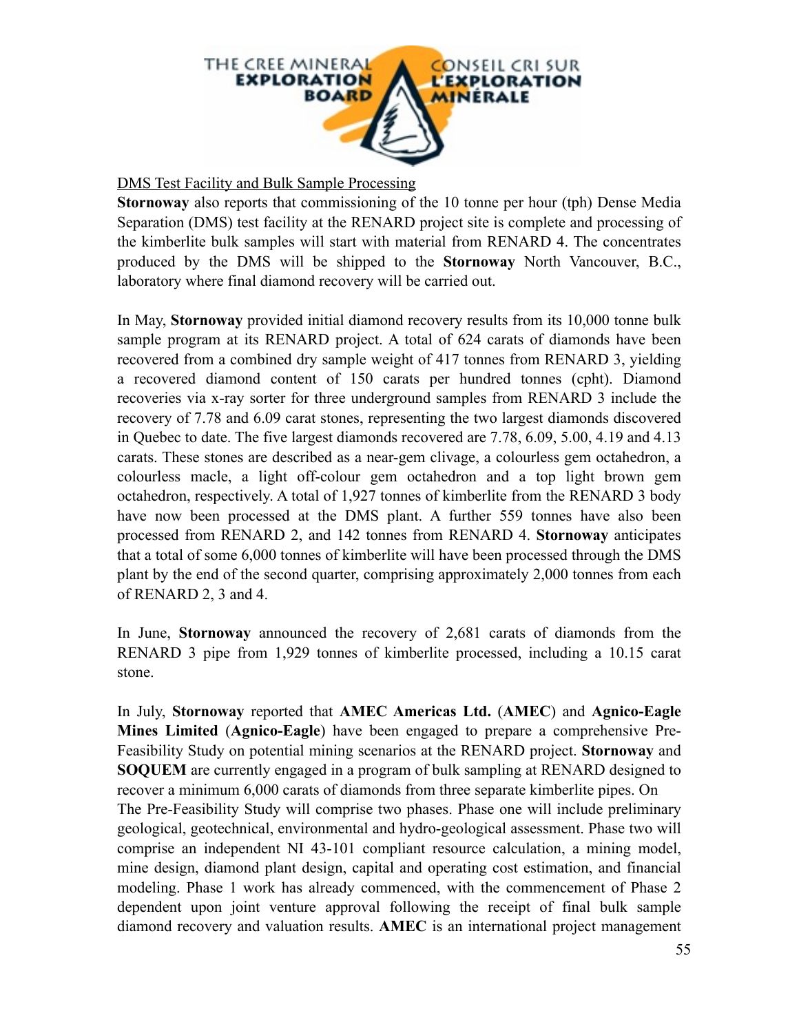<u>DMS Test Facility and Bulk Sample Processing</u>

**Stornoway** also reports that commissioning of the 10 tonne per hour (tph) Dense Media Separation (DMS) test facility at the RENARD project site is complete and processing of the kimberlite bulk samples will start with material from RENARD 4. The concentrates produced by the DMS will be shipped to the **Stornoway** North Vancouver, B.C., laboratory where final diamond recovery will be carried out.

In May, **Stornoway** provided initial diamond recovery results from its 10,000 tonne bulk sample program at its RENARD project. A total of 624 carats of diamonds have been recovered from a combined dry sample weight of 417 tonnes from RENARD 3, yielding a recovered diamond content of 150 carats per hundred tonnes (cpht). Diamond recoveries via x-ray sorter for three underground samples from RENARD 3 include the recovery of 7.78 and 6.09 carat stones, representing the two largest diamonds discovered in Quebec to date. The five largest diamonds recovered are 7.78, 6.09, 5.00, 4.19 and 4.13 carats. These stones are described as a near-gem clivage, a colourless gem octahedron, a colourless macle, a light off-colour gem octahedron and a top light brown gem octahedron, respectively. A total of 1,927 tonnes of kimberlite from the RENARD 3 body have now been processed at the DMS plant. A further 559 tonnes have also been processed from RENARD 2, and 142 tonnes from RENARD 4. **Stornoway** anticipates that a total of some 6,000 tonnes of kimberlite will have been processed through the DMS plant by the end of the second quarter, comprising approximately 2,000 tonnes from each of RENARD 2, 3 and 4.

In June, **Stornoway** announced the recovery of 2,681 carats of diamonds from the RENARD 3 pipe from 1,929 tonnes of kimberlite processed, including a 10.15 carat stone.

In July, **Stornoway** reported that **AMEC Americas Ltd.** (**AMEC**) and **Agnico-Eagle Mines Limited** (**Agnico-Eagle**) have been engaged to prepare a comprehensive Pre-Feasibility Study on potential mining scenarios at the RENARD project. **Stornoway** and **SOQUEM** are currently engaged in a program of bulk sampling at RENARD designed to recover a minimum 6,000 carats of diamonds from three separate kimberlite pipes. On The Pre-Feasibility Study will comprise two phases. Phase one will include preliminary geological, geotechnical, environmental and hydro-geological assessment. Phase two will comprise an independent NI 43-101 compliant resource calculation, a mining model, mine design, diamond plant design, capital and operating cost estimation, and financial modeling. Phase 1 work has already commenced, with the commencement of Phase 2 dependent upon joint venture approval following the receipt of final bulk sample diamond recovery and valuation results. **AMEC** is an international project management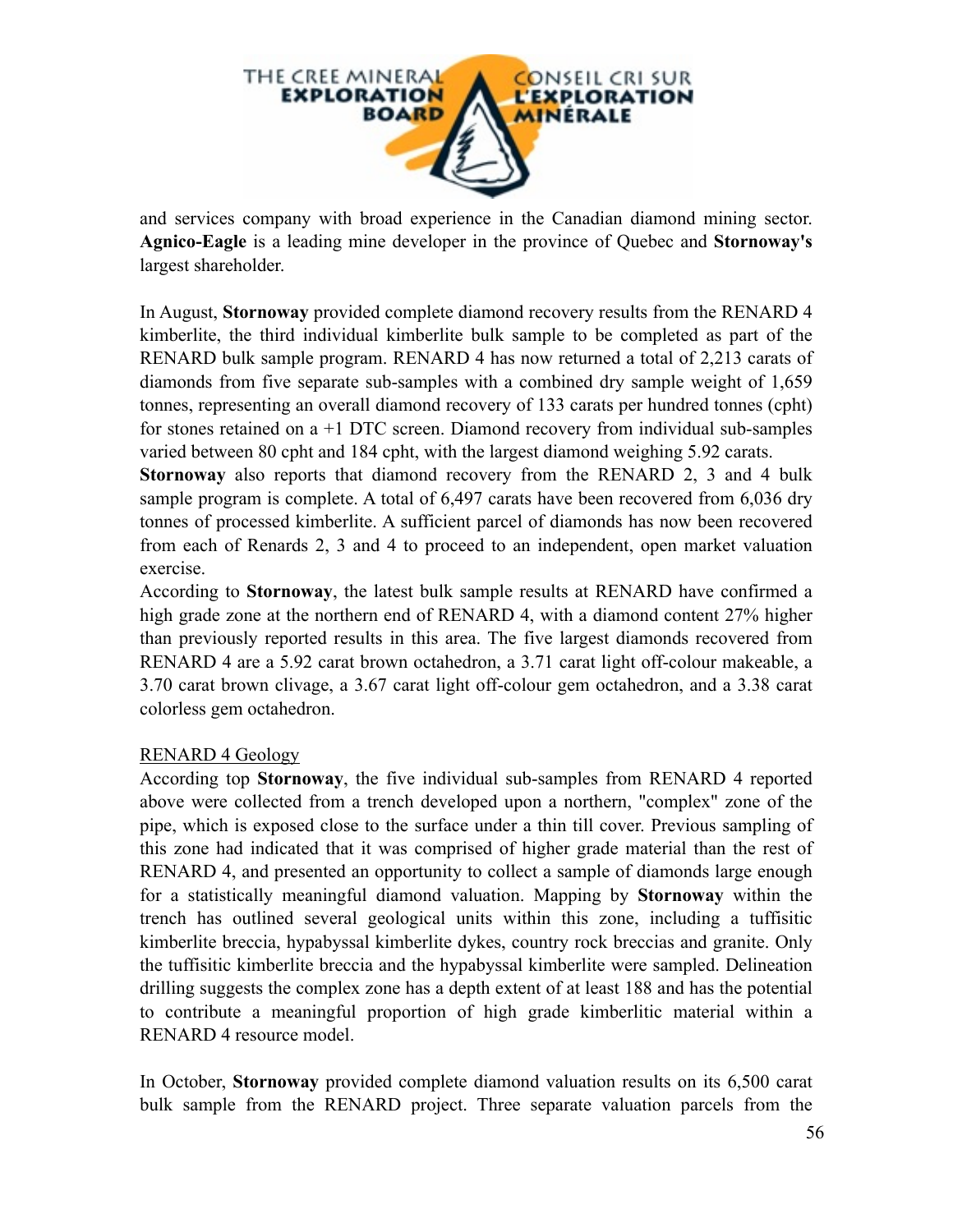and services company with broad experience in the Canadian diamond mining sector. **Agnico-Eagle** is a leading mine developer in the province of Quebec and **Stornoway's** largest shareholder.

In August, **Stornoway** provided complete diamond recovery results from the RENARD 4 kimberlite, the third individual kimberlite bulk sample to be completed as part of the RENARD bulk sample program. RENARD 4 has now returned a total of 2,213 carats of diamonds from five separate sub-samples with a combined dry sample weight of 1,659 tonnes, representing an overall diamond recovery of 133 carats per hundred tonnes (cpht) for stones retained on a +1 DTC screen. Diamond recovery from individual sub-samples varied between 80 cpht and 184 cpht, with the largest diamond weighing 5.92 carats.
**Stornoway** also reports that diamond recovery from the RENARD 2, 3 and 4 bulk sample program is complete. A total of 6,497 carats have been recovered from 6,036 dry tonnes of processed kimberlite. A sufficient parcel of diamonds has now been recovered from each of Renards 2, 3 and 4 to proceed to an independent, open market valuation exercise.
According to **Stornoway**, the latest bulk sample results at RENARD have confirmed a high grade zone at the northern end of RENARD 4, with a diamond content 27% higher than previously reported results in this area. The five largest diamonds recovered from RENARD 4 are a 5.92 carat brown octahedron, a 3.71 carat light off-colour makeable, a 3.70 carat brown clivage, a 3.67 carat light off-colour gem octahedron, and a 3.38 carat colorless gem octahedron.

RENARD 4 Geology
According top **Stornoway**, the five individual sub-samples from RENARD 4 reported above were collected from a trench developed upon a northern, "complex" zone of the pipe, which is exposed close to the surface under a thin till cover. Previous sampling of this zone had indicated that it was comprised of higher grade material than the rest of RENARD 4, and presented an opportunity to collect a sample of diamonds large enough for a statistically meaningful diamond valuation. Mapping by **Stornoway** within the trench has outlined several geological units within this zone, including a tuffisitic kimberlite breccia, hypabyssal kimberlite dykes, country rock breccias and granite. Only the tuffisitic kimberlite breccia and the hypabyssal kimberlite were sampled. Delineation drilling suggests the complex zone has a depth extent of at least 188 and has the potential to contribute a meaningful proportion of high grade kimberlitic material within a RENARD 4 resource model.

In October, **Stornoway** provided complete diamond valuation results on its 6,500 carat bulk sample from the RENARD project. Three separate valuation parcels from the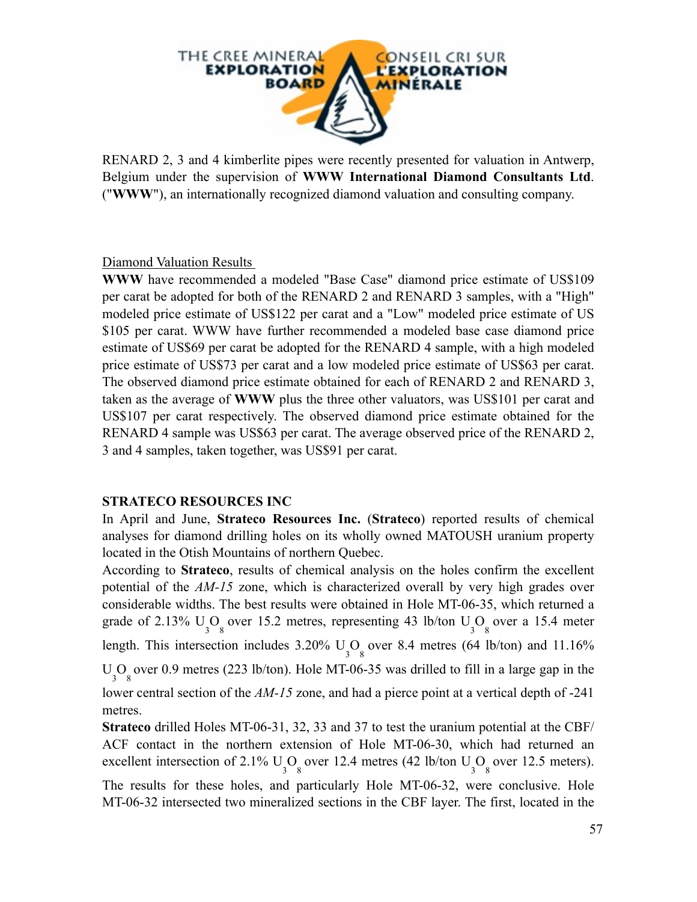RENARD 2, 3 and 4 kimberlite pipes were recently presented for valuation in Antwerp, Belgium under the supervision of **WWW International Diamond Consultants Ltd**. ("**WWW**"), an internationally recognized diamond valuation and consulting company.

Diamond Valuation Results

**WWW** have recommended a modeled "Base Case" diamond price estimate of US$109 per carat be adopted for both of the RENARD 2 and RENARD 3 samples, with a "High" modeled price estimate of US$122 per carat and a "Low" modeled price estimate of US $105 per carat. WWW have further recommended a modeled base case diamond price estimate of US$69 per carat be adopted for the RENARD 4 sample, with a high modeled price estimate of US$73 per carat and a low modeled price estimate of US$63 per carat. The observed diamond price estimate obtained for each of RENARD 2 and RENARD 3, taken as the average of **WWW** plus the three other valuators, was US$101 per carat and US$107 per carat respectively. The observed diamond price estimate obtained for the RENARD 4 sample was US$63 per carat. The average observed price of the RENARD 2, 3 and 4 samples, taken together, was US$91 per carat.

**STRATECO RESOURCES INC**

In April and June, **Strateco Resources Inc.** (**Strateco**) reported results of chemical analyses for diamond drilling holes on its wholly owned MATOUSH uranium property located in the Otish Mountains of northern Quebec.

According to **Strateco**, results of chemical analysis on the holes confirm the excellent potential of the *AM-15* zone, which is characterized overall by very high grades over considerable widths. The best results were obtained in Hole MT-06-35, which returned a grade of 2.13% $U_3O_8$ over 15.2 metres, representing 43 lb/ton $U_3O_8$ over a 15.4 meter length. This intersection includes 3.20% $U_3O_8$ over 8.4 metres (64 lb/ton) and 11.16% $U_3O_8$ over 0.9 metres (223 lb/ton). Hole MT-06-35 was drilled to fill in a large gap in the lower central section of the *AM-15* zone, and had a pierce point at a vertical depth of -241 metres.

**Strateco** drilled Holes MT-06-31, 32, 33 and 37 to test the uranium potential at the CBF/ACF contact in the northern extension of Hole MT-06-30, which had returned an excellent intersection of 2.1% $U_3O_8$ over 12.4 metres (42 lb/ton $U_3O_8$ over 12.5 meters). The results for these holes, and particularly Hole MT-06-32, were conclusive. Hole MT-06-32 intersected two mineralized sections in the CBF layer. The first, located in the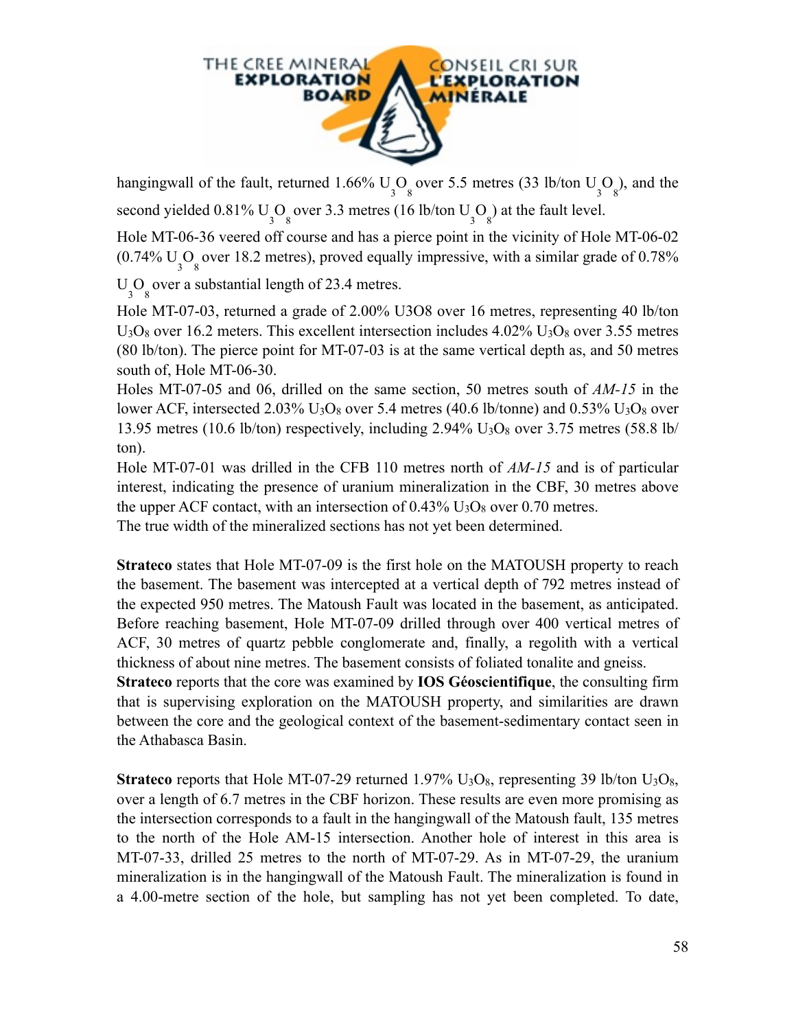hangingwall of the fault, returned 1.66% $U_3O_8$ over 5.5 metres (33 lb/ton $U_3O_8$), and the second yielded 0.81% $U_3O_8$ over 3.3 metres (16 lb/ton $U_3O_8$) at the fault level.

Hole MT-06-36 veered off course and has a pierce point in the vicinity of Hole MT-06-02 (0.74% $U_3O_8$ over 18.2 metres), proved equally impressive, with a similar grade of 0.78% $U_3O_8$ over a substantial length of 23.4 metres.

Hole MT-07-03, returned a grade of 2.00% U3O8 over 16 metres, representing 40 lb/ton $U_3O_8$ over 16.2 meters. This excellent intersection includes 4.02% $U_3O_8$ over 3.55 metres (80 lb/ton). The pierce point for MT-07-03 is at the same vertical depth as, and 50 metres south of, Hole MT-06-30.

Holes MT-07-05 and 06, drilled on the same section, 50 metres south of *AM-15* in the lower ACF, intersected 2.03% $U_3O_8$ over 5.4 metres (40.6 lb/tonne) and 0.53% $U_3O_8$ over 13.95 metres (10.6 lb/ton) respectively, including 2.94% $U_3O_8$ over 3.75 metres (58.8 lb/ton).

Hole MT-07-01 was drilled in the CFB 110 metres north of *AM-15* and is of particular interest, indicating the presence of uranium mineralization in the CBF, 30 metres above the upper ACF contact, with an intersection of 0.43% $U_3O_8$ over 0.70 metres.

The true width of the mineralized sections has not yet been determined.

**Strateco** states that Hole MT-07-09 is the first hole on the MATOUSH property to reach the basement. The basement was intercepted at a vertical depth of 792 metres instead of the expected 950 metres. The Matoush Fault was located in the basement, as anticipated. Before reaching basement, Hole MT-07-09 drilled through over 400 vertical metres of ACF, 30 metres of quartz pebble conglomerate and, finally, a regolith with a vertical thickness of about nine metres. The basement consists of foliated tonalite and gneiss.

**Strateco** reports that the core was examined by **IOS Géoscientifique**, the consulting firm that is supervising exploration on the MATOUSH property, and similarities are drawn between the core and the geological context of the basement-sedimentary contact seen in the Athabasca Basin.

**Strateco** reports that Hole MT-07-29 returned 1.97% $U_3O_8$, representing 39 lb/ton $U_3O_8$, over a length of 6.7 metres in the CBF horizon. These results are even more promising as the intersection corresponds to a fault in the hangingwall of the Matoush fault, 135 metres to the north of the Hole AM-15 intersection. Another hole of interest in this area is MT-07-33, drilled 25 metres to the north of MT-07-29. As in MT-07-29, the uranium mineralization is in the hangingwall of the Matoush Fault. The mineralization is found in a 4.00-metre section of the hole, but sampling has not yet been completed. To date,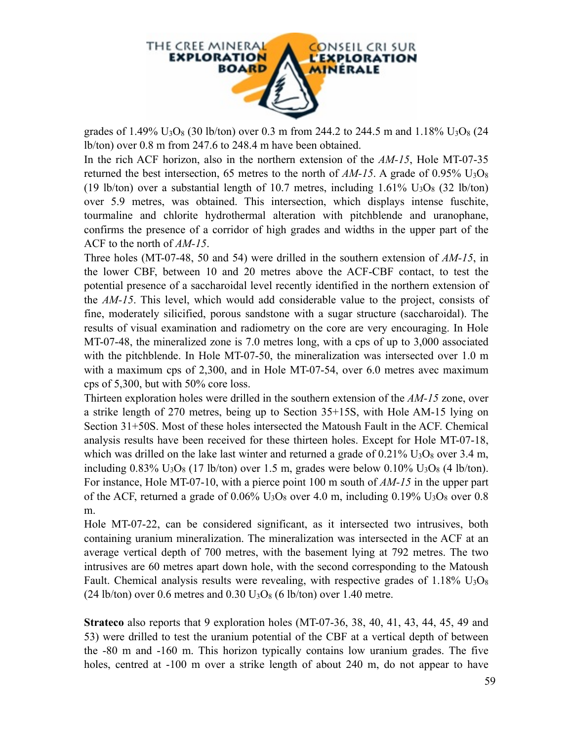grades of 1.49% $U_3O_8$ (30 lb/ton) over 0.3 m from 244.2 to 244.5 m and 1.18% $U_3O_8$ (24 lb/ton) over 0.8 m from 247.6 to 248.4 m have been obtained.

In the rich ACF horizon, also in the northern extension of the *AM-15*, Hole MT-07-35 returned the best intersection, 65 metres to the north of *AM-15*. A grade of 0.95% $U_3O_8$ (19 lb/ton) over a substantial length of 10.7 metres, including 1.61% $U_3O_8$ (32 lb/ton) over 5.9 metres, was obtained. This intersection, which displays intense fuschite, tourmaline and chlorite hydrothermal alteration with pitchblende and uranophane, confirms the presence of a corridor of high grades and widths in the upper part of the ACF to the north of *AM-15*.

Three holes (MT-07-48, 50 and 54) were drilled in the southern extension of *AM-15*, in the lower CBF, between 10 and 20 metres above the ACF-CBF contact, to test the potential presence of a saccharoidal level recently identified in the northern extension of the *AM-15*. This level, which would add considerable value to the project, consists of fine, moderately silicified, porous sandstone with a sugar structure (saccharoidal). The results of visual examination and radiometry on the core are very encouraging. In Hole MT-07-48, the mineralized zone is 7.0 metres long, with a cps of up to 3,000 associated with the pitchblende. In Hole MT-07-50, the mineralization was intersected over 1.0 m with a maximum cps of 2,300, and in Hole MT-07-54, over 6.0 metres avec maximum cps of 5,300, but with 50% core loss.

Thirteen exploration holes were drilled in the southern extension of the *AM-15* zone, over a strike length of 270 metres, being up to Section 35+15S, with Hole AM-15 lying on Section 31+50S. Most of these holes intersected the Matoush Fault in the ACF. Chemical analysis results have been received for these thirteen holes. Except for Hole MT-07-18, which was drilled on the lake last winter and returned a grade of 0.21% $U_3O_8$ over 3.4 m, including 0.83% $U_3O_8$ (17 lb/ton) over 1.5 m, grades were below 0.10% $U_3O_8$ (4 lb/ton). For instance, Hole MT-07-10, with a pierce point 100 m south of *AM-15* in the upper part of the ACF, returned a grade of 0.06% $U_3O_8$ over 4.0 m, including 0.19% $U_3O_8$ over 0.8 m.

Hole MT-07-22, can be considered significant, as it intersected two intrusives, both containing uranium mineralization. The mineralization was intersected in the ACF at an average vertical depth of 700 metres, with the basement lying at 792 metres. The two intrusives are 60 metres apart down hole, with the second corresponding to the Matoush Fault. Chemical analysis results were revealing, with respective grades of 1.18% $U_3O_8$ (24 lb/ton) over 0.6 metres and 0.30 $U_3O_8$ (6 lb/ton) over 1.40 metre.

**Strateco** also reports that 9 exploration holes (MT-07-36, 38, 40, 41, 43, 44, 45, 49 and 53) were drilled to test the uranium potential of the CBF at a vertical depth of between the -80 m and -160 m. This horizon typically contains low uranium grades. The five holes, centred at -100 m over a strike length of about 240 m, do not appear to have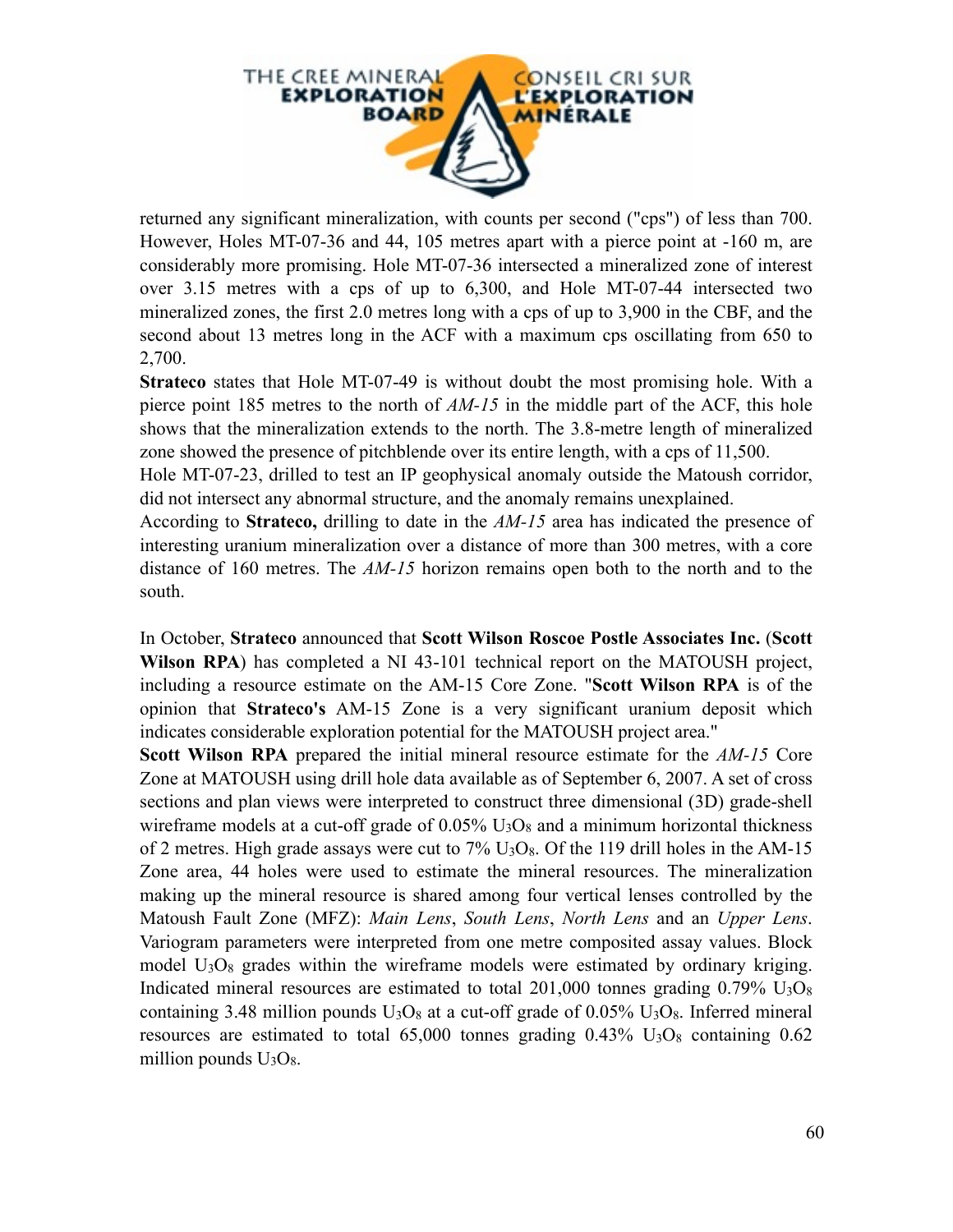returned any significant mineralization, with counts per second ("cps") of less than 700. However, Holes MT-07-36 and 44, 105 metres apart with a pierce point at -160 m, are considerably more promising. Hole MT-07-36 intersected a mineralized zone of interest over 3.15 metres with a cps of up to 6,300, and Hole MT-07-44 intersected two mineralized zones, the first 2.0 metres long with a cps of up to 3,900 in the CBF, and the second about 13 metres long in the ACF with a maximum cps oscillating from 650 to 2,700.

**Strateco** states that Hole MT-07-49 is without doubt the most promising hole. With a pierce point 185 metres to the north of *AM-15* in the middle part of the ACF, this hole shows that the mineralization extends to the north. The 3.8-metre length of mineralized zone showed the presence of pitchblende over its entire length, with a cps of 11,500.

Hole MT-07-23, drilled to test an IP geophysical anomaly outside the Matoush corridor, did not intersect any abnormal structure, and the anomaly remains unexplained.

According to **Strateco,** drilling to date in the *AM-15* area has indicated the presence of interesting uranium mineralization over a distance of more than 300 metres, with a core distance of 160 metres. The *AM-15* horizon remains open both to the north and to the south.

In October, **Strateco** announced that **Scott Wilson Roscoe Postle Associates Inc.** (**Scott Wilson RPA**) has completed a NI 43-101 technical report on the MATOUSH project, including a resource estimate on the AM-15 Core Zone. "**Scott Wilson RPA** is of the opinion that **Strateco's** AM-15 Zone is a very significant uranium deposit which indicates considerable exploration potential for the MATOUSH project area."

**Scott Wilson RPA** prepared the initial mineral resource estimate for the *AM-15* Core Zone at MATOUSH using drill hole data available as of September 6, 2007. A set of cross sections and plan views were interpreted to construct three dimensional (3D) grade-shell wireframe models at a cut-off grade of 0.05% $U_3O_8$ and a minimum horizontal thickness of 2 metres. High grade assays were cut to 7% $U_3O_8$. Of the 119 drill holes in the AM-15 Zone area, 44 holes were used to estimate the mineral resources. The mineralization making up the mineral resource is shared among four vertical lenses controlled by the Matoush Fault Zone (MFZ): *Main Lens*, *South Lens*, *North Lens* and an *Upper Lens*. Variogram parameters were interpreted from one metre composited assay values. Block model $U_3O_8$ grades within the wireframe models were estimated by ordinary kriging. Indicated mineral resources are estimated to total 201,000 tonnes grading 0.79% $U_3O_8$ containing 3.48 million pounds $U_3O_8$ at a cut-off grade of 0.05% $U_3O_8$. Inferred mineral resources are estimated to total 65,000 tonnes grading 0.43% $U_3O_8$ containing 0.62 million pounds $U_3O_8$.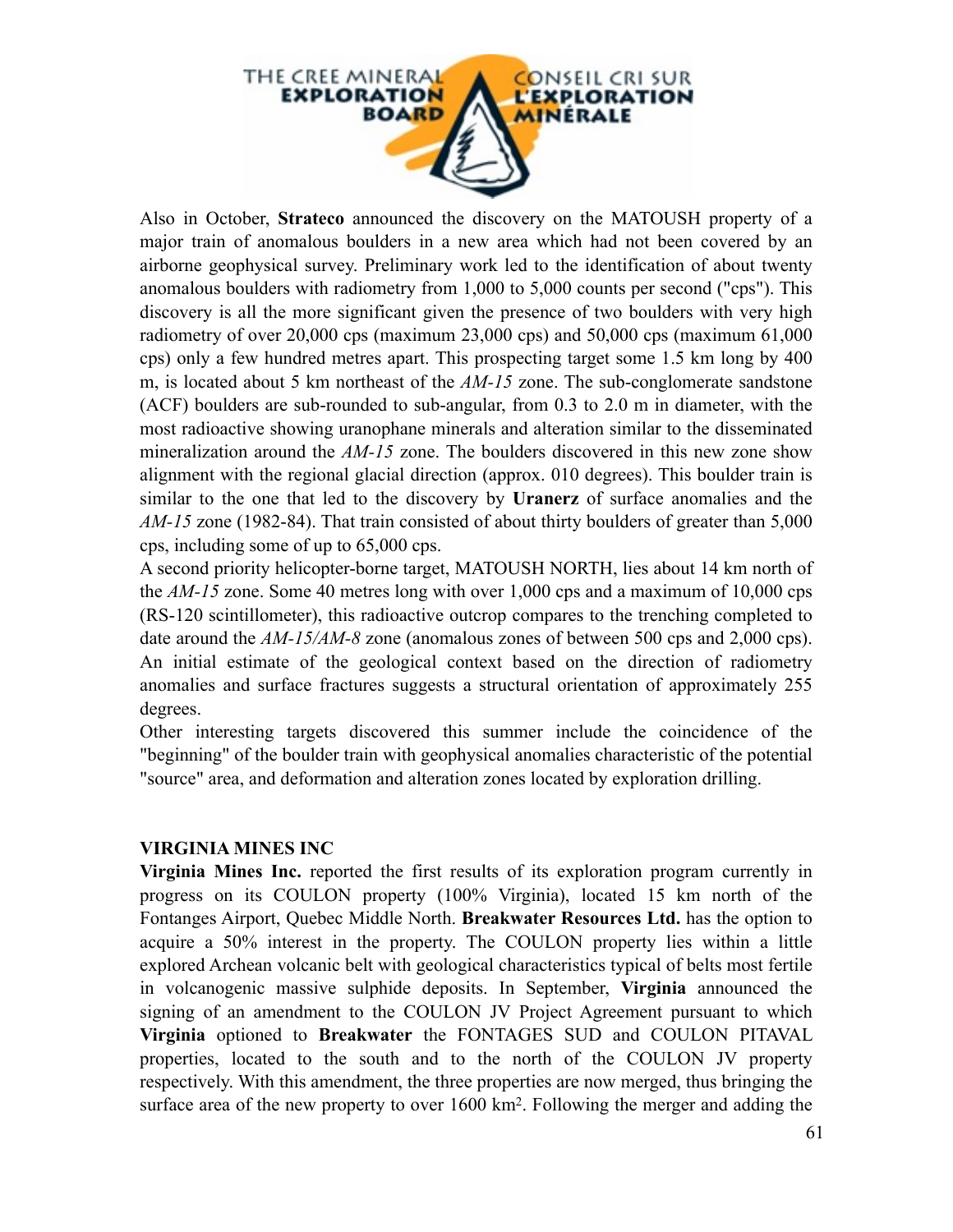Also in October, **Strateco** announced the discovery on the MATOUSH property of a major train of anomalous boulders in a new area which had not been covered by an airborne geophysical survey. Preliminary work led to the identification of about twenty anomalous boulders with radiometry from 1,000 to 5,000 counts per second ("cps"). This discovery is all the more significant given the presence of two boulders with very high radiometry of over 20,000 cps (maximum 23,000 cps) and 50,000 cps (maximum 61,000 cps) only a few hundred metres apart. This prospecting target some 1.5 km long by 400 m, is located about 5 km northeast of the *AM-15* zone. The sub-conglomerate sandstone (ACF) boulders are sub-rounded to sub-angular, from 0.3 to 2.0 m in diameter, with the most radioactive showing uranophane minerals and alteration similar to the disseminated mineralization around the *AM-15* zone. The boulders discovered in this new zone show alignment with the regional glacial direction (approx. 010 degrees). This boulder train is similar to the one that led to the discovery by **Uranerz** of surface anomalies and the *AM-15* zone (1982-84). That train consisted of about thirty boulders of greater than 5,000 cps, including some of up to 65,000 cps.

A second priority helicopter-borne target, MATOUSH NORTH, lies about 14 km north of the *AM-15* zone. Some 40 metres long with over 1,000 cps and a maximum of 10,000 cps (RS-120 scintillometer), this radioactive outcrop compares to the trenching completed to date around the *AM-15/AM-8* zone (anomalous zones of between 500 cps and 2,000 cps). An initial estimate of the geological context based on the direction of radiometry anomalies and surface fractures suggests a structural orientation of approximately 255 degrees.

Other interesting targets discovered this summer include the coincidence of the "beginning" of the boulder train with geophysical anomalies characteristic of the potential "source" area, and deformation and alteration zones located by exploration drilling.

**VIRGINIA MINES INC**

**Virginia Mines Inc.** reported the first results of its exploration program currently in progress on its COULON property (100% Virginia), located 15 km north of the Fontanges Airport, Quebec Middle North. **Breakwater Resources Ltd.** has the option to acquire a 50% interest in the property. The COULON property lies within a little explored Archean volcanic belt with geological characteristics typical of belts most fertile in volcanogenic massive sulphide deposits. In September, **Virginia** announced the signing of an amendment to the COULON JV Project Agreement pursuant to which **Virginia** optioned to **Breakwater** the FONTAGES SUD and COULON PITAVAL properties, located to the south and to the north of the COULON JV property respectively. With this amendment, the three properties are now merged, thus bringing the surface area of the new property to over 1600 $km^2$. Following the merger and adding the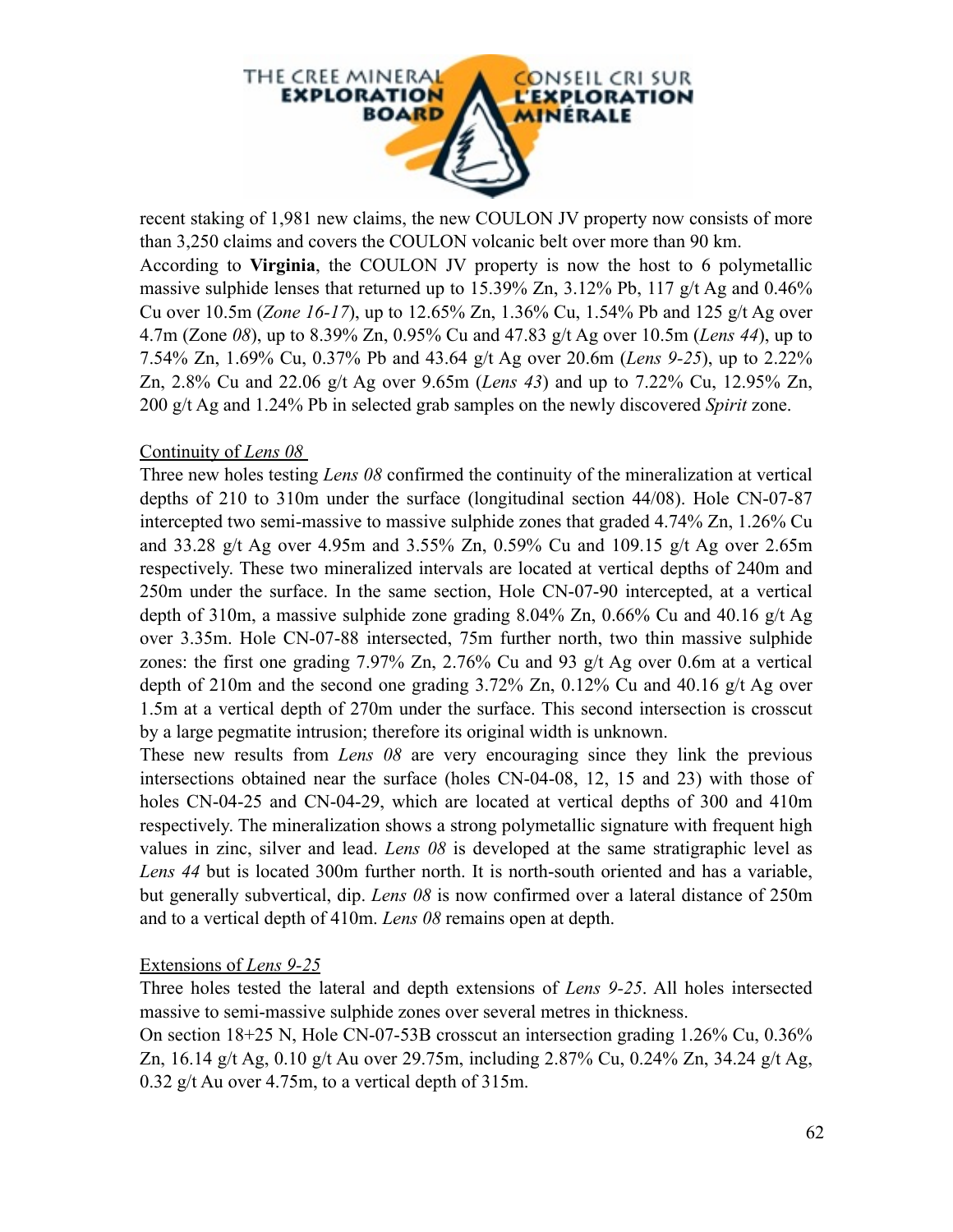recent staking of 1,981 new claims, the new COULON JV property now consists of more than 3,250 claims and covers the COULON volcanic belt over more than 90 km.

According to **Virginia**, the COULON JV property is now the host to 6 polymetallic massive sulphide lenses that returned up to 15.39% Zn, 3.12% Pb, 117 g/t Ag and 0.46% Cu over 10.5m (*Zone 16-17*), up to 12.65% Zn, 1.36% Cu, 1.54% Pb and 125 g/t Ag over 4.7m (Zone *08*), up to 8.39% Zn, 0.95% Cu and 47.83 g/t Ag over 10.5m (*Lens 44*), up to 7.54% Zn, 1.69% Cu, 0.37% Pb and 43.64 g/t Ag over 20.6m (*Lens 9-25*), up to 2.22% Zn, 2.8% Cu and 22.06 g/t Ag over 9.65m (*Lens 43*) and up to 7.22% Cu, 12.95% Zn, 200 g/t Ag and 1.24% Pb in selected grab samples on the newly discovered *Spirit* zone.

Continuity of *Lens 08*

Three new holes testing *Lens 08* confirmed the continuity of the mineralization at vertical depths of 210 to 310m under the surface (longitudinal section 44/08). Hole CN-07-87 intercepted two semi-massive to massive sulphide zones that graded 4.74% Zn, 1.26% Cu and 33.28 g/t Ag over 4.95m and 3.55% Zn, 0.59% Cu and 109.15 g/t Ag over 2.65m respectively. These two mineralized intervals are located at vertical depths of 240m and 250m under the surface. In the same section, Hole CN-07-90 intercepted, at a vertical depth of 310m, a massive sulphide zone grading 8.04% Zn, 0.66% Cu and 40.16 g/t Ag over 3.35m. Hole CN-07-88 intersected, 75m further north, two thin massive sulphide zones: the first one grading 7.97% Zn, 2.76% Cu and 93 g/t Ag over 0.6m at a vertical depth of 210m and the second one grading 3.72% Zn, 0.12% Cu and 40.16 g/t Ag over 1.5m at a vertical depth of 270m under the surface. This second intersection is crosscut by a large pegmatite intrusion; therefore its original width is unknown.

These new results from *Lens 08* are very encouraging since they link the previous intersections obtained near the surface (holes CN-04-08, 12, 15 and 23) with those of holes CN-04-25 and CN-04-29, which are located at vertical depths of 300 and 410m respectively. The mineralization shows a strong polymetallic signature with frequent high values in zinc, silver and lead. *Lens 08* is developed at the same stratigraphic level as *Lens 44* but is located 300m further north. It is north-south oriented and has a variable, but generally subvertical, dip. *Lens 08* is now confirmed over a lateral distance of 250m and to a vertical depth of 410m. *Lens 08* remains open at depth.

Extensions of *Lens 9-25*

Three holes tested the lateral and depth extensions of *Lens 9-25*. All holes intersected massive to semi-massive sulphide zones over several metres in thickness.

On section 18+25 N, Hole CN-07-53B crosscut an intersection grading 1.26% Cu, 0.36% Zn, 16.14 g/t Ag, 0.10 g/t Au over 29.75m, including 2.87% Cu, 0.24% Zn, 34.24 g/t Ag, 0.32 g/t Au over 4.75m, to a vertical depth of 315m.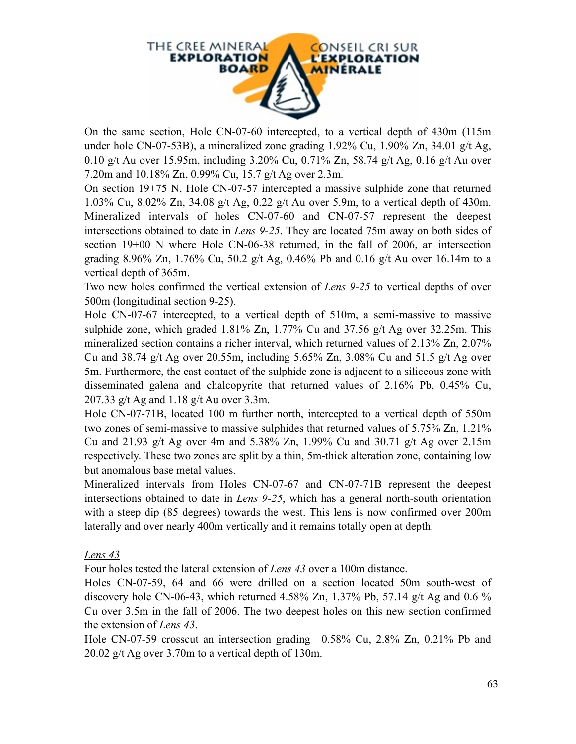On the same section, Hole CN-07-60 intercepted, to a vertical depth of 430m (115m under hole CN-07-53B), a mineralized zone grading 1.92% Cu, 1.90% Zn, 34.01 g/t Ag, 0.10 g/t Au over 15.95m, including 3.20% Cu, 0.71% Zn, 58.74 g/t Ag, 0.16 g/t Au over 7.20m and 10.18% Zn, 0.99% Cu, 15.7 g/t Ag over 2.3m.

On section 19+75 N, Hole CN-07-57 intercepted a massive sulphide zone that returned 1.03% Cu, 8.02% Zn, 34.08 g/t Ag, 0.22 g/t Au over 5.9m, to a vertical depth of 430m. Mineralized intervals of holes CN-07-60 and CN-07-57 represent the deepest intersections obtained to date in *Lens 9-25*. They are located 75m away on both sides of section 19+00 N where Hole CN-06-38 returned, in the fall of 2006, an intersection grading 8.96% Zn, 1.76% Cu, 50.2 g/t Ag, 0.46% Pb and 0.16 g/t Au over 16.14m to a vertical depth of 365m.

Two new holes confirmed the vertical extension of *Lens 9-25* to vertical depths of over 500m (longitudinal section 9-25).

Hole CN-07-67 intercepted, to a vertical depth of 510m, a semi-massive to massive sulphide zone, which graded 1.81% Zn, 1.77% Cu and 37.56 g/t Ag over 32.25m. This mineralized section contains a richer interval, which returned values of 2.13% Zn, 2.07% Cu and 38.74 g/t Ag over 20.55m, including 5.65% Zn, 3.08% Cu and 51.5 g/t Ag over 5m. Furthermore, the east contact of the sulphide zone is adjacent to a siliceous zone with disseminated galena and chalcopyrite that returned values of 2.16% Pb, 0.45% Cu, 207.33 g/t Ag and 1.18 g/t Au over 3.3m.

Hole CN-07-71B, located 100 m further north, intercepted to a vertical depth of 550m two zones of semi-massive to massive sulphides that returned values of 5.75% Zn, 1.21% Cu and 21.93 g/t Ag over 4m and 5.38% Zn, 1.99% Cu and 30.71 g/t Ag over 2.15m respectively. These two zones are split by a thin, 5m-thick alteration zone, containing low but anomalous base metal values.

Mineralized intervals from Holes CN-07-67 and CN-07-71B represent the deepest intersections obtained to date in *Lens 9-25*, which has a general north-south orientation with a steep dip (85 degrees) towards the west. This lens is now confirmed over 200m laterally and over nearly 400m vertically and it remains totally open at depth.

*Lens 43*

Four holes tested the lateral extension of *Lens 43* over a 100m distance.

Holes CN-07-59, 64 and 66 were drilled on a section located 50m south-west of discovery hole CN-06-43, which returned 4.58% Zn, 1.37% Pb, 57.14 g/t Ag and 0.6 % Cu over 3.5m in the fall of 2006. The two deepest holes on this new section confirmed the extension of *Lens 43*.

Hole CN-07-59 crosscut an intersection grading 0.58% Cu, 2.8% Zn, 0.21% Pb and 20.02 g/t Ag over 3.70m to a vertical depth of 130m.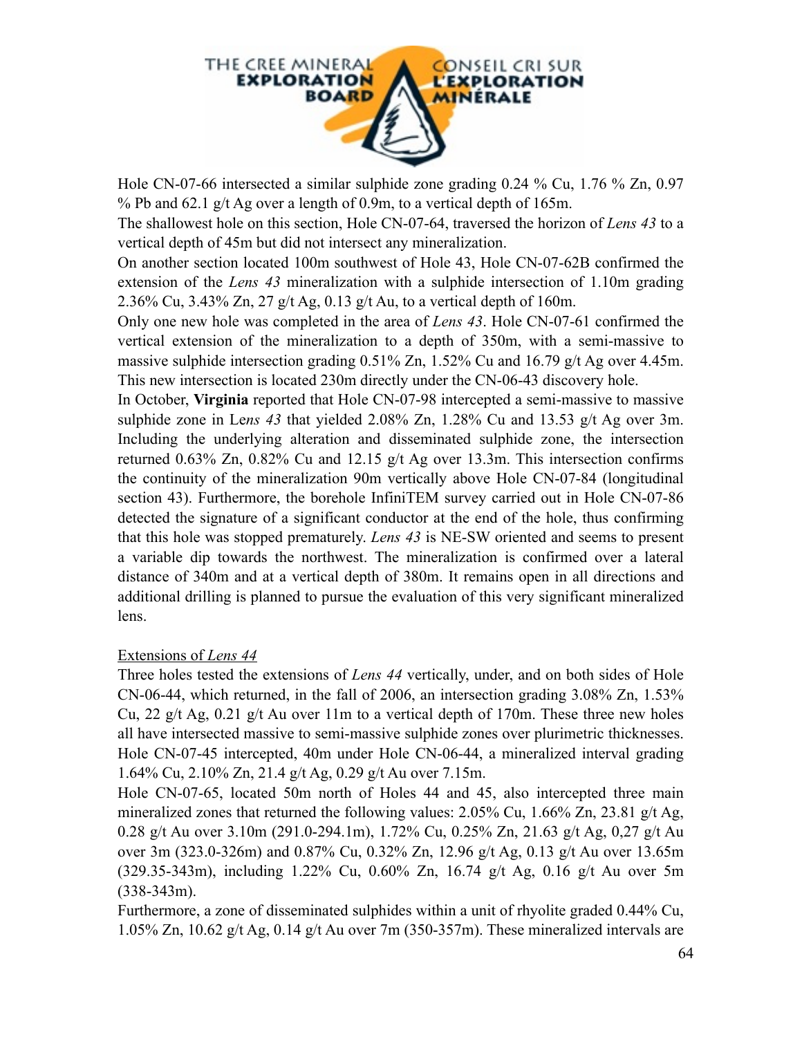Hole CN-07-66 intersected a similar sulphide zone grading 0.24 % Cu, 1.76 % Zn, 0.97 % Pb and 62.1 g/t Ag over a length of 0.9m, to a vertical depth of 165m.

The shallowest hole on this section, Hole CN-07-64, traversed the horizon of *Lens 43* to a vertical depth of 45m but did not intersect any mineralization.

On another section located 100m southwest of Hole 43, Hole CN-07-62B confirmed the extension of the *Lens 43* mineralization with a sulphide intersection of 1.10m grading 2.36% Cu, 3.43% Zn, 27 g/t Ag, 0.13 g/t Au, to a vertical depth of 160m.

Only one new hole was completed in the area of *Lens 43*. Hole CN-07-61 confirmed the vertical extension of the mineralization to a depth of 350m, with a semi-massive to massive sulphide intersection grading 0.51% Zn, 1.52% Cu and 16.79 g/t Ag over 4.45m. This new intersection is located 230m directly under the CN-06-43 discovery hole.

In October, **Virginia** reported that Hole CN-07-98 intercepted a semi-massive to massive sulphide zone in Le*ns 43* that yielded 2.08% Zn, 1.28% Cu and 13.53 g/t Ag over 3m. Including the underlying alteration and disseminated sulphide zone, the intersection returned 0.63% Zn, 0.82% Cu and 12.15 g/t Ag over 13.3m. This intersection confirms the continuity of the mineralization 90m vertically above Hole CN-07-84 (longitudinal section 43). Furthermore, the borehole InfiniTEM survey carried out in Hole CN-07-86 detected the signature of a significant conductor at the end of the hole, thus confirming that this hole was stopped prematurely. *Lens 43* is NE-SW oriented and seems to present a variable dip towards the northwest. The mineralization is confirmed over a lateral distance of 340m and at a vertical depth of 380m. It remains open in all directions and additional drilling is planned to pursue the evaluation of this very significant mineralized lens.

<u>Extensions of *Lens 44*</u>

Three holes tested the extensions of *Lens 44* vertically, under, and on both sides of Hole CN-06-44, which returned, in the fall of 2006, an intersection grading 3.08% Zn, 1.53% Cu, 22 g/t Ag, 0.21 g/t Au over 11m to a vertical depth of 170m. These three new holes all have intersected massive to semi-massive sulphide zones over plurimetric thicknesses.

Hole CN-07-45 intercepted, 40m under Hole CN-06-44, a mineralized interval grading 1.64% Cu, 2.10% Zn, 21.4 g/t Ag, 0.29 g/t Au over 7.15m.

Hole CN-07-65, located 50m north of Holes 44 and 45, also intercepted three main mineralized zones that returned the following values: 2.05% Cu, 1.66% Zn, 23.81 g/t Ag, 0.28 g/t Au over 3.10m (291.0-294.1m), 1.72% Cu, 0.25% Zn, 21.63 g/t Ag, 0,27 g/t Au over 3m (323.0-326m) and 0.87% Cu, 0.32% Zn, 12.96 g/t Ag, 0.13 g/t Au over 13.65m (329.35-343m), including 1.22% Cu, 0.60% Zn, 16.74 g/t Ag, 0.16 g/t Au over 5m (338-343m).

Furthermore, a zone of disseminated sulphides within a unit of rhyolite graded 0.44% Cu, 1.05% Zn, 10.62 g/t Ag, 0.14 g/t Au over 7m (350-357m). These mineralized intervals are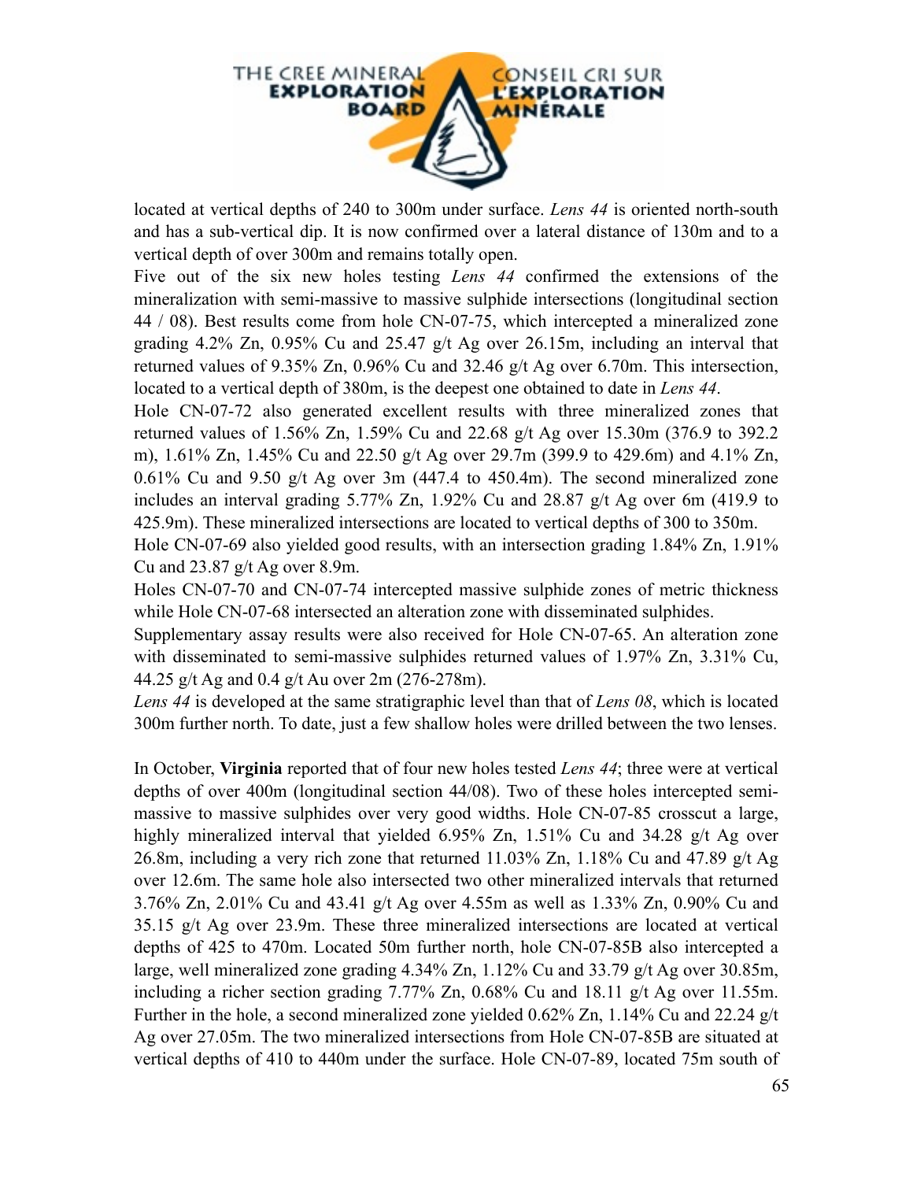located at vertical depths of 240 to 300m under surface. *Lens 44* is oriented north-south and has a sub-vertical dip. It is now confirmed over a lateral distance of 130m and to a vertical depth of over 300m and remains totally open.

Five out of the six new holes testing *Lens 44* confirmed the extensions of the mineralization with semi-massive to massive sulphide intersections (longitudinal section 44 / 08). Best results come from hole CN-07-75, which intercepted a mineralized zone grading 4.2% Zn, 0.95% Cu and 25.47 g/t Ag over 26.15m, including an interval that returned values of 9.35% Zn, 0.96% Cu and 32.46 g/t Ag over 6.70m. This intersection, located to a vertical depth of 380m, is the deepest one obtained to date in *Lens 44*.

Hole CN-07-72 also generated excellent results with three mineralized zones that returned values of 1.56% Zn, 1.59% Cu and 22.68 g/t Ag over 15.30m (376.9 to 392.2 m), 1.61% Zn, 1.45% Cu and 22.50 g/t Ag over 29.7m (399.9 to 429.6m) and 4.1% Zn, 0.61% Cu and 9.50 g/t Ag over 3m (447.4 to 450.4m). The second mineralized zone includes an interval grading 5.77% Zn, 1.92% Cu and 28.87 g/t Ag over 6m (419.9 to 425.9m). These mineralized intersections are located to vertical depths of 300 to 350m.

Hole CN-07-69 also yielded good results, with an intersection grading 1.84% Zn, 1.91% Cu and 23.87 g/t Ag over 8.9m.

Holes CN-07-70 and CN-07-74 intercepted massive sulphide zones of metric thickness while Hole CN-07-68 intersected an alteration zone with disseminated sulphides.

Supplementary assay results were also received for Hole CN-07-65. An alteration zone with disseminated to semi-massive sulphides returned values of 1.97% Zn, 3.31% Cu, 44.25 g/t Ag and 0.4 g/t Au over 2m (276-278m).

*Lens 44* is developed at the same stratigraphic level than that of *Lens 08*, which is located 300m further north. To date, just a few shallow holes were drilled between the two lenses.

In October, **Virginia** reported that of four new holes tested *Lens 44*; three were at vertical depths of over 400m (longitudinal section 44/08). Two of these holes intercepted semi-massive to massive sulphides over very good widths. Hole CN-07-85 crosscut a large, highly mineralized interval that yielded 6.95% Zn, 1.51% Cu and 34.28 g/t Ag over 26.8m, including a very rich zone that returned 11.03% Zn, 1.18% Cu and 47.89 g/t Ag over 12.6m. The same hole also intersected two other mineralized intervals that returned 3.76% Zn, 2.01% Cu and 43.41 g/t Ag over 4.55m as well as 1.33% Zn, 0.90% Cu and 35.15 g/t Ag over 23.9m. These three mineralized intersections are located at vertical depths of 425 to 470m. Located 50m further north, hole CN-07-85B also intercepted a large, well mineralized zone grading 4.34% Zn, 1.12% Cu and 33.79 g/t Ag over 30.85m, including a richer section grading 7.77% Zn, 0.68% Cu and 18.11 g/t Ag over 11.55m. Further in the hole, a second mineralized zone yielded 0.62% Zn, 1.14% Cu and 22.24 g/t Ag over 27.05m. The two mineralized intersections from Hole CN-07-85B are situated at vertical depths of 410 to 440m under the surface. Hole CN-07-89, located 75m south of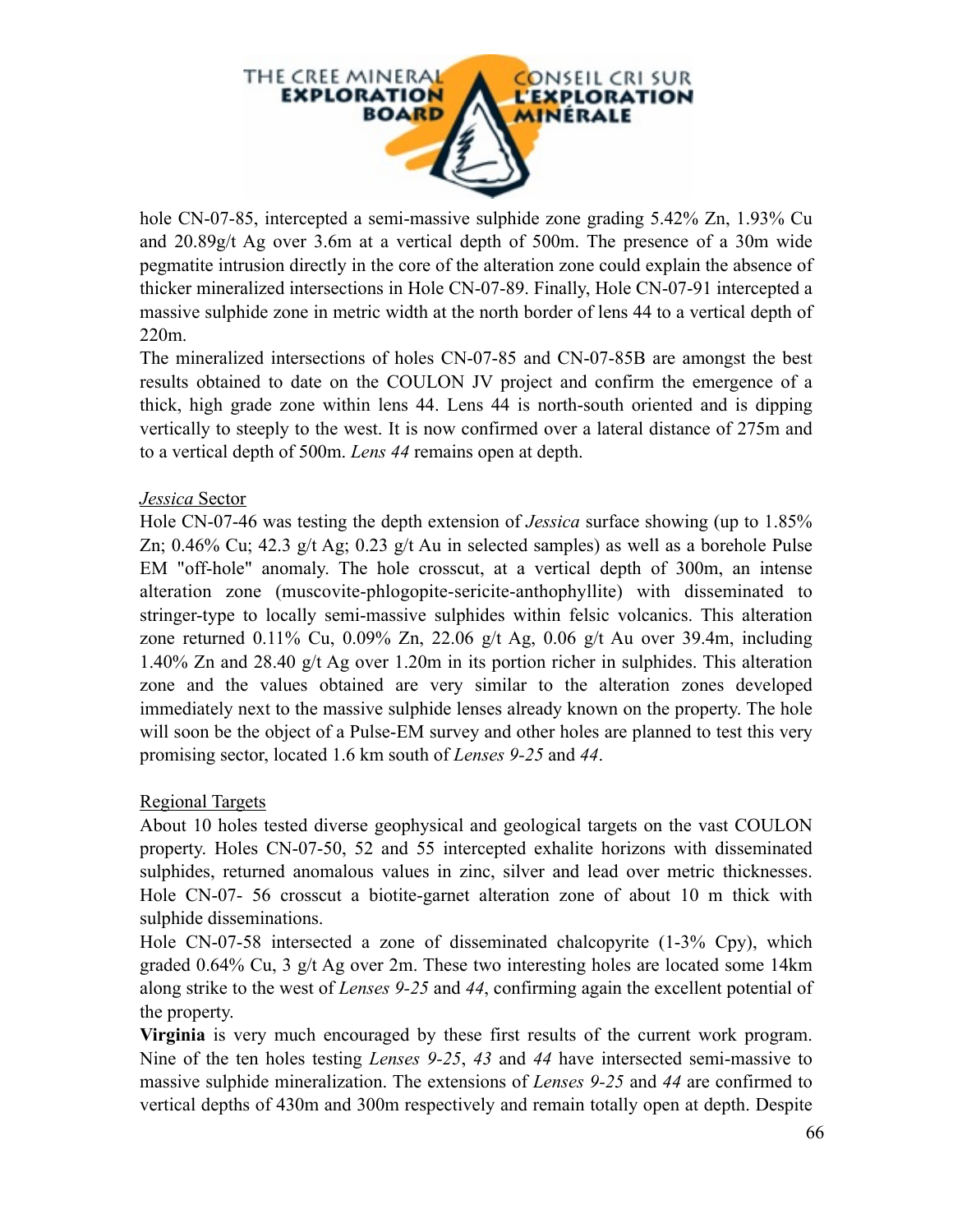hole CN-07-85, intercepted a semi-massive sulphide zone grading 5.42% Zn, 1.93% Cu and 20.89g/t Ag over 3.6m at a vertical depth of 500m. The presence of a 30m wide pegmatite intrusion directly in the core of the alteration zone could explain the absence of thicker mineralized intersections in Hole CN-07-89. Finally, Hole CN-07-91 intercepted a massive sulphide zone in metric width at the north border of lens 44 to a vertical depth of 220m.

The mineralized intersections of holes CN-07-85 and CN-07-85B are amongst the best results obtained to date on the COULON JV project and confirm the emergence of a thick, high grade zone within lens 44. Lens 44 is north-south oriented and is dipping vertically to steeply to the west. It is now confirmed over a lateral distance of 275m and to a vertical depth of 500m. *Lens 44* remains open at depth.

<u>*Jessica* Sector</u>

Hole CN-07-46 was testing the depth extension of *Jessica* surface showing (up to 1.85% Zn; 0.46% Cu; 42.3 g/t Ag; 0.23 g/t Au in selected samples) as well as a borehole Pulse EM "off-hole" anomaly. The hole crosscut, at a vertical depth of 300m, an intense alteration zone (muscovite-phlogopite-sericite-anthophyllite) with disseminated to stringer-type to locally semi-massive sulphides within felsic volcanics. This alteration zone returned 0.11% Cu, 0.09% Zn, 22.06 g/t Ag, 0.06 g/t Au over 39.4m, including 1.40% Zn and 28.40 g/t Ag over 1.20m in its portion richer in sulphides. This alteration zone and the values obtained are very similar to the alteration zones developed immediately next to the massive sulphide lenses already known on the property. The hole will soon be the object of a Pulse-EM survey and other holes are planned to test this very promising sector, located 1.6 km south of *Lenses 9-25* and *44*.

<u>Regional Targets</u>

About 10 holes tested diverse geophysical and geological targets on the vast COULON property. Holes CN-07-50, 52 and 55 intercepted exhalite horizons with disseminated sulphides, returned anomalous values in zinc, silver and lead over metric thicknesses. Hole CN-07- 56 crosscut a biotite-garnet alteration zone of about 10 m thick with sulphide disseminations.

Hole CN-07-58 intersected a zone of disseminated chalcopyrite (1-3% Cpy), which graded 0.64% Cu, 3 g/t Ag over 2m. These two interesting holes are located some 14km along strike to the west of *Lenses 9-25* and *44*, confirming again the excellent potential of the property.

**Virginia** is very much encouraged by these first results of the current work program. Nine of the ten holes testing *Lenses 9-25*, *43* and *44* have intersected semi-massive to massive sulphide mineralization. The extensions of *Lenses 9-25* and *44* are confirmed to vertical depths of 430m and 300m respectively and remain totally open at depth. Despite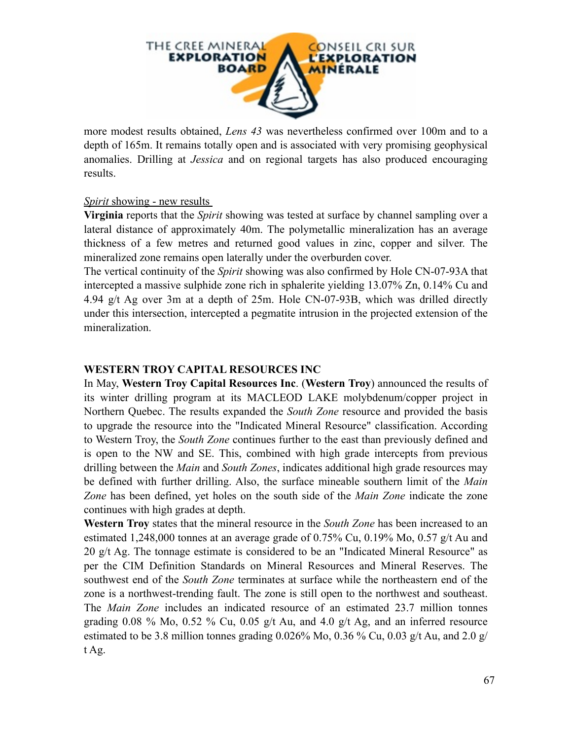more modest results obtained, *Lens 43* was nevertheless confirmed over 100m and to a depth of 165m. It remains totally open and is associated with very promising geophysical anomalies. Drilling at *Jessica* and on regional targets has also produced encouraging results.

*Spirit* showing - new results

**Virginia** reports that the *Spirit* showing was tested at surface by channel sampling over a lateral distance of approximately 40m. The polymetallic mineralization has an average thickness of a few metres and returned good values in zinc, copper and silver. The mineralized zone remains open laterally under the overburden cover.

The vertical continuity of the *Spirit* showing was also confirmed by Hole CN-07-93A that intercepted a massive sulphide zone rich in sphalerite yielding 13.07% Zn, 0.14% Cu and 4.94 g/t Ag over 3m at a depth of 25m. Hole CN-07-93B, which was drilled directly under this intersection, intercepted a pegmatite intrusion in the projected extension of the mineralization.

### WESTERN TROY CAPITAL RESOURCES INC

In May, **Western Troy Capital Resources Inc**. (**Western Troy**) announced the results of its winter drilling program at its MACLEOD LAKE molybdenum/copper project in Northern Quebec. The results expanded the *South Zone* resource and provided the basis to upgrade the resource into the "Indicated Mineral Resource" classification. According to Western Troy, the *South Zone* continues further to the east than previously defined and is open to the NW and SE. This, combined with high grade intercepts from previous drilling between the *Main* and *South Zones*, indicates additional high grade resources may be defined with further drilling. Also, the surface mineable southern limit of the *Main Zone* has been defined, yet holes on the south side of the *Main Zone* indicate the zone continues with high grades at depth.

**Western Troy** states that the mineral resource in the *South Zone* has been increased to an estimated 1,248,000 tonnes at an average grade of 0.75% Cu, 0.19% Mo, 0.57 g/t Au and 20 g/t Ag. The tonnage estimate is considered to be an "Indicated Mineral Resource" as per the CIM Definition Standards on Mineral Resources and Mineral Reserves. The southwest end of the *South Zone* terminates at surface while the northeastern end of the zone is a northwest-trending fault. The zone is still open to the northwest and southeast. The *Main Zone* includes an indicated resource of an estimated 23.7 million tonnes grading 0.08 % Mo, 0.52 % Cu, 0.05 g/t Au, and 4.0 g/t Ag, and an inferred resource estimated to be 3.8 million tonnes grading 0.026% Mo, 0.36 % Cu, 0.03 g/t Au, and 2.0 g/t Ag.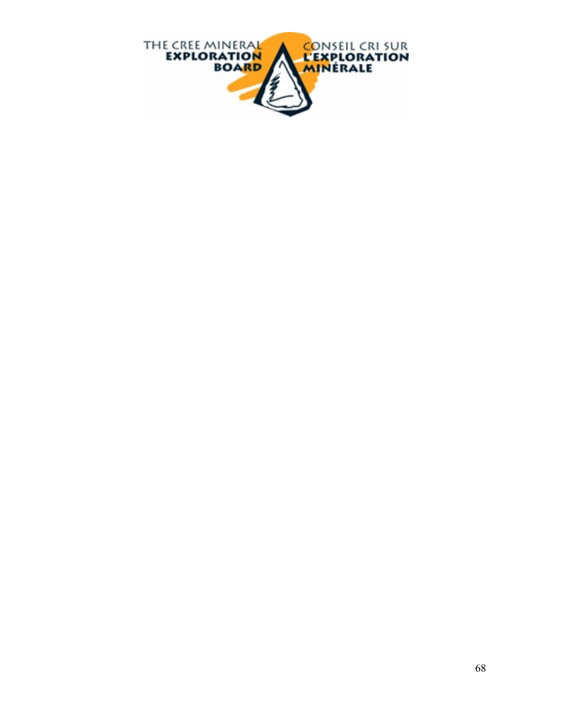THE CREE MINERAL EXPLORATION BOARD

CONSEIL CRI SUR L'EXPLORATION MINÉRALE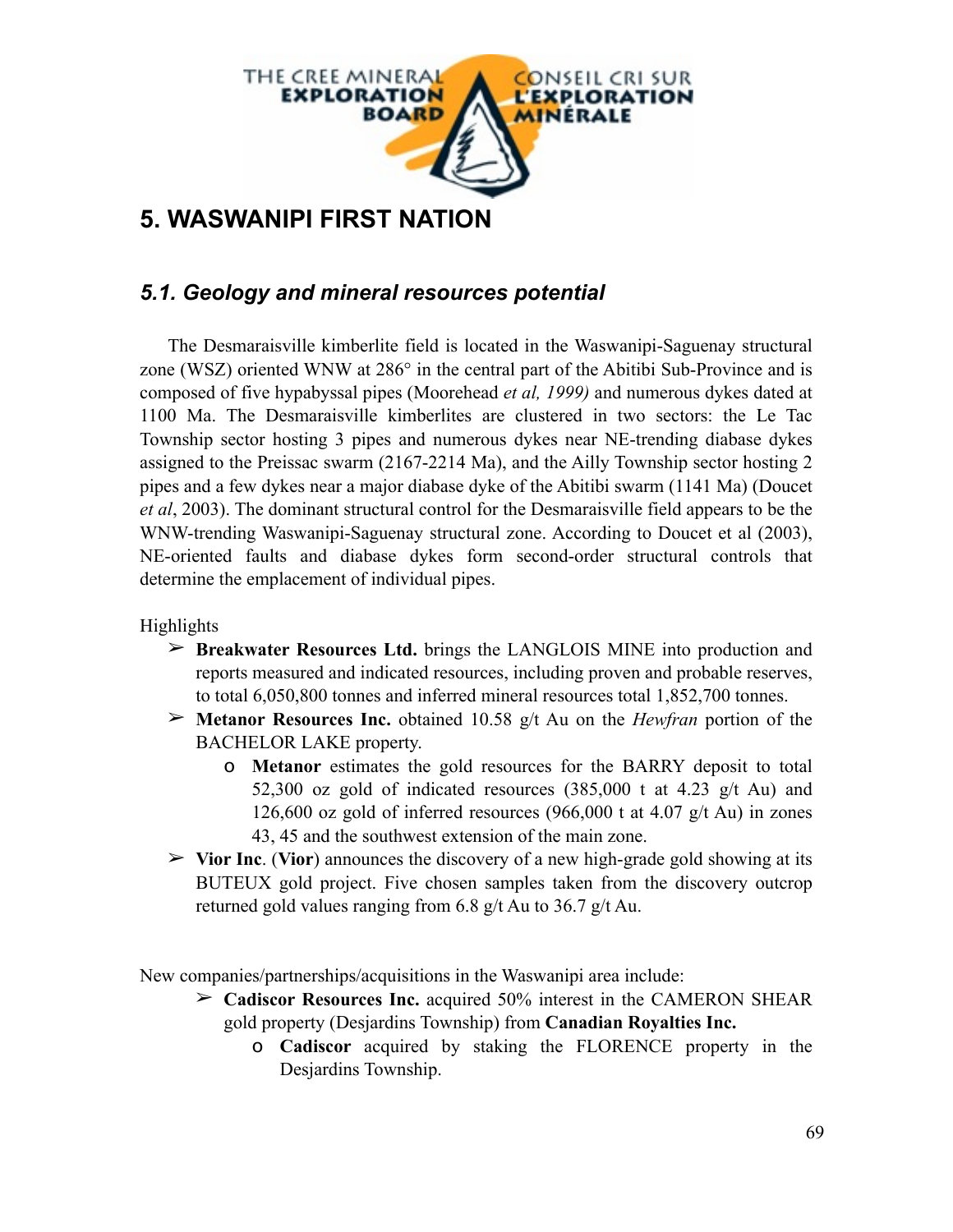# 5. WASWANIPI FIRST NATION

## *5.1. Geology and mineral resources potential*

The Desmaraisville kimberlite field is located in the Waswanipi-Saguenay structural zone (WSZ) oriented WNW at 286° in the central part of the Abitibi Sub-Province and is composed of five hypabyssal pipes (Moorehead *et al, 1999)* and numerous dykes dated at 1100 Ma. The Desmaraisville kimberlites are clustered in two sectors: the Le Tac Township sector hosting 3 pipes and numerous dykes near NE-trending diabase dykes assigned to the Preissac swarm (2167-2214 Ma), and the Ailly Township sector hosting 2 pipes and a few dykes near a major diabase dyke of the Abitibi swarm (1141 Ma) (Doucet *et al*, 2003). The dominant structural control for the Desmaraisville field appears to be the WNW-trending Waswanipi-Saguenay structural zone. According to Doucet et al (2003), NE-oriented faults and diabase dykes form second-order structural controls that determine the emplacement of individual pipes.

Highlights

- **Breakwater Resources Ltd.** brings the LANGLOIS MINE into production and reports measured and indicated resources, including proven and probable reserves, to total 6,050,800 tonnes and inferred mineral resources total 1,852,700 tonnes.
- **Metanor Resources Inc.** obtained 10.58 g/t Au on the *Hewfran* portion of the BACHELOR LAKE property.
  - **Metanor** estimates the gold resources for the BARRY deposit to total 52,300 oz gold of indicated resources (385,000 t at 4.23 g/t Au) and 126,600 oz gold of inferred resources (966,000 t at 4.07 g/t Au) in zones 43, 45 and the southwest extension of the main zone.
- **Vior Inc**. (**Vior**) announces the discovery of a new high-grade gold showing at its BUTEUX gold project. Five chosen samples taken from the discovery outcrop returned gold values ranging from 6.8 g/t Au to 36.7 g/t Au.

New companies/partnerships/acquisitions in the Waswanipi area include:

- **Cadiscor Resources Inc.** acquired 50% interest in the CAMERON SHEAR gold property (Desjardins Township) from **Canadian Royalties Inc.**
  - **Cadiscor** acquired by staking the FLORENCE property in the Desjardins Township.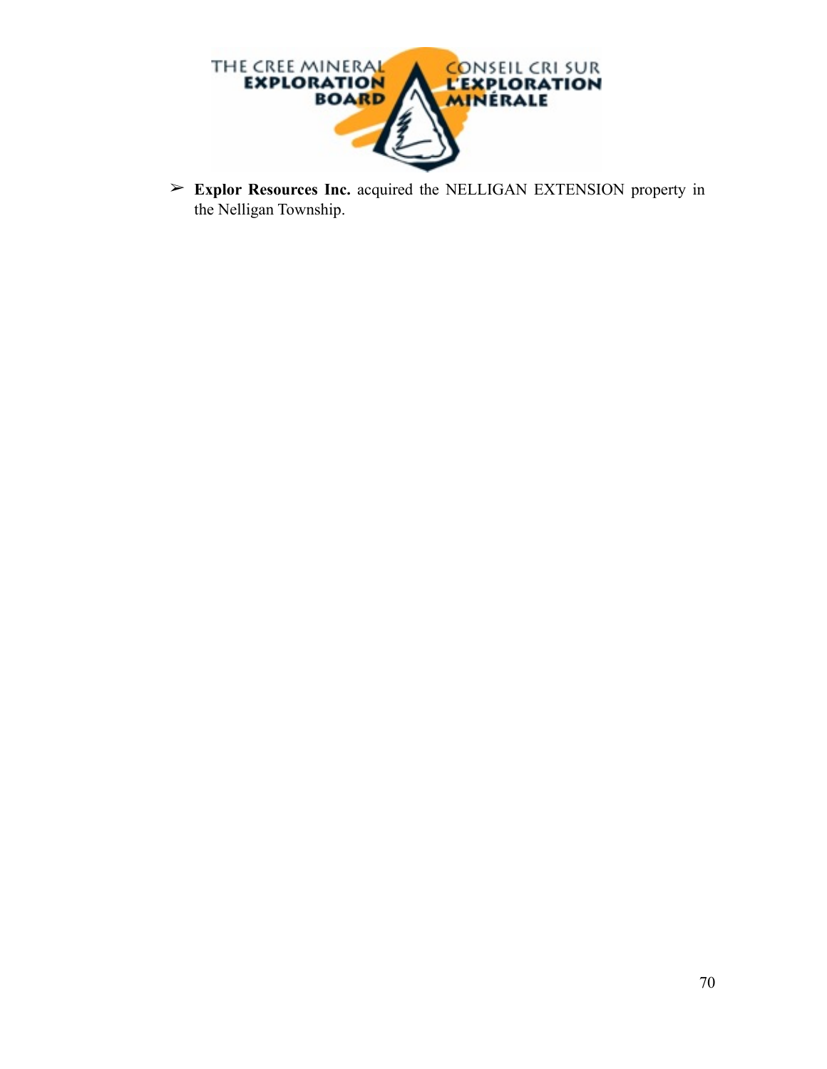- **Explor Resources Inc.** acquired the NELLIGAN EXTENSION property in the Nelligan Township.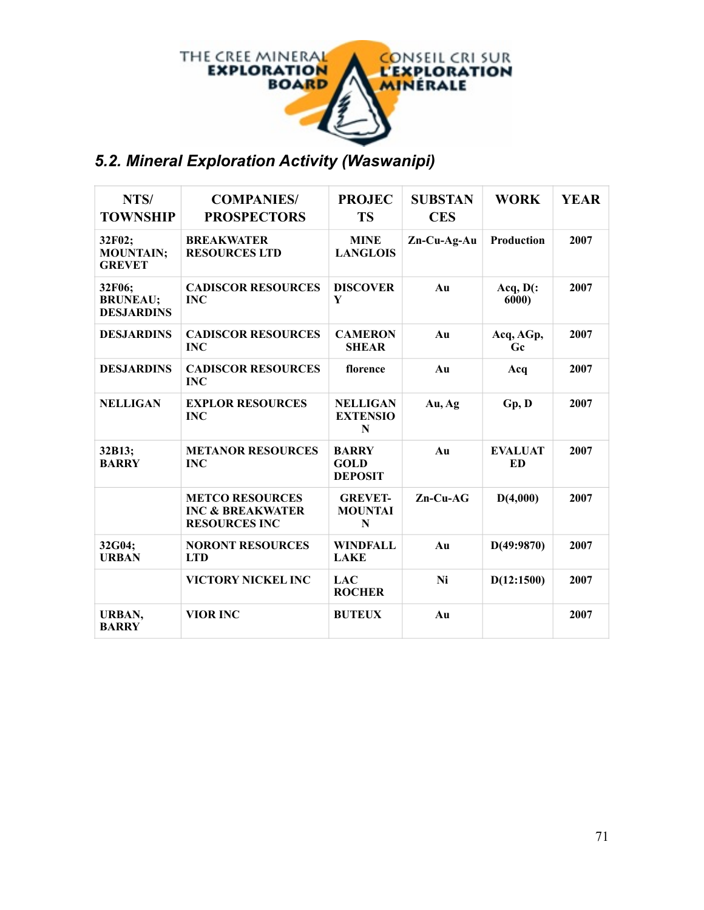## 5.2. Mineral Exploration Activity (Waswanipi)

| NTS/ TOWNSHIP | COMPANIES/ PROSPECTORS | PROJECTS | SUBSTANCES | WORK | YEAR |
|---|---|---|---|---|---|
| 32F02; MOUNTAIN; GREVET | BREAKWATER RESOURCES LTD | MINE LANGLOIS | Zn-Cu-Ag-Au | Production | 2007 |
| 32F06; BRUNEAU; DESJARDINS | CADISCOR RESOURCES INC | DISCOVERY | Au | Acq, D(: 6000) | 2007 |
| DESJARDINS | CADISCOR RESOURCES INC | CAMERON SHEAR | Au | Acq, AGp, Gc | 2007 |
| DESJARDINS | CADISCOR RESOURCES INC | florence | Au | Acq | 2007 |
| NELLIGAN | EXPLOR RESOURCES INC | NELLIGAN EXTENSION | Au, Ag | Gp, D | 2007 |
| 32B13; BARRY | METANOR RESOURCES INC | BARRY GOLD DEPOSIT | Au | EVALUATED | 2007 |
| | METCO RESOURCES INC & BREAKWATER RESOURCES INC | GREVET-MOUNTAIN | Zn-Cu-AG | D(4,000) | 2007 |
| 32G04; URBAN | NORONT RESOURCES LTD | WINDFALL LAKE | Au | D(49:9870) | 2007 |
| | VICTORY NICKEL INC | LAC ROCHER | Ni | D(12:1500) | 2007 |
| URBAN, BARRY | VIOR INC | BUTEUX | Au | | 2007 |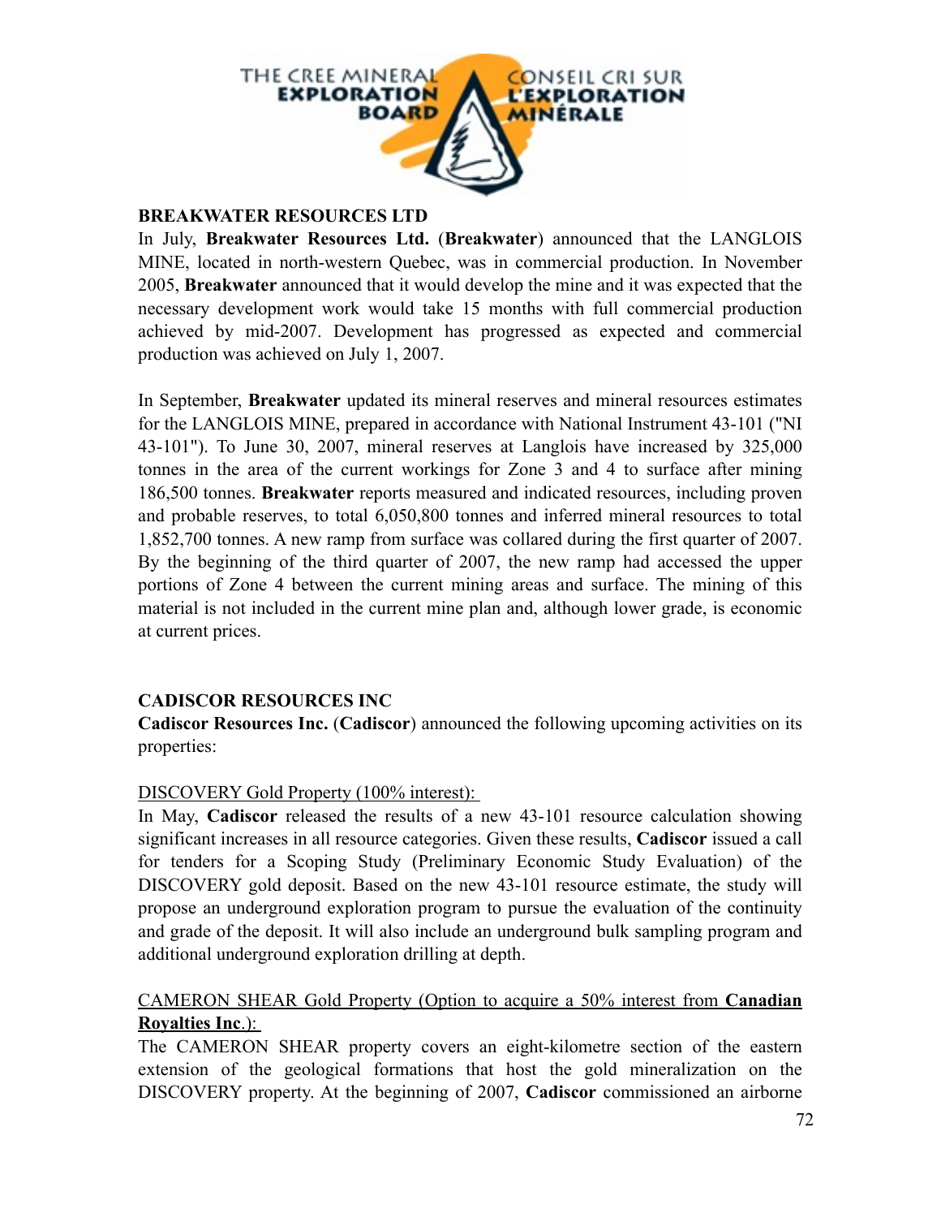**BREAKWATER RESOURCES LTD**

In July, **Breakwater Resources Ltd.** (**Breakwater**) announced that the LANGLOIS MINE, located in north-western Quebec, was in commercial production. In November 2005, **Breakwater** announced that it would develop the mine and it was expected that the necessary development work would take 15 months with full commercial production achieved by mid-2007. Development has progressed as expected and commercial production was achieved on July 1, 2007.

In September, **Breakwater** updated its mineral reserves and mineral resources estimates for the LANGLOIS MINE, prepared in accordance with National Instrument 43-101 ("NI 43-101"). To June 30, 2007, mineral reserves at Langlois have increased by 325,000 tonnes in the area of the current workings for Zone 3 and 4 to surface after mining 186,500 tonnes. **Breakwater** reports measured and indicated resources, including proven and probable reserves, to total 6,050,800 tonnes and inferred mineral resources to total 1,852,700 tonnes. A new ramp from surface was collared during the first quarter of 2007. By the beginning of the third quarter of 2007, the new ramp had accessed the upper portions of Zone 4 between the current mining areas and surface. The mining of this material is not included in the current mine plan and, although lower grade, is economic at current prices.

**CADISCOR RESOURCES INC**

**Cadiscor Resources Inc.** (**Cadiscor**) announced the following upcoming activities on its properties:

<u>DISCOVERY Gold Property (100% interest):</u>

In May, **Cadiscor** released the results of a new 43-101 resource calculation showing significant increases in all resource categories. Given these results, **Cadiscor** issued a call for tenders for a Scoping Study (Preliminary Economic Study Evaluation) of the DISCOVERY gold deposit. Based on the new 43-101 resource estimate, the study will propose an underground exploration program to pursue the evaluation of the continuity and grade of the deposit. It will also include an underground bulk sampling program and additional underground exploration drilling at depth.

<u>CAMERON SHEAR Gold Property (Option to acquire a 50% interest from **Canadian Royalties Inc**.):</u>

The CAMERON SHEAR property covers an eight-kilometre section of the eastern extension of the geological formations that host the gold mineralization on the DISCOVERY property. At the beginning of 2007, **Cadiscor** commissioned an airborne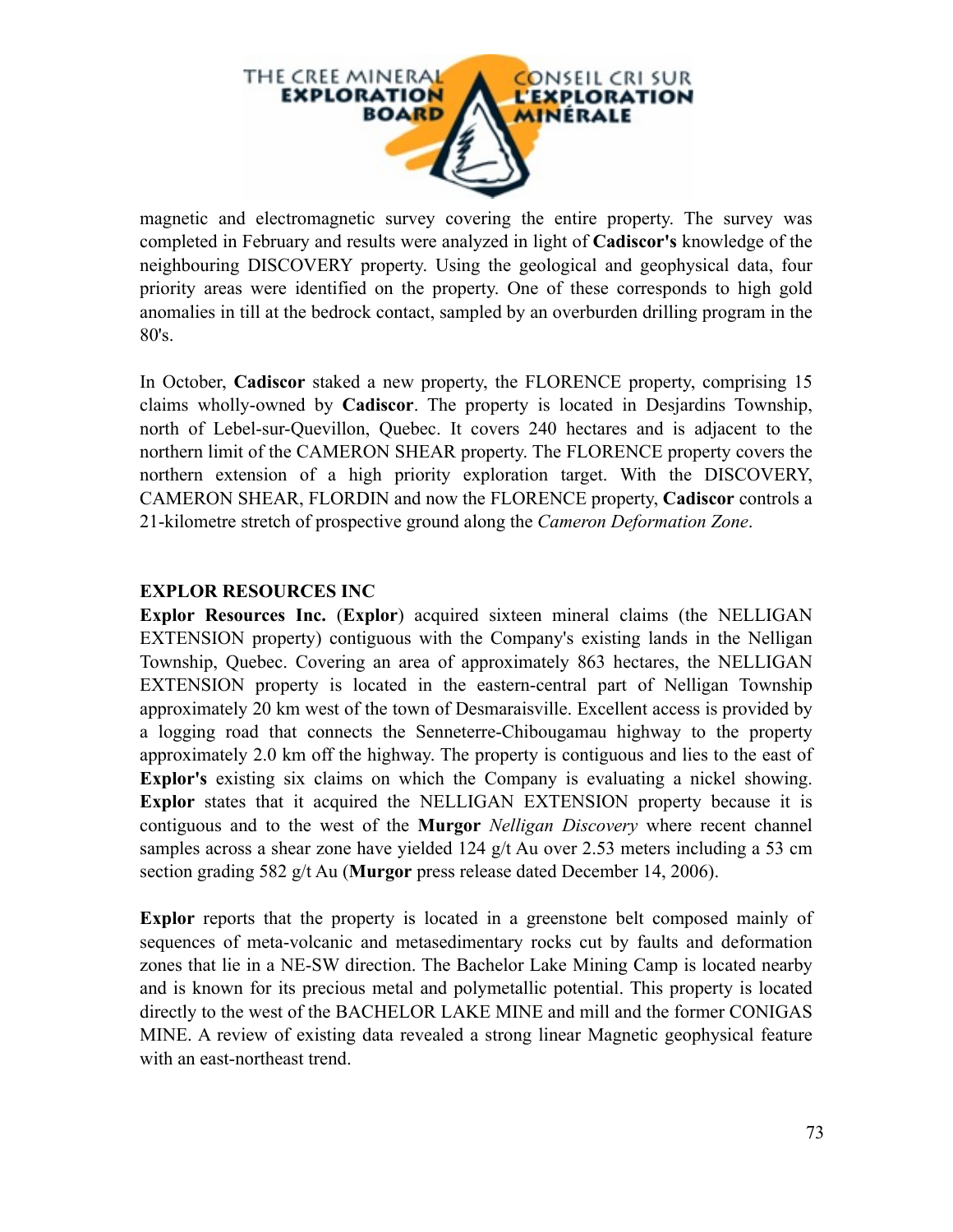magnetic and electromagnetic survey covering the entire property. The survey was completed in February and results were analyzed in light of **Cadiscor's** knowledge of the neighbouring DISCOVERY property. Using the geological and geophysical data, four priority areas were identified on the property. One of these corresponds to high gold anomalies in till at the bedrock contact, sampled by an overburden drilling program in the 80's.

In October, **Cadiscor** staked a new property, the FLORENCE property, comprising 15 claims wholly-owned by **Cadiscor**. The property is located in Desjardins Township, north of Lebel-sur-Quevillon, Quebec. It covers 240 hectares and is adjacent to the northern limit of the CAMERON SHEAR property. The FLORENCE property covers the northern extension of a high priority exploration target. With the DISCOVERY, CAMERON SHEAR, FLORDIN and now the FLORENCE property, **Cadiscor** controls a 21-kilometre stretch of prospective ground along the *Cameron Deformation Zone*.

**EXPLOR RESOURCES INC**

**Explor Resources Inc.** (**Explor**) acquired sixteen mineral claims (the NELLIGAN EXTENSION property) contiguous with the Company's existing lands in the Nelligan Township, Quebec. Covering an area of approximately 863 hectares, the NELLIGAN EXTENSION property is located in the eastern-central part of Nelligan Township approximately 20 km west of the town of Desmaraisville. Excellent access is provided by a logging road that connects the Senneterre-Chibougamau highway to the property approximately 2.0 km off the highway. The property is contiguous and lies to the east of **Explor's** existing six claims on which the Company is evaluating a nickel showing. **Explor** states that it acquired the NELLIGAN EXTENSION property because it is contiguous and to the west of the **Murgor** *Nelligan Discovery* where recent channel samples across a shear zone have yielded 124 g/t Au over 2.53 meters including a 53 cm section grading 582 g/t Au (**Murgor** press release dated December 14, 2006).

**Explor** reports that the property is located in a greenstone belt composed mainly of sequences of meta-volcanic and metasedimentary rocks cut by faults and deformation zones that lie in a NE-SW direction. The Bachelor Lake Mining Camp is located nearby and is known for its precious metal and polymetallic potential. This property is located directly to the west of the BACHELOR LAKE MINE and mill and the former CONIGAS MINE. A review of existing data revealed a strong linear Magnetic geophysical feature with an east-northeast trend.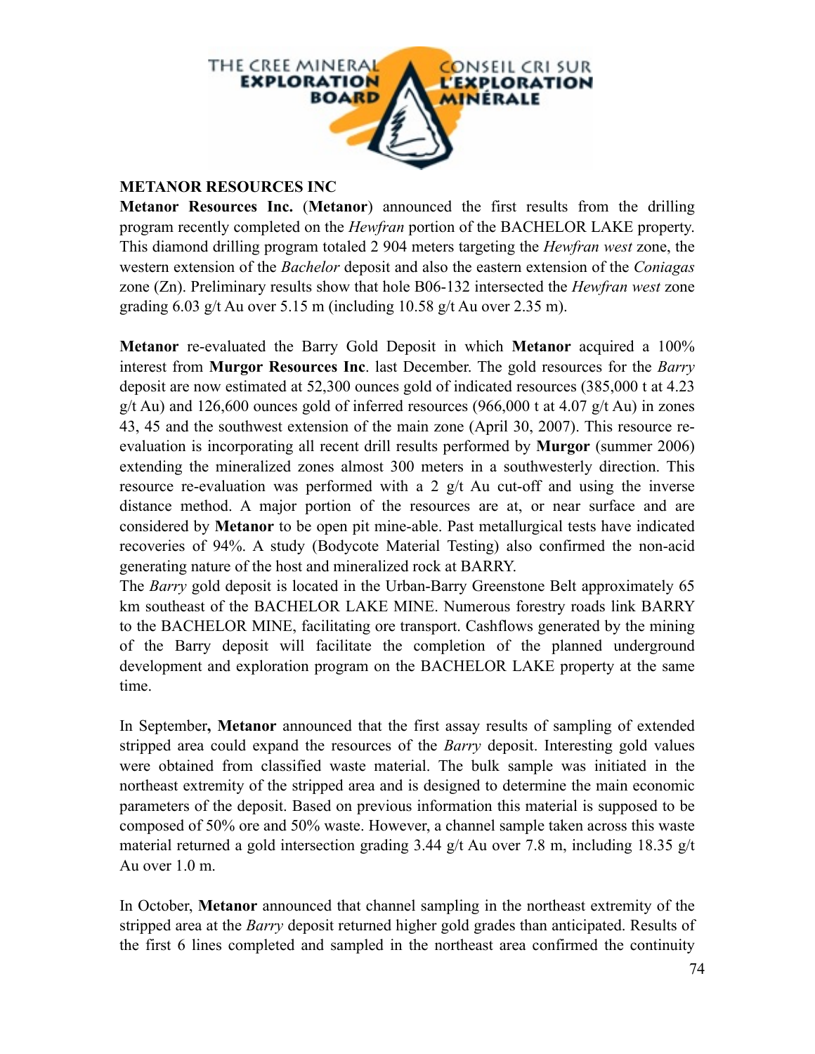## METANOR RESOURCES INC

**Metanor Resources Inc.** (**Metanor**) announced the first results from the drilling program recently completed on the *Hewfran* portion of the BACHELOR LAKE property. This diamond drilling program totaled 2 904 meters targeting the *Hewfran west* zone, the western extension of the *Bachelor* deposit and also the eastern extension of the *Coniagas* zone (Zn). Preliminary results show that hole B06-132 intersected the *Hewfran west* zone grading 6.03 g/t Au over 5.15 m (including 10.58 g/t Au over 2.35 m).

**Metanor** re-evaluated the Barry Gold Deposit in which **Metanor** acquired a 100% interest from **Murgor Resources Inc**. last December. The gold resources for the *Barry* deposit are now estimated at 52,300 ounces gold of indicated resources (385,000 t at 4.23 g/t Au) and 126,600 ounces gold of inferred resources (966,000 t at 4.07 g/t Au) in zones 43, 45 and the southwest extension of the main zone (April 30, 2007). This resource re-evaluation is incorporating all recent drill results performed by **Murgor** (summer 2006) extending the mineralized zones almost 300 meters in a southwesterly direction. This resource re-evaluation was performed with a 2 g/t Au cut-off and using the inverse distance method. A major portion of the resources are at, or near surface and are considered by **Metanor** to be open pit mine-able. Past metallurgical tests have indicated recoveries of 94%. A study (Bodycote Material Testing) also confirmed the non-acid generating nature of the host and mineralized rock at BARRY.

The *Barry* gold deposit is located in the Urban-Barry Greenstone Belt approximately 65 km southeast of the BACHELOR LAKE MINE. Numerous forestry roads link BARRY to the BACHELOR MINE, facilitating ore transport. Cashflows generated by the mining of the Barry deposit will facilitate the completion of the planned underground development and exploration program on the BACHELOR LAKE property at the same time.

In September**, Metanor** announced that the first assay results of sampling of extended stripped area could expand the resources of the *Barry* deposit. Interesting gold values were obtained from classified waste material. The bulk sample was initiated in the northeast extremity of the stripped area and is designed to determine the main economic parameters of the deposit. Based on previous information this material is supposed to be composed of 50% ore and 50% waste. However, a channel sample taken across this waste material returned a gold intersection grading 3.44 g/t Au over 7.8 m, including 18.35 g/t Au over 1.0 m.

In October, **Metanor** announced that channel sampling in the northeast extremity of the stripped area at the *Barry* deposit returned higher gold grades than anticipated. Results of the first 6 lines completed and sampled in the northeast area confirmed the continuity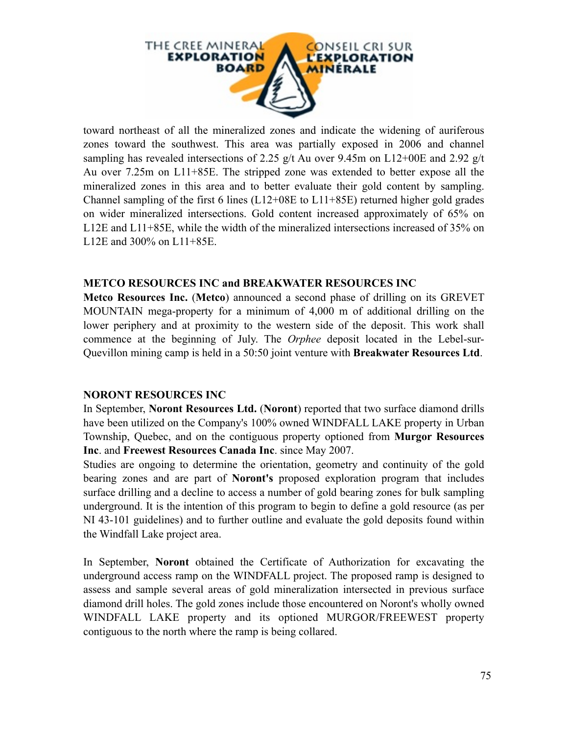toward northeast of all the mineralized zones and indicate the widening of auriferous zones toward the southwest. This area was partially exposed in 2006 and channel sampling has revealed intersections of 2.25 g/t Au over 9.45m on L12+00E and 2.92 g/t Au over 7.25m on L11+85E. The stripped zone was extended to better expose all the mineralized zones in this area and to better evaluate their gold content by sampling. Channel sampling of the first 6 lines (L12+08E to L11+85E) returned higher gold grades on wider mineralized intersections. Gold content increased approximately of 65% on L12E and L11+85E, while the width of the mineralized intersections increased of 35% on L12E and 300% on L11+85E.

### METCO RESOURCES INC and BREAKWATER RESOURCES INC

**Metco Resources Inc.** (**Metco**) announced a second phase of drilling on its GREVET MOUNTAIN mega-property for a minimum of 4,000 m of additional drilling on the lower periphery and at proximity to the western side of the deposit. This work shall commence at the beginning of July. The *Orphee* deposit located in the Lebel-sur-Quevillon mining camp is held in a 50:50 joint venture with **Breakwater Resources Ltd**.

### NORONT RESOURCES INC

In September, **Noront Resources Ltd.** (**Noront**) reported that two surface diamond drills have been utilized on the Company's 100% owned WINDFALL LAKE property in Urban Township, Quebec, and on the contiguous property optioned from **Murgor Resources Inc**. and **Freewest Resources Canada Inc**. since May 2007.

Studies are ongoing to determine the orientation, geometry and continuity of the gold bearing zones and are part of **Noront's** proposed exploration program that includes surface drilling and a decline to access a number of gold bearing zones for bulk sampling underground. It is the intention of this program to begin to define a gold resource (as per NI 43-101 guidelines) and to further outline and evaluate the gold deposits found within the Windfall Lake project area.

In September, **Noront** obtained the Certificate of Authorization for excavating the underground access ramp on the WINDFALL project. The proposed ramp is designed to assess and sample several areas of gold mineralization intersected in previous surface diamond drill holes. The gold zones include those encountered on Noront's wholly owned WINDFALL LAKE property and its optioned MURGOR/FREEWEST property contiguous to the north where the ramp is being collared.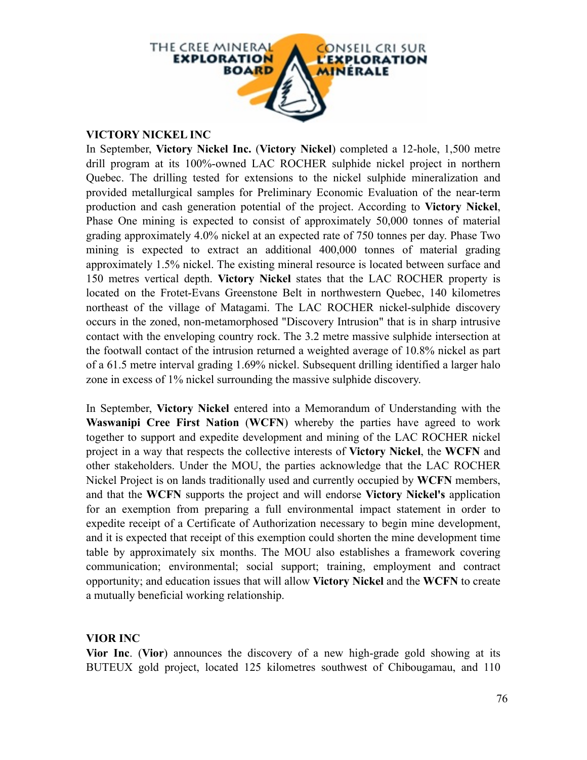**VICTORY NICKEL INC**

In September, **Victory Nickel Inc.** (**Victory Nickel**) completed a 12-hole, 1,500 metre drill program at its 100%-owned LAC ROCHER sulphide nickel project in northern Quebec. The drilling tested for extensions to the nickel sulphide mineralization and provided metallurgical samples for Preliminary Economic Evaluation of the near-term production and cash generation potential of the project. According to **Victory Nickel**, Phase One mining is expected to consist of approximately 50,000 tonnes of material grading approximately 4.0% nickel at an expected rate of 750 tonnes per day. Phase Two mining is expected to extract an additional 400,000 tonnes of material grading approximately 1.5% nickel. The existing mineral resource is located between surface and 150 metres vertical depth. **Victory Nickel** states that the LAC ROCHER property is located on the Frotet-Evans Greenstone Belt in northwestern Quebec, 140 kilometres northeast of the village of Matagami. The LAC ROCHER nickel-sulphide discovery occurs in the zoned, non-metamorphosed "Discovery Intrusion" that is in sharp intrusive contact with the enveloping country rock. The 3.2 metre massive sulphide intersection at the footwall contact of the intrusion returned a weighted average of 10.8% nickel as part of a 61.5 metre interval grading 1.69% nickel. Subsequent drilling identified a larger halo zone in excess of 1% nickel surrounding the massive sulphide discovery.

In September, **Victory Nickel** entered into a Memorandum of Understanding with the **Waswanipi Cree First Nation** (**WCFN**) whereby the parties have agreed to work together to support and expedite development and mining of the LAC ROCHER nickel project in a way that respects the collective interests of **Victory Nickel**, the **WCFN** and other stakeholders. Under the MOU, the parties acknowledge that the LAC ROCHER Nickel Project is on lands traditionally used and currently occupied by **WCFN** members, and that the **WCFN** supports the project and will endorse **Victory Nickel's** application for an exemption from preparing a full environmental impact statement in order to expedite receipt of a Certificate of Authorization necessary to begin mine development, and it is expected that receipt of this exemption could shorten the mine development time table by approximately six months. The MOU also establishes a framework covering communication; environmental; social support; training, employment and contract opportunity; and education issues that will allow **Victory Nickel** and the **WCFN** to create a mutually beneficial working relationship.

**VIOR INC**

**Vior Inc**. (**Vior**) announces the discovery of a new high-grade gold showing at its BUTEUX gold project, located 125 kilometres southwest of Chibougamau, and 110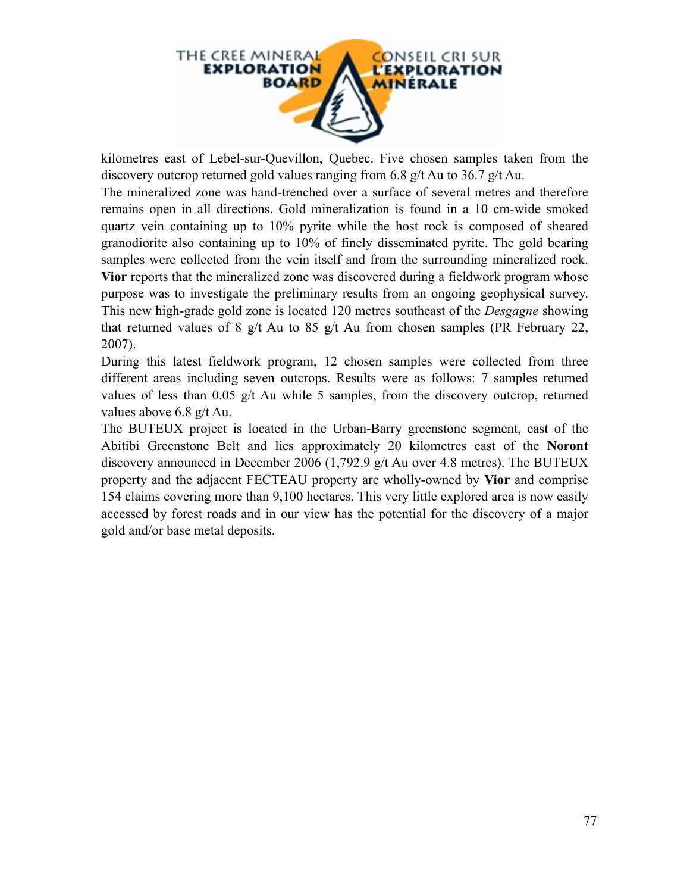kilometres east of Lebel-sur-Quevillon, Quebec. Five chosen samples taken from the discovery outcrop returned gold values ranging from 6.8 g/t Au to 36.7 g/t Au.

The mineralized zone was hand-trenched over a surface of several metres and therefore remains open in all directions. Gold mineralization is found in a 10 cm-wide smoked quartz vein containing up to 10% pyrite while the host rock is composed of sheared granodiorite also containing up to 10% of finely disseminated pyrite. The gold bearing samples were collected from the vein itself and from the surrounding mineralized rock. **Vior** reports that the mineralized zone was discovered during a fieldwork program whose purpose was to investigate the preliminary results from an ongoing geophysical survey. This new high-grade gold zone is located 120 metres southeast of the *Desgagne* showing that returned values of 8 g/t Au to 85 g/t Au from chosen samples (PR February 22, 2007).

During this latest fieldwork program, 12 chosen samples were collected from three different areas including seven outcrops. Results were as follows: 7 samples returned values of less than 0.05 g/t Au while 5 samples, from the discovery outcrop, returned values above 6.8 g/t Au.

The BUTEUX project is located in the Urban-Barry greenstone segment, east of the Abitibi Greenstone Belt and lies approximately 20 kilometres east of the **Noront** discovery announced in December 2006 (1,792.9 g/t Au over 4.8 metres). The BUTEUX property and the adjacent FECTEAU property are wholly-owned by **Vior** and comprise 154 claims covering more than 9,100 hectares. This very little explored area is now easily accessed by forest roads and in our view has the potential for the discovery of a major gold and/or base metal deposits.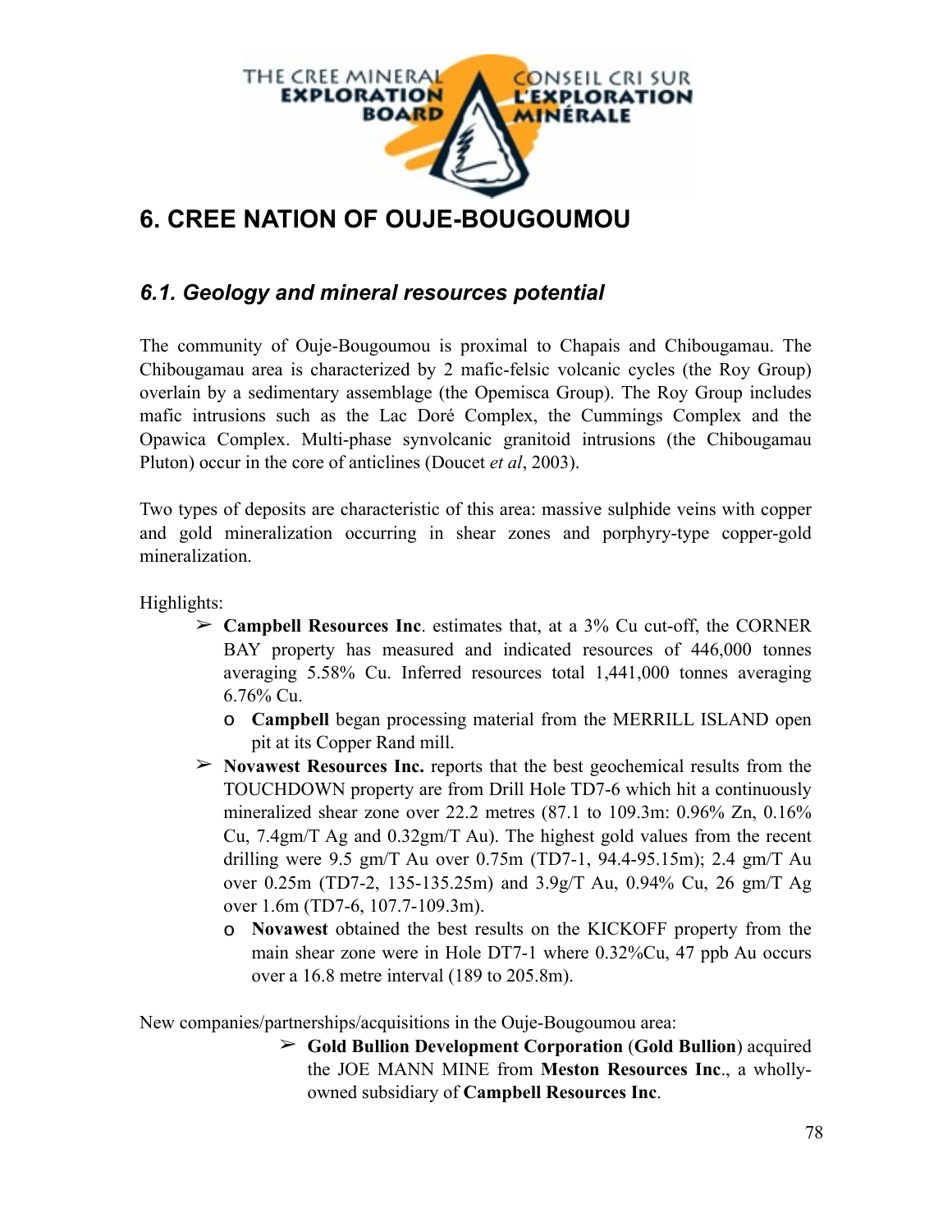# 6. CREE NATION OF OUJE-BOUGOUMOU

## *6.1. Geology and mineral resources potential*

The community of Ouje-Bougoumou is proximal to Chapais and Chibougamau. The Chibougamau area is characterized by 2 mafic-felsic volcanic cycles (the Roy Group) overlain by a sedimentary assemblage (the Opemisca Group). The Roy Group includes mafic intrusions such as the Lac Doré Complex, the Cummings Complex and the Opawica Complex. Multi-phase synvolcanic granitoid intrusions (the Chibougamau Pluton) occur in the core of anticlines (Doucet *et al*, 2003).

Two types of deposits are characteristic of this area: massive sulphide veins with copper and gold mineralization occurring in shear zones and porphyry-type copper-gold mineralization.

Highlights:

- **Campbell Resources Inc**. estimates that, at a 3% Cu cut-off, the CORNER BAY property has measured and indicated resources of 446,000 tonnes averaging 5.58% Cu. Inferred resources total 1,441,000 tonnes averaging 6.76% Cu.
    - **Campbell** began processing material from the MERRILL ISLAND open pit at its Copper Rand mill.
- **Novawest Resources Inc.** reports that the best geochemical results from the TOUCHDOWN property are from Drill Hole TD7-6 which hit a continuously mineralized shear zone over 22.2 metres (87.1 to 109.3m: 0.96% Zn, 0.16% Cu, 7.4gm/T Ag and 0.32gm/T Au). The highest gold values from the recent drilling were 9.5 gm/T Au over 0.75m (TD7-1, 94.4-95.15m); 2.4 gm/T Au over 0.25m (TD7-2, 135-135.25m) and 3.9g/T Au, 0.94% Cu, 26 gm/T Ag over 1.6m (TD7-6, 107.7-109.3m).
    - **Novawest** obtained the best results on the KICKOFF property from the main shear zone were in Hole DT7-1 where 0.32%Cu, 47 ppb Au occurs over a 16.8 metre interval (189 to 205.8m).

New companies/partnerships/acquisitions in the Ouje-Bougoumou area:

- **Gold Bullion Development Corporation** (**Gold Bullion**) acquired the JOE MANN MINE from **Meston Resources Inc**., a wholly-owned subsidiary of **Campbell Resources Inc**.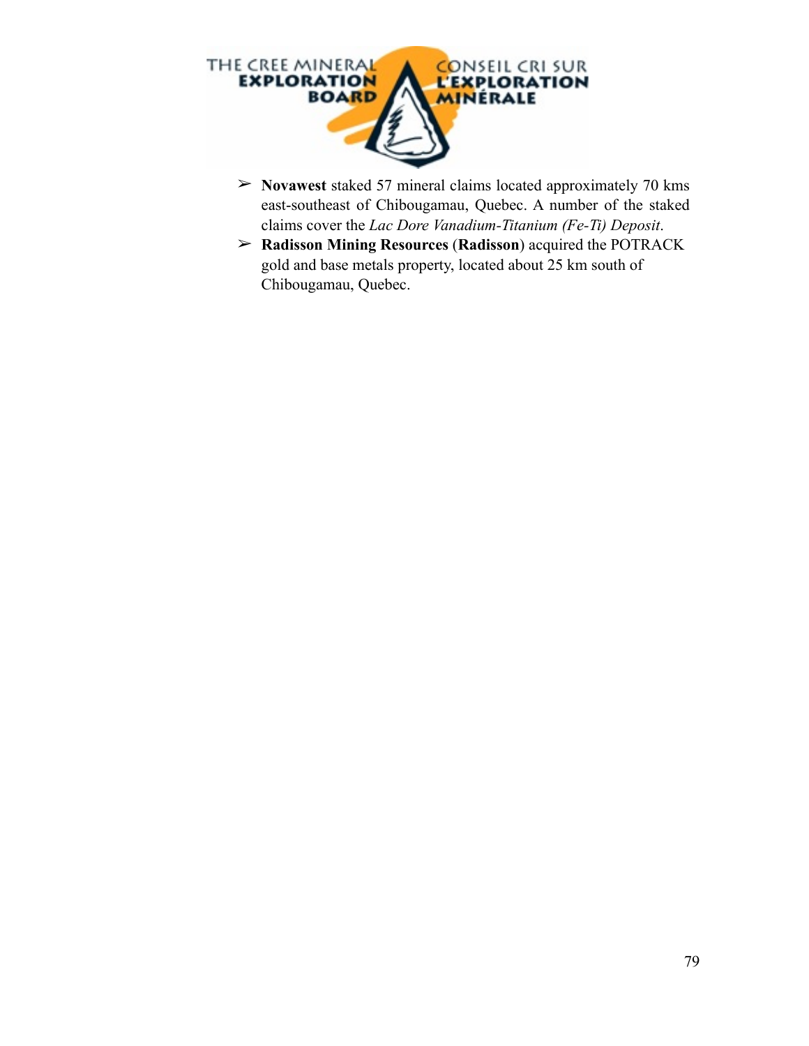- **Novawest** staked 57 mineral claims located approximately 70 kms east-southeast of Chibougamau, Quebec. A number of the staked claims cover the *Lac Dore Vanadium-Titanium (Fe-Ti) Deposit*.
- **Radisson Mining Resources** (**Radisson**) acquired the POTRACK gold and base metals property, located about 25 km south of Chibougamau, Quebec.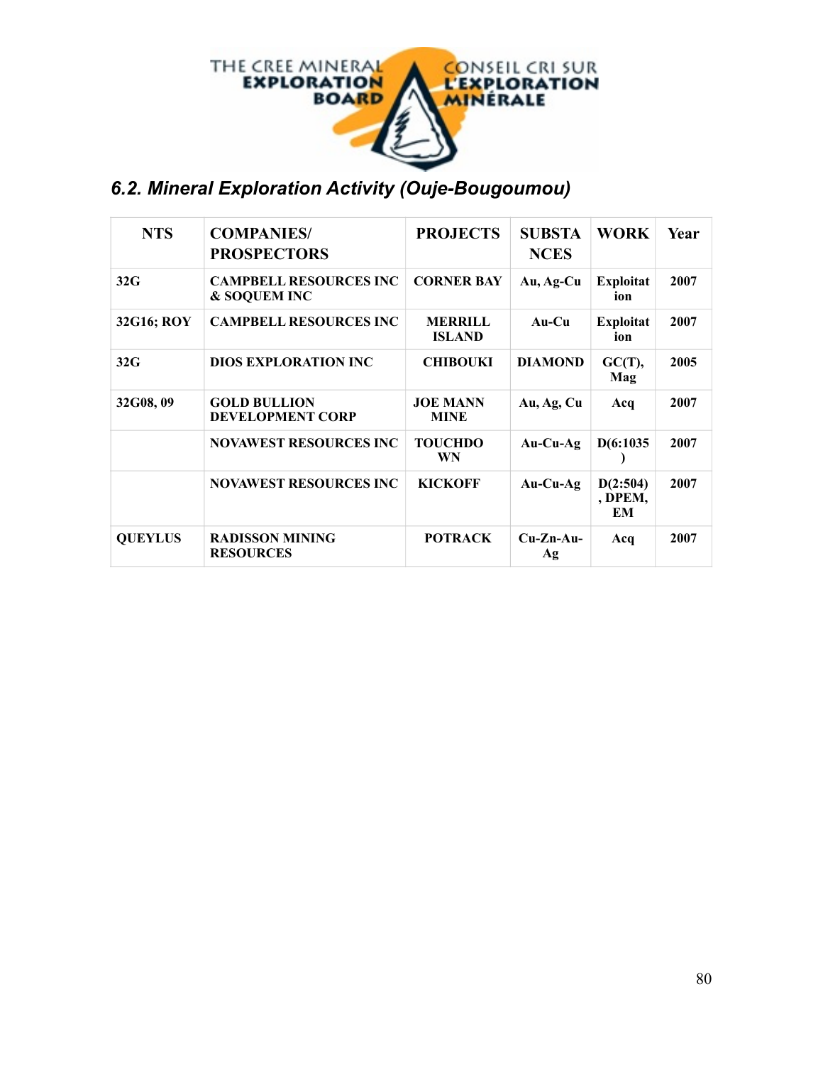THE CREE MINERAL EXPLORATION BOARD

CONSEIL CRI SUR L'EXPLORATION MINÉRALE

## *6.2. Mineral Exploration Activity (Ouje-Bougoumou)*

| NTS | COMPANIES/ PROSPECTORS | PROJECTS | SUBSTANCES | WORK | Year |
|---|---|---|---|---|---|
| 32G | CAMPBELL RESOURCES INC & SOQUEM INC | CORNER BAY | Au, Ag-Cu | Exploitation | 2007 |
| 32G16; ROY | CAMPBELL RESOURCES INC | MERRILL ISLAND | Au-Cu | Exploitation | 2007 |
| 32G | DIOS EXPLORATION INC | CHIBOUKI | DIAMOND | GC(T), Mag | 2005 |
| 32G08, 09 | GOLD BULLION DEVELOPMENT CORP | JOE MANN MINE | Au, Ag, Cu | Acq | 2007 |
| | NOVAWEST RESOURCES INC | TOUCHDOWN | Au-Cu-Ag | D(6:1035) | 2007 |
| | NOVAWEST RESOURCES INC | KICKOFF | Au-Cu-Ag | D(2:504), DPEM, EM | 2007 |
| QUEYLUS | RADISSON MINING RESOURCES | POTRACK | Cu-Zn-Au-Ag | Acq | 2007 |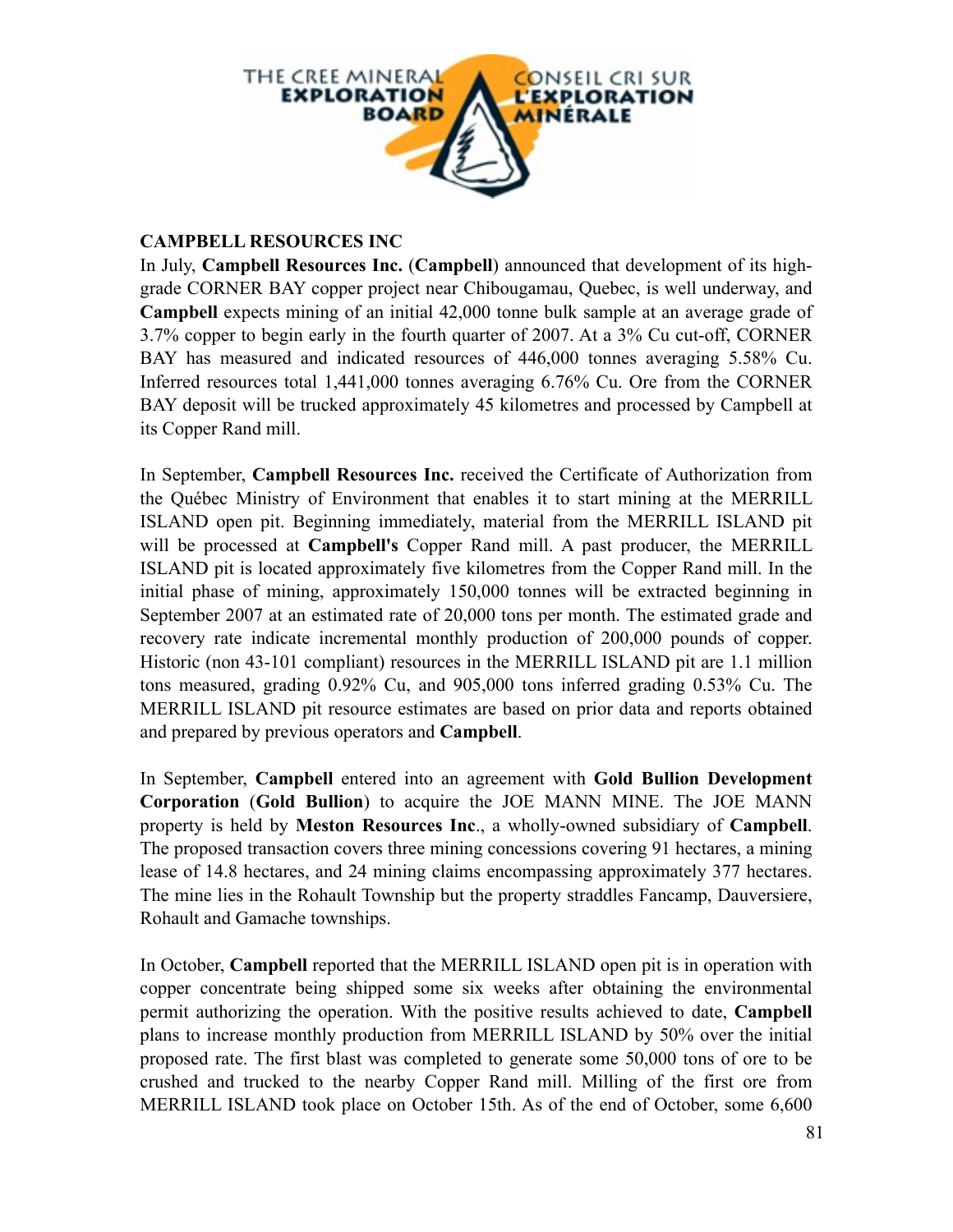## CAMPBELL RESOURCES INC

In July, **Campbell Resources Inc.** (**Campbell**) announced that development of its high-grade CORNER BAY copper project near Chibougamau, Quebec, is well underway, and **Campbell** expects mining of an initial 42,000 tonne bulk sample at an average grade of 3.7% copper to begin early in the fourth quarter of 2007. At a 3% Cu cut-off, CORNER BAY has measured and indicated resources of 446,000 tonnes averaging 5.58% Cu. Inferred resources total 1,441,000 tonnes averaging 6.76% Cu. Ore from the CORNER BAY deposit will be trucked approximately 45 kilometres and processed by Campbell at its Copper Rand mill.

In September, **Campbell Resources Inc.** received the Certificate of Authorization from the Québec Ministry of Environment that enables it to start mining at the MERRILL ISLAND open pit. Beginning immediately, material from the MERRILL ISLAND pit will be processed at **Campbell's** Copper Rand mill. A past producer, the MERRILL ISLAND pit is located approximately five kilometres from the Copper Rand mill. In the initial phase of mining, approximately 150,000 tonnes will be extracted beginning in September 2007 at an estimated rate of 20,000 tons per month. The estimated grade and recovery rate indicate incremental monthly production of 200,000 pounds of copper. Historic (non 43-101 compliant) resources in the MERRILL ISLAND pit are 1.1 million tons measured, grading 0.92% Cu, and 905,000 tons inferred grading 0.53% Cu. The MERRILL ISLAND pit resource estimates are based on prior data and reports obtained and prepared by previous operators and **Campbell**.

In September, **Campbell** entered into an agreement with **Gold Bullion Development Corporation** (**Gold Bullion**) to acquire the JOE MANN MINE. The JOE MANN property is held by **Meston Resources Inc**., a wholly-owned subsidiary of **Campbell**. The proposed transaction covers three mining concessions covering 91 hectares, a mining lease of 14.8 hectares, and 24 mining claims encompassing approximately 377 hectares. The mine lies in the Rohault Township but the property straddles Fancamp, Dauversiere, Rohault and Gamache townships.

In October, **Campbell** reported that the MERRILL ISLAND open pit is in operation with copper concentrate being shipped some six weeks after obtaining the environmental permit authorizing the operation. With the positive results achieved to date, **Campbell** plans to increase monthly production from MERRILL ISLAND by 50% over the initial proposed rate. The first blast was completed to generate some 50,000 tons of ore to be crushed and trucked to the nearby Copper Rand mill. Milling of the first ore from MERRILL ISLAND took place on October 15th. As of the end of October, some 6,600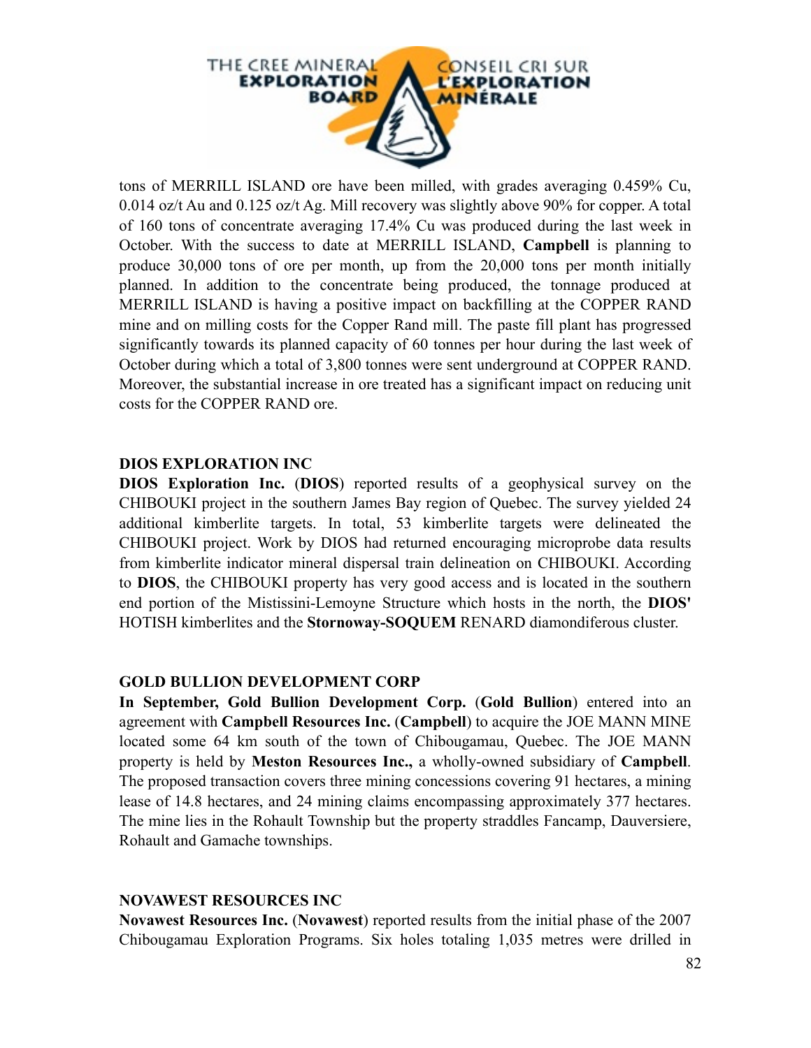tons of MERRILL ISLAND ore have been milled, with grades averaging 0.459% Cu, 0.014 oz/t Au and 0.125 oz/t Ag. Mill recovery was slightly above 90% for copper. A total of 160 tons of concentrate averaging 17.4% Cu was produced during the last week in October. With the success to date at MERRILL ISLAND, **Campbell** is planning to produce 30,000 tons of ore per month, up from the 20,000 tons per month initially planned. In addition to the concentrate being produced, the tonnage produced at MERRILL ISLAND is having a positive impact on backfilling at the COPPER RAND mine and on milling costs for the Copper Rand mill. The paste fill plant has progressed significantly towards its planned capacity of 60 tonnes per hour during the last week of October during which a total of 3,800 tonnes were sent underground at COPPER RAND. Moreover, the substantial increase in ore treated has a significant impact on reducing unit costs for the COPPER RAND ore.

**DIOS EXPLORATION INC**

**DIOS Exploration Inc.** (**DIOS**) reported results of a geophysical survey on the CHIBOUKI project in the southern James Bay region of Quebec. The survey yielded 24 additional kimberlite targets. In total, 53 kimberlite targets were delineated the CHIBOUKI project. Work by DIOS had returned encouraging microprobe data results from kimberlite indicator mineral dispersal train delineation on CHIBOUKI. According to **DIOS**, the CHIBOUKI property has very good access and is located in the southern end portion of the Mistissini-Lemoyne Structure which hosts in the north, the **DIOS'** HOTISH kimberlites and the **Stornoway-SOQUEM** RENARD diamondiferous cluster.

**GOLD BULLION DEVELOPMENT CORP**

**In September, Gold Bullion Development Corp.** (**Gold Bullion**) entered into an agreement with **Campbell Resources Inc.** (**Campbell**) to acquire the JOE MANN MINE located some 64 km south of the town of Chibougamau, Quebec. The JOE MANN property is held by **Meston Resources Inc.,** a wholly-owned subsidiary of **Campbell**. The proposed transaction covers three mining concessions covering 91 hectares, a mining lease of 14.8 hectares, and 24 mining claims encompassing approximately 377 hectares. The mine lies in the Rohault Township but the property straddles Fancamp, Dauversiere, Rohault and Gamache townships.

**NOVAWEST RESOURCES INC**

**Novawest Resources Inc.** (**Novawest**) reported results from the initial phase of the 2007 Chibougamau Exploration Programs. Six holes totaling 1,035 metres were drilled in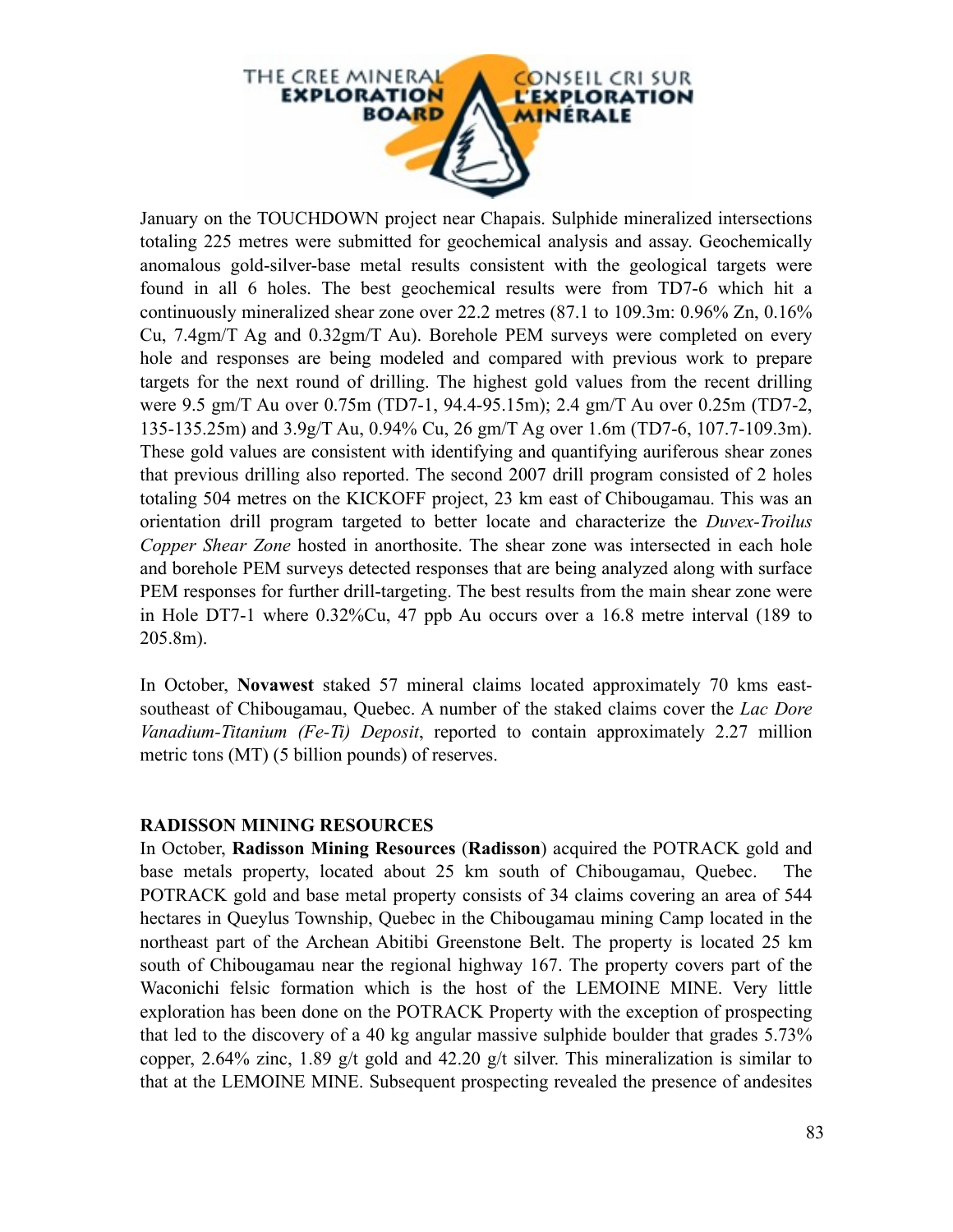January on the TOUCHDOWN project near Chapais. Sulphide mineralized intersections totaling 225 metres were submitted for geochemical analysis and assay. Geochemically anomalous gold-silver-base metal results consistent with the geological targets were found in all 6 holes. The best geochemical results were from TD7-6 which hit a continuously mineralized shear zone over 22.2 metres (87.1 to 109.3m: 0.96% Zn, 0.16% Cu, 7.4gm/T Ag and 0.32gm/T Au). Borehole PEM surveys were completed on every hole and responses are being modeled and compared with previous work to prepare targets for the next round of drilling. The highest gold values from the recent drilling were 9.5 gm/T Au over 0.75m (TD7-1, 94.4-95.15m); 2.4 gm/T Au over 0.25m (TD7-2, 135-135.25m) and 3.9g/T Au, 0.94% Cu, 26 gm/T Ag over 1.6m (TD7-6, 107.7-109.3m). These gold values are consistent with identifying and quantifying auriferous shear zones that previous drilling also reported. The second 2007 drill program consisted of 2 holes totaling 504 metres on the KICKOFF project, 23 km east of Chibougamau. This was an orientation drill program targeted to better locate and characterize the *Duvex-Troilus Copper Shear Zone* hosted in anorthosite. The shear zone was intersected in each hole and borehole PEM surveys detected responses that are being analyzed along with surface PEM responses for further drill-targeting. The best results from the main shear zone were in Hole DT7-1 where 0.32%Cu, 47 ppb Au occurs over a 16.8 metre interval (189 to 205.8m).

In October, **Novawest** staked 57 mineral claims located approximately 70 kms east-southeast of Chibougamau, Quebec. A number of the staked claims cover the *Lac Dore Vanadium-Titanium (Fe-Ti) Deposit*, reported to contain approximately 2.27 million metric tons (MT) (5 billion pounds) of reserves.

**RADISSON MINING RESOURCES**

In October, **Radisson Mining Resources** (**Radisson**) acquired the POTRACK gold and base metals property, located about 25 km south of Chibougamau, Quebec. The POTRACK gold and base metal property consists of 34 claims covering an area of 544 hectares in Queylus Township, Quebec in the Chibougamau mining Camp located in the northeast part of the Archean Abitibi Greenstone Belt. The property is located 25 km south of Chibougamau near the regional highway 167. The property covers part of the Waconichi felsic formation which is the host of the LEMOINE MINE. Very little exploration has been done on the POTRACK Property with the exception of prospecting that led to the discovery of a 40 kg angular massive sulphide boulder that grades 5.73% copper, 2.64% zinc, 1.89 g/t gold and 42.20 g/t silver. This mineralization is similar to that at the LEMOINE MINE. Subsequent prospecting revealed the presence of andesites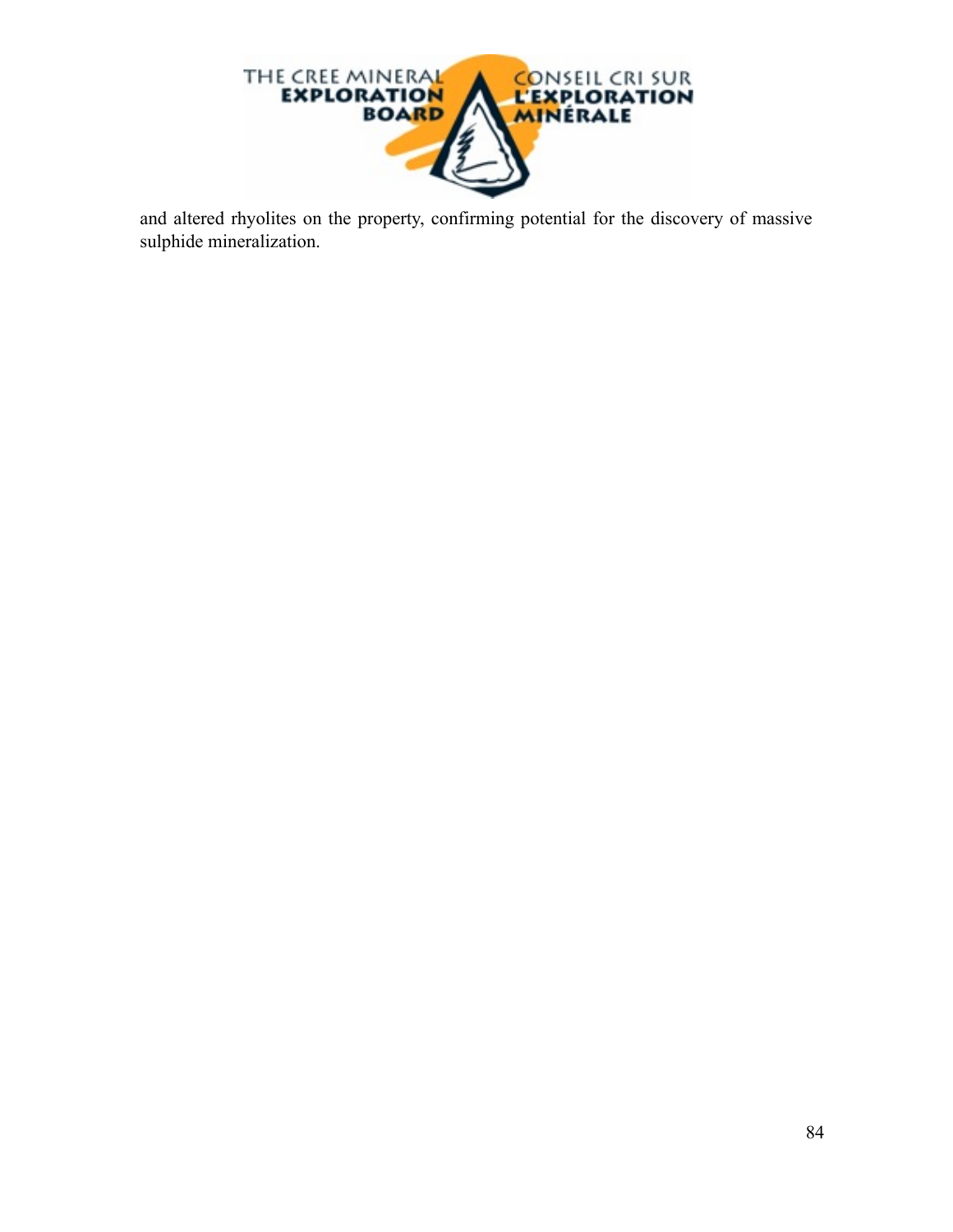and altered rhyolites on the property, confirming potential for the discovery of massive sulphide mineralization.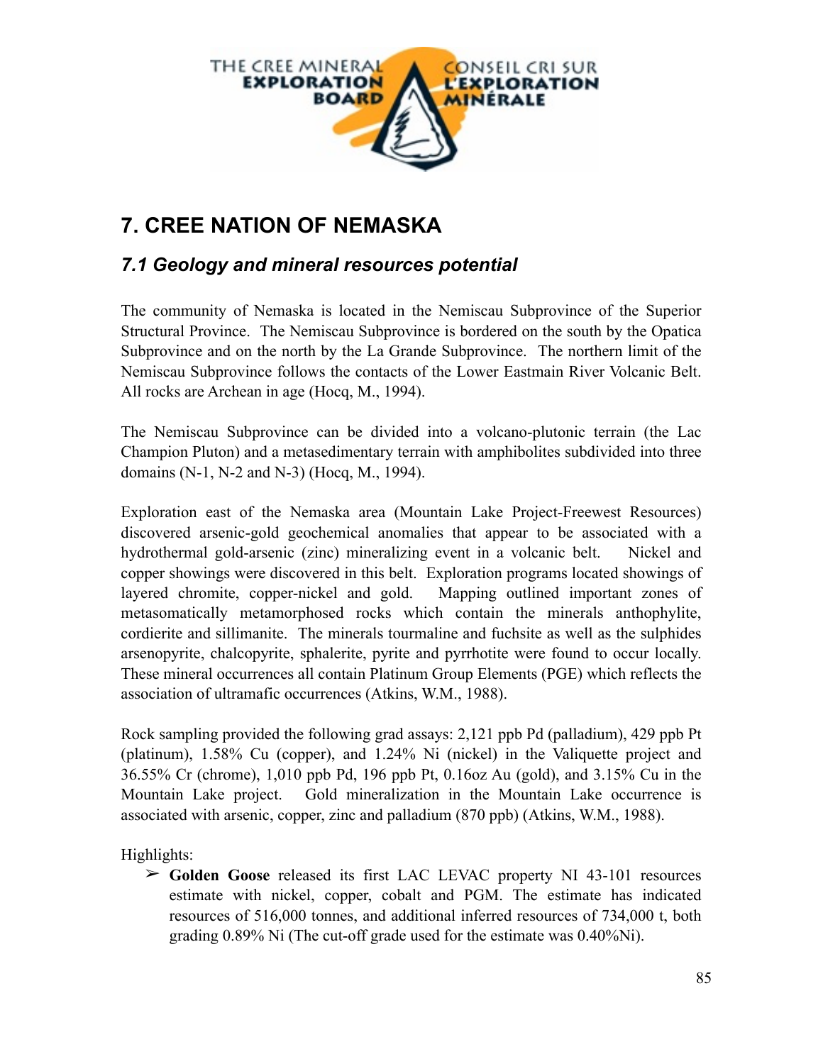# 7. CREE NATION OF NEMASKA

## *7.1 Geology and mineral resources potential*

The community of Nemaska is located in the Nemiscau Subprovince of the Superior Structural Province. The Nemiscau Subprovince is bordered on the south by the Opatica Subprovince and on the north by the La Grande Subprovince. The northern limit of the Nemiscau Subprovince follows the contacts of the Lower Eastmain River Volcanic Belt. All rocks are Archean in age (Hocq, M., 1994).

The Nemiscau Subprovince can be divided into a volcano-plutonic terrain (the Lac Champion Pluton) and a metasedimentary terrain with amphibolites subdivided into three domains (N-1, N-2 and N-3) (Hocq, M., 1994).

Exploration east of the Nemaska area (Mountain Lake Project-Freewest Resources) discovered arsenic-gold geochemical anomalies that appear to be associated with a hydrothermal gold-arsenic (zinc) mineralizing event in a volcanic belt. Nickel and copper showings were discovered in this belt. Exploration programs located showings of layered chromite, copper-nickel and gold. Mapping outlined important zones of metasomatically metamorphosed rocks which contain the minerals anthophylite, cordierite and sillimanite. The minerals tourmaline and fuchsite as well as the sulphides arsenopyrite, chalcopyrite, sphalerite, pyrite and pyrrhotite were found to occur locally. These mineral occurrences all contain Platinum Group Elements (PGE) which reflects the association of ultramafic occurrences (Atkins, W.M., 1988).

Rock sampling provided the following grad assays: 2,121 ppb Pd (palladium), 429 ppb Pt (platinum), 1.58% Cu (copper), and 1.24% Ni (nickel) in the Valiquette project and 36.55% Cr (chrome), 1,010 ppb Pd, 196 ppb Pt, 0.16oz Au (gold), and 3.15% Cu in the Mountain Lake project. Gold mineralization in the Mountain Lake occurrence is associated with arsenic, copper, zinc and palladium (870 ppb) (Atkins, W.M., 1988).

Highlights:

- **Golden Goose** released its first LAC LEVAC property NI 43-101 resources estimate with nickel, copper, cobalt and PGM. The estimate has indicated resources of 516,000 tonnes, and additional inferred resources of 734,000 t, both grading 0.89% Ni (The cut-off grade used for the estimate was 0.40%Ni).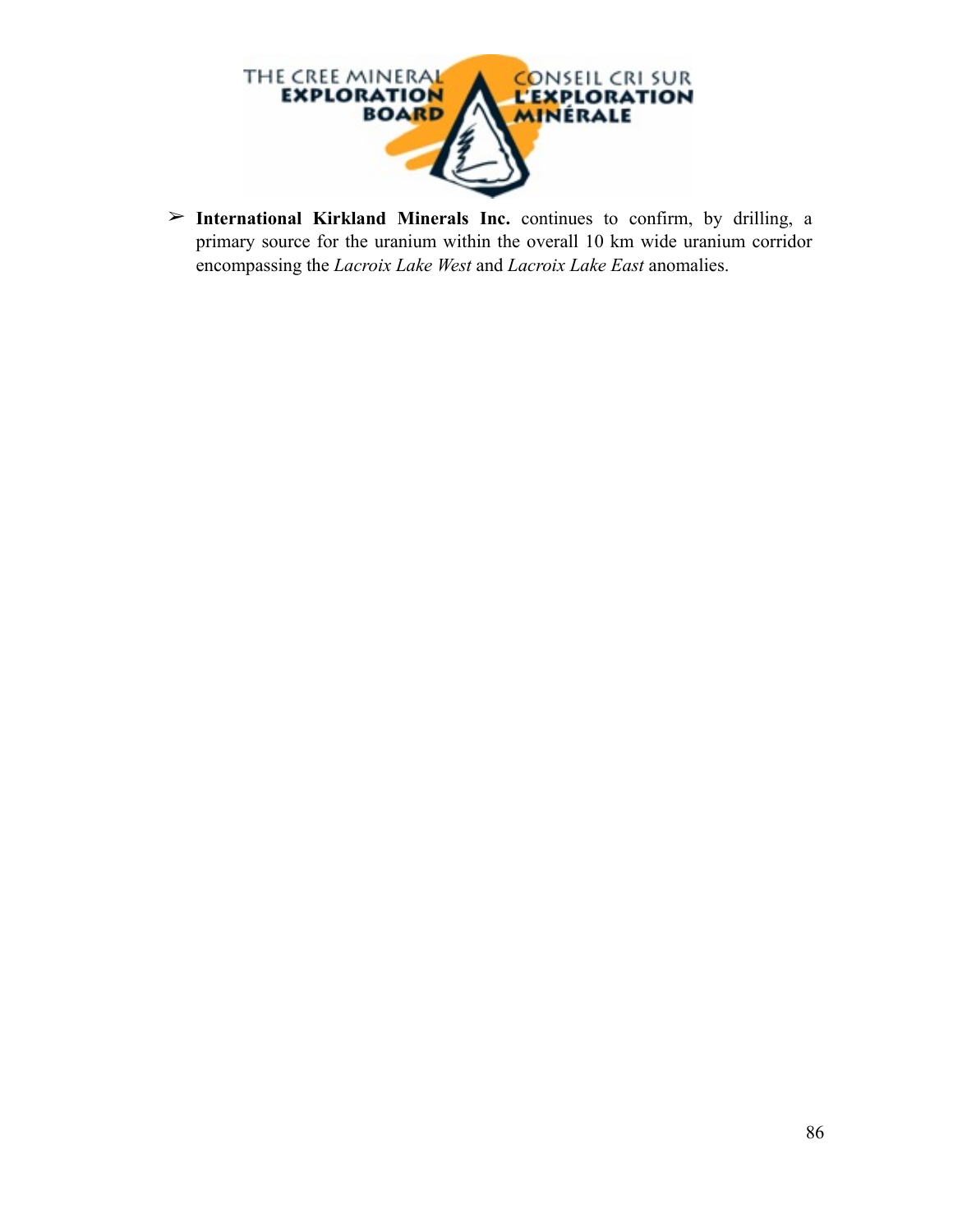- **International Kirkland Minerals Inc.** continues to confirm, by drilling, a primary source for the uranium within the overall 10 km wide uranium corridor encompassing the *Lacroix Lake West* and *Lacroix Lake East* anomalies.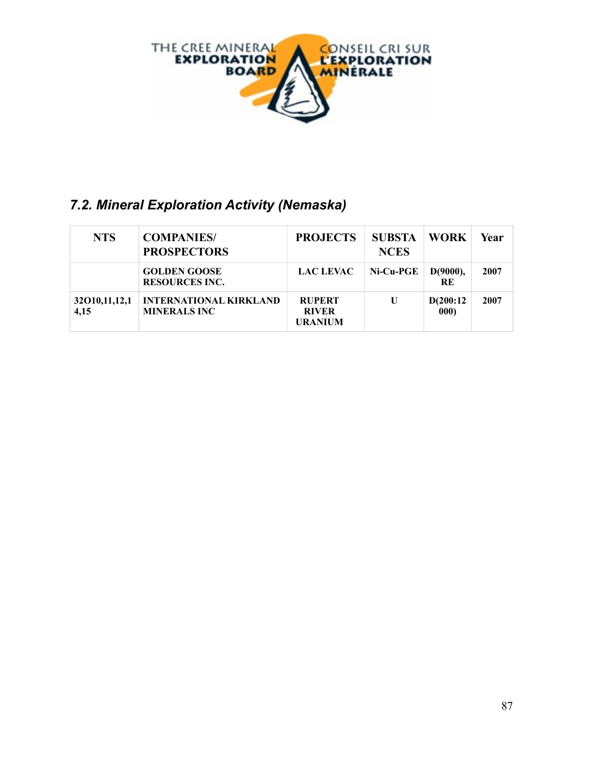## *7.2. Mineral Exploration Activity (Nemaska)*

| NTS | COMPANIES/ PROSPECTORS | PROJECTS | SUBSTANCES | WORK | Year |
|---|---|---|---|---|---|
| | **GOLDEN GOOSE RESOURCES INC.** | **LAC LEVAC** | **Ni-Cu-PGE** | **D(9000), RE** | **2007** |
| **32O10,11,12,14,15** | **INTERNATIONAL KIRKLAND MINERALS INC** | **RUPERT RIVER URANIUM** | **U** | **D(200:12000)** | **2007** |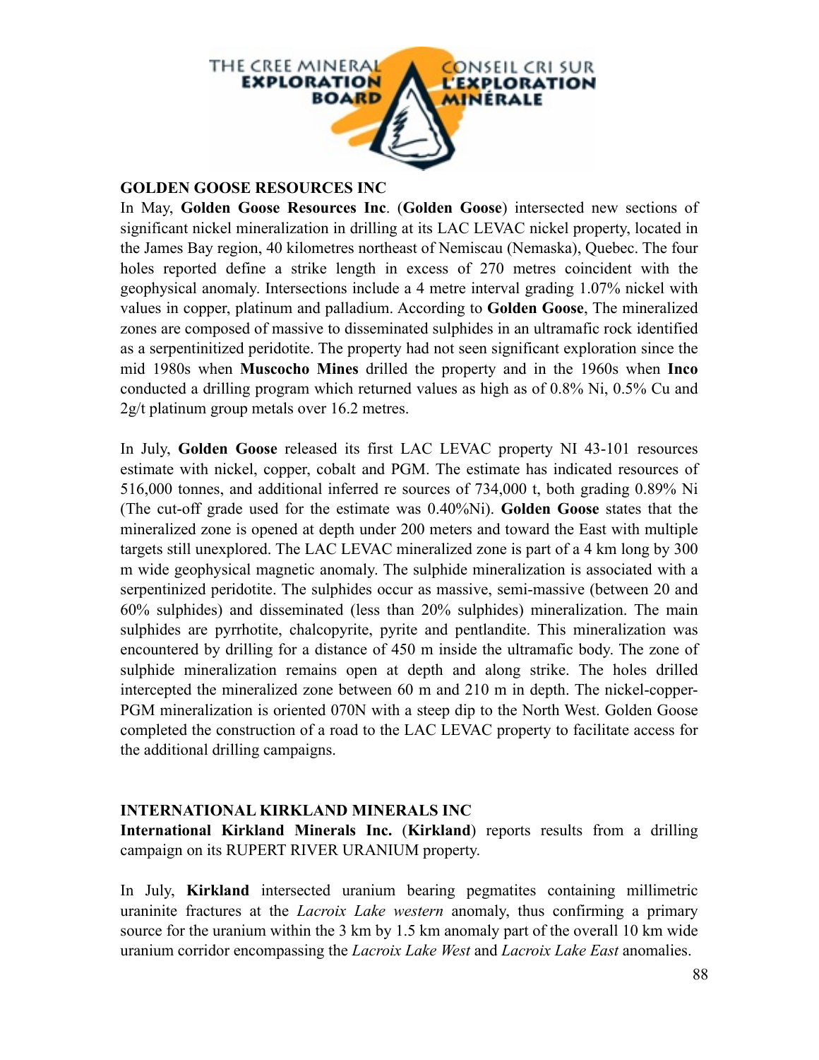## GOLDEN GOOSE RESOURCES INC

In May, **Golden Goose Resources Inc**. (**Golden Goose**) intersected new sections of significant nickel mineralization in drilling at its LAC LEVAC nickel property, located in the James Bay region, 40 kilometres northeast of Nemiscau (Nemaska), Quebec. The four holes reported define a strike length in excess of 270 metres coincident with the geophysical anomaly. Intersections include a 4 metre interval grading 1.07% nickel with values in copper, platinum and palladium. According to **Golden Goose**, The mineralized zones are composed of massive to disseminated sulphides in an ultramafic rock identified as a serpentinitized peridotite. The property had not seen significant exploration since the mid 1980s when **Muscocho Mines** drilled the property and in the 1960s when **Inco** conducted a drilling program which returned values as high as of 0.8% Ni, 0.5% Cu and 2g/t platinum group metals over 16.2 metres.

In July, **Golden Goose** released its first LAC LEVAC property NI 43-101 resources estimate with nickel, copper, cobalt and PGM. The estimate has indicated resources of 516,000 tonnes, and additional inferred re sources of 734,000 t, both grading 0.89% Ni (The cut-off grade used for the estimate was 0.40%Ni). **Golden Goose** states that the mineralized zone is opened at depth under 200 meters and toward the East with multiple targets still unexplored. The LAC LEVAC mineralized zone is part of a 4 km long by 300 m wide geophysical magnetic anomaly. The sulphide mineralization is associated with a serpentinized peridotite. The sulphides occur as massive, semi-massive (between 20 and 60% sulphides) and disseminated (less than 20% sulphides) mineralization. The main sulphides are pyrrhotite, chalcopyrite, pyrite and pentlandite. This mineralization was encountered by drilling for a distance of 450 m inside the ultramafic body. The zone of sulphide mineralization remains open at depth and along strike. The holes drilled intercepted the mineralized zone between 60 m and 210 m in depth. The nickel-copper-PGM mineralization is oriented 070N with a steep dip to the North West. Golden Goose completed the construction of a road to the LAC LEVAC property to facilitate access for the additional drilling campaigns.

## INTERNATIONAL KIRKLAND MINERALS INC

**International Kirkland Minerals Inc.** (**Kirkland**) reports results from a drilling campaign on its RUPERT RIVER URANIUM property.

In July, **Kirkland** intersected uranium bearing pegmatites containing millimetric uraninite fractures at the *Lacroix Lake western* anomaly, thus confirming a primary source for the uranium within the 3 km by 1.5 km anomaly part of the overall 10 km wide uranium corridor encompassing the *Lacroix Lake West* and *Lacroix Lake East* anomalies.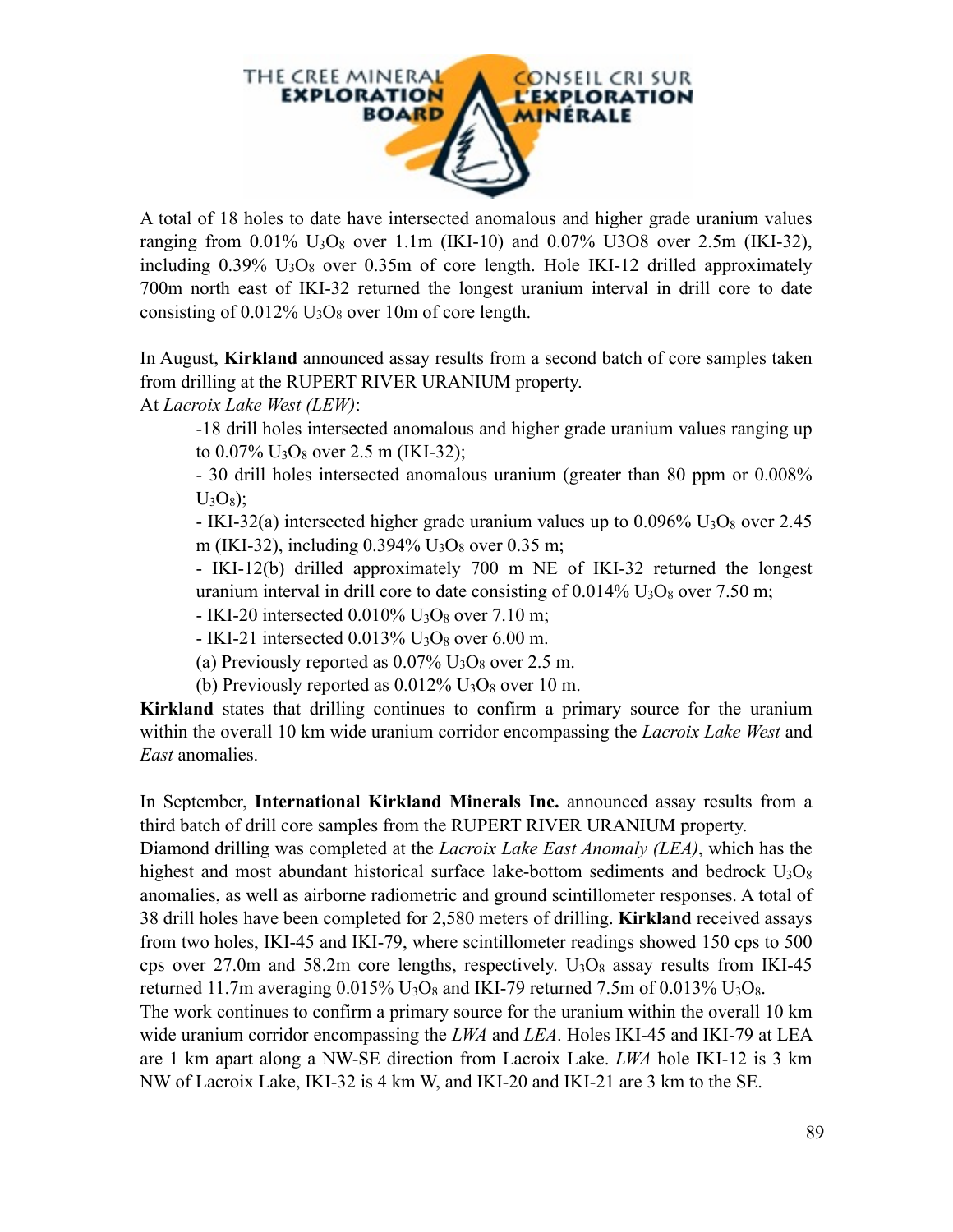A total of 18 holes to date have intersected anomalous and higher grade uranium values ranging from 0.01% $U_3O_8$ over 1.1m (IKI-10) and 0.07% U3O8 over 2.5m (IKI-32), including 0.39% $U_3O_8$ over 0.35m of core length. Hole IKI-12 drilled approximately 700m north east of IKI-32 returned the longest uranium interval in drill core to date consisting of 0.012% $U_3O_8$ over 10m of core length.

In August, **Kirkland** announced assay results from a second batch of core samples taken from drilling at the RUPERT RIVER URANIUM property.

At *Lacroix Lake West (LEW)*:

- -18 drill holes intersected anomalous and higher grade uranium values ranging up to 0.07% $U_3O_8$ over 2.5 m (IKI-32);
- - 30 drill holes intersected anomalous uranium (greater than 80 ppm or 0.008% $U_3O_8$);
- - IKI-32(a) intersected higher grade uranium values up to 0.096% $U_3O_8$ over 2.45 m (IKI-32), including 0.394% $U_3O_8$ over 0.35 m;
- - IKI-12(b) drilled approximately 700 m NE of IKI-32 returned the longest uranium interval in drill core to date consisting of 0.014% $U_3O_8$ over 7.50 m;
- - IKI-20 intersected 0.010% $U_3O_8$ over 7.10 m;
- - IKI-21 intersected 0.013% $U_3O_8$ over 6.00 m.
- (a) Previously reported as 0.07% $U_3O_8$ over 2.5 m.
- (b) Previously reported as 0.012% $U_3O_8$ over 10 m.

**Kirkland** states that drilling continues to confirm a primary source for the uranium within the overall 10 km wide uranium corridor encompassing the *Lacroix Lake West* and *East* anomalies.

In September, **International Kirkland Minerals Inc.** announced assay results from a third batch of drill core samples from the RUPERT RIVER URANIUM property.

Diamond drilling was completed at the *Lacroix Lake East Anomaly (LEA)*, which has the highest and most abundant historical surface lake-bottom sediments and bedrock $U_3O_8$ anomalies, as well as airborne radiometric and ground scintillometer responses. A total of 38 drill holes have been completed for 2,580 meters of drilling. **Kirkland** received assays from two holes, IKI-45 and IKI-79, where scintillometer readings showed 150 cps to 500 cps over 27.0m and 58.2m core lengths, respectively. $U_3O_8$ assay results from IKI-45 returned 11.7m averaging 0.015% $U_3O_8$ and IKI-79 returned 7.5m of 0.013% $U_3O_8$.

The work continues to confirm a primary source for the uranium within the overall 10 km wide uranium corridor encompassing the *LWA* and *LEA*. Holes IKI-45 and IKI-79 at LEA are 1 km apart along a NW-SE direction from Lacroix Lake. *LWA* hole IKI-12 is 3 km NW of Lacroix Lake, IKI-32 is 4 km W, and IKI-20 and IKI-21 are 3 km to the SE.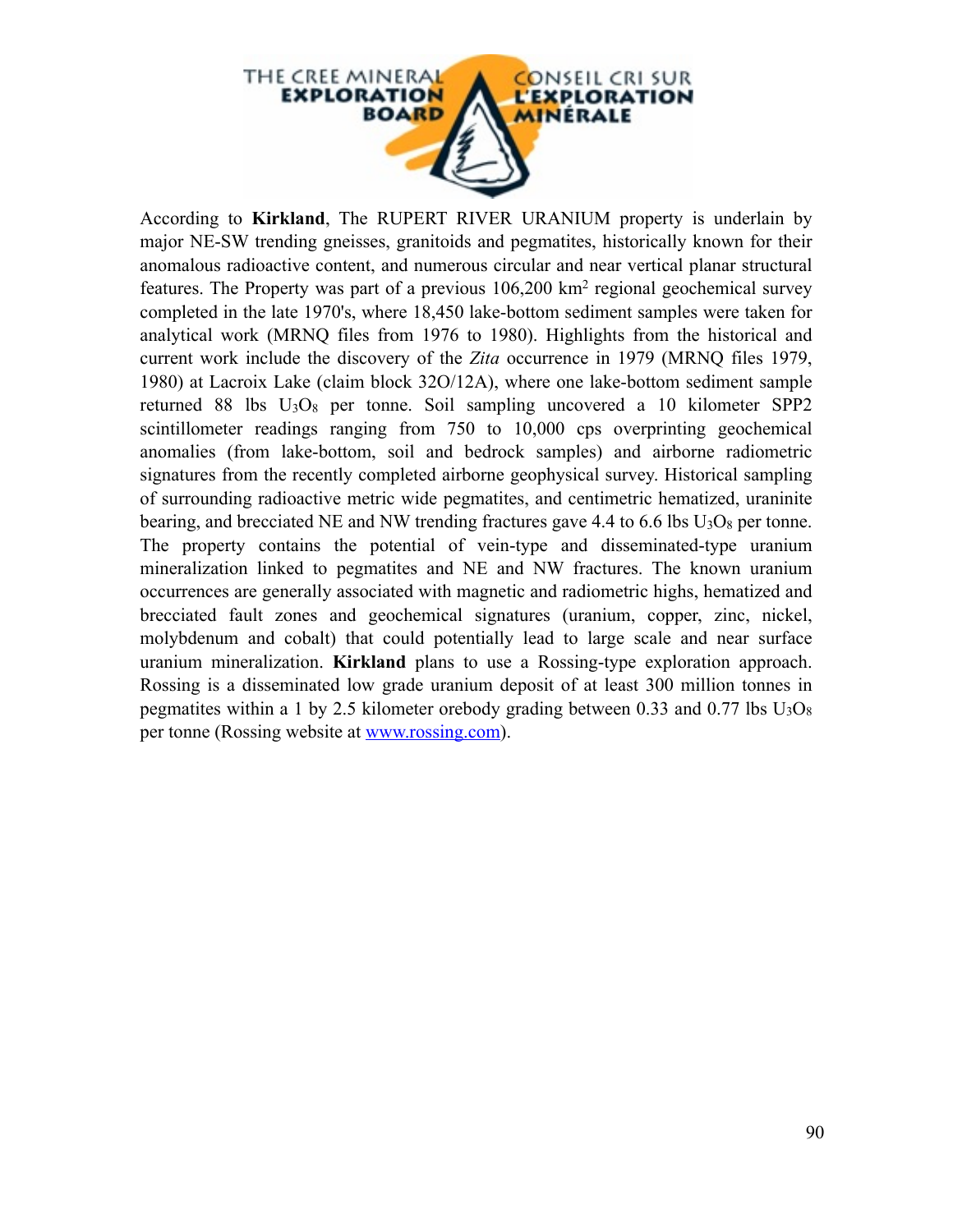According to **Kirkland**, The RUPERT RIVER URANIUM property is underlain by major NE-SW trending gneisses, granitoids and pegmatites, historically known for their anomalous radioactive content, and numerous circular and near vertical planar structural features. The Property was part of a previous 106,200 $km^2$ regional geochemical survey completed in the late 1970's, where 18,450 lake-bottom sediment samples were taken for analytical work (MRNQ files from 1976 to 1980). Highlights from the historical and current work include the discovery of the *Zita* occurrence in 1979 (MRNQ files 1979, 1980) at Lacroix Lake (claim block 32O/12A), where one lake-bottom sediment sample returned 88 lbs $U_3O_8$ per tonne. Soil sampling uncovered a 10 kilometer SPP2 scintillometer readings ranging from 750 to 10,000 cps overprinting geochemical anomalies (from lake-bottom, soil and bedrock samples) and airborne radiometric signatures from the recently completed airborne geophysical survey. Historical sampling of surrounding radioactive metric wide pegmatites, and centimetric hematized, uraninite bearing, and brecciated NE and NW trending fractures gave 4.4 to 6.6 lbs $U_3O_8$ per tonne. The property contains the potential of vein-type and disseminated-type uranium mineralization linked to pegmatites and NE and NW fractures. The known uranium occurrences are generally associated with magnetic and radiometric highs, hematized and brecciated fault zones and geochemical signatures (uranium, copper, zinc, nickel, molybdenum and cobalt) that could potentially lead to large scale and near surface uranium mineralization. **Kirkland** plans to use a Rossing-type exploration approach. Rossing is a disseminated low grade uranium deposit of at least 300 million tonnes in pegmatites within a 1 by 2.5 kilometer orebody grading between 0.33 and 0.77 lbs $U_3O_8$ per tonne (Rossing website at www.rossing.com).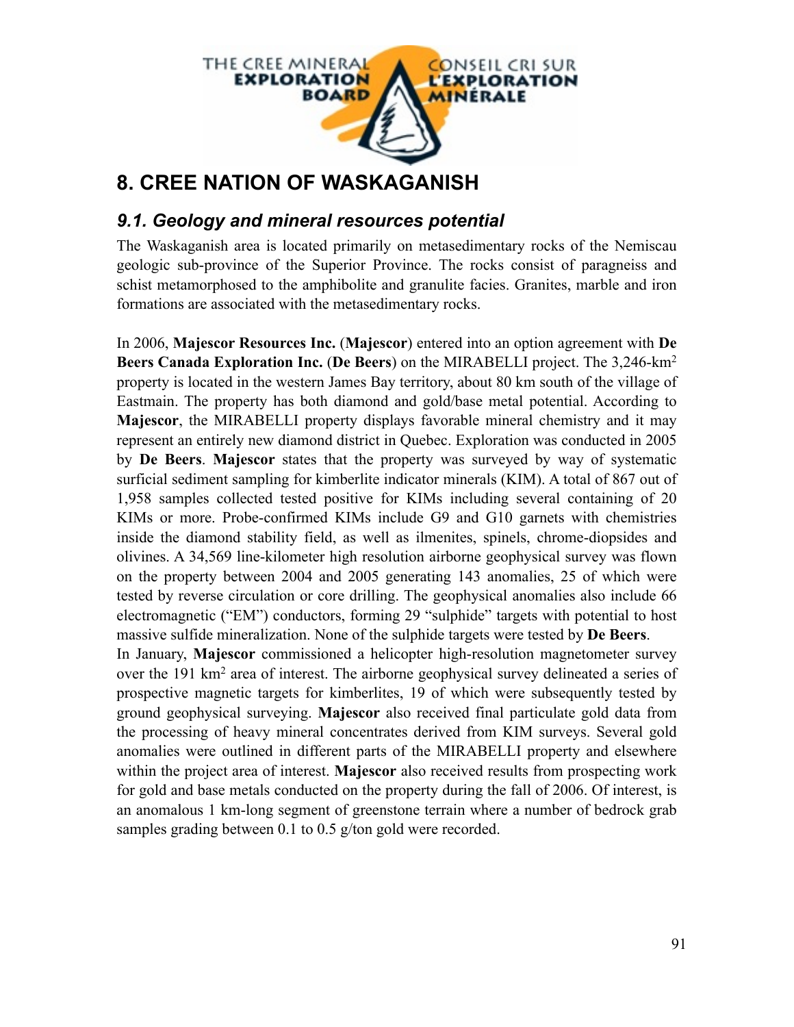# 8. CREE NATION OF WASKAGANISH

## *9.1. Geology and mineral resources potential*

The Waskaganish area is located primarily on metasedimentary rocks of the Nemiscau geologic sub-province of the Superior Province. The rocks consist of paragneiss and schist metamorphosed to the amphibolite and granulite facies. Granites, marble and iron formations are associated with the metasedimentary rocks.

In 2006, **Majescor Resources Inc.** (**Majescor**) entered into an option agreement with **De Beers Canada Exploration Inc.** (**De Beers**) on the MIRABELLI project. The 3,246-km$^2$ property is located in the western James Bay territory, about 80 km south of the village of Eastmain. The property has both diamond and gold/base metal potential. According to **Majescor**, the MIRABELLI property displays favorable mineral chemistry and it may represent an entirely new diamond district in Quebec. Exploration was conducted in 2005 by **De Beers**. **Majescor** states that the property was surveyed by way of systematic surficial sediment sampling for kimberlite indicator minerals (KIM). A total of 867 out of 1,958 samples collected tested positive for KIMs including several containing of 20 KIMs or more. Probe-confirmed KIMs include G9 and G10 garnets with chemistries inside the diamond stability field, as well as ilmenites, spinels, chrome-diopsides and olivines. A 34,569 line-kilometer high resolution airborne geophysical survey was flown on the property between 2004 and 2005 generating 143 anomalies, 25 of which were tested by reverse circulation or core drilling. The geophysical anomalies also include 66 electromagnetic ("EM") conductors, forming 29 "sulphide" targets with potential to host massive sulfide mineralization. None of the sulphide targets were tested by **De Beers**.

In January, **Majescor** commissioned a helicopter high-resolution magnetometer survey over the 191 km$^2$ area of interest. The airborne geophysical survey delineated a series of prospective magnetic targets for kimberlites, 19 of which were subsequently tested by ground geophysical surveying. **Majescor** also received final particulate gold data from the processing of heavy mineral concentrates derived from KIM surveys. Several gold anomalies were outlined in different parts of the MIRABELLI property and elsewhere within the project area of interest. **Majescor** also received results from prospecting work for gold and base metals conducted on the property during the fall of 2006. Of interest, is an anomalous 1 km-long segment of greenstone terrain where a number of bedrock grab samples grading between 0.1 to 0.5 g/ton gold were recorded.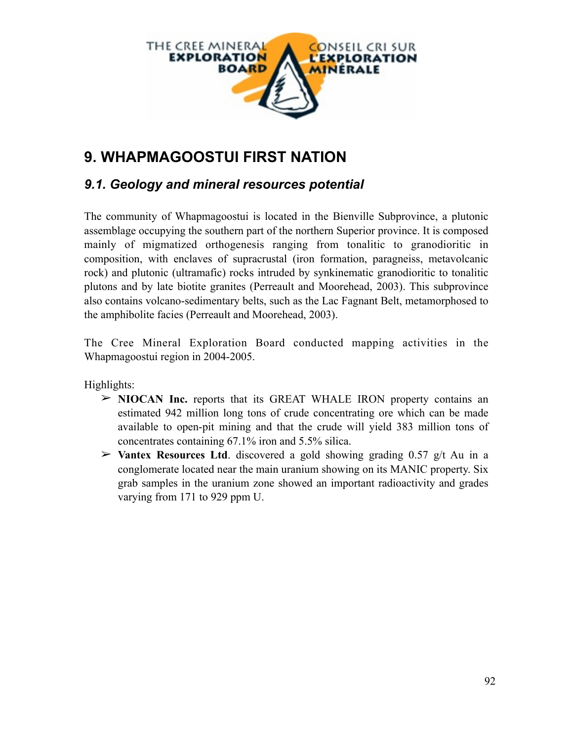## 9. WHAPMAGOOSTUI FIRST NATION

### *9.1. Geology and mineral resources potential*

The community of Whapmagoostui is located in the Bienville Subprovince, a plutonic assemblage occupying the southern part of the northern Superior province. It is composed mainly of migmatized orthogenesis ranging from tonalitic to granodioritic in composition, with enclaves of supracrustal (iron formation, paragneiss, metavolcanic rock) and plutonic (ultramafic) rocks intruded by synkinematic granodioritic to tonalitic plutons and by late biotite granites (Perreault and Moorehead, 2003). This subprovince also contains volcano-sedimentary belts, such as the Lac Fagnant Belt, metamorphosed to the amphibolite facies (Perreault and Moorehead, 2003).

The Cree Mineral Exploration Board conducted mapping activities in the Whapmagoostui region in 2004-2005.

Highlights:

- **NIOCAN Inc.** reports that its GREAT WHALE IRON property contains an estimated 942 million long tons of crude concentrating ore which can be made available to open-pit mining and that the crude will yield 383 million tons of concentrates containing 67.1% iron and 5.5% silica.
- **Vantex Resources Ltd**. discovered a gold showing grading 0.57 g/t Au in a conglomerate located near the main uranium showing on its MANIC property. Six grab samples in the uranium zone showed an important radioactivity and grades varying from 171 to 929 ppm U.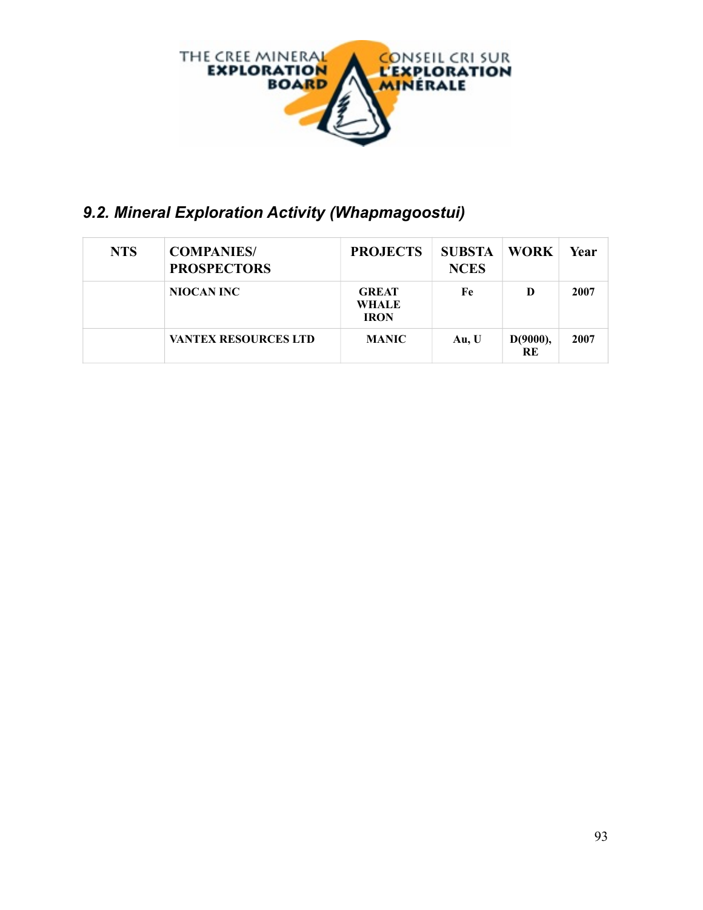## *9.2. Mineral Exploration Activity (Whapmagoostui)*

| NTS | COMPANIES/ PROSPECTORS | PROJECTS | SUBSTANCES | WORK | Year |
|---|---|---|---|---|---|
| | NIOCAN INC | GREAT WHALE IRON | Fe | D | 2007 |
| | VANTEX RESOURCES LTD | MANIC | Au, U | D(9000), RE | 2007 |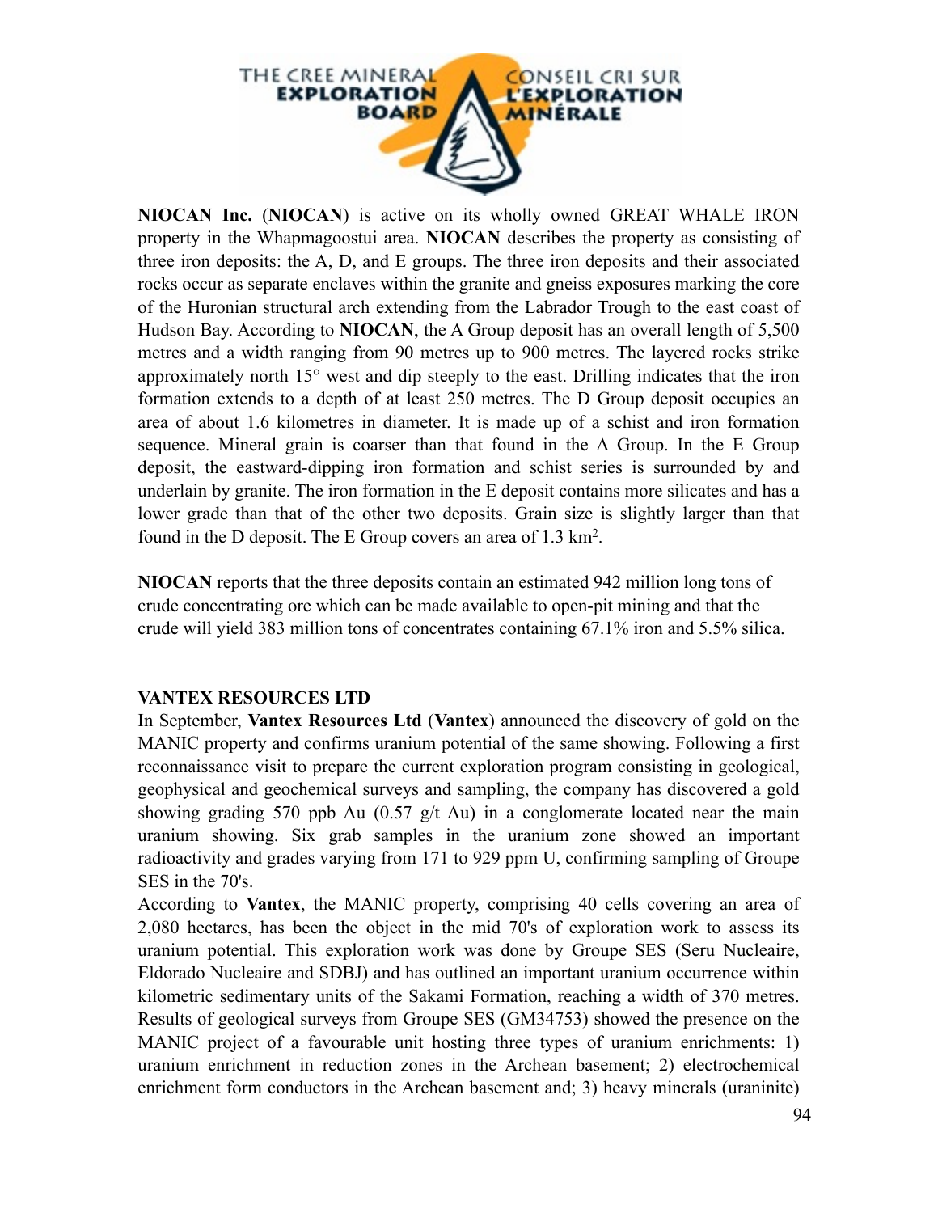**NIOCAN Inc.** (**NIOCAN**) is active on its wholly owned GREAT WHALE IRON property in the Whapmagoostui area. **NIOCAN** describes the property as consisting of three iron deposits: the A, D, and E groups. The three iron deposits and their associated rocks occur as separate enclaves within the granite and gneiss exposures marking the core of the Huronian structural arch extending from the Labrador Trough to the east coast of Hudson Bay. According to **NIOCAN**, the A Group deposit has an overall length of 5,500 metres and a width ranging from 90 metres up to 900 metres. The layered rocks strike approximately north 15° west and dip steeply to the east. Drilling indicates that the iron formation extends to a depth of at least 250 metres. The D Group deposit occupies an area of about 1.6 kilometres in diameter. It is made up of a schist and iron formation sequence. Mineral grain is coarser than that found in the A Group. In the E Group deposit, the eastward-dipping iron formation and schist series is surrounded by and underlain by granite. The iron formation in the E deposit contains more silicates and has a lower grade than that of the other two deposits. Grain size is slightly larger than that found in the D deposit. The E Group covers an area of 1.3 km$^2$.

**NIOCAN** reports that the three deposits contain an estimated 942 million long tons of crude concentrating ore which can be made available to open-pit mining and that the crude will yield 383 million tons of concentrates containing 67.1% iron and 5.5% silica.

**VANTEX RESOURCES LTD**

In September, **Vantex Resources Ltd** (**Vantex**) announced the discovery of gold on the MANIC property and confirms uranium potential of the same showing. Following a first reconnaissance visit to prepare the current exploration program consisting in geological, geophysical and geochemical surveys and sampling, the company has discovered a gold showing grading 570 ppb Au (0.57 g/t Au) in a conglomerate located near the main uranium showing. Six grab samples in the uranium zone showed an important radioactivity and grades varying from 171 to 929 ppm U, confirming sampling of Groupe SES in the 70's.

According to **Vantex**, the MANIC property, comprising 40 cells covering an area of 2,080 hectares, has been the object in the mid 70's of exploration work to assess its uranium potential. This exploration work was done by Groupe SES (Seru Nucleaire, Eldorado Nucleaire and SDBJ) and has outlined an important uranium occurrence within kilometric sedimentary units of the Sakami Formation, reaching a width of 370 metres. Results of geological surveys from Groupe SES (GM34753) showed the presence on the MANIC project of a favourable unit hosting three types of uranium enrichments: 1) uranium enrichment in reduction zones in the Archean basement; 2) electrochemical enrichment form conductors in the Archean basement and; 3) heavy minerals (uraninite)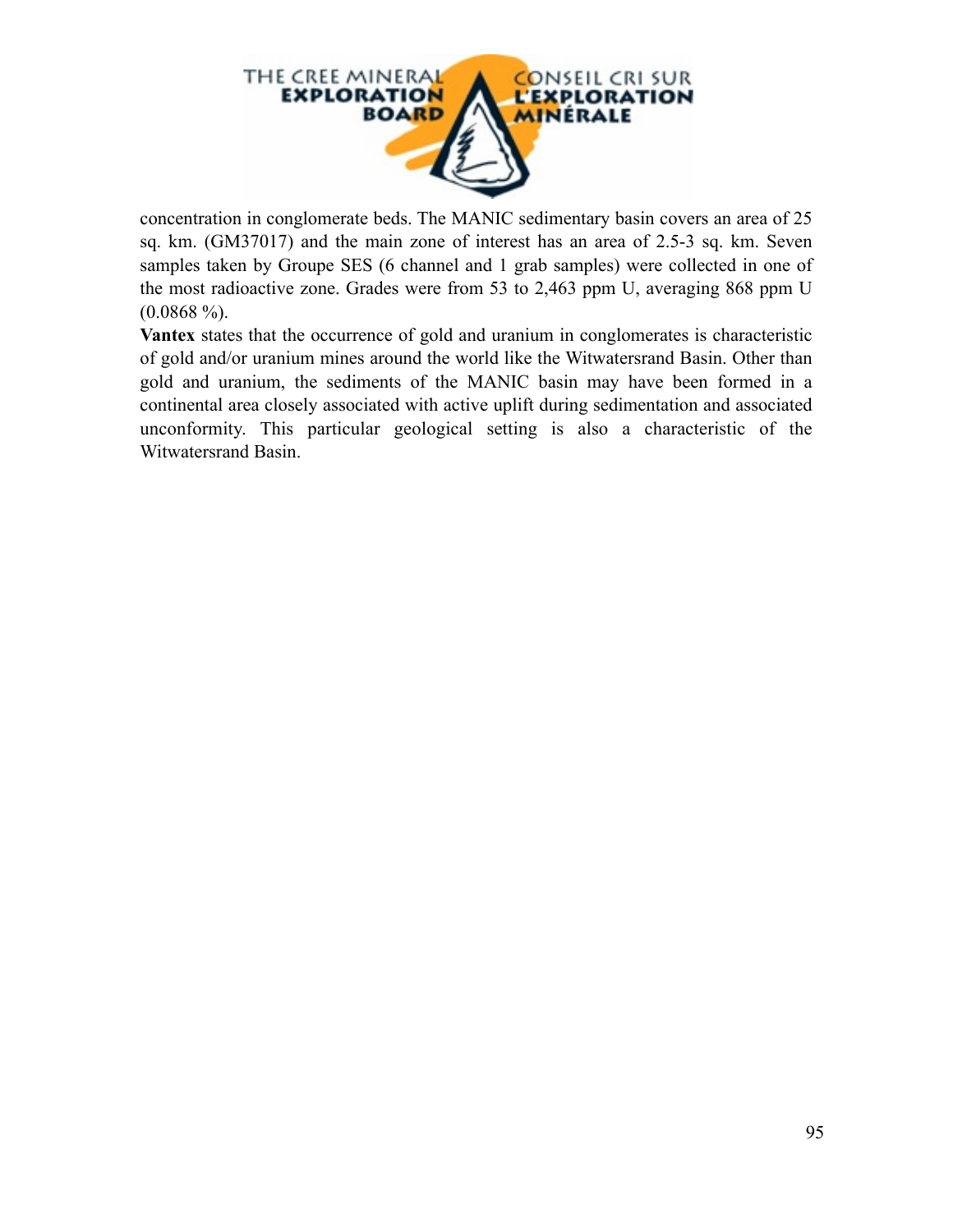concentration in conglomerate beds. The MANIC sedimentary basin covers an area of 25 sq. km. (GM37017) and the main zone of interest has an area of 2.5-3 sq. km. Seven samples taken by Groupe SES (6 channel and 1 grab samples) were collected in one of the most radioactive zone. Grades were from 53 to 2,463 ppm U, averaging 868 ppm U (0.0868 %).

**Vantex** states that the occurrence of gold and uranium in conglomerates is characteristic of gold and/or uranium mines around the world like the Witwatersrand Basin. Other than gold and uranium, the sediments of the MANIC basin may have been formed in a continental area closely associated with active uplift during sedimentation and associated unconformity. This particular geological setting is also a characteristic of the Witwatersrand Basin.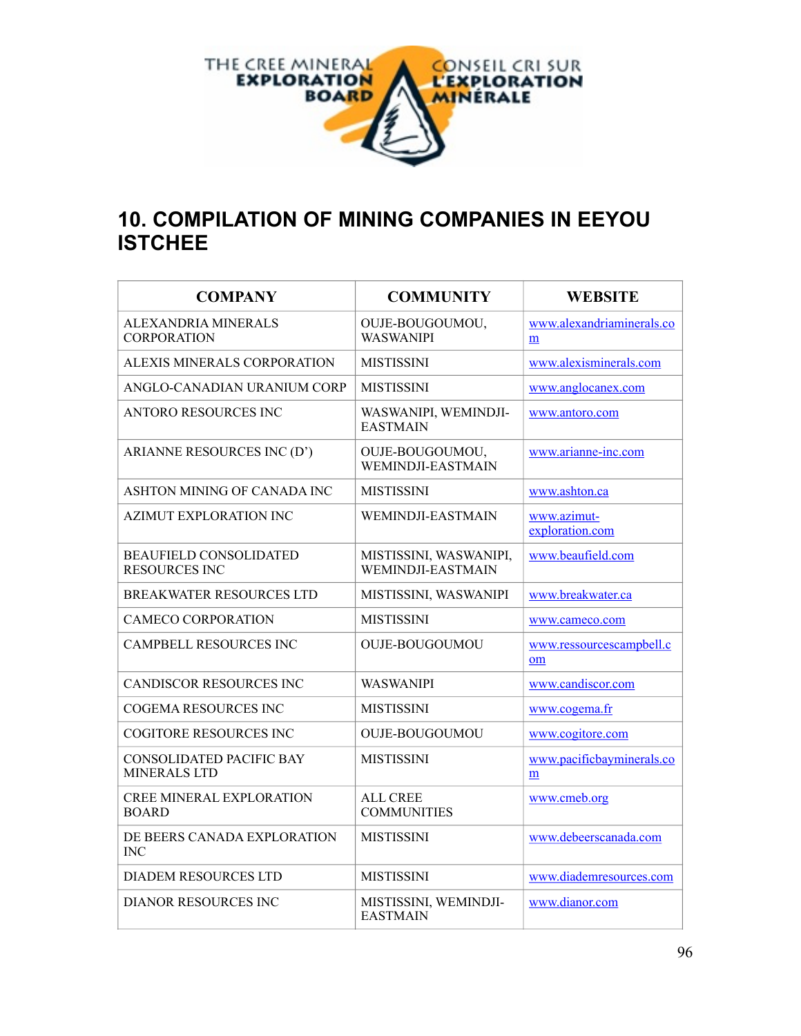THE CREE MINERAL EXPLORATION BOARD — CONSEIL CRI SUR L'EXPLORATION MINÉRALE

# 10. COMPILATION OF MINING COMPANIES IN EEYOU ISTCHEE

| COMPANY | COMMUNITY | WEBSITE |
|---|---|---|
| ALEXANDRIA MINERALS CORPORATION | OUJE-BOUGOUMOU, WASWANIPI | www.alexandriaminerals.com |
| ALEXIS MINERALS CORPORATION | MISTISSINI | www.alexisminerals.com |
| ANGLO-CANADIAN URANIUM CORP | MISTISSINI | www.anglocanex.com |
| ANTORO RESOURCES INC | WASWANIPI, WEMINDJI-EASTMAIN | www.antoro.com |
| ARIANNE RESOURCES INC (D') | OUJE-BOUGOUMOU, WEMINDJI-EASTMAIN | www.arianne-inc.com |
| ASHTON MINING OF CANADA INC | MISTISSINI | www.ashton.ca |
| AZIMUT EXPLORATION INC | WEMINDJI-EASTMAIN | www.azimut-exploration.com |
| BEAUFIELD CONSOLIDATED RESOURCES INC | MISTISSINI, WASWANIPI, WEMINDJI-EASTMAIN | www.beaufield.com |
| BREAKWATER RESOURCES LTD | MISTISSINI, WASWANIPI | www.breakwater.ca |
| CAMECO CORPORATION | MISTISSINI | www.cameco.com |
| CAMPBELL RESOURCES INC | OUJE-BOUGOUMOU | www.ressourcescampbell.com |
| CANDISCOR RESOURCES INC | WASWANIPI | www.candiscor.com |
| COGEMA RESOURCES INC | MISTISSINI | www.cogema.fr |
| COGITORE RESOURCES INC | OUJE-BOUGOUMOU | www.cogitore.com |
| CONSOLIDATED PACIFIC BAY MINERALS LTD | MISTISSINI | www.pacificbayminerals.com |
| CREE MINERAL EXPLORATION BOARD | ALL CREE COMMUNITIES | www.cmeb.org |
| DE BEERS CANADA EXPLORATION INC | MISTISSINI | www.debeerscanada.com |
| DIADEM RESOURCES LTD | MISTISSINI | www.diademresources.com |
| DIANOR RESOURCES INC | MISTISSINI, WEMINDJI-EASTMAIN | www.dianor.com |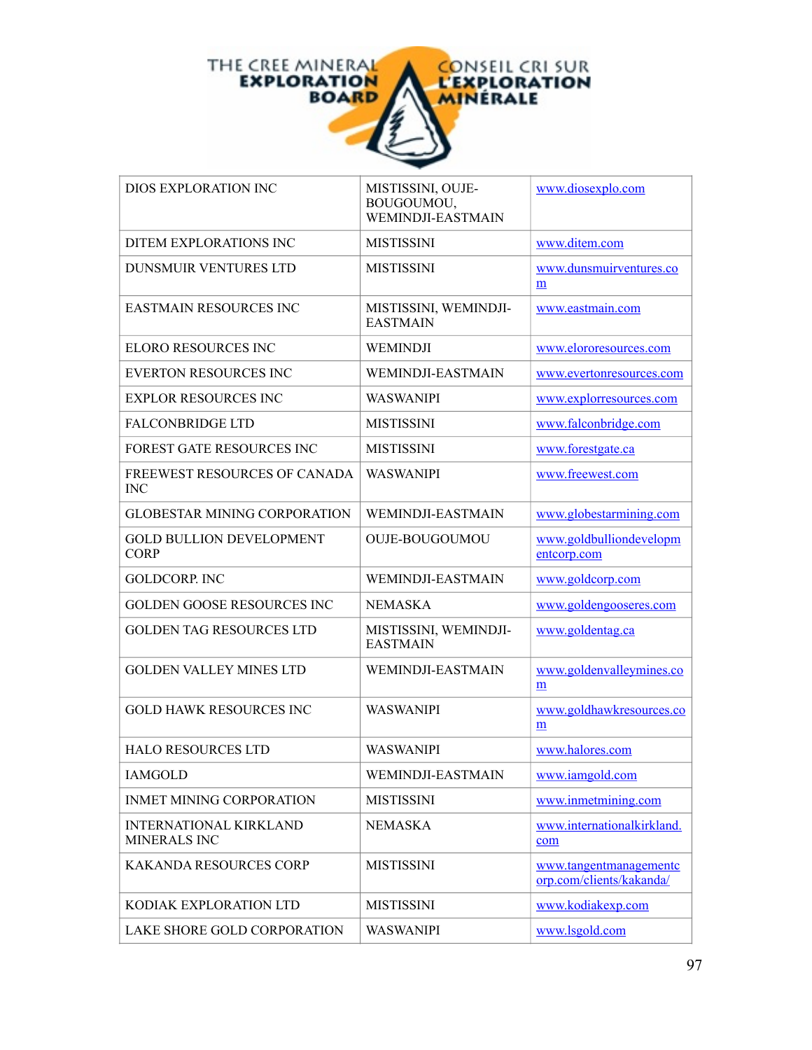| DIOS EXPLORATION INC | MISTISSINI, OUJE-BOUGOUMOU, WEMINDJI-EASTMAIN | www.diosexplo.com |
|---|---|---|
| DITEM EXPLORATIONS INC | MISTISSINI | www.ditem.com |
| DUNSMUIR VENTURES LTD | MISTISSINI | www.dunsmuirventures.com |
| EASTMAIN RESOURCES INC | MISTISSINI, WEMINDJI-EASTMAIN | www.eastmain.com |
| ELORO RESOURCES INC | WEMINDJI | www.elororesources.com |
| EVERTON RESOURCES INC | WEMINDJI-EASTMAIN | www.evertonresources.com |
| EXPLOR RESOURCES INC | WASWANIPI | www.explorresources.com |
| FALCONBRIDGE LTD | MISTISSINI | www.falconbridge.com |
| FOREST GATE RESOURCES INC | MISTISSINI | www.forestgate.ca |
| FREEWEST RESOURCES OF CANADA INC | WASWANIPI | www.freewest.com |
| GLOBESTAR MINING CORPORATION | WEMINDJI-EASTMAIN | www.globestarmining.com |
| GOLD BULLION DEVELOPMENT CORP | OUJE-BOUGOUMOU | www.goldbulliondevelopmentcorp.com |
| GOLDCORP. INC | WEMINDJI-EASTMAIN | www.goldcorp.com |
| GOLDEN GOOSE RESOURCES INC | NEMASKA | www.goldengooseres.com |
| GOLDEN TAG RESOURCES LTD | MISTISSINI, WEMINDJI-EASTMAIN | www.goldentag.ca |
| GOLDEN VALLEY MINES LTD | WEMINDJI-EASTMAIN | www.goldenvalleymines.com |
| GOLD HAWK RESOURCES INC | WASWANIPI | www.goldhawkresources.com |
| HALO RESOURCES LTD | WASWANIPI | www.halores.com |
| IAMGOLD | WEMINDJI-EASTMAIN | www.iamgold.com |
| INMET MINING CORPORATION | MISTISSINI | www.inmetmining.com |
| INTERNATIONAL KIRKLAND MINERALS INC | NEMASKA | www.internationalkirkland.com |
| KAKANDA RESOURCES CORP | MISTISSINI | www.tangentmanagementcorp.com/clients/kakanda/ |
| KODIAK EXPLORATION LTD | MISTISSINI | www.kodiakexp.com |
| LAKE SHORE GOLD CORPORATION | WASWANIPI | www.lsgold.com |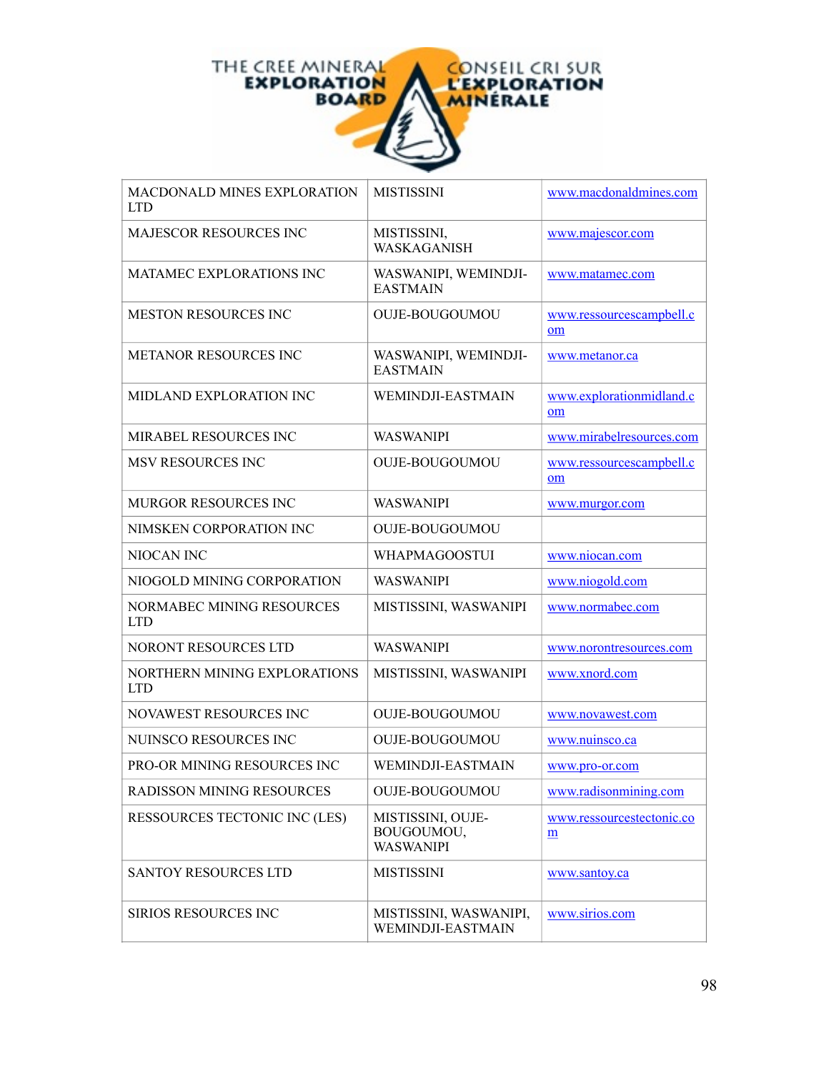| | | |
|---|---|---|
| MACDONALD MINES EXPLORATION LTD | MISTISSINI | www.macdonaldmines.com |
| MAJESCOR RESOURCES INC | MISTISSINI, WASKAGANISH | www.majescor.com |
| MATAMEC EXPLORATIONS INC | WASWANIPI, WEMINDJI-EASTMAIN | www.matamec.com |
| MESTON RESOURCES INC | OUJE-BOUGOUMOU | www.ressourcescampbell.com |
| METANOR RESOURCES INC | WASWANIPI, WEMINDJI-EASTMAIN | www.metanor.ca |
| MIDLAND EXPLORATION INC | WEMINDJI-EASTMAIN | www.explorationmidland.com |
| MIRABEL RESOURCES INC | WASWANIPI | www.mirabelresources.com |
| MSV RESOURCES INC | OUJE-BOUGOUMOU | www.ressourcescampbell.com |
| MURGOR RESOURCES INC | WASWANIPI | www.murgor.com |
| NIMSKEN CORPORATION INC | OUJE-BOUGOUMOU | |
| NIOCAN INC | WHAPMAGOOSTUI | www.niocan.com |
| NIOGOLD MINING CORPORATION | WASWANIPI | www.niogold.com |
| NORMABEC MINING RESOURCES LTD | MISTISSINI, WASWANIPI | www.normabec.com |
| NORONT RESOURCES LTD | WASWANIPI | www.norontresources.com |
| NORTHERN MINING EXPLORATIONS LTD | MISTISSINI, WASWANIPI | www.xnord.com |
| NOVAWEST RESOURCES INC | OUJE-BOUGOUMOU | www.novawest.com |
| NUINSCO RESOURCES INC | OUJE-BOUGOUMOU | www.nuinsco.ca |
| PRO-OR MINING RESOURCES INC | WEMINDJI-EASTMAIN | www.pro-or.com |
| RADISSON MINING RESOURCES | OUJE-BOUGOUMOU | www.radisonmining.com |
| RESSOURCES TECTONIC INC (LES) | MISTISSINI, OUJE-BOUGOUMOU, WASWANIPI | www.ressourcestectonic.com |
| SANTOY RESOURCES LTD | MISTISSINI | www.santoy.ca |
| SIRIOS RESOURCES INC | MISTISSINI, WASWANIPI, WEMINDJI-EASTMAIN | www.sirios.com |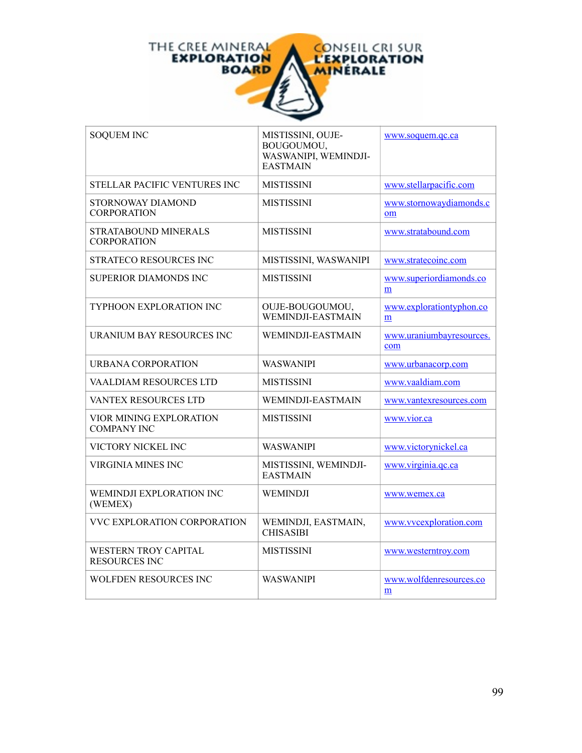| SOQUEM INC | MISTISSINI, OUJE-BOUGOUMOU, WASWANIPI, WEMINDJI-EASTMAIN | www.soquem.qc.ca |
|---|---|---|
| STELLAR PACIFIC VENTURES INC | MISTISSINI | www.stellarpacific.com |
| STORNOWAY DIAMOND CORPORATION | MISTISSINI | www.stornowaydiamonds.com |
| STRATABOUND MINERALS CORPORATION | MISTISSINI | www.stratabound.com |
| STRATECO RESOURCES INC | MISTISSINI, WASWANIPI | www.stratecoinc.com |
| SUPERIOR DIAMONDS INC | MISTISSINI | www.superiordiamonds.com |
| TYPHOON EXPLORATION INC | OUJE-BOUGOUMOU, WEMINDJI-EASTMAIN | www.explorationtyphon.com |
| URANIUM BAY RESOURCES INC | WEMINDJI-EASTMAIN | www.uraniumbayresources.com |
| URBANA CORPORATION | WASWANIPI | www.urbanacorp.com |
| VAALDIAM RESOURCES LTD | MISTISSINI | www.vaaldiam.com |
| VANTEX RESOURCES LTD | WEMINDJI-EASTMAIN | www.vantexresources.com |
| VIOR MINING EXPLORATION COMPANY INC | MISTISSINI | www.vior.ca |
| VICTORY NICKEL INC | WASWANIPI | www.victorynickel.ca |
| VIRGINIA MINES INC | MISTISSINI, WEMINDJI-EASTMAIN | www.virginia.qc.ca |
| WEMINDJI EXPLORATION INC (WEMEX) | WEMINDJI | www.wemex.ca |
| VVC EXPLORATION CORPORATION | WEMINDJI, EASTMAIN, CHISASIBI | www.vvcexploration.com |
| WESTERN TROY CAPITAL RESOURCES INC | MISTISSINI | www.westerntroy.com |
| WOLFDEN RESOURCES INC | WASWANIPI | www.wolfdenresources.com |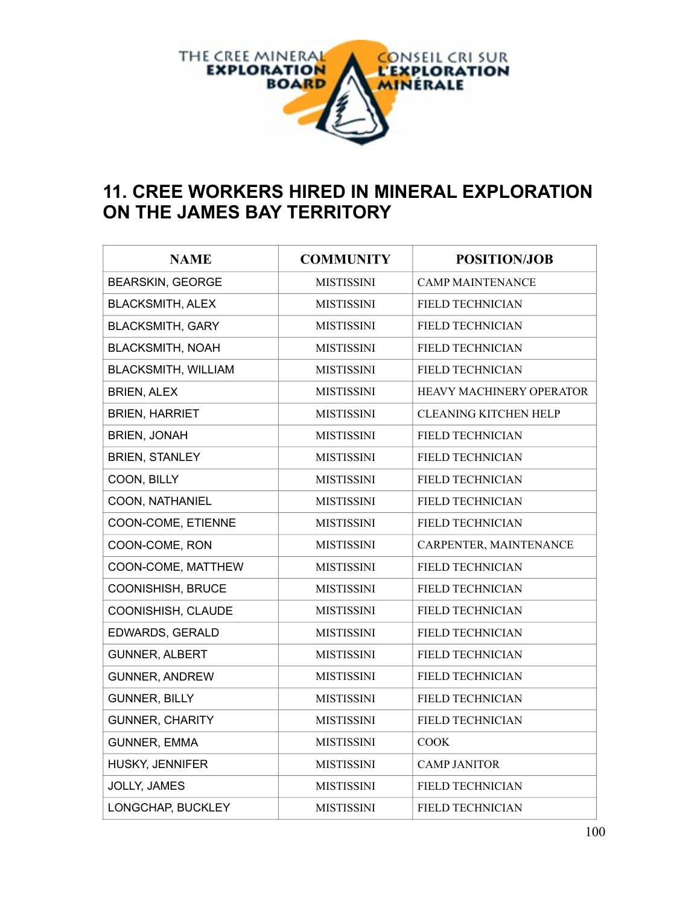## 11. CREE WORKERS HIRED IN MINERAL EXPLORATION ON THE JAMES BAY TERRITORY

| NAME | COMMUNITY | POSITION/JOB |
|---|---|---|
| BEARSKIN, GEORGE | MISTISSINI | CAMP MAINTENANCE |
| BLACKSMITH, ALEX | MISTISSINI | FIELD TECHNICIAN |
| BLACKSMITH, GARY | MISTISSINI | FIELD TECHNICIAN |
| BLACKSMITH, NOAH | MISTISSINI | FIELD TECHNICIAN |
| BLACKSMITH, WILLIAM | MISTISSINI | FIELD TECHNICIAN |
| BRIEN, ALEX | MISTISSINI | HEAVY MACHINERY OPERATOR |
| BRIEN, HARRIET | MISTISSINI | CLEANING KITCHEN HELP |
| BRIEN, JONAH | MISTISSINI | FIELD TECHNICIAN |
| BRIEN, STANLEY | MISTISSINI | FIELD TECHNICIAN |
| COON, BILLY | MISTISSINI | FIELD TECHNICIAN |
| COON, NATHANIEL | MISTISSINI | FIELD TECHNICIAN |
| COON-COME, ETIENNE | MISTISSINI | FIELD TECHNICIAN |
| COON-COME, RON | MISTISSINI | CARPENTER, MAINTENANCE |
| COON-COME, MATTHEW | MISTISSINI | FIELD TECHNICIAN |
| COONISHISH, BRUCE | MISTISSINI | FIELD TECHNICIAN |
| COONISHISH, CLAUDE | MISTISSINI | FIELD TECHNICIAN |
| EDWARDS, GERALD | MISTISSINI | FIELD TECHNICIAN |
| GUNNER, ALBERT | MISTISSINI | FIELD TECHNICIAN |
| GUNNER, ANDREW | MISTISSINI | FIELD TECHNICIAN |
| GUNNER, BILLY | MISTISSINI | FIELD TECHNICIAN |
| GUNNER, CHARITY | MISTISSINI | FIELD TECHNICIAN |
| GUNNER, EMMA | MISTISSINI | COOK |
| HUSKY, JENNIFER | MISTISSINI | CAMP JANITOR |
| JOLLY, JAMES | MISTISSINI | FIELD TECHNICIAN |
| LONGCHAP, BUCKLEY | MISTISSINI | FIELD TECHNICIAN |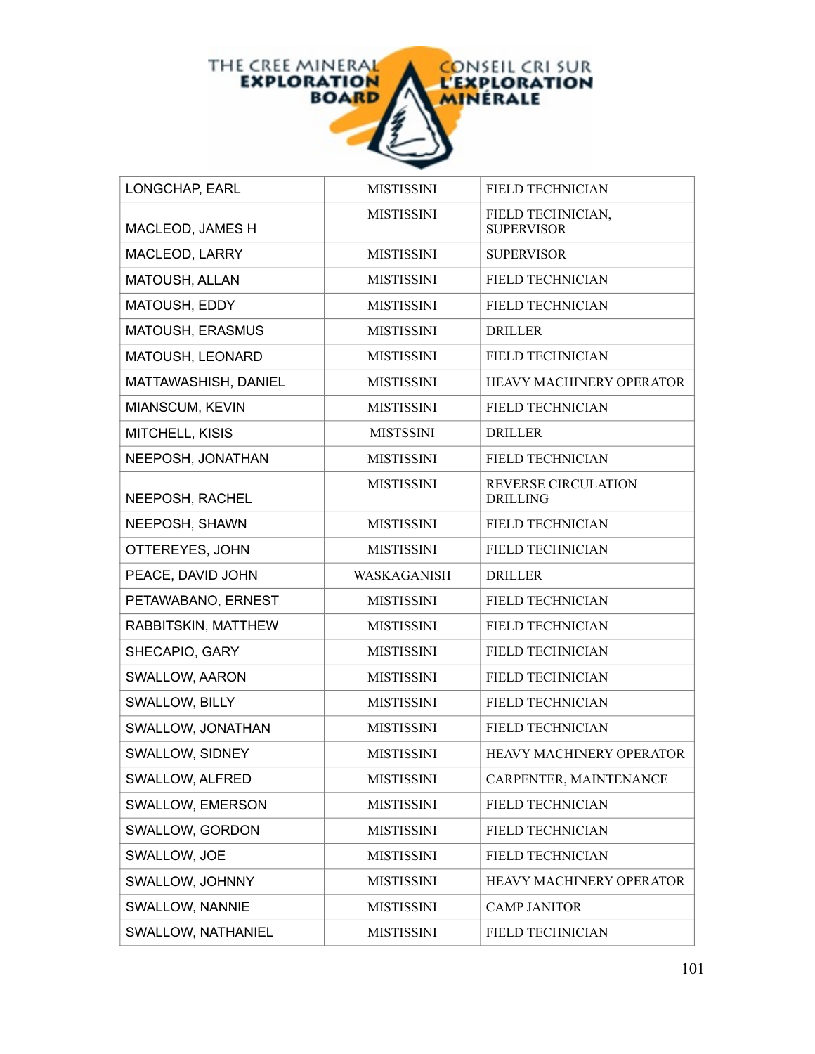| LONGCHAP, EARL | MISTISSINI | FIELD TECHNICIAN |
|---|---|---|
| MACLEOD, JAMES H | MISTISSINI | FIELD TECHNICIAN, SUPERVISOR |
| MACLEOD, LARRY | MISTISSINI | SUPERVISOR |
| MATOUSH, ALLAN | MISTISSINI | FIELD TECHNICIAN |
| MATOUSH, EDDY | MISTISSINI | FIELD TECHNICIAN |
| MATOUSH, ERASMUS | MISTISSINI | DRILLER |
| MATOUSH, LEONARD | MISTISSINI | FIELD TECHNICIAN |
| MATTAWASHISH, DANIEL | MISTISSINI | HEAVY MACHINERY OPERATOR |
| MIANSCUM, KEVIN | MISTISSINI | FIELD TECHNICIAN |
| MITCHELL, KISIS | MISTSSINI | DRILLER |
| NEEPOSH, JONATHAN | MISTISSINI | FIELD TECHNICIAN |
| NEEPOSH, RACHEL | MISTISSINI | REVERSE CIRCULATION DRILLING |
| NEEPOSH, SHAWN | MISTISSINI | FIELD TECHNICIAN |
| OTTEREYES, JOHN | MISTISSINI | FIELD TECHNICIAN |
| PEACE, DAVID JOHN | WASKAGANISH | DRILLER |
| PETAWABANO, ERNEST | MISTISSINI | FIELD TECHNICIAN |
| RABBITSKIN, MATTHEW | MISTISSINI | FIELD TECHNICIAN |
| SHECAPIO, GARY | MISTISSINI | FIELD TECHNICIAN |
| SWALLOW, AARON | MISTISSINI | FIELD TECHNICIAN |
| SWALLOW, BILLY | MISTISSINI | FIELD TECHNICIAN |
| SWALLOW, JONATHAN | MISTISSINI | FIELD TECHNICIAN |
| SWALLOW, SIDNEY | MISTISSINI | HEAVY MACHINERY OPERATOR |
| SWALLOW, ALFRED | MISTISSINI | CARPENTER, MAINTENANCE |
| SWALLOW, EMERSON | MISTISSINI | FIELD TECHNICIAN |
| SWALLOW, GORDON | MISTISSINI | FIELD TECHNICIAN |
| SWALLOW, JOE | MISTISSINI | FIELD TECHNICIAN |
| SWALLOW, JOHNNY | MISTISSINI | HEAVY MACHINERY OPERATOR |
| SWALLOW, NANNIE | MISTISSINI | CAMP JANITOR |
| SWALLOW, NATHANIEL | MISTISSINI | FIELD TECHNICIAN |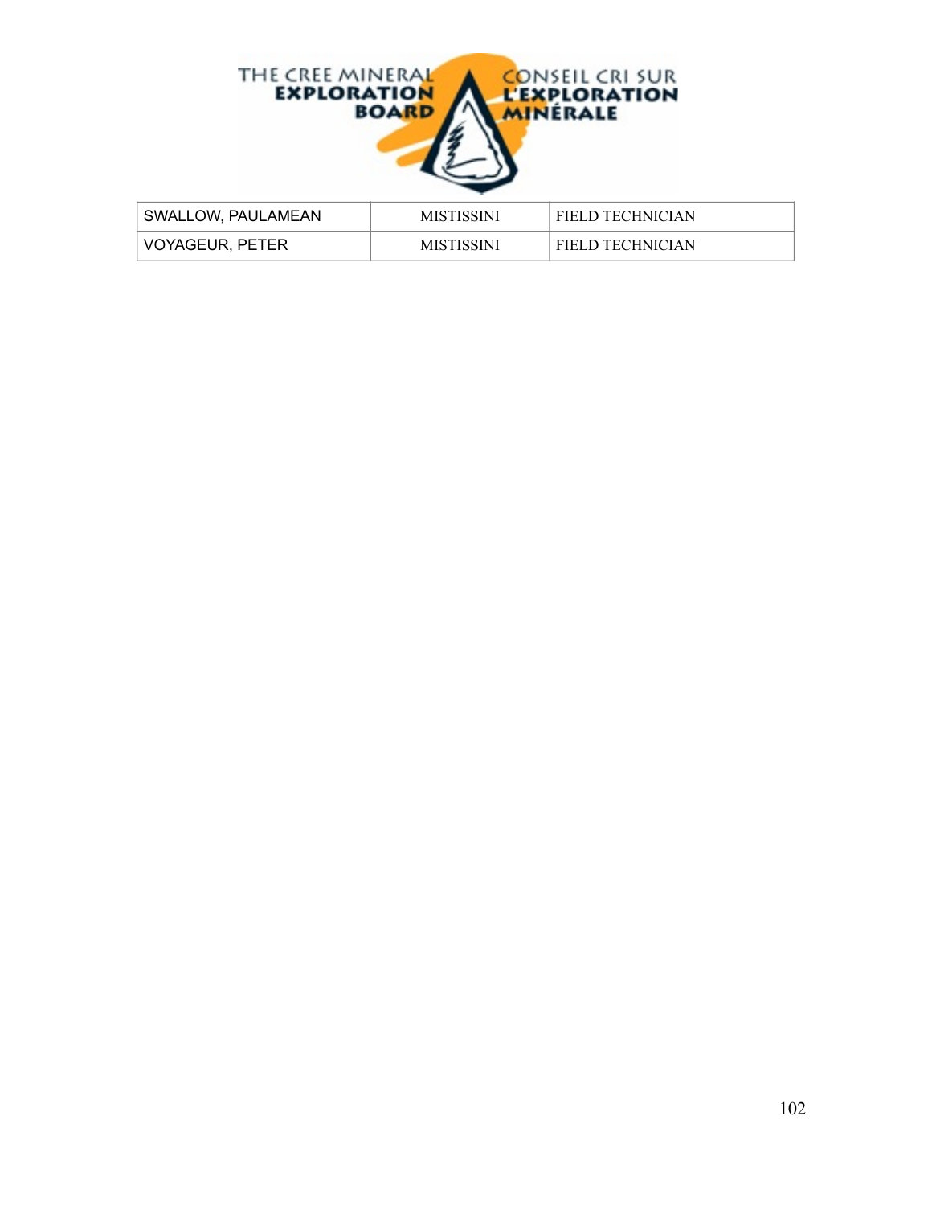| | | |
|---|---|---|
| SWALLOW, PAULAMEAN | MISTISSINI | FIELD TECHNICIAN |
| VOYAGEUR, PETER | MISTISSINI | FIELD TECHNICIAN |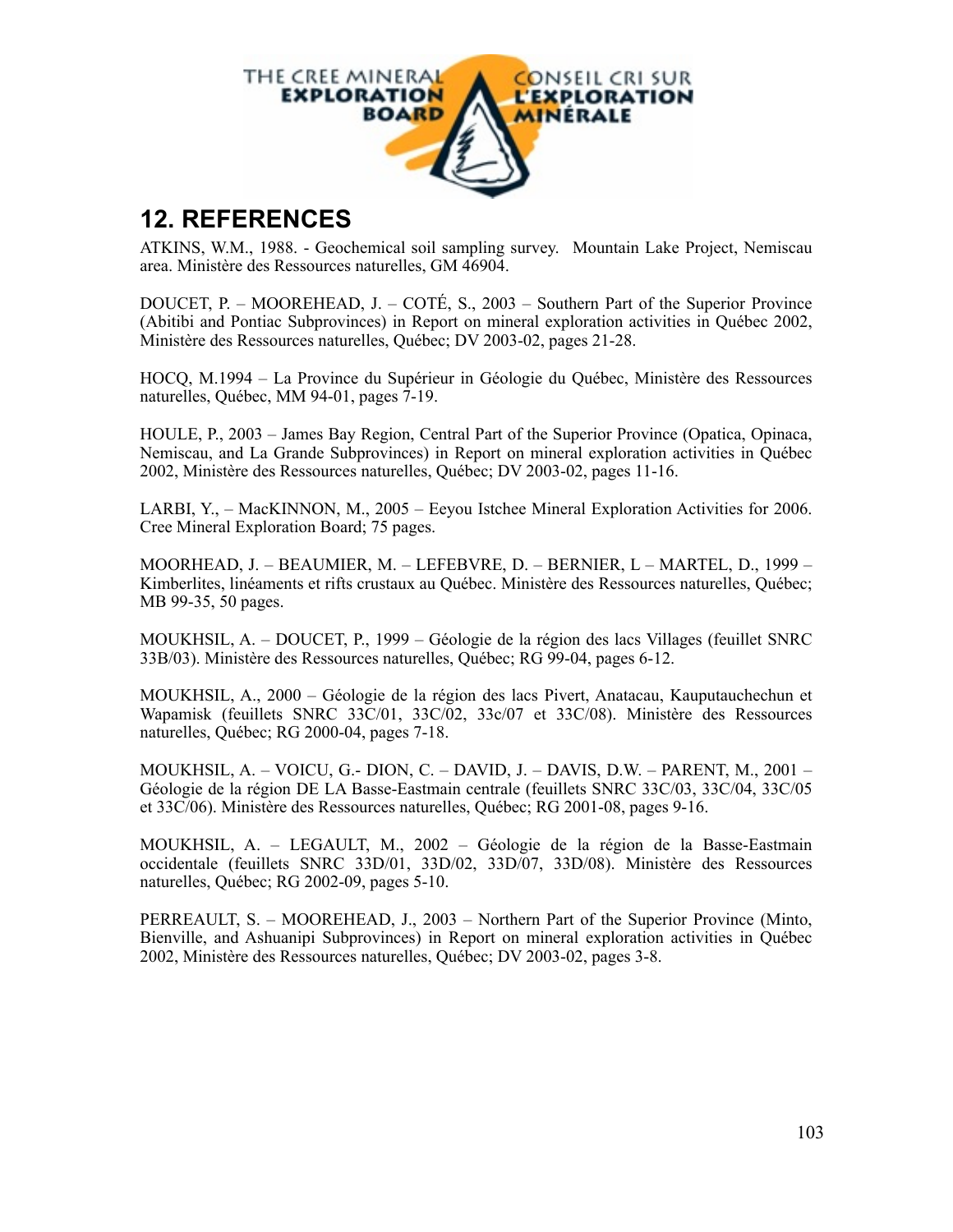## 12. REFERENCES

ATKINS, W.M., 1988. - Geochemical soil sampling survey. Mountain Lake Project, Nemiscau area. Ministère des Ressources naturelles, GM 46904.

DOUCET, P. – MOOREHEAD, J. – COTÉ, S., 2003 – Southern Part of the Superior Province (Abitibi and Pontiac Subprovinces) in Report on mineral exploration activities in Québec 2002, Ministère des Ressources naturelles, Québec; DV 2003-02, pages 21-28.

HOCQ, M.1994 – La Province du Supérieur in Géologie du Québec, Ministère des Ressources naturelles, Québec, MM 94-01, pages 7-19.

HOULE, P., 2003 – James Bay Region, Central Part of the Superior Province (Opatica, Opinaca, Nemiscau, and La Grande Subprovinces) in Report on mineral exploration activities in Québec 2002, Ministère des Ressources naturelles, Québec; DV 2003-02, pages 11-16.

LARBI, Y., – MacKINNON, M., 2005 – Eeyou Istchee Mineral Exploration Activities for 2006. Cree Mineral Exploration Board; 75 pages.

MOORHEAD, J. – BEAUMIER, M. – LEFEBVRE, D. – BERNIER, L – MARTEL, D., 1999 – Kimberlites, linéaments et rifts crustaux au Québec. Ministère des Ressources naturelles, Québec; MB 99-35, 50 pages.

MOUKHSIL, A. – DOUCET, P., 1999 – Géologie de la région des lacs Villages (feuillet SNRC 33B/03). Ministère des Ressources naturelles, Québec; RG 99-04, pages 6-12.

MOUKHSIL, A., 2000 – Géologie de la région des lacs Pivert, Anatacau, Kauputauchechun et Wapamisk (feuillets SNRC 33C/01, 33C/02, 33c/07 et 33C/08). Ministère des Ressources naturelles, Québec; RG 2000-04, pages 7-18.

MOUKHSIL, A. – VOICU, G.- DION, C. – DAVID, J. – DAVIS, D.W. – PARENT, M., 2001 – Géologie de la région DE LA Basse-Eastmain centrale (feuillets SNRC 33C/03, 33C/04, 33C/05 et 33C/06). Ministère des Ressources naturelles, Québec; RG 2001-08, pages 9-16.

MOUKHSIL, A. – LEGAULT, M., 2002 – Géologie de la région de la Basse-Eastmain occidentale (feuillets SNRC 33D/01, 33D/02, 33D/07, 33D/08). Ministère des Ressources naturelles, Québec; RG 2002-09, pages 5-10.

PERREAULT, S. – MOOREHEAD, J., 2003 – Northern Part of the Superior Province (Minto, Bienville, and Ashuanipi Subprovinces) in Report on mineral exploration activities in Québec 2002, Ministère des Ressources naturelles, Québec; DV 2003-02, pages 3-8.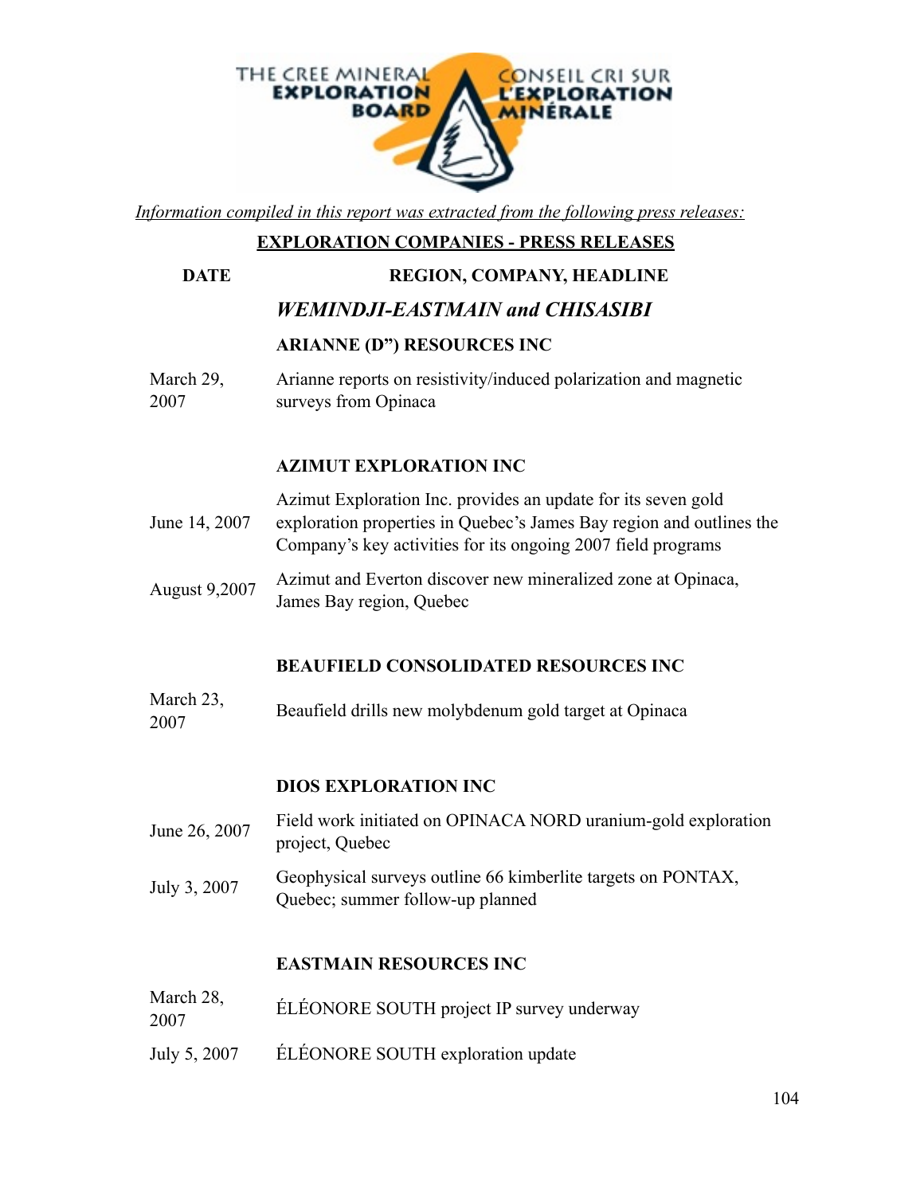THE CREE MINERAL EXPLORATION BOARD — CONSEIL CRI SUR L'EXPLORATION MINÉRALE

*Information compiled in this report was extracted from the following press releases:*

**EXPLORATION COMPANIES - PRESS RELEASES**

| DATE | REGION, COMPANY, HEADLINE |
|---|---|
| | ***WEMINDJI-EASTMAIN and CHISASIBI*** |
| | **ARIANNE (D") RESOURCES INC** |
| March 29, 2007 | Arianne reports on resistivity/induced polarization and magnetic surveys from Opinaca |
| | **AZIMUT EXPLORATION INC** |
| June 14, 2007 | Azimut Exploration Inc. provides an update for its seven gold exploration properties in Quebec's James Bay region and outlines the Company's key activities for its ongoing 2007 field programs |
| August 9,2007 | Azimut and Everton discover new mineralized zone at Opinaca, James Bay region, Quebec |
| | **BEAUFIELD CONSOLIDATED RESOURCES INC** |
| March 23, 2007 | Beaufield drills new molybdenum gold target at Opinaca |
| | **DIOS EXPLORATION INC** |
| June 26, 2007 | Field work initiated on OPINACA NORD uranium-gold exploration project, Quebec |
| July 3, 2007 | Geophysical surveys outline 66 kimberlite targets on PONTAX, Quebec; summer follow-up planned |
| | **EASTMAIN RESOURCES INC** |
| March 28, 2007 | ÉLÉONORE SOUTH project IP survey underway |
| July 5, 2007 | ÉLÉONORE SOUTH exploration update |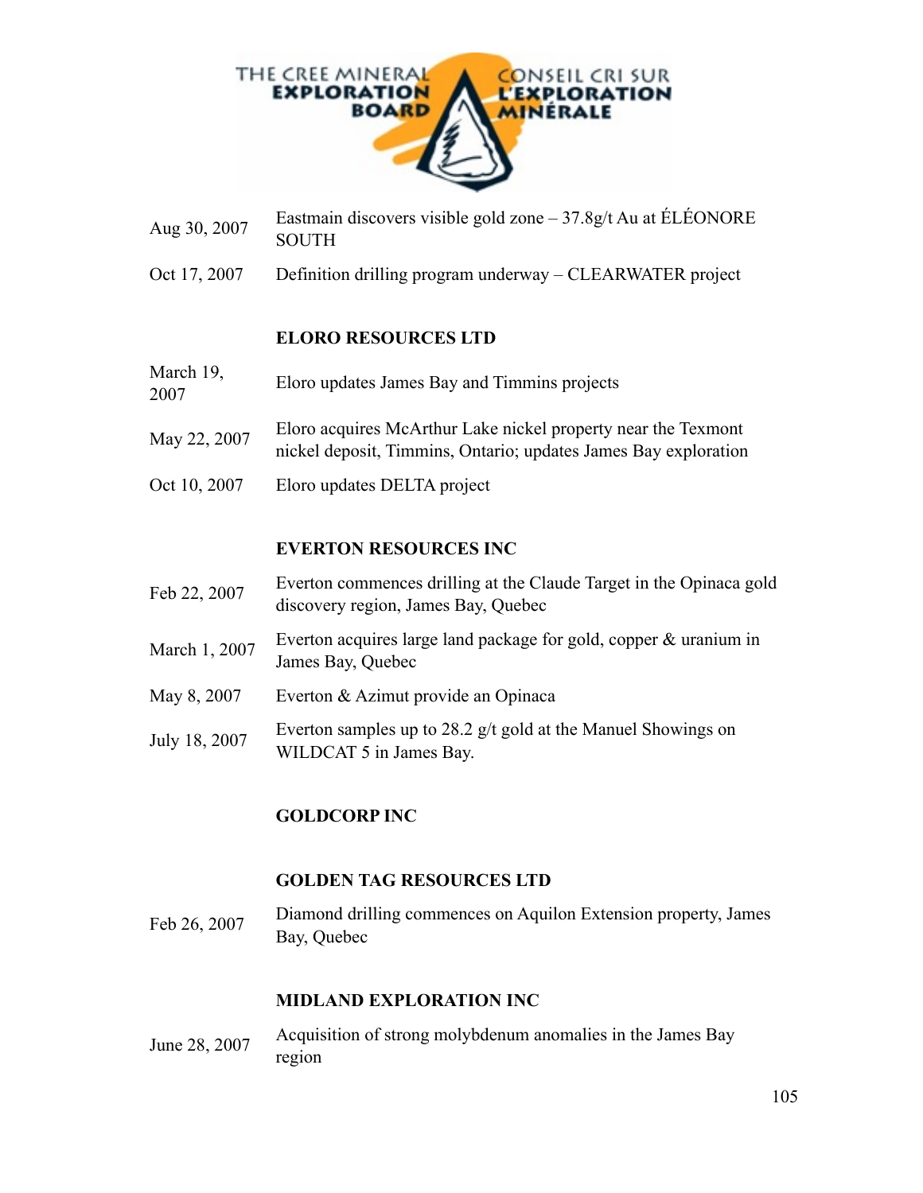| | |
|---|---|
| Aug 30, 2007 | Eastmain discovers visible gold zone – 37.8g/t Au at ÉLÉONORE SOUTH |
| Oct 17, 2007 | Definition drilling program underway – CLEARWATER project |

**ELORO RESOURCES LTD**

| | |
|---|---|
| March 19, 2007 | Eloro updates James Bay and Timmins projects |
| May 22, 2007 | Eloro acquires McArthur Lake nickel property near the Texmont nickel deposit, Timmins, Ontario; updates James Bay exploration |
| Oct 10, 2007 | Eloro updates DELTA project |

**EVERTON RESOURCES INC**

| | |
|---|---|
| Feb 22, 2007 | Everton commences drilling at the Claude Target in the Opinaca gold discovery region, James Bay, Quebec |
| March 1, 2007 | Everton acquires large land package for gold, copper & uranium in James Bay, Quebec |
| May 8, 2007 | Everton & Azimut provide an Opinaca |
| July 18, 2007 | Everton samples up to 28.2 g/t gold at the Manuel Showings on WILDCAT 5 in James Bay. |

**GOLDCORP INC**

**GOLDEN TAG RESOURCES LTD**

| | |
|---|---|
| Feb 26, 2007 | Diamond drilling commences on Aquilon Extension property, James Bay, Quebec |

**MIDLAND EXPLORATION INC**

| | |
|---|---|
| June 28, 2007 | Acquisition of strong molybdenum anomalies in the James Bay region |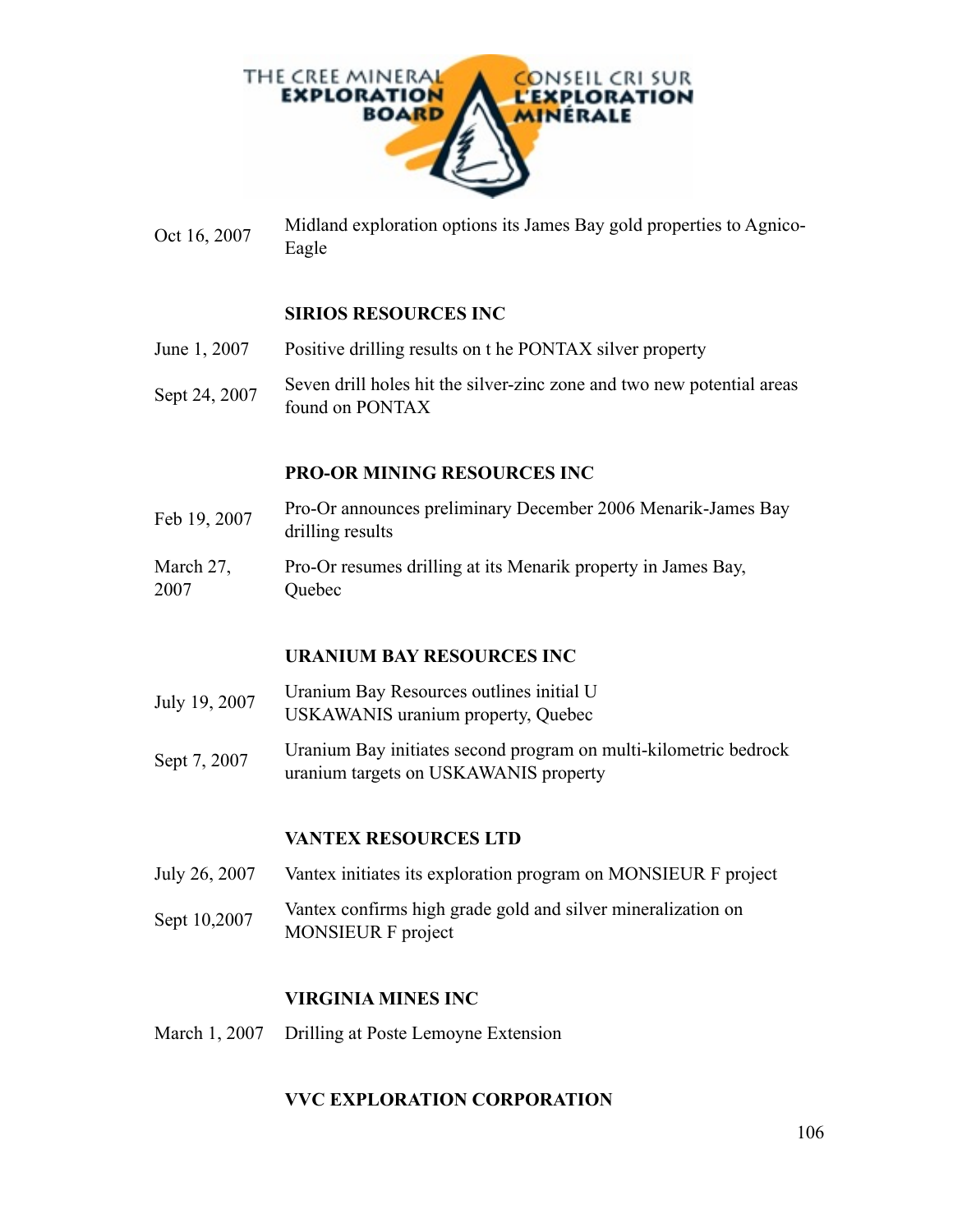THE CREE MINERAL EXPLORATION BOARD — CONSEIL CRI SUR L'EXPLORATION MINÉRALE

| | |
|---|---|
| Oct 16, 2007 | Midland exploration options its James Bay gold properties to Agnico-Eagle |

**SIRIOS RESOURCES INC**

| | |
|---|---|
| June 1, 2007 | Positive drilling results on t he PONTAX silver property |
| Sept 24, 2007 | Seven drill holes hit the silver-zinc zone and two new potential areas found on PONTAX |

**PRO-OR MINING RESOURCES INC**

| | |
|---|---|
| Feb 19, 2007 | Pro-Or announces preliminary December 2006 Menarik-James Bay drilling results |
| March 27, 2007 | Pro-Or resumes drilling at its Menarik property in James Bay, Quebec |

**URANIUM BAY RESOURCES INC**

| | |
|---|---|
| July 19, 2007 | Uranium Bay Resources outlines initial U USKAWANIS uranium property, Quebec |
| Sept 7, 2007 | Uranium Bay initiates second program on multi-kilometric bedrock uranium targets on USKAWANIS property |

**VANTEX RESOURCES LTD**

| | |
|---|---|
| July 26, 2007 | Vantex initiates its exploration program on MONSIEUR F project |
| Sept 10,2007 | Vantex confirms high grade gold and silver mineralization on MONSIEUR F project |

**VIRGINIA MINES INC**

| | |
|---|---|
| March 1, 2007 | Drilling at Poste Lemoyne Extension |

**VVC EXPLORATION CORPORATION**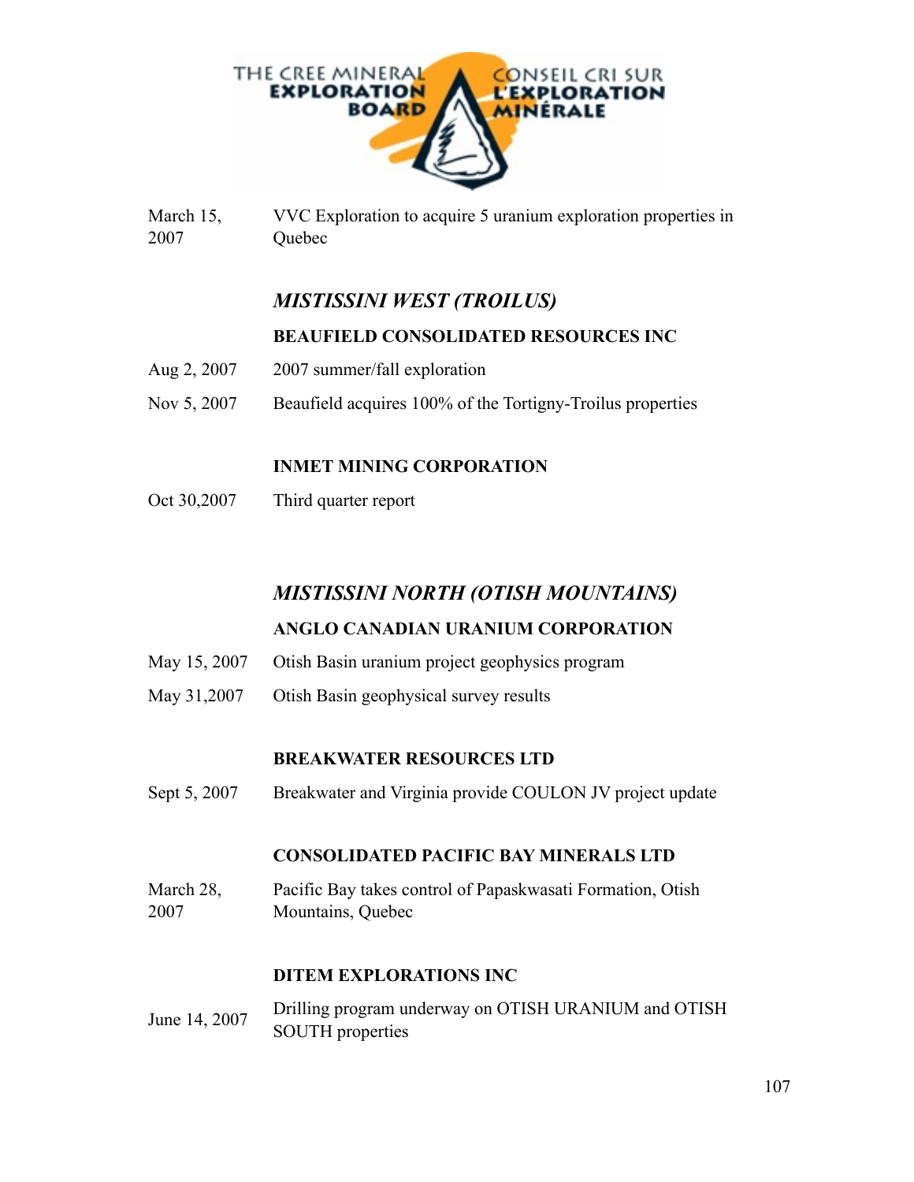| | |
|---|---|
| March 15, 2007 | VVC Exploration to acquire 5 uranium exploration properties in Quebec |

### *MISTISSINI WEST (TROILUS)*

**BEAUFIELD CONSOLIDATED RESOURCES INC**

| | |
|---|---|
| Aug 2, 2007 | 2007 summer/fall exploration |
| Nov 5, 2007 | Beaufield acquires 100% of the Tortigny-Troilus properties |

**INMET MINING CORPORATION**

| | |
|---|---|
| Oct 30,2007 | Third quarter report |

### *MISTISSINI NORTH (OTISH MOUNTAINS)*

**ANGLO CANADIAN URANIUM CORPORATION**

| | |
|---|---|
| May 15, 2007 | Otish Basin uranium project geophysics program |
| May 31,2007 | Otish Basin geophysical survey results |

**BREAKWATER RESOURCES LTD**

| | |
|---|---|
| Sept 5, 2007 | Breakwater and Virginia provide COULON JV project update |

**CONSOLIDATED PACIFIC BAY MINERALS LTD**

| | |
|---|---|
| March 28, 2007 | Pacific Bay takes control of Papaskwasati Formation, Otish Mountains, Quebec |

**DITEM EXPLORATIONS INC**

| | |
|---|---|
| June 14, 2007 | Drilling program underway on OTISH URANIUM and OTISH SOUTH properties |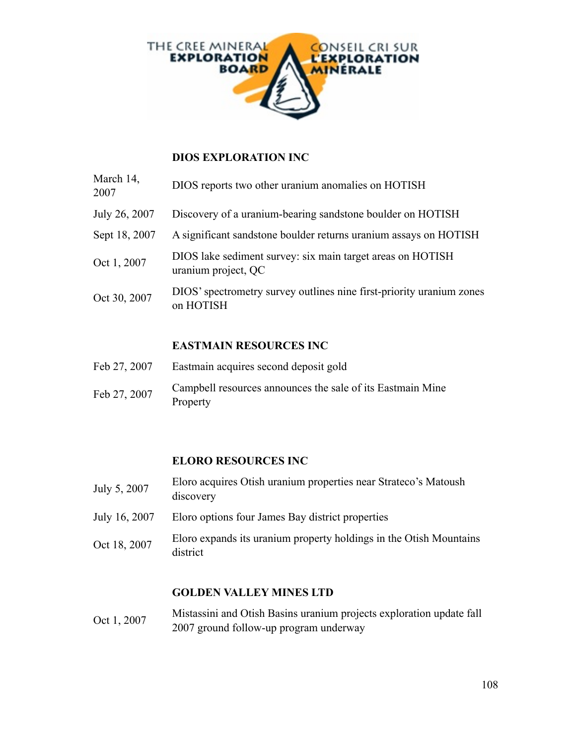THE CREE MINERAL EXPLORATION BOARD — CONSEIL CRI SUR L'EXPLORATION MINÉRALE

### DIOS EXPLORATION INC

| | |
|---|---|
| March 14, 2007 | DIOS reports two other uranium anomalies on HOTISH |
| July 26, 2007 | Discovery of a uranium-bearing sandstone boulder on HOTISH |
| Sept 18, 2007 | A significant sandstone boulder returns uranium assays on HOTISH |
| Oct 1, 2007 | DIOS lake sediment survey: six main target areas on HOTISH uranium project, QC |
| Oct 30, 2007 | DIOS' spectrometry survey outlines nine first-priority uranium zones on HOTISH |

### EASTMAIN RESOURCES INC

| | |
|---|---|
| Feb 27, 2007 | Eastmain acquires second deposit gold |
| Feb 27, 2007 | Campbell resources announces the sale of its Eastmain Mine Property |

### ELORO RESOURCES INC

| | |
|---|---|
| July 5, 2007 | Eloro acquires Otish uranium properties near Strateco's Matoush discovery |
| July 16, 2007 | Eloro options four James Bay district properties |
| Oct 18, 2007 | Eloro expands its uranium property holdings in the Otish Mountains district |

### GOLDEN VALLEY MINES LTD

| | |
|---|---|
| Oct 1, 2007 | Mistassini and Otish Basins uranium projects exploration update fall 2007 ground follow-up program underway |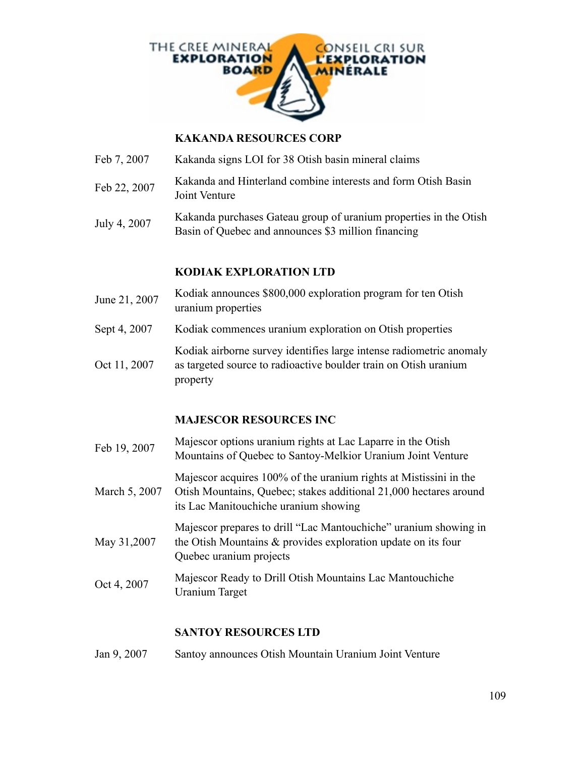THE CREE MINERAL EXPLORATION BOARD — CONSEIL CRI SUR L'EXPLORATION MINÉRALE

### KAKANDA RESOURCES CORP

| | |
|---|---|
| Feb 7, 2007 | Kakanda signs LOI for 38 Otish basin mineral claims |
| Feb 22, 2007 | Kakanda and Hinterland combine interests and form Otish Basin Joint Venture |
| July 4, 2007 | Kakanda purchases Gateau group of uranium properties in the Otish Basin of Quebec and announces $3 million financing |

### KODIAK EXPLORATION LTD

| | |
|---|---|
| June 21, 2007 | Kodiak announces $800,000 exploration program for ten Otish uranium properties |
| Sept 4, 2007 | Kodiak commences uranium exploration on Otish properties |
| Oct 11, 2007 | Kodiak airborne survey identifies large intense radiometric anomaly as targeted source to radioactive boulder train on Otish uranium property |

### MAJESCOR RESOURCES INC

| | |
|---|---|
| Feb 19, 2007 | Majescor options uranium rights at Lac Laparre in the Otish Mountains of Quebec to Santoy-Melkior Uranium Joint Venture |
| March 5, 2007 | Majescor acquires 100% of the uranium rights at Mistissini in the Otish Mountains, Quebec; stakes additional 21,000 hectares around its Lac Manitouchiche uranium showing |
| May 31,2007 | Majescor prepares to drill "Lac Mantouchiche" uranium showing in the Otish Mountains & provides exploration update on its four Quebec uranium projects |
| Oct 4, 2007 | Majescor Ready to Drill Otish Mountains Lac Mantouchiche Uranium Target |

### SANTOY RESOURCES LTD

| | |
|---|---|
| Jan 9, 2007 | Santoy announces Otish Mountain Uranium Joint Venture |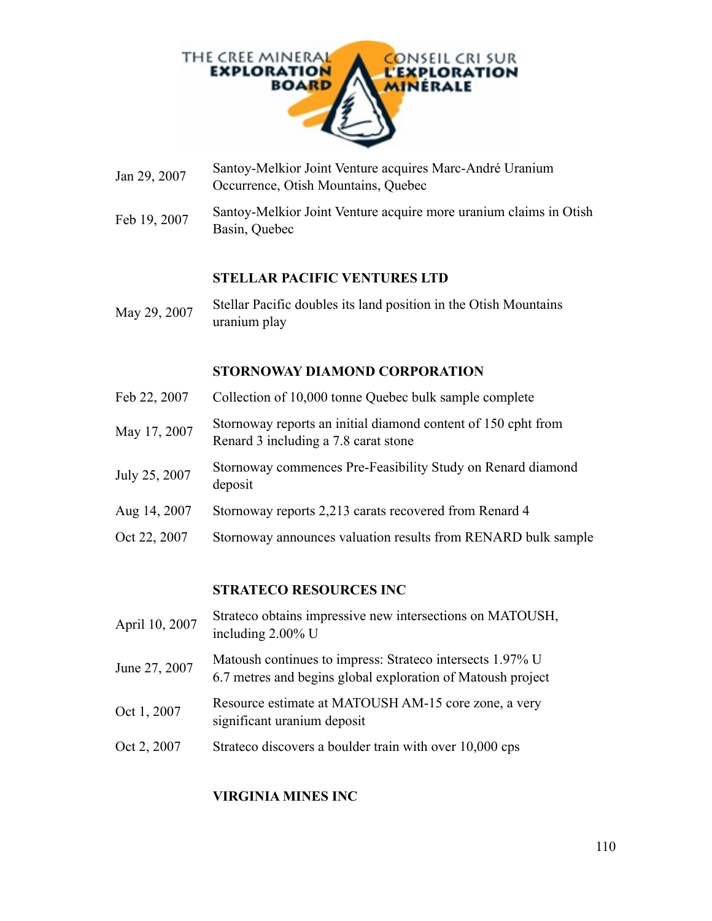| | |
|---|---|
| Jan 29, 2007 | Santoy-Melkior Joint Venture acquires Marc-André Uranium Occurrence, Otish Mountains, Quebec |
| Feb 19, 2007 | Santoy-Melkior Joint Venture acquire more uranium claims in Otish Basin, Quebec |

### STELLAR PACIFIC VENTURES LTD

| | |
|---|---|
| May 29, 2007 | Stellar Pacific doubles its land position in the Otish Mountains uranium play |

### STORNOWAY DIAMOND CORPORATION

| | |
|---|---|
| Feb 22, 2007 | Collection of 10,000 tonne Quebec bulk sample complete |
| May 17, 2007 | Stornoway reports an initial diamond content of 150 cpht from Renard 3 including a 7.8 carat stone |
| July 25, 2007 | Stornoway commences Pre-Feasibility Study on Renard diamond deposit |
| Aug 14, 2007 | Stornoway reports 2,213 carats recovered from Renard 4 |
| Oct 22, 2007 | Stornoway announces valuation results from RENARD bulk sample |

### STRATECO RESOURCES INC

| | |
|---|---|
| April 10, 2007 | Strateco obtains impressive new intersections on MATOUSH, including 2.00% U |
| June 27, 2007 | Matoush continues to impress: Strateco intersects 1.97% U 6.7 metres and begins global exploration of Matoush project |
| Oct 1, 2007 | Resource estimate at MATOUSH AM-15 core zone, a very significant uranium deposit |
| Oct 2, 2007 | Strateco discovers a boulder train with over 10,000 cps |

### VIRGINIA MINES INC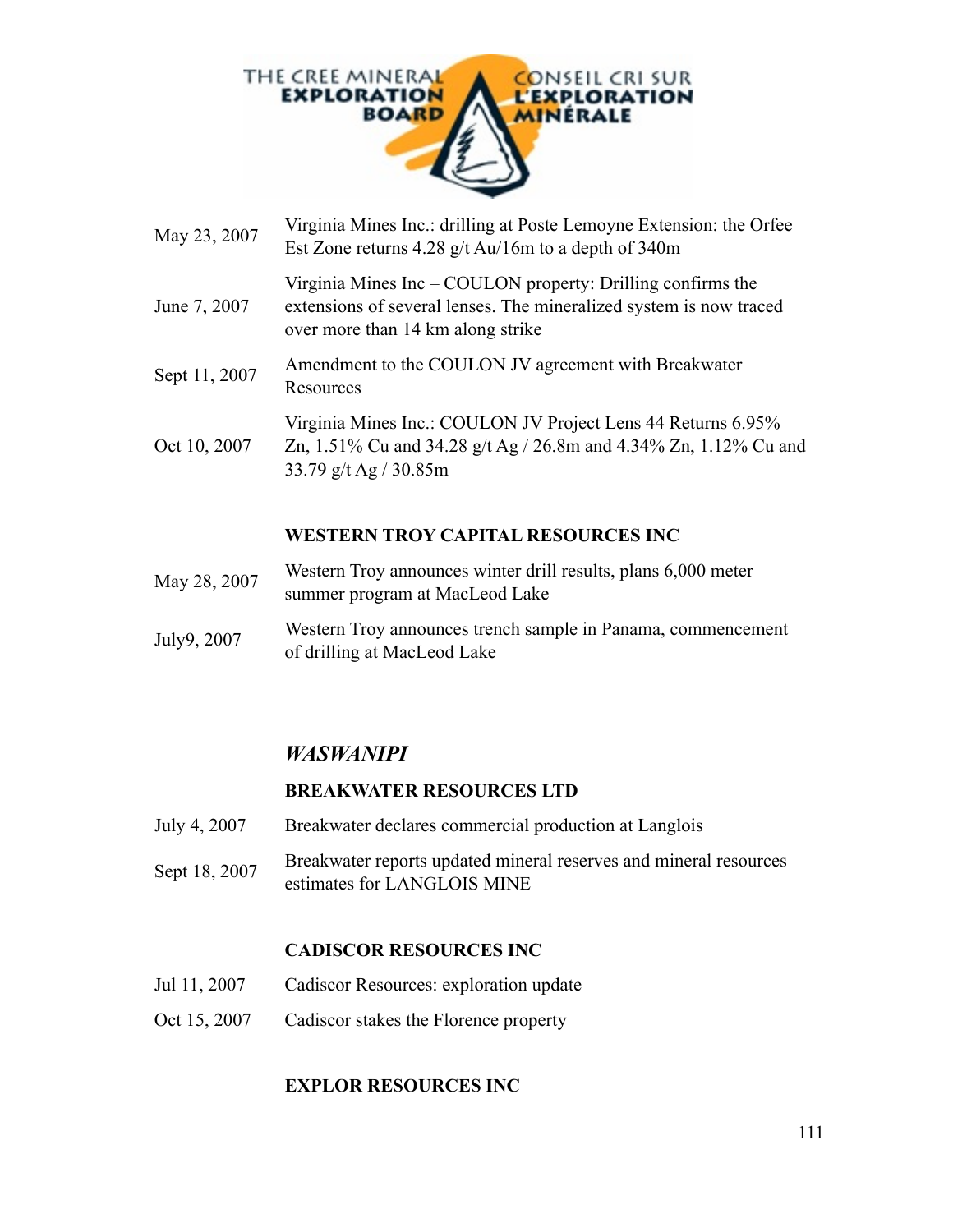| | |
|---|---|
| May 23, 2007 | Virginia Mines Inc.: drilling at Poste Lemoyne Extension: the Orfee Est Zone returns 4.28 g/t Au/16m to a depth of 340m |
| June 7, 2007 | Virginia Mines Inc – COULON property: Drilling confirms the extensions of several lenses. The mineralized system is now traced over more than 14 km along strike |
| Sept 11, 2007 | Amendment to the COULON JV agreement with Breakwater Resources |
| Oct 10, 2007 | Virginia Mines Inc.: COULON JV Project Lens 44 Returns 6.95% Zn, 1.51% Cu and 34.28 g/t Ag / 26.8m and 4.34% Zn, 1.12% Cu and 33.79 g/t Ag / 30.85m |

**WESTERN TROY CAPITAL RESOURCES INC**

| | |
|---|---|
| May 28, 2007 | Western Troy announces winter drill results, plans 6,000 meter summer program at MacLeod Lake |
| July9, 2007 | Western Troy announces trench sample in Panama, commencement of drilling at MacLeod Lake |

## *WASWANIPI*

**BREAKWATER RESOURCES LTD**

| | |
|---|---|
| July 4, 2007 | Breakwater declares commercial production at Langlois |
| Sept 18, 2007 | Breakwater reports updated mineral reserves and mineral resources estimates for LANGLOIS MINE |

**CADISCOR RESOURCES INC**

| | |
|---|---|
| Jul 11, 2007 | Cadiscor Resources: exploration update |
| Oct 15, 2007 | Cadiscor stakes the Florence property |

**EXPLOR RESOURCES INC**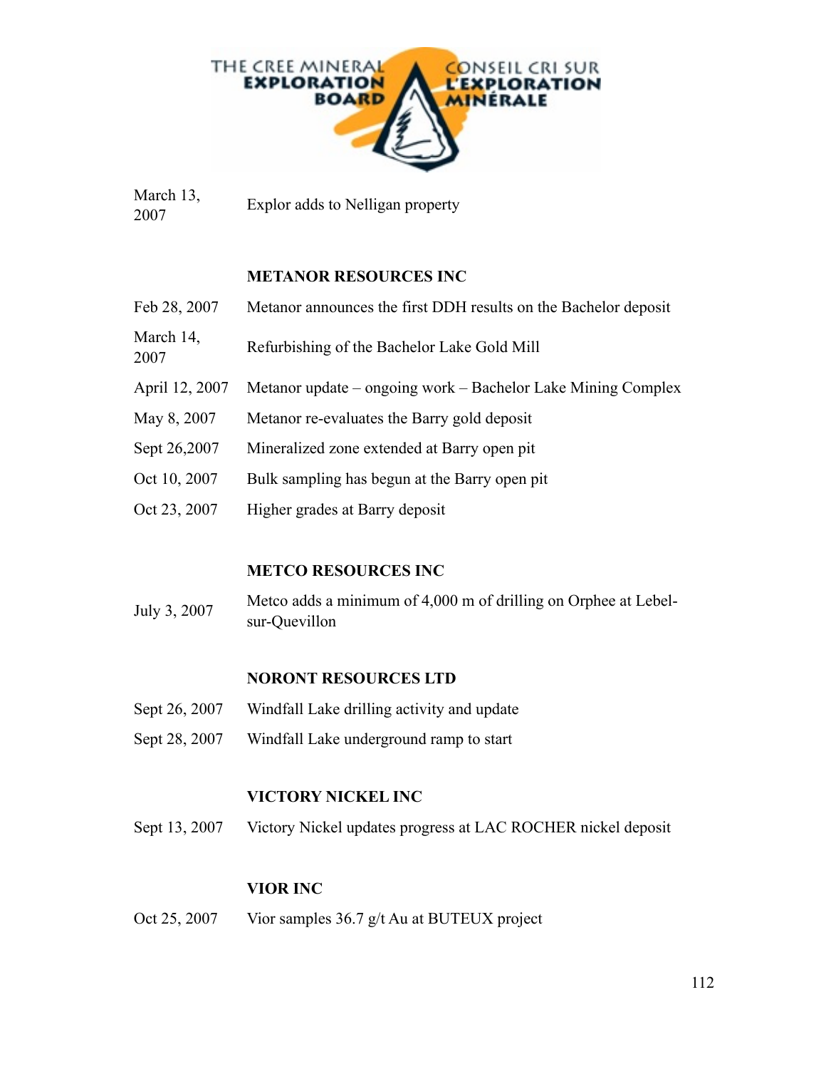| | |
|---|---|
| March 13, 2007 | Explor adds to Nelligan property |

**METANOR RESOURCES INC**

| | |
|---|---|
| Feb 28, 2007 | Metanor announces the first DDH results on the Bachelor deposit |
| March 14, 2007 | Refurbishing of the Bachelor Lake Gold Mill |
| April 12, 2007 | Metanor update – ongoing work – Bachelor Lake Mining Complex |
| May 8, 2007 | Metanor re-evaluates the Barry gold deposit |
| Sept 26,2007 | Mineralized zone extended at Barry open pit |
| Oct 10, 2007 | Bulk sampling has begun at the Barry open pit |
| Oct 23, 2007 | Higher grades at Barry deposit |

**METCO RESOURCES INC**

| | |
|---|---|
| July 3, 2007 | Metco adds a minimum of 4,000 m of drilling on Orphee at Lebel-sur-Quevillon |

**NORONT RESOURCES LTD**

| | |
|---|---|
| Sept 26, 2007 | Windfall Lake drilling activity and update |
| Sept 28, 2007 | Windfall Lake underground ramp to start |

**VICTORY NICKEL INC**

| | |
|---|---|
| Sept 13, 2007 | Victory Nickel updates progress at LAC ROCHER nickel deposit |

**VIOR INC**

| | |
|---|---|
| Oct 25, 2007 | Vior samples 36.7 g/t Au at BUTEUX project |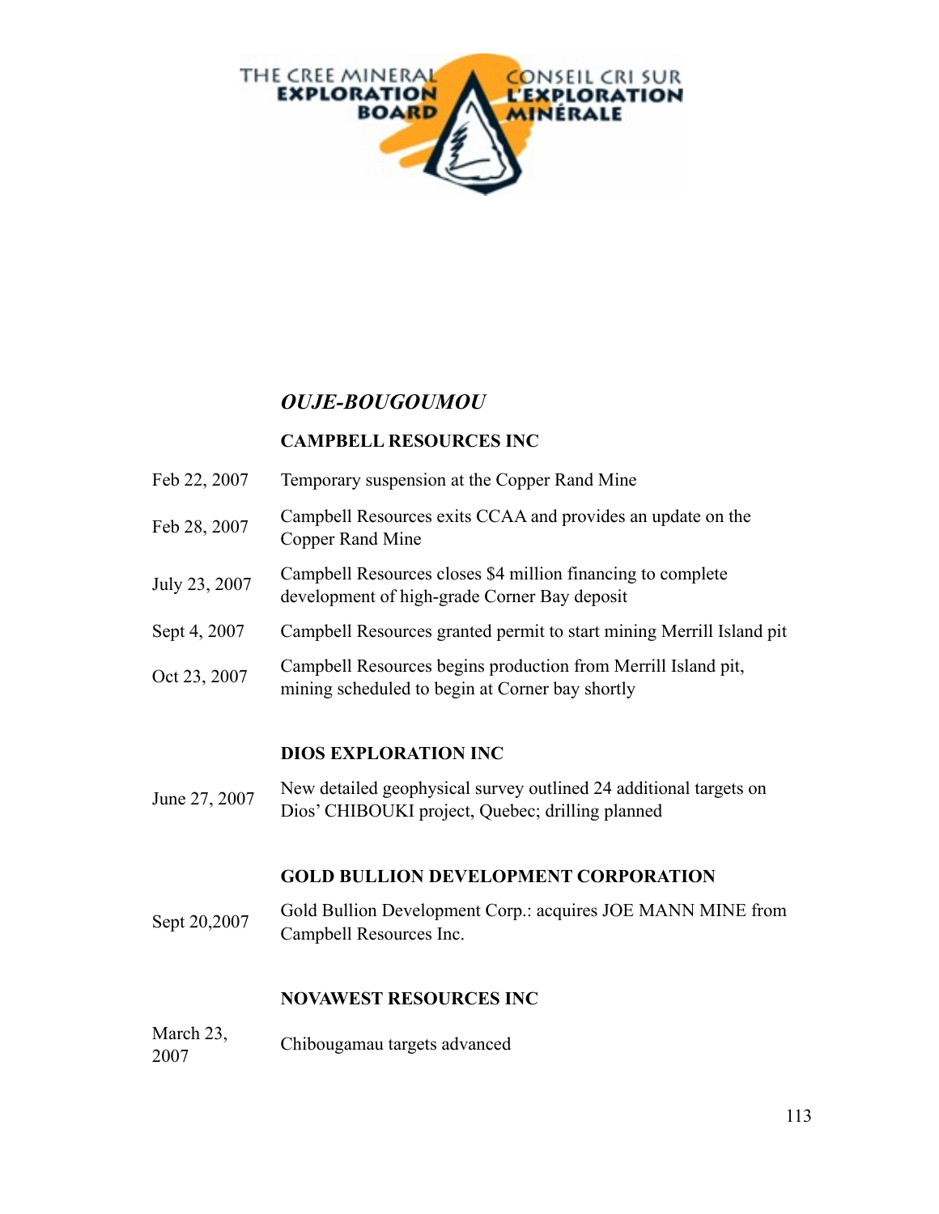THE CREE MINERAL EXPLORATION BOARD — CONSEIL CRI SUR L'EXPLORATION MINÉRALE

## *OUJE-BOUGOUMOU*

### CAMPBELL RESOURCES INC

| | |
|---|---|
| Feb 22, 2007 | Temporary suspension at the Copper Rand Mine |
| Feb 28, 2007 | Campbell Resources exits CCAA and provides an update on the Copper Rand Mine |
| July 23, 2007 | Campbell Resources closes $4 million financing to complete development of high-grade Corner Bay deposit |
| Sept 4, 2007 | Campbell Resources granted permit to start mining Merrill Island pit |
| Oct 23, 2007 | Campbell Resources begins production from Merrill Island pit, mining scheduled to begin at Corner bay shortly |

### DIOS EXPLORATION INC

| | |
|---|---|
| June 27, 2007 | New detailed geophysical survey outlined 24 additional targets on Dios' CHIBOUKI project, Quebec; drilling planned |

### GOLD BULLION DEVELOPMENT CORPORATION

| | |
|---|---|
| Sept 20,2007 | Gold Bullion Development Corp.: acquires JOE MANN MINE from Campbell Resources Inc. |

### NOVAWEST RESOURCES INC

| | |
|---|---|
| March 23, 2007 | Chibougamau targets advanced |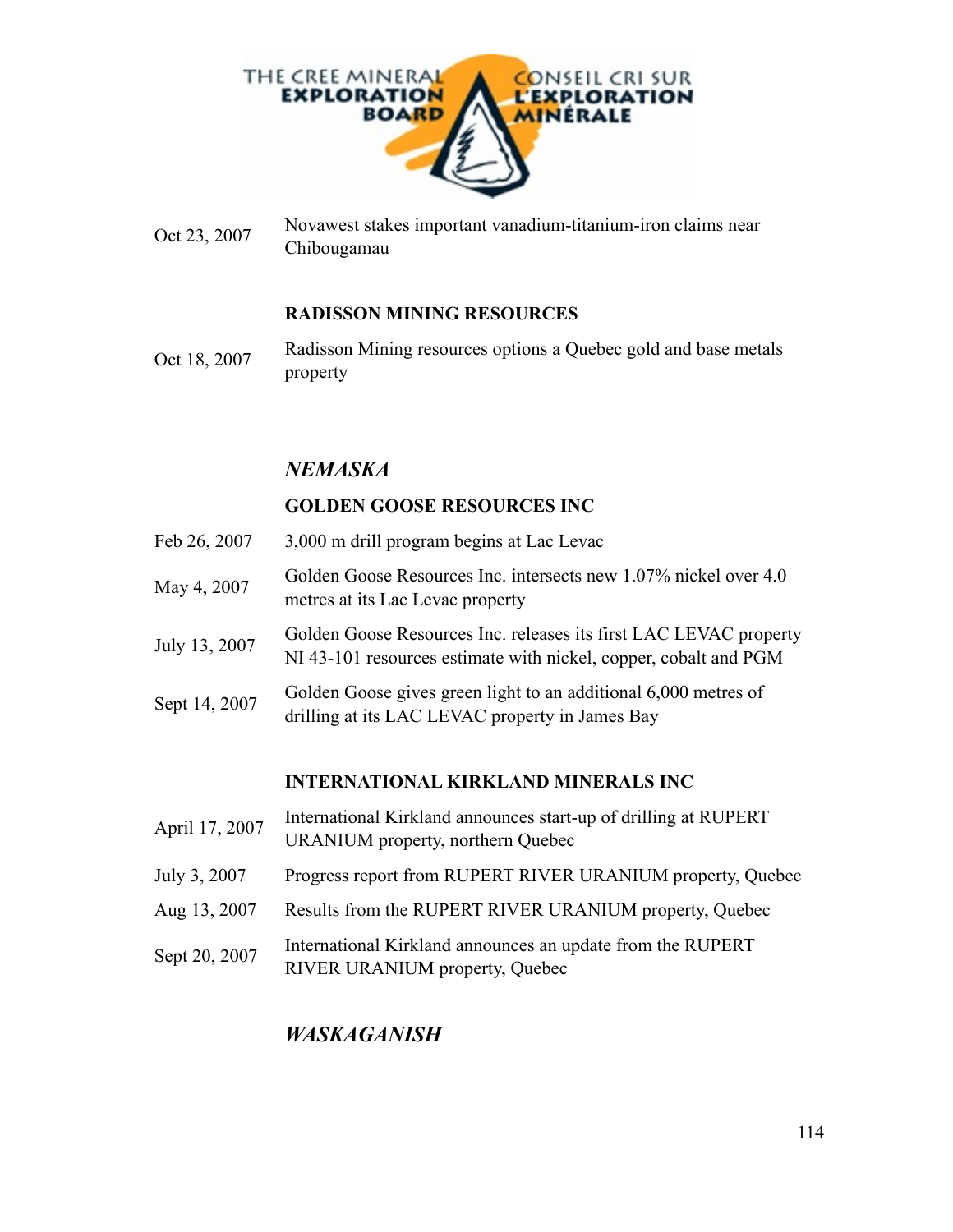| | |
|---|---|
| Oct 23, 2007 | Novawest stakes important vanadium-titanium-iron claims near Chibougamau |

**RADISSON MINING RESOURCES**

| | |
|---|---|
| Oct 18, 2007 | Radisson Mining resources options a Quebec gold and base metals property |

## *NEMASKA*

**GOLDEN GOOSE RESOURCES INC**

| | |
|---|---|
| Feb 26, 2007 | 3,000 m drill program begins at Lac Levac |
| May 4, 2007 | Golden Goose Resources Inc. intersects new 1.07% nickel over 4.0 metres at its Lac Levac property |
| July 13, 2007 | Golden Goose Resources Inc. releases its first LAC LEVAC property NI 43-101 resources estimate with nickel, copper, cobalt and PGM |
| Sept 14, 2007 | Golden Goose gives green light to an additional 6,000 metres of drilling at its LAC LEVAC property in James Bay |

**INTERNATIONAL KIRKLAND MINERALS INC**

| | |
|---|---|
| April 17, 2007 | International Kirkland announces start-up of drilling at RUPERT URANIUM property, northern Quebec |
| July 3, 2007 | Progress report from RUPERT RIVER URANIUM property, Quebec |
| Aug 13, 2007 | Results from the RUPERT RIVER URANIUM property, Quebec |
| Sept 20, 2007 | International Kirkland announces an update from the RUPERT RIVER URANIUM property, Quebec |

## *WASKAGANISH*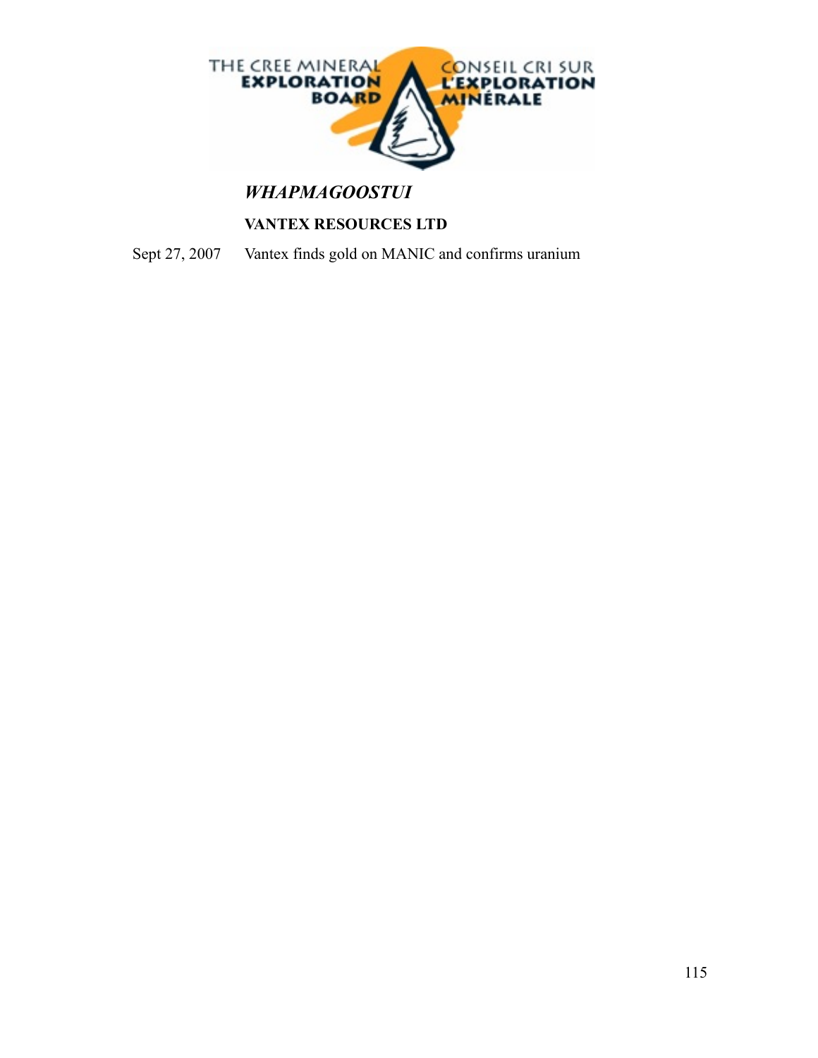THE CREE MINERAL EXPLORATION BOARD

CONSEIL CRI SUR L'EXPLORATION MINÉRALE

## *WHAPMAGOOSTUI*

### VANTEX RESOURCES LTD

| | |
|---|---|
| Sept 27, 2007 | Vantex finds gold on MANIC and confirms uranium |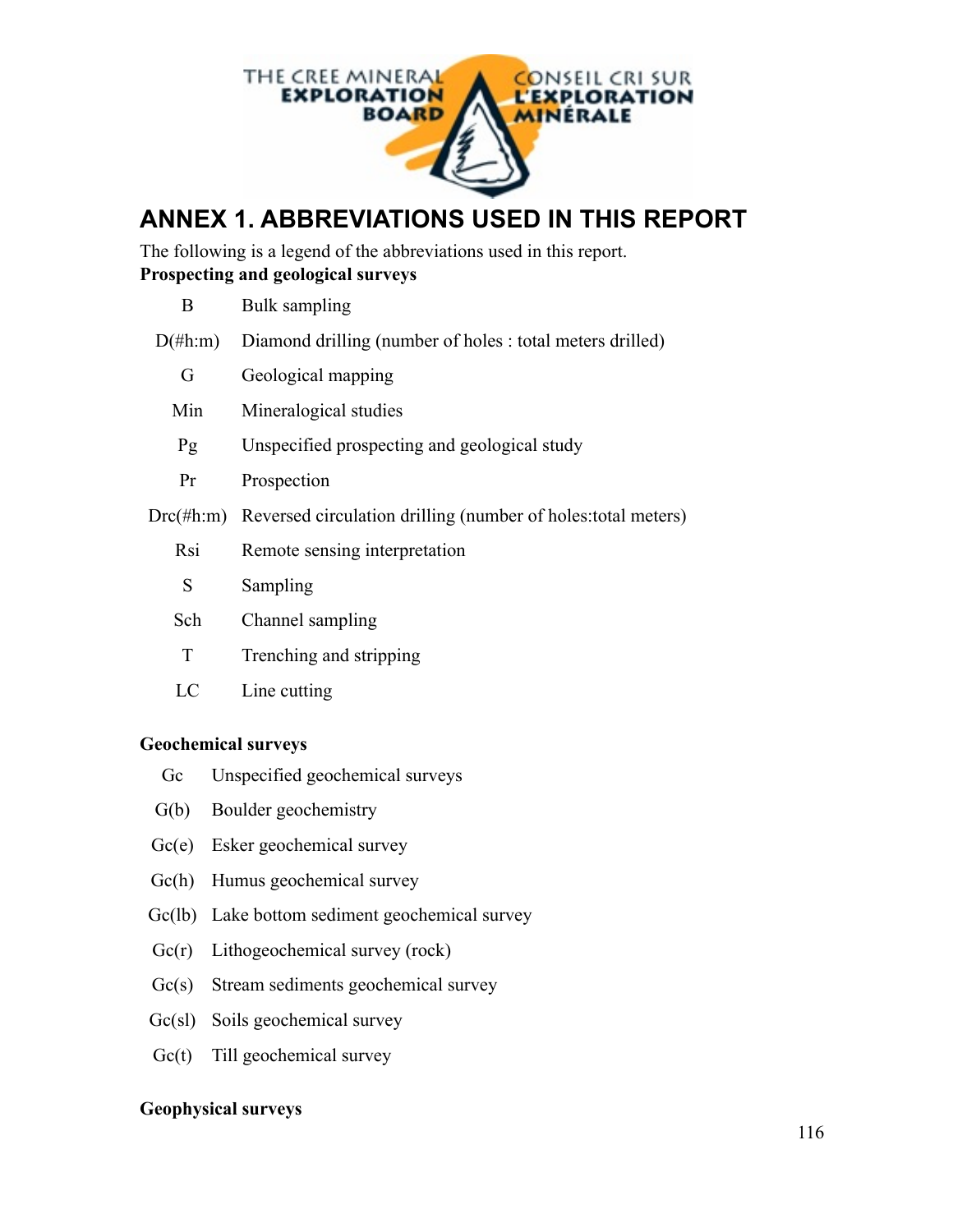# ANNEX 1. ABBREVIATIONS USED IN THIS REPORT

The following is a legend of the abbreviations used in this report.

**Prospecting and geological surveys**

| | |
|---|---|
| B | Bulk sampling |
| D(#h:m) | Diamond drilling (number of holes : total meters drilled) |
| G | Geological mapping |
| Min | Mineralogical studies |
| Pg | Unspecified prospecting and geological study |
| Pr | Prospection |
| Drc(#h:m) | Reversed circulation drilling (number of holes:total meters) |
| Rsi | Remote sensing interpretation |
| S | Sampling |
| Sch | Channel sampling |
| T | Trenching and stripping |
| LC | Line cutting |

**Geochemical surveys**

| | |
|---|---|
| Gc | Unspecified geochemical surveys |
| G(b) | Boulder geochemistry |
| Gc(e) | Esker geochemical survey |
| Gc(h) | Humus geochemical survey |
| Gc(lb) | Lake bottom sediment geochemical survey |
| Gc(r) | Lithogeochemical survey (rock) |
| Gc(s) | Stream sediments geochemical survey |
| Gc(sl) | Soils geochemical survey |
| Gc(t) | Till geochemical survey |

**Geophysical surveys**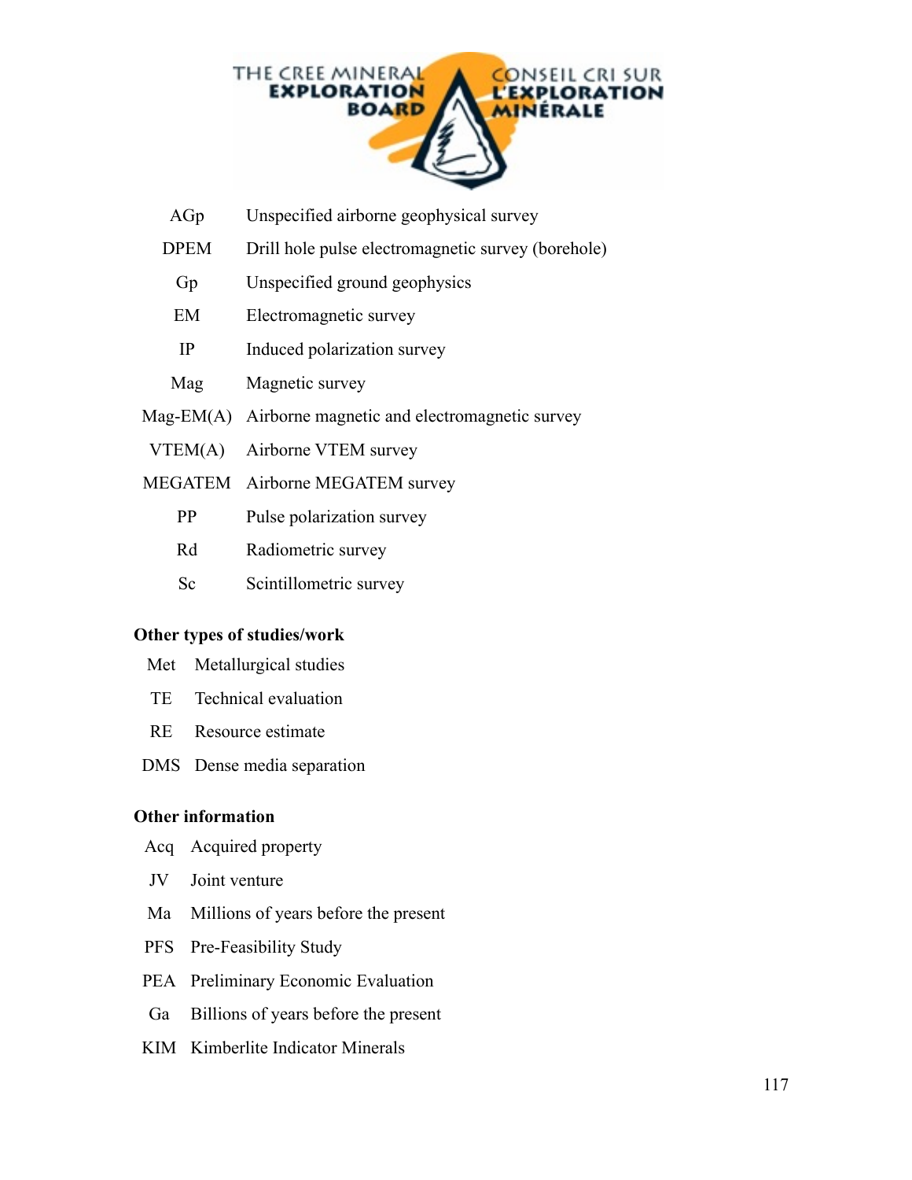| | |
|---|---|
| AGp | Unspecified airborne geophysical survey |
| DPEM | Drill hole pulse electromagnetic survey (borehole) |
| Gp | Unspecified ground geophysics |
| EM | Electromagnetic survey |
| IP | Induced polarization survey |
| Mag | Magnetic survey |
| Mag-EM(A) | Airborne magnetic and electromagnetic survey |
| VTEM(A) | Airborne VTEM survey |
| MEGATEM | Airborne MEGATEM survey |
| PP | Pulse polarization survey |
| Rd | Radiometric survey |
| Sc | Scintillometric survey |

**Other types of studies/work**

| | |
|---|---|
| Met | Metallurgical studies |
| TE | Technical evaluation |
| RE | Resource estimate |
| DMS | Dense media separation |

**Other information**

| | |
|---|---|
| Acq | Acquired property |
| JV | Joint venture |
| Ma | Millions of years before the present |
| PFS | Pre-Feasibility Study |
| PEA | Preliminary Economic Evaluation |
| Ga | Billions of years before the present |
| KIM | Kimberlite Indicator Minerals |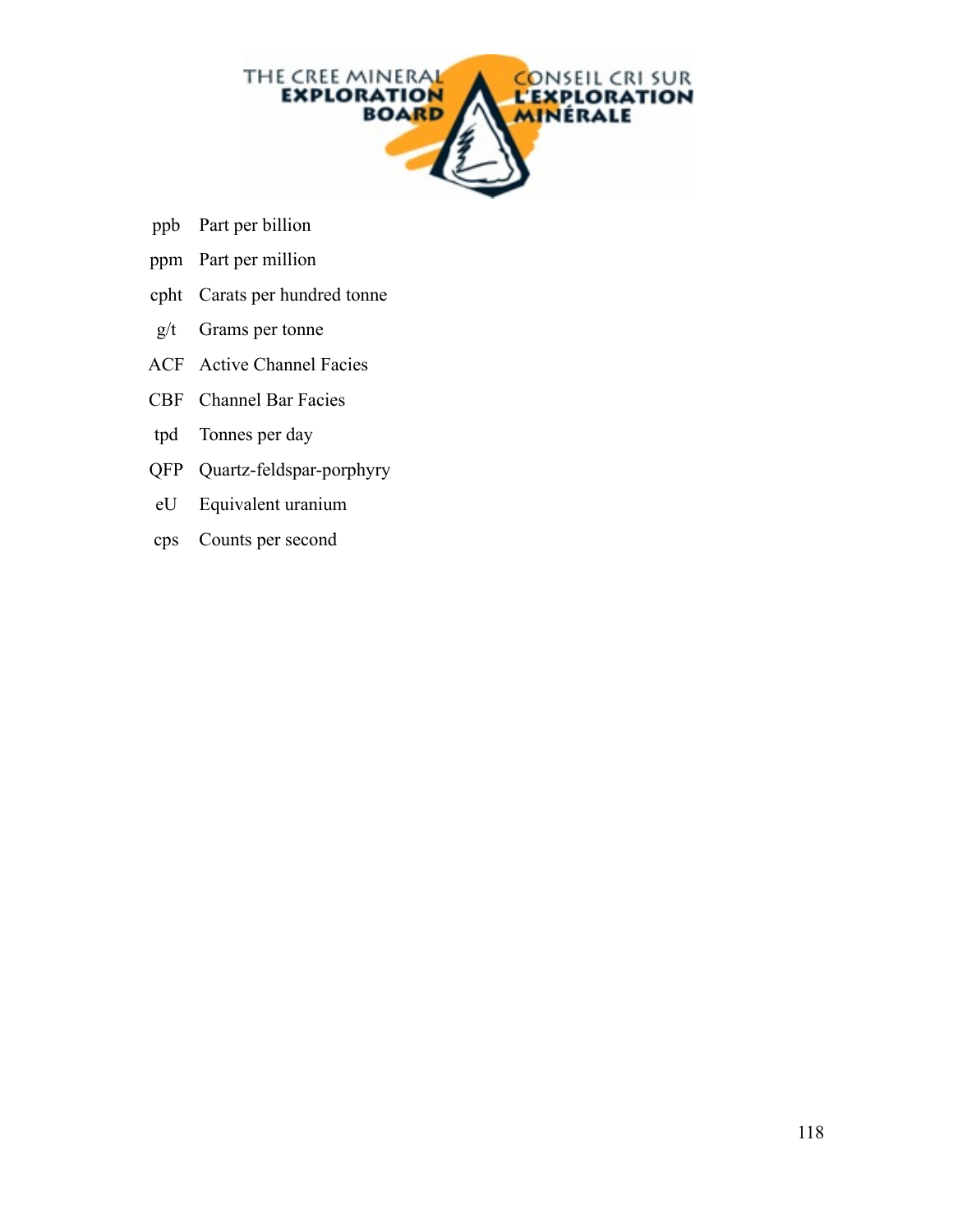| | |
|---|---|
| ppb | Part per billion |
| ppm | Part per million |
| cpht | Carats per hundred tonne |
| g/t | Grams per tonne |
| ACF | Active Channel Facies |
| CBF | Channel Bar Facies |
| tpd | Tonnes per day |
| QFP | Quartz-feldspar-porphyry |
| eU | Equivalent uranium |
| cps | Counts per second |